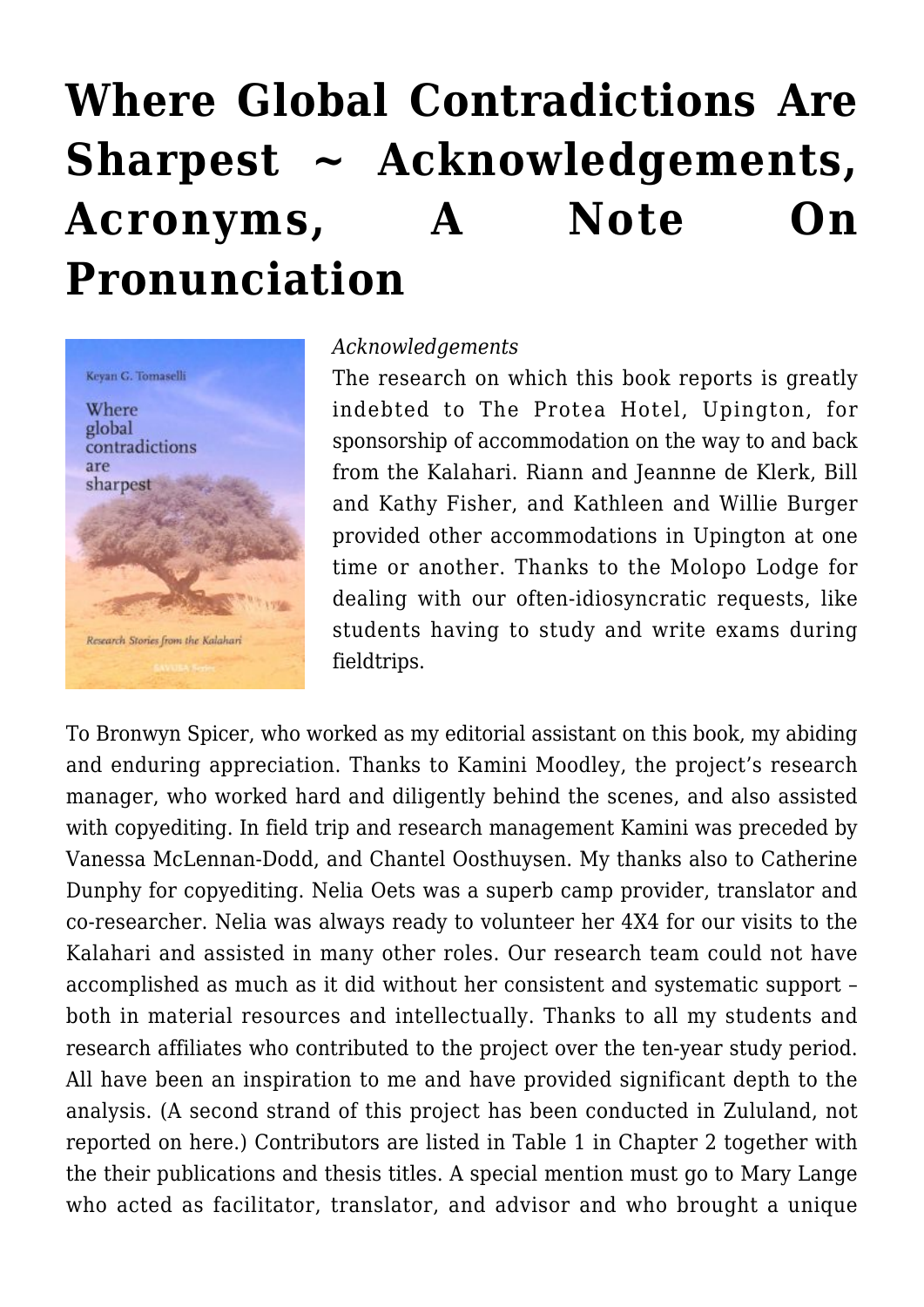# Where Global Contradictions Are Sharpest ~ Acknowledgements, Acronyms, A Note On Pronunciation

*Acknowledgements*

The research on which this book reports is greatly indebted to The Protea Hotel, Upington, for sponsorship of accommodation on the way to and back from the Kalahari. Riann and Jeannne de Klerk, Bill and Kathy Fisher, and Kathleen and Willie Burger provided other accommodations in Upington at one time or another. Thanks to the Molopo Lodge for dealing with our often-idiosyncratic requests, like students having to study and write exams during fieldtrips.

To Bronwyn Spicer, who worked as my editorial assistant on this book, my abiding and enduring appreciation. Thanks to Kamini Moodley, the project's research manager, who worked hard and diligently behind the scenes, and also assisted with copyediting. In field trip and research management Kamini was preceded by Vanessa McLennan-Dodd, and Chantel Oosthuysen. My thanks also to Catherine Dunphy for copyediting. Nelia Oets was a superb camp provider, translator and co-researcher. Nelia was always ready to volunteer her 4X4 for our visits to the Kalahari and assisted in many other roles. Our research team could not have accomplished as much as it did without her consistent and systematic support – both in material resources and intellectually. Thanks to all my students and research affiliates who contributed to the project over the ten-year study period. All have been an inspiration to me and have provided significant depth to the analysis. (A second strand of this project has been conducted in Zululand, not reported on here.) Contributors are listed in Table 1 in Chapter 2 together with the their publications and thesis titles. A special mention must go to Mary Lange who acted as facilitator, translator, and advisor and who brought a unique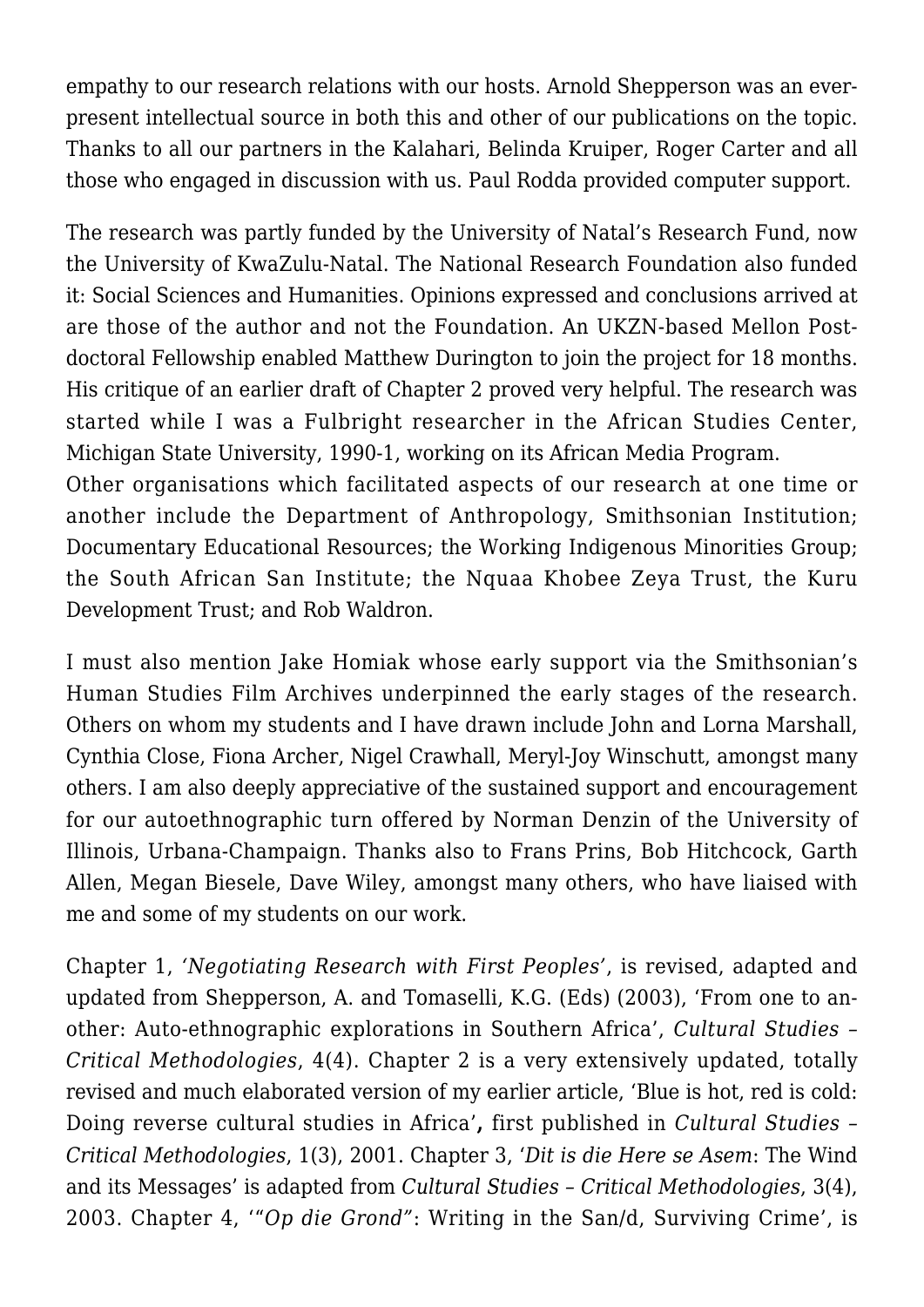empathy to our research relations with our hosts. Arnold Shepperson was an ever-present intellectual source in both this and other of our publications on the topic. Thanks to all our partners in the Kalahari, Belinda Kruiper, Roger Carter and all those who engaged in discussion with us. Paul Rodda provided computer support.

The research was partly funded by the University of Natal's Research Fund, now the University of KwaZulu-Natal. The National Research Foundation also funded it: Social Sciences and Humanities. Opinions expressed and conclusions arrived at are those of the author and not the Foundation. An UKZN-based Mellon Post-doctoral Fellowship enabled Matthew Durington to join the project for 18 months. His critique of an earlier draft of Chapter 2 proved very helpful. The research was started while I was a Fulbright researcher in the African Studies Center, Michigan State University, 1990-1, working on its African Media Program.
Other organisations which facilitated aspects of our research at one time or another include the Department of Anthropology, Smithsonian Institution; Documentary Educational Resources; the Working Indigenous Minorities Group; the South African San Institute; the Nquaa Khobee Zeya Trust, the Kuru Development Trust; and Rob Waldron.

I must also mention Jake Homiak whose early support via the Smithsonian's Human Studies Film Archives underpinned the early stages of the research. Others on whom my students and I have drawn include John and Lorna Marshall, Cynthia Close, Fiona Archer, Nigel Crawhall, Meryl-Joy Winschutt, amongst many others. I am also deeply appreciative of the sustained support and encouragement for our autoethnographic turn offered by Norman Denzin of the University of Illinois, Urbana-Champaign. Thanks also to Frans Prins, Bob Hitchcock, Garth Allen, Megan Biesele, Dave Wiley, amongst many others, who have liaised with me and some of my students on our work.

Chapter 1, *'Negotiating Research with First Peoples'*, is revised, adapted and updated from Shepperson, A. and Tomaselli, K.G. (Eds) (2003), 'From one to another: Auto-ethnographic explorations in Southern Africa', *Cultural Studies – Critical Methodologies*, 4(4). Chapter 2 is a very extensively updated, totally revised and much elaborated version of my earlier article, 'Blue is hot, red is cold: Doing reverse cultural studies in Africa'**,** first published in *Cultural Studies – Critical Methodologies*, 1(3), 2001. Chapter 3, '*Dit is die Here se Asem*: The Wind and its Messages' is adapted from *Cultural Studies – Critical Methodologies*, 3(4), 2003. Chapter 4, '*"Op die Grond"*: Writing in the San/d, Surviving Crime', is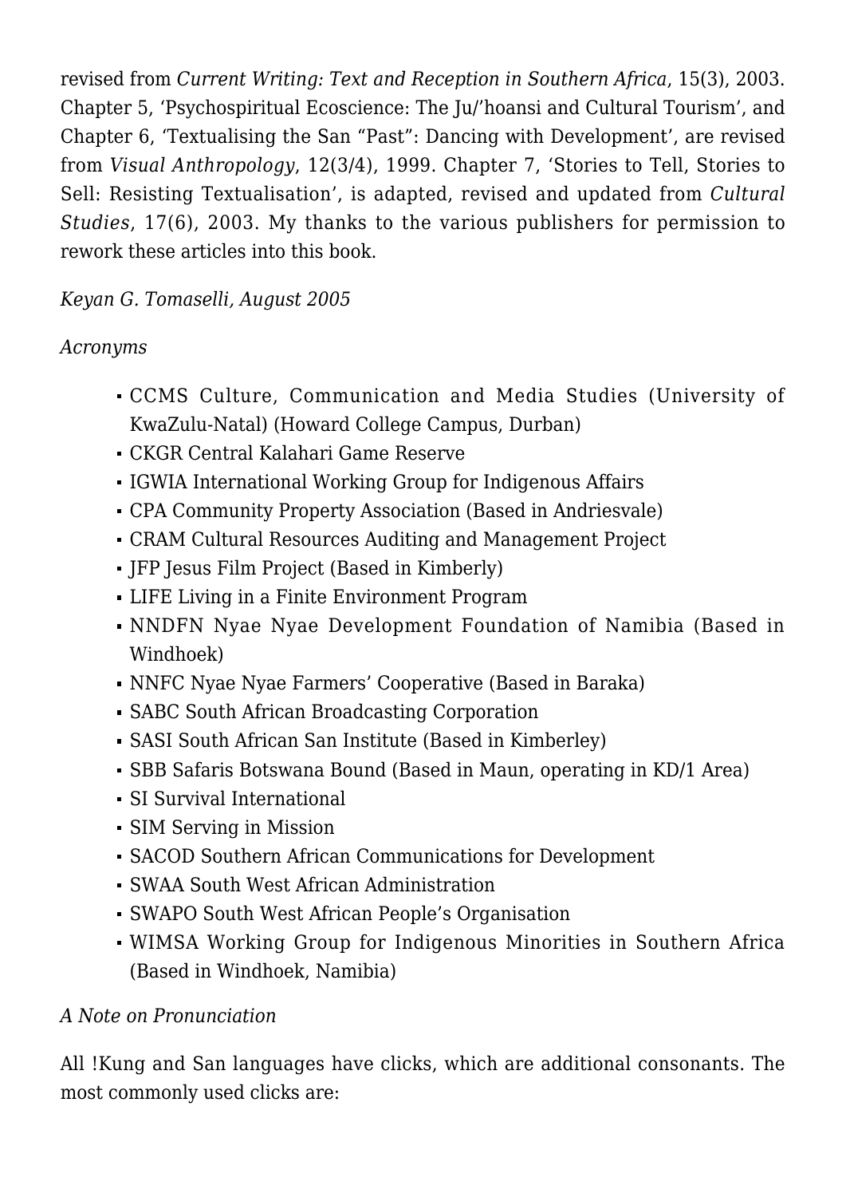revised from *Current Writing: Text and Reception in Southern Africa*, 15(3), 2003. Chapter 5, 'Psychospiritual Ecoscience: The Ju/'hoansi and Cultural Tourism', and Chapter 6, 'Textualising the San "Past": Dancing with Development', are revised from *Visual Anthropology*, 12(3/4), 1999. Chapter 7, 'Stories to Tell, Stories to Sell: Resisting Textualisation', is adapted, revised and updated from *Cultural Studies*, 17(6), 2003. My thanks to the various publishers for permission to rework these articles into this book.

*Keyan G. Tomaselli, August 2005*

*Acronyms*

- CCMS Culture, Communication and Media Studies (University of KwaZulu-Natal) (Howard College Campus, Durban)
- CKGR Central Kalahari Game Reserve
- IGWIA International Working Group for Indigenous Affairs
- CPA Community Property Association (Based in Andriesvale)
- CRAM Cultural Resources Auditing and Management Project
- JFP Jesus Film Project (Based in Kimberly)
- LIFE Living in a Finite Environment Program
- NNDFN Nyae Nyae Development Foundation of Namibia (Based in Windhoek)
- NNFC Nyae Nyae Farmers' Cooperative (Based in Baraka)
- SABC South African Broadcasting Corporation
- SASI South African San Institute (Based in Kimberley)
- SBB Safaris Botswana Bound (Based in Maun, operating in KD/1 Area)
- SI Survival International
- SIM Serving in Mission
- SACOD Southern African Communications for Development
- SWAA South West African Administration
- SWAPO South West African People's Organisation
- WIMSA Working Group for Indigenous Minorities in Southern Africa (Based in Windhoek, Namibia)

*A Note on Pronunciation*

All !Kung and San languages have clicks, which are additional consonants. The most commonly used clicks are: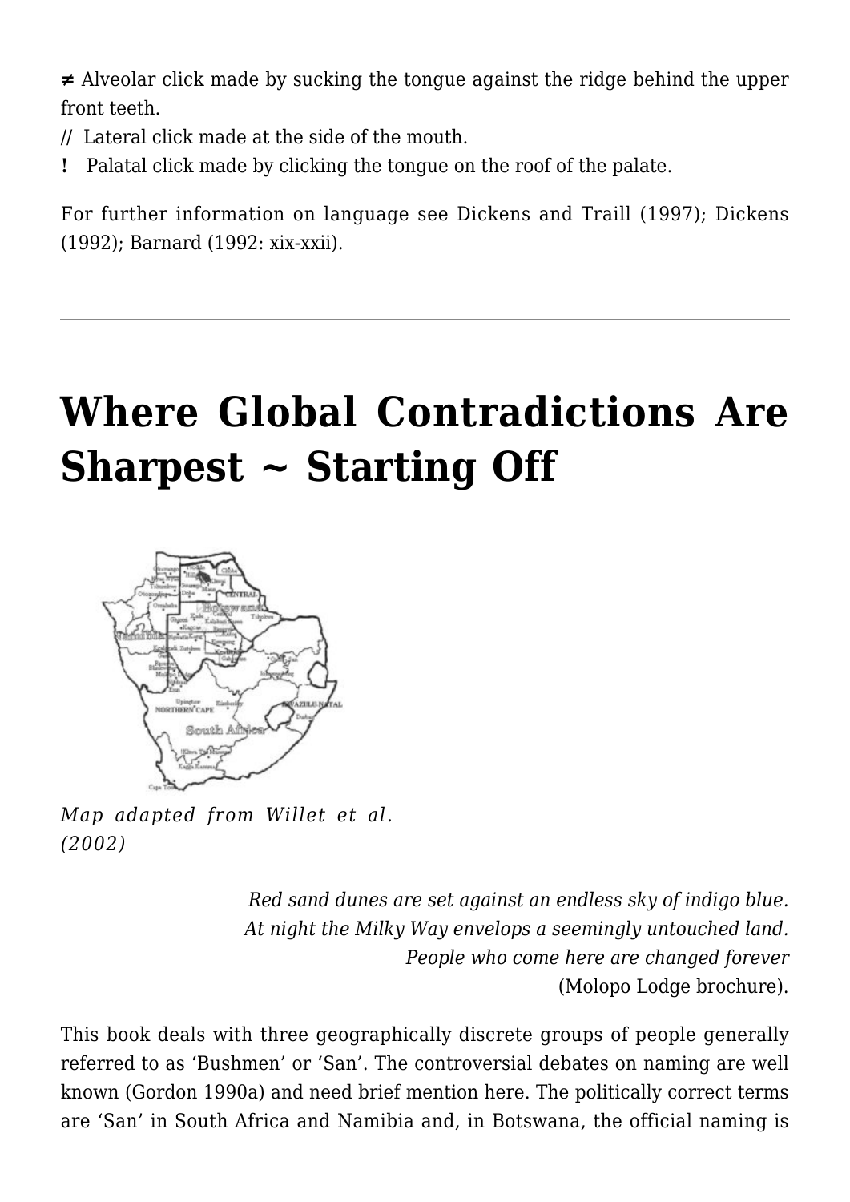≠ Alveolar click made by sucking the tongue against the ridge behind the upper front teeth.

// Lateral click made at the side of the mouth.

! Palatal click made by clicking the tongue on the roof of the palate.

For further information on language see Dickens and Traill (1997); Dickens (1992); Barnard (1992: xix-xxii).

---

# Where Global Contradictions Are Sharpest ~ Starting Off

*Map adapted from Willet et al. (2002)*

*Red sand dunes are set against an endless sky of indigo blue.*
*At night the Milky Way envelops a seemingly untouched land.*
*People who come here are changed forever*
(Molopo Lodge brochure).

This book deals with three geographically discrete groups of people generally referred to as 'Bushmen' or 'San'. The controversial debates on naming are well known (Gordon 1990a) and need brief mention here. The politically correct terms are 'San' in South Africa and Namibia and, in Botswana, the official naming is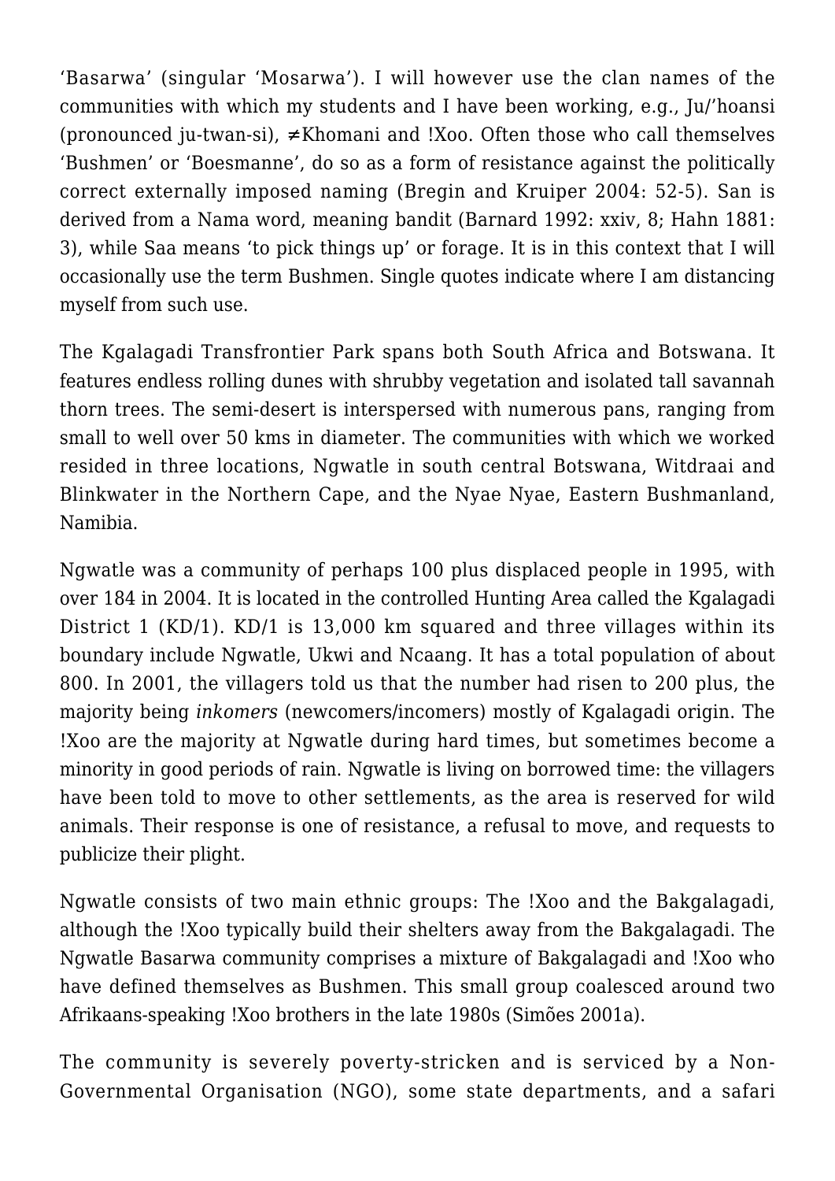'Basarwa' (singular 'Mosarwa'). I will however use the clan names of the communities with which my students and I have been working, e.g., Ju/'hoansi (pronounced ju-twan-si), ≠Khomani and !Xoo. Often those who call themselves 'Bushmen' or 'Boesmanne', do so as a form of resistance against the politically correct externally imposed naming (Bregin and Kruiper 2004: 52-5). San is derived from a Nama word, meaning bandit (Barnard 1992: xxiv, 8; Hahn 1881: 3), while Saa means 'to pick things up' or forage. It is in this context that I will occasionally use the term Bushmen. Single quotes indicate where I am distancing myself from such use.

The Kgalagadi Transfrontier Park spans both South Africa and Botswana. It features endless rolling dunes with shrubby vegetation and isolated tall savannah thorn trees. The semi-desert is interspersed with numerous pans, ranging from small to well over 50 kms in diameter. The communities with which we worked resided in three locations, Ngwatle in south central Botswana, Witdraai and Blinkwater in the Northern Cape, and the Nyae Nyae, Eastern Bushmanland, Namibia.

Ngwatle was a community of perhaps 100 plus displaced people in 1995, with over 184 in 2004. It is located in the controlled Hunting Area called the Kgalagadi District 1 (KD/1). KD/1 is 13,000 km squared and three villages within its boundary include Ngwatle, Ukwi and Ncaang. It has a total population of about 800. In 2001, the villagers told us that the number had risen to 200 plus, the majority being *inkomers* (newcomers/incomers) mostly of Kgalagadi origin. The !Xoo are the majority at Ngwatle during hard times, but sometimes become a minority in good periods of rain. Ngwatle is living on borrowed time: the villagers have been told to move to other settlements, as the area is reserved for wild animals. Their response is one of resistance, a refusal to move, and requests to publicize their plight.

Ngwatle consists of two main ethnic groups: The !Xoo and the Bakgalagadi, although the !Xoo typically build their shelters away from the Bakgalagadi. The Ngwatle Basarwa community comprises a mixture of Bakgalagadi and !Xoo who have defined themselves as Bushmen. This small group coalesced around two Afrikaans-speaking !Xoo brothers in the late 1980s (Simões 2001a).

The community is severely poverty-stricken and is serviced by a Non-Governmental Organisation (NGO), some state departments, and a safari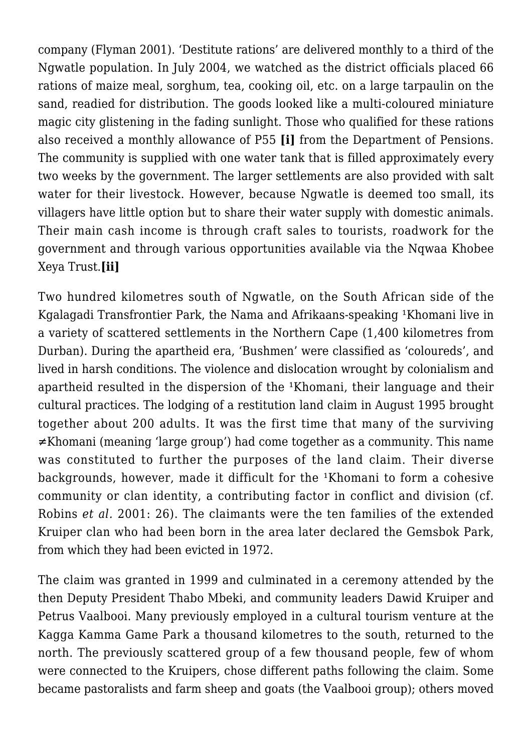company (Flyman 2001). 'Destitute rations' are delivered monthly to a third of the Ngwatle population. In July 2004, we watched as the district officials placed 66 rations of maize meal, sorghum, tea, cooking oil, etc. on a large tarpaulin on the sand, readied for distribution. The goods looked like a multi-coloured miniature magic city glistening in the fading sunlight. Those who qualified for these rations also received a monthly allowance of P55 **[i]** from the Department of Pensions. The community is supplied with one water tank that is filled approximately every two weeks by the government. The larger settlements are also provided with salt water for their livestock. However, because Ngwatle is deemed too small, its villagers have little option but to share their water supply with domestic animals. Their main cash income is through craft sales to tourists, roadwork for the government and through various opportunities available via the Nqwaa Khobee Xeya Trust.**[ii]**

Two hundred kilometres south of Ngwatle, on the South African side of the Kgalagadi Transfrontier Park, the Nama and Afrikaans-speaking ‡Khomani live in a variety of scattered settlements in the Northern Cape (1,400 kilometres from Durban). During the apartheid era, 'Bushmen' were classified as 'coloureds', and lived in harsh conditions. The violence and dislocation wrought by colonialism and apartheid resulted in the dispersion of the ‡Khomani, their language and their cultural practices. The lodging of a restitution land claim in August 1995 brought together about 200 adults. It was the first time that many of the surviving ≠Khomani (meaning 'large group') had come together as a community. This name was constituted to further the purposes of the land claim. Their diverse backgrounds, however, made it difficult for the ‡Khomani to form a cohesive community or clan identity, a contributing factor in conflict and division (cf. Robins *et al.* 2001: 26). The claimants were the ten families of the extended Kruiper clan who had been born in the area later declared the Gemsbok Park, from which they had been evicted in 1972.

The claim was granted in 1999 and culminated in a ceremony attended by the then Deputy President Thabo Mbeki, and community leaders Dawid Kruiper and Petrus Vaalbooi. Many previously employed in a cultural tourism venture at the Kagga Kamma Game Park a thousand kilometres to the south, returned to the north. The previously scattered group of a few thousand people, few of whom were connected to the Kruipers, chose different paths following the claim. Some became pastoralists and farm sheep and goats (the Vaalbooi group); others moved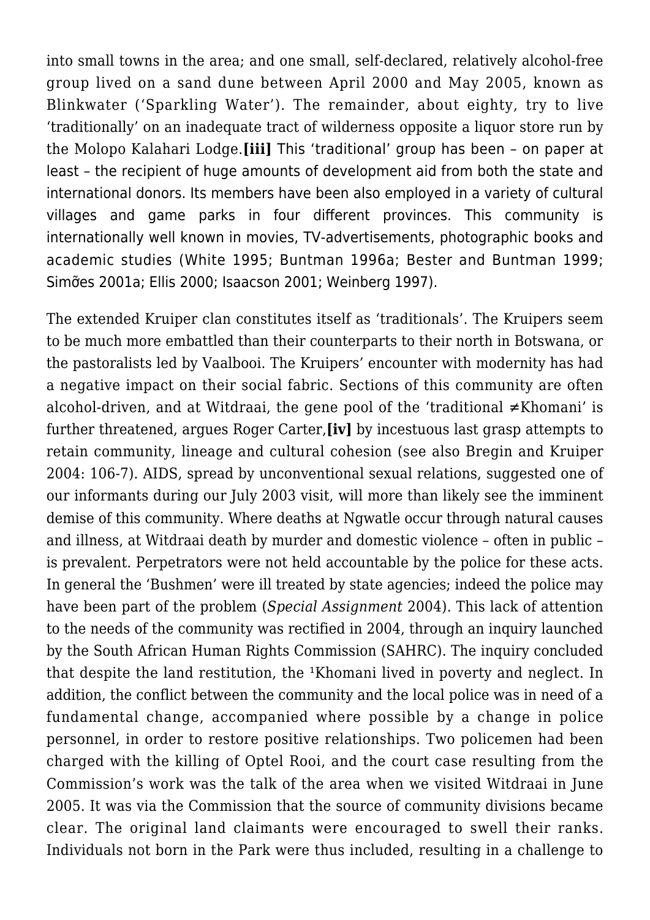into small towns in the area; and one small, self-declared, relatively alcohol-free group lived on a sand dune between April 2000 and May 2005, known as Blinkwater ('Sparkling Water'). The remainder, about eighty, try to live 'traditionally' on an inadequate tract of wilderness opposite a liquor store run by the Molopo Kalahari Lodge.**[iii]** This 'traditional' group has been – on paper at least – the recipient of huge amounts of development aid from both the state and international donors. Its members have been also employed in a variety of cultural villages and game parks in four different provinces. This community is internationally well known in movies, TV-advertisements, photographic books and academic studies (White 1995; Buntman 1996a; Bester and Buntman 1999; Simões 2001a; Ellis 2000; Isaacson 2001; Weinberg 1997).

The extended Kruiper clan constitutes itself as 'traditionals'. The Kruipers seem to be much more embattled than their counterparts to their north in Botswana, or the pastoralists led by Vaalbooi. The Kruipers' encounter with modernity has had a negative impact on their social fabric. Sections of this community are often alcohol-driven, and at Witdraai, the gene pool of the 'traditional ≠Khomani' is further threatened, argues Roger Carter,**[iv]** by incestuous last grasp attempts to retain community, lineage and cultural cohesion (see also Bregin and Kruiper 2004: 106-7). AIDS, spread by unconventional sexual relations, suggested one of our informants during our July 2003 visit, will more than likely see the imminent demise of this community. Where deaths at Ngwatle occur through natural causes and illness, at Witdraai death by murder and domestic violence – often in public – is prevalent. Perpetrators were not held accountable by the police for these acts. In general the 'Bushmen' were ill treated by state agencies; indeed the police may have been part of the problem (*Special Assignment* 2004). This lack of attention to the needs of the community was rectified in 2004, through an inquiry launched by the South African Human Rights Commission (SAHRC). The inquiry concluded that despite the land restitution, the ¹Khomani lived in poverty and neglect. In addition, the conflict between the community and the local police was in need of a fundamental change, accompanied where possible by a change in police personnel, in order to restore positive relationships. Two policemen had been charged with the killing of Optel Rooi, and the court case resulting from the Commission's work was the talk of the area when we visited Witdraai in June 2005. It was via the Commission that the source of community divisions became clear. The original land claimants were encouraged to swell their ranks. Individuals not born in the Park were thus included, resulting in a challenge to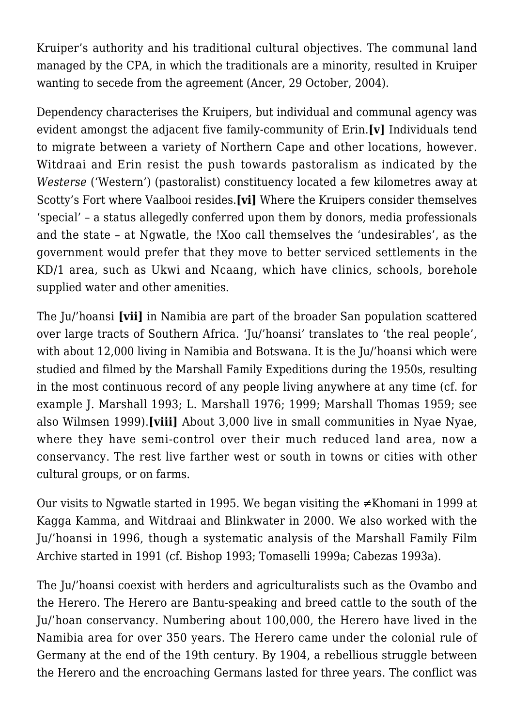Kruiper's authority and his traditional cultural objectives. The communal land managed by the CPA, in which the traditionals are a minority, resulted in Kruiper wanting to secede from the agreement (Ancer, 29 October, 2004).

Dependency characterises the Kruipers, but individual and communal agency was evident amongst the adjacent five family-community of Erin.**[v]** Individuals tend to migrate between a variety of Northern Cape and other locations, however. Witdraai and Erin resist the push towards pastoralism as indicated by the *Westerse* ('Western') (pastoralist) constituency located a few kilometres away at Scotty's Fort where Vaalbooi resides.**[vi]** Where the Kruipers consider themselves 'special' – a status allegedly conferred upon them by donors, media professionals and the state – at Ngwatle, the !Xoo call themselves the 'undesirables', as the government would prefer that they move to better serviced settlements in the KD/1 area, such as Ukwi and Ncaang, which have clinics, schools, borehole supplied water and other amenities.

The Ju/'hoansi **[vii]** in Namibia are part of the broader San population scattered over large tracts of Southern Africa. 'Ju/'hoansi' translates to 'the real people', with about 12,000 living in Namibia and Botswana. It is the Ju/'hoansi which were studied and filmed by the Marshall Family Expeditions during the 1950s, resulting in the most continuous record of any people living anywhere at any time (cf. for example J. Marshall 1993; L. Marshall 1976; 1999; Marshall Thomas 1959; see also Wilmsen 1999).**[viii]** About 3,000 live in small communities in Nyae Nyae, where they have semi-control over their much reduced land area, now a conservancy. The rest live farther west or south in towns or cities with other cultural groups, or on farms.

Our visits to Ngwatle started in 1995. We began visiting the ≠Khomani in 1999 at Kagga Kamma, and Witdraai and Blinkwater in 2000. We also worked with the Ju/'hoansi in 1996, though a systematic analysis of the Marshall Family Film Archive started in 1991 (cf. Bishop 1993; Tomaselli 1999a; Cabezas 1993a).

The Ju/'hoansi coexist with herders and agriculturalists such as the Ovambo and the Herero. The Herero are Bantu-speaking and breed cattle to the south of the Ju/'hoan conservancy. Numbering about 100,000, the Herero have lived in the Namibia area for over 350 years. The Herero came under the colonial rule of Germany at the end of the 19th century. By 1904, a rebellious struggle between the Herero and the encroaching Germans lasted for three years. The conflict was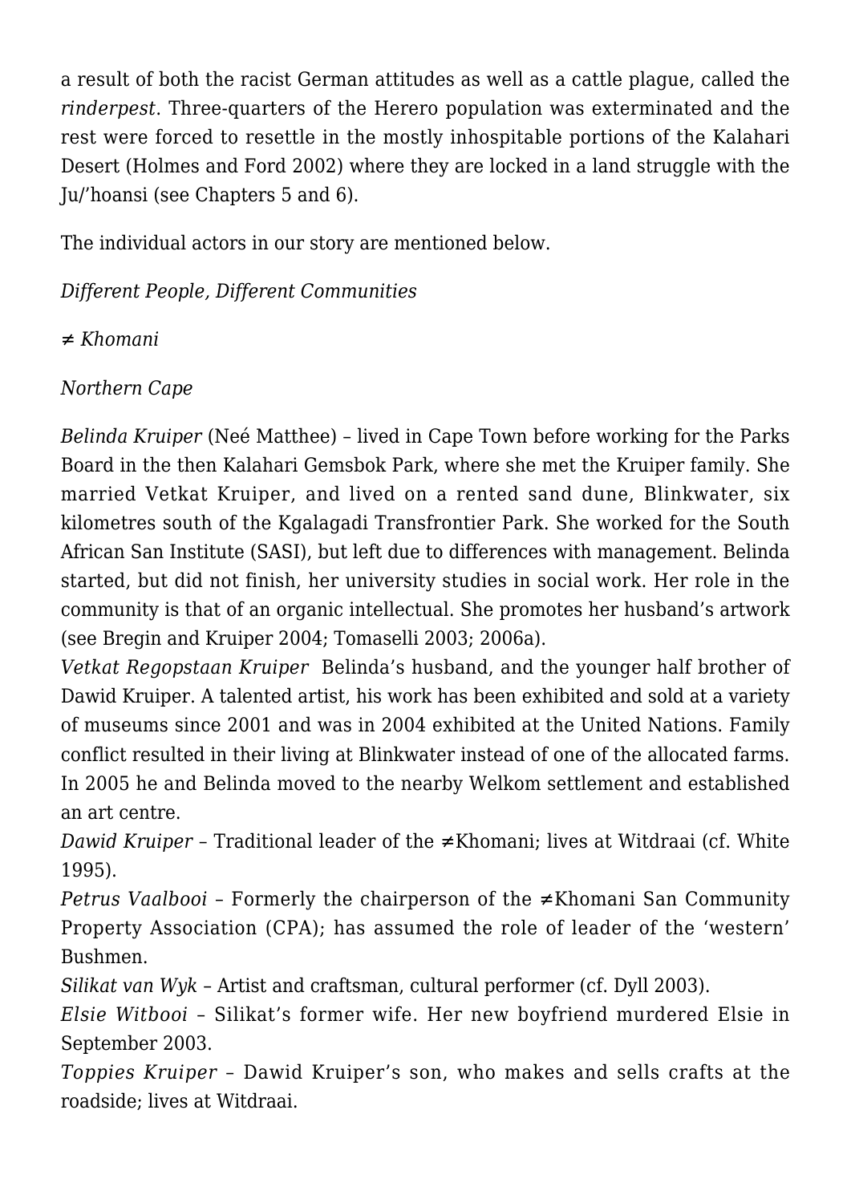a result of both the racist German attitudes as well as a cattle plague, called the *rinderpest*. Three-quarters of the Herero population was exterminated and the rest were forced to resettle in the mostly inhospitable portions of the Kalahari Desert (Holmes and Ford 2002) where they are locked in a land struggle with the Ju/'hoansi (see Chapters 5 and 6).

The individual actors in our story are mentioned below.

*Different People, Different Communities*

*≠ Khomani*

*Northern Cape*

*Belinda Kruiper* (Neé Matthee) – lived in Cape Town before working for the Parks Board in the then Kalahari Gemsbok Park, where she met the Kruiper family. She married Vetkat Kruiper, and lived on a rented sand dune, Blinkwater, six kilometres south of the Kgalagadi Transfrontier Park. She worked for the South African San Institute (SASI), but left due to differences with management. Belinda started, but did not finish, her university studies in social work. Her role in the community is that of an organic intellectual. She promotes her husband's artwork (see Bregin and Kruiper 2004; Tomaselli 2003; 2006a).

*Vetkat Regopstaan Kruiper* Belinda's husband, and the younger half brother of Dawid Kruiper. A talented artist, his work has been exhibited and sold at a variety of museums since 2001 and was in 2004 exhibited at the United Nations. Family conflict resulted in their living at Blinkwater instead of one of the allocated farms. In 2005 he and Belinda moved to the nearby Welkom settlement and established an art centre.

*Dawid Kruiper* – Traditional leader of the ≠Khomani; lives at Witdraai (cf. White 1995).

*Petrus Vaalbooi* – Formerly the chairperson of the ≠Khomani San Community Property Association (CPA); has assumed the role of leader of the 'western' Bushmen.

*Silikat van Wyk* – Artist and craftsman, cultural performer (cf. Dyll 2003).

*Elsie Witbooi* – Silikat's former wife. Her new boyfriend murdered Elsie in September 2003.

*Toppies Kruiper* – Dawid Kruiper's son, who makes and sells crafts at the roadside; lives at Witdraai.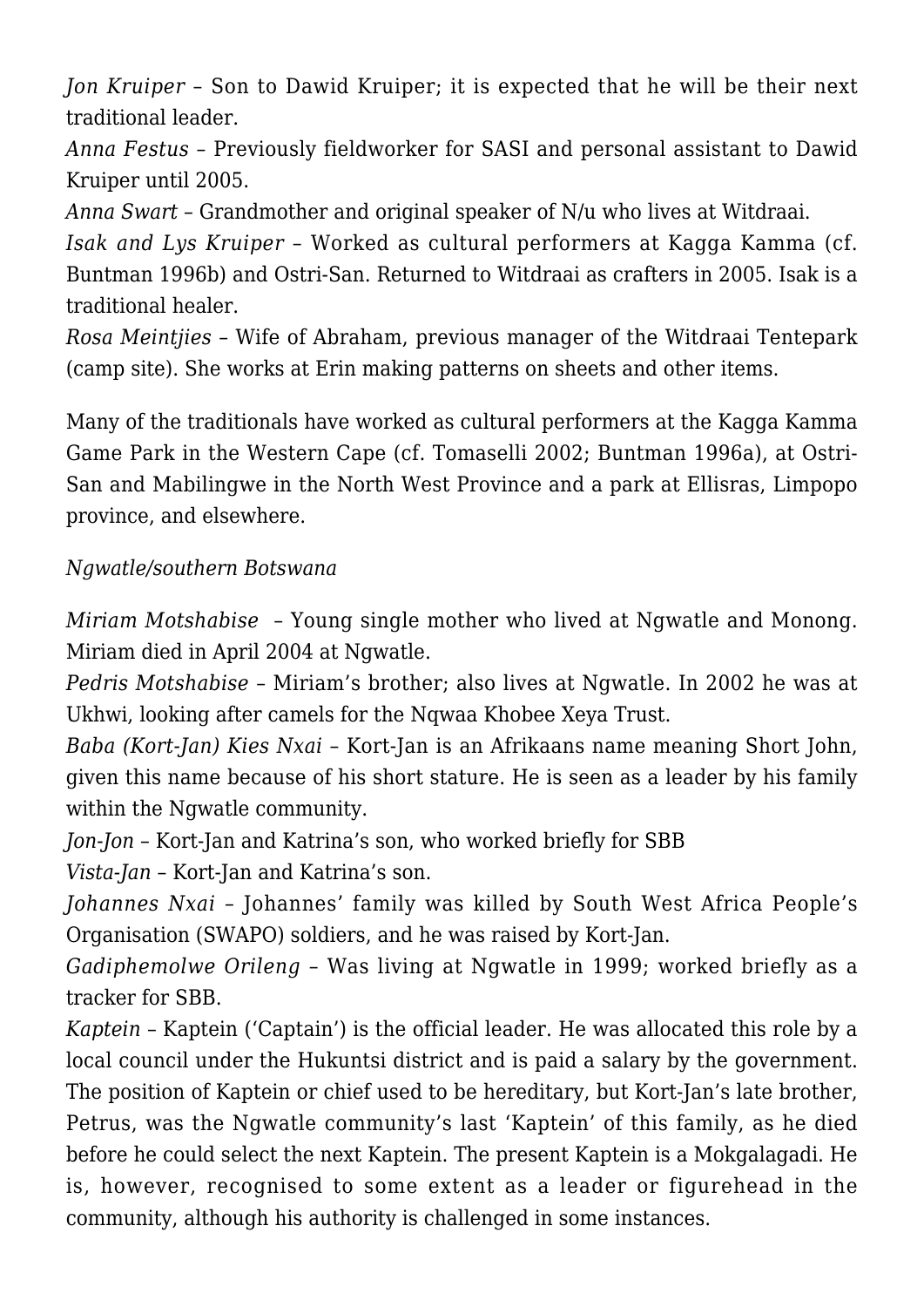*Jon Kruiper* – Son to Dawid Kruiper; it is expected that he will be their next traditional leader.
*Anna Festus* – Previously fieldworker for SASI and personal assistant to Dawid Kruiper until 2005.
*Anna Swart* – Grandmother and original speaker of N/u who lives at Witdraai.
*Isak and Lys Kruiper* – Worked as cultural performers at Kagga Kamma (cf. Buntman 1996b) and Ostri-San. Returned to Witdraai as crafters in 2005. Isak is a traditional healer.
*Rosa Meintjies* – Wife of Abraham, previous manager of the Witdraai Tentepark (camp site). She works at Erin making patterns on sheets and other items.

Many of the traditionals have worked as cultural performers at the Kagga Kamma Game Park in the Western Cape (cf. Tomaselli 2002; Buntman 1996a), at Ostri-San and Mabilingwe in the North West Province and a park at Ellisras, Limpopo province, and elsewhere.

*Ngwatle/southern Botswana*

*Miriam Motshabise* – Young single mother who lived at Ngwatle and Monong. Miriam died in April 2004 at Ngwatle.
*Pedris Motshabise* – Miriam's brother; also lives at Ngwatle. In 2002 he was at Ukhwi, looking after camels for the Nqwaa Khobee Xeya Trust.
*Baba (Kort-Jan) Kies Nxai* – Kort-Jan is an Afrikaans name meaning Short John, given this name because of his short stature. He is seen as a leader by his family within the Ngwatle community.
*Jon-Jon* – Kort-Jan and Katrina's son, who worked briefly for SBB
*Vista-Jan* – Kort-Jan and Katrina's son.
*Johannes Nxai* – Johannes' family was killed by South West Africa People's Organisation (SWAPO) soldiers, and he was raised by Kort-Jan.
*Gadiphemolwe Orileng* – Was living at Ngwatle in 1999; worked briefly as a tracker for SBB.
*Kaptein* – Kaptein ('Captain') is the official leader. He was allocated this role by a local council under the Hukuntsi district and is paid a salary by the government. The position of Kaptein or chief used to be hereditary, but Kort-Jan's late brother, Petrus, was the Ngwatle community's last 'Kaptein' of this family, as he died before he could select the next Kaptein. The present Kaptein is a Mokgalagadi. He is, however, recognised to some extent as a leader or figurehead in the community, although his authority is challenged in some instances.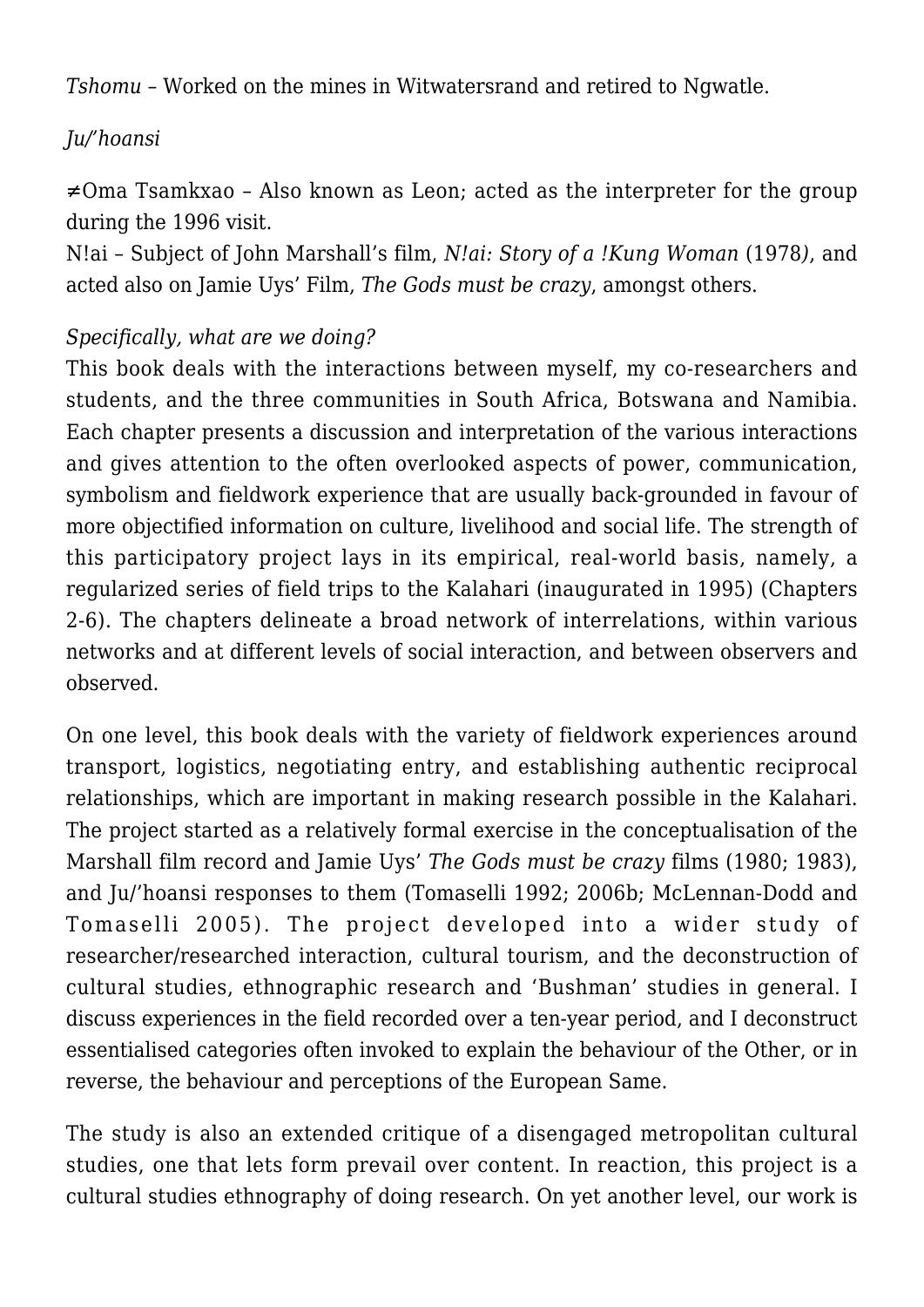*Tshomu* – Worked on the mines in Witwatersrand and retired to Ngwatle.

*Ju/'hoansi*

≠Oma Tsamkxao – Also known as Leon; acted as the interpreter for the group during the 1996 visit.
N!ai – Subject of John Marshall's film, *N!ai: Story of a !Kung Woman* (1978*)*, and acted also on Jamie Uys' Film, *The Gods must be crazy*, amongst others.

*Specifically, what are we doing?*
This book deals with the interactions between myself, my co-researchers and students, and the three communities in South Africa, Botswana and Namibia. Each chapter presents a discussion and interpretation of the various interactions and gives attention to the often overlooked aspects of power, communication, symbolism and fieldwork experience that are usually back-grounded in favour of more objectified information on culture, livelihood and social life. The strength of this participatory project lays in its empirical, real-world basis, namely, a regularized series of field trips to the Kalahari (inaugurated in 1995) (Chapters 2-6). The chapters delineate a broad network of interrelations, within various networks and at different levels of social interaction, and between observers and observed.

On one level, this book deals with the variety of fieldwork experiences around transport, logistics, negotiating entry, and establishing authentic reciprocal relationships, which are important in making research possible in the Kalahari. The project started as a relatively formal exercise in the conceptualisation of the Marshall film record and Jamie Uys' *The Gods must be crazy* films (1980; 1983), and Ju/'hoansi responses to them (Tomaselli 1992; 2006b; McLennan-Dodd and Tomaselli 2005). The project developed into a wider study of researcher/researched interaction, cultural tourism, and the deconstruction of cultural studies, ethnographic research and 'Bushman' studies in general. I discuss experiences in the field recorded over a ten-year period, and I deconstruct essentialised categories often invoked to explain the behaviour of the Other, or in reverse, the behaviour and perceptions of the European Same.

The study is also an extended critique of a disengaged metropolitan cultural studies, one that lets form prevail over content. In reaction, this project is a cultural studies ethnography of doing research. On yet another level, our work is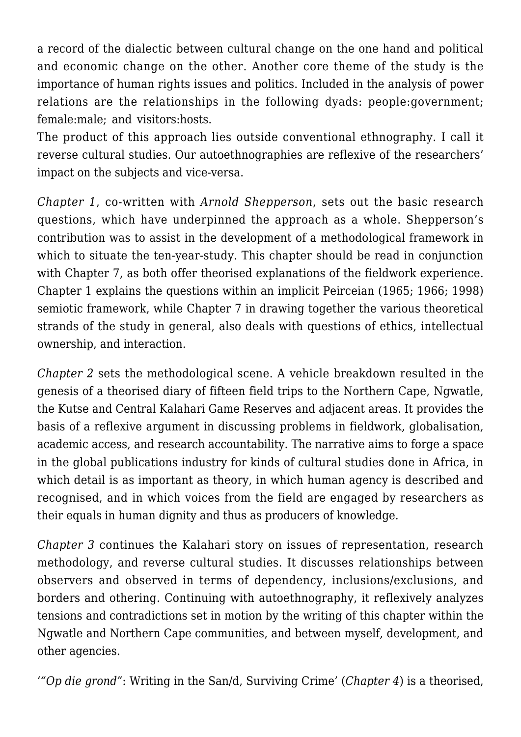a record of the dialectic between cultural change on the one hand and political and economic change on the other. Another core theme of the study is the importance of human rights issues and politics. Included in the analysis of power relations are the relationships in the following dyads: people:government; female:male; and visitors:hosts.

The product of this approach lies outside conventional ethnography. I call it reverse cultural studies. Our autoethnographies are reflexive of the researchers' impact on the subjects and vice-versa.

*Chapter 1*, co-written with *Arnold Shepperson*, sets out the basic research questions, which have underpinned the approach as a whole. Shepperson's contribution was to assist in the development of a methodological framework in which to situate the ten-year-study. This chapter should be read in conjunction with Chapter 7, as both offer theorised explanations of the fieldwork experience. Chapter 1 explains the questions within an implicit Peirceian (1965; 1966; 1998) semiotic framework, while Chapter 7 in drawing together the various theoretical strands of the study in general, also deals with questions of ethics, intellectual ownership, and interaction.

*Chapter 2* sets the methodological scene. A vehicle breakdown resulted in the genesis of a theorised diary of fifteen field trips to the Northern Cape, Ngwatle, the Kutse and Central Kalahari Game Reserves and adjacent areas. It provides the basis of a reflexive argument in discussing problems in fieldwork, globalisation, academic access, and research accountability. The narrative aims to forge a space in the global publications industry for kinds of cultural studies done in Africa, in which detail is as important as theory, in which human agency is described and recognised, and in which voices from the field are engaged by researchers as their equals in human dignity and thus as producers of knowledge.

*Chapter 3* continues the Kalahari story on issues of representation, research methodology, and reverse cultural studies. It discusses relationships between observers and observed in terms of dependency, inclusions/exclusions, and borders and othering. Continuing with autoethnography, it reflexively analyzes tensions and contradictions set in motion by the writing of this chapter within the Ngwatle and Northern Cape communities, and between myself, development, and other agencies.

'*"Op die grond"*: Writing in the San/d, Surviving Crime' (*Chapter 4*) is a theorised,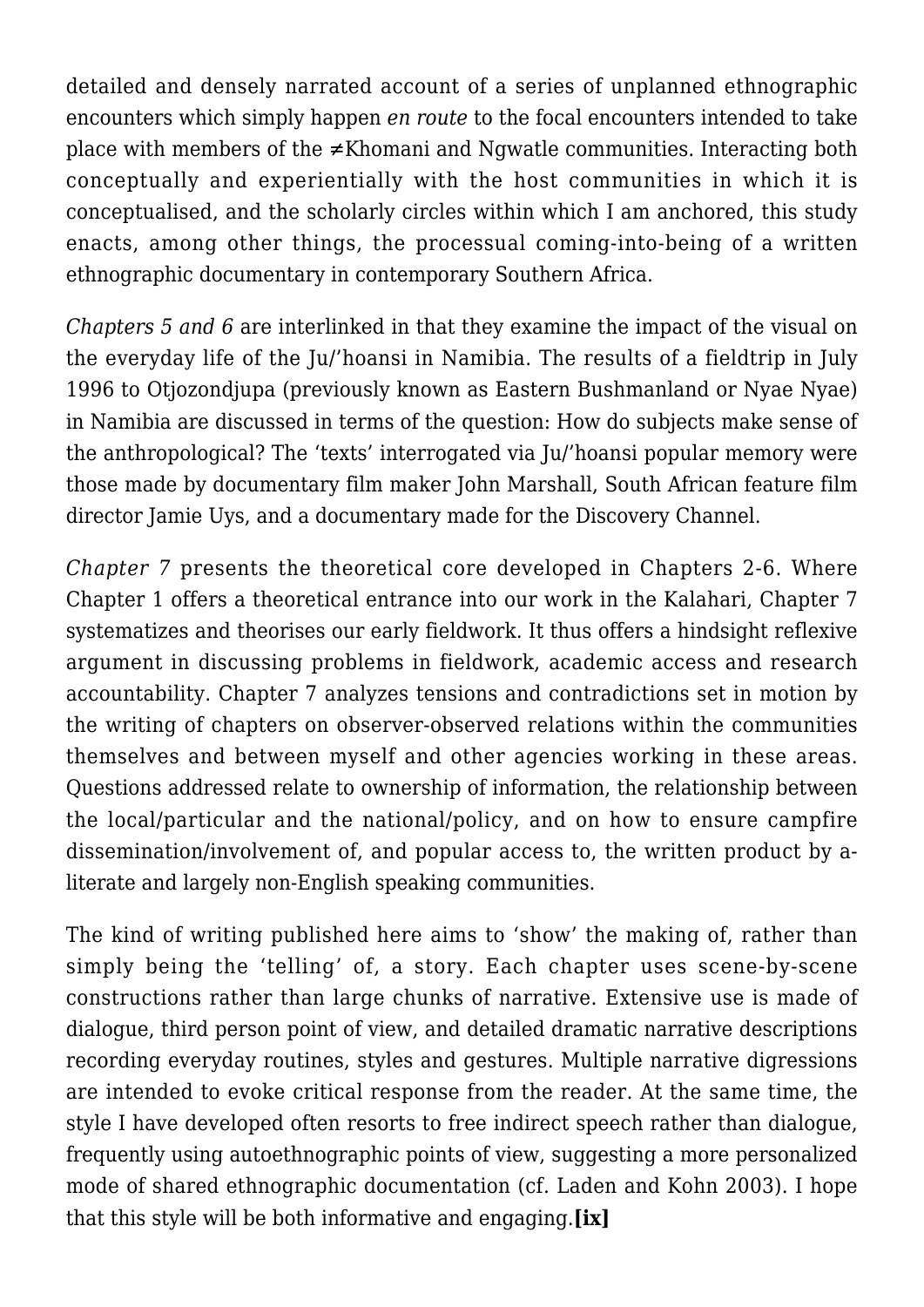detailed and densely narrated account of a series of unplanned ethnographic encounters which simply happen *en route* to the focal encounters intended to take place with members of the ≠Khomani and Ngwatle communities. Interacting both conceptually and experientially with the host communities in which it is conceptualised, and the scholarly circles within which I am anchored, this study enacts, among other things, the processual coming-into-being of a written ethnographic documentary in contemporary Southern Africa.

*Chapters 5 and 6* are interlinked in that they examine the impact of the visual on the everyday life of the Ju/'hoansi in Namibia. The results of a fieldtrip in July 1996 to Otjozondjupa (previously known as Eastern Bushmanland or Nyae Nyae) in Namibia are discussed in terms of the question: How do subjects make sense of the anthropological? The 'texts' interrogated via Ju/'hoansi popular memory were those made by documentary film maker John Marshall, South African feature film director Jamie Uys, and a documentary made for the Discovery Channel.

*Chapter 7* presents the theoretical core developed in Chapters 2-6. Where Chapter 1 offers a theoretical entrance into our work in the Kalahari, Chapter 7 systematizes and theorises our early fieldwork. It thus offers a hindsight reflexive argument in discussing problems in fieldwork, academic access and research accountability. Chapter 7 analyzes tensions and contradictions set in motion by the writing of chapters on observer-observed relations within the communities themselves and between myself and other agencies working in these areas. Questions addressed relate to ownership of information, the relationship between the local/particular and the national/policy, and on how to ensure campfire dissemination/involvement of, and popular access to, the written product by a-literate and largely non-English speaking communities.

The kind of writing published here aims to 'show' the making of, rather than simply being the 'telling' of, a story. Each chapter uses scene-by-scene constructions rather than large chunks of narrative. Extensive use is made of dialogue, third person point of view, and detailed dramatic narrative descriptions recording everyday routines, styles and gestures. Multiple narrative digressions are intended to evoke critical response from the reader. At the same time, the style I have developed often resorts to free indirect speech rather than dialogue, frequently using autoethnographic points of view, suggesting a more personalized mode of shared ethnographic documentation (cf. Laden and Kohn 2003). I hope that this style will be both informative and engaging.**[ix]**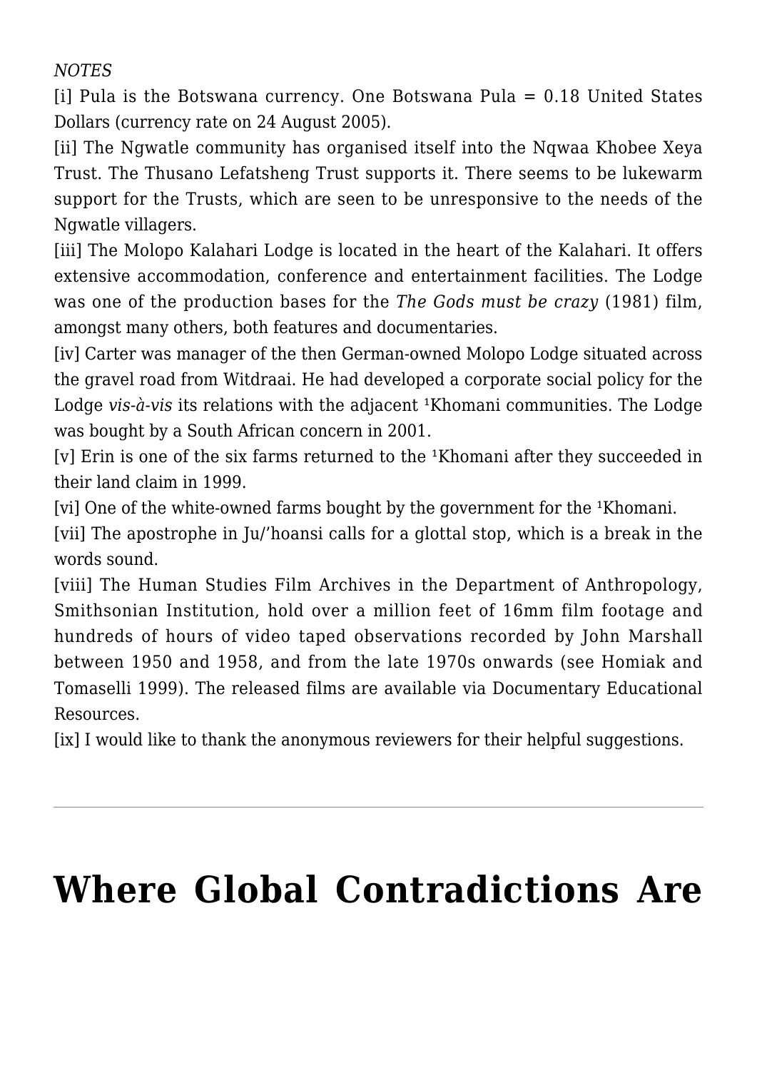*NOTES*

[i] Pula is the Botswana currency. One Botswana Pula = 0.18 United States Dollars (currency rate on 24 August 2005).

[ii] The Ngwatle community has organised itself into the Nqwaa Khobee Xeya Trust. The Thusano Lefatsheng Trust supports it. There seems to be lukewarm support for the Trusts, which are seen to be unresponsive to the needs of the Ngwatle villagers.

[iii] The Molopo Kalahari Lodge is located in the heart of the Kalahari. It offers extensive accommodation, conference and entertainment facilities. The Lodge was one of the production bases for the *The Gods must be crazy* (1981) film, amongst many others, both features and documentaries.

[iv] Carter was manager of the then German-owned Molopo Lodge situated across the gravel road from Witdraai. He had developed a corporate social policy for the Lodge *vis-à-vis* its relations with the adjacent ¹Khomani communities. The Lodge was bought by a South African concern in 2001.

[v] Erin is one of the six farms returned to the ¹Khomani after they succeeded in their land claim in 1999.

[vi] One of the white-owned farms bought by the government for the ¹Khomani.

[vii] The apostrophe in Ju/'hoansi calls for a glottal stop, which is a break in the words sound.

[viii] The Human Studies Film Archives in the Department of Anthropology, Smithsonian Institution, hold over a million feet of 16mm film footage and hundreds of hours of video taped observations recorded by John Marshall between 1950 and 1958, and from the late 1970s onwards (see Homiak and Tomaselli 1999). The released films are available via Documentary Educational Resources.

[ix] I would like to thank the anonymous reviewers for their helpful suggestions.

---

# Where Global Contradictions Are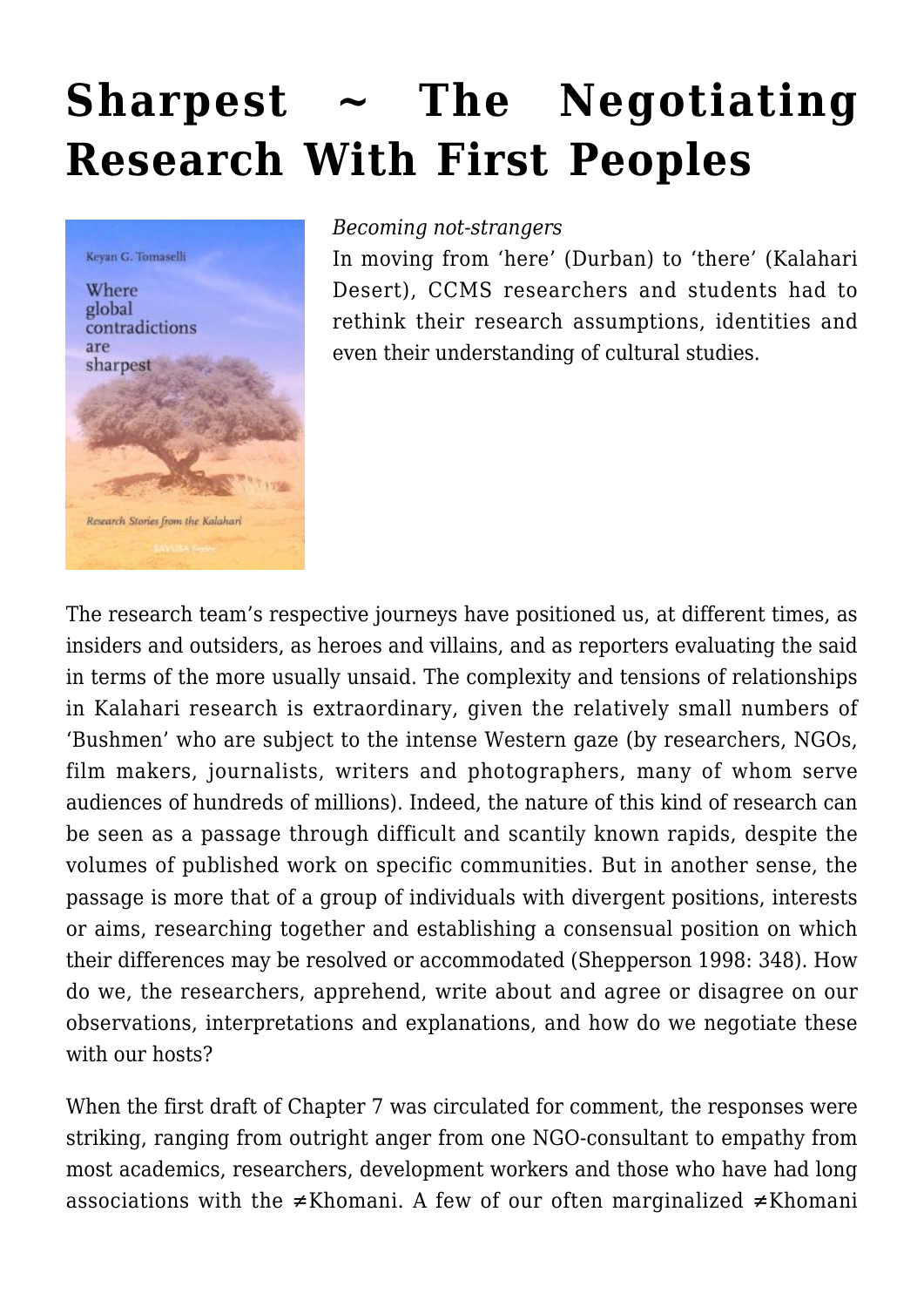# Sharpest ~ The Negotiating Research With First Peoples

*Becoming not-strangers*

In moving from 'here' (Durban) to 'there' (Kalahari Desert), CCMS researchers and students had to rethink their research assumptions, identities and even their understanding of cultural studies.

The research team's respective journeys have positioned us, at different times, as insiders and outsiders, as heroes and villains, and as reporters evaluating the said in terms of the more usually unsaid. The complexity and tensions of relationships in Kalahari research is extraordinary, given the relatively small numbers of 'Bushmen' who are subject to the intense Western gaze (by researchers, NGOs, film makers, journalists, writers and photographers, many of whom serve audiences of hundreds of millions). Indeed, the nature of this kind of research can be seen as a passage through difficult and scantily known rapids, despite the volumes of published work on specific communities. But in another sense, the passage is more that of a group of individuals with divergent positions, interests or aims, researching together and establishing a consensual position on which their differences may be resolved or accommodated (Shepperson 1998: 348). How do we, the researchers, apprehend, write about and agree or disagree on our observations, interpretations and explanations, and how do we negotiate these with our hosts?

When the first draft of Chapter 7 was circulated for comment, the responses were striking, ranging from outright anger from one NGO-consultant to empathy from most academics, researchers, development workers and those who have had long associations with the ≠Khomani. A few of our often marginalized ≠Khomani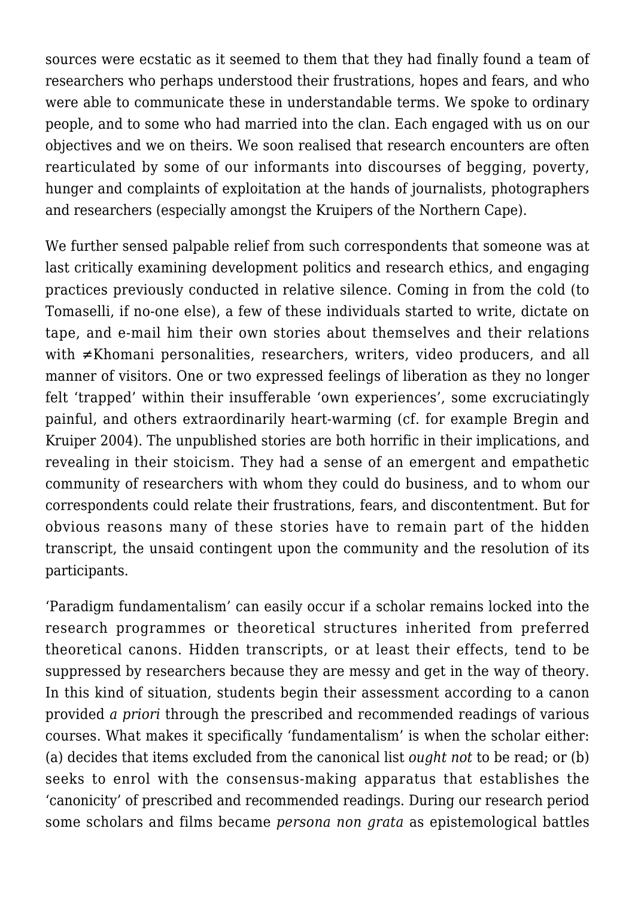sources were ecstatic as it seemed to them that they had finally found a team of researchers who perhaps understood their frustrations, hopes and fears, and who were able to communicate these in understandable terms. We spoke to ordinary people, and to some who had married into the clan. Each engaged with us on our objectives and we on theirs. We soon realised that research encounters are often rearticulated by some of our informants into discourses of begging, poverty, hunger and complaints of exploitation at the hands of journalists, photographers and researchers (especially amongst the Kruipers of the Northern Cape).

We further sensed palpable relief from such correspondents that someone was at last critically examining development politics and research ethics, and engaging practices previously conducted in relative silence. Coming in from the cold (to Tomaselli, if no-one else), a few of these individuals started to write, dictate on tape, and e-mail him their own stories about themselves and their relations with ≠Khomani personalities, researchers, writers, video producers, and all manner of visitors. One or two expressed feelings of liberation as they no longer felt 'trapped' within their insufferable 'own experiences', some excruciatingly painful, and others extraordinarily heart-warming (cf. for example Bregin and Kruiper 2004). The unpublished stories are both horrific in their implications, and revealing in their stoicism. They had a sense of an emergent and empathetic community of researchers with whom they could do business, and to whom our correspondents could relate their frustrations, fears, and discontentment. But for obvious reasons many of these stories have to remain part of the hidden transcript, the unsaid contingent upon the community and the resolution of its participants.

'Paradigm fundamentalism' can easily occur if a scholar remains locked into the research programmes or theoretical structures inherited from preferred theoretical canons. Hidden transcripts, or at least their effects, tend to be suppressed by researchers because they are messy and get in the way of theory. In this kind of situation, students begin their assessment according to a canon provided *a priori* through the prescribed and recommended readings of various courses. What makes it specifically 'fundamentalism' is when the scholar either: (a) decides that items excluded from the canonical list *ought not* to be read; or (b) seeks to enrol with the consensus-making apparatus that establishes the 'canonicity' of prescribed and recommended readings. During our research period some scholars and films became *persona non grata* as epistemological battles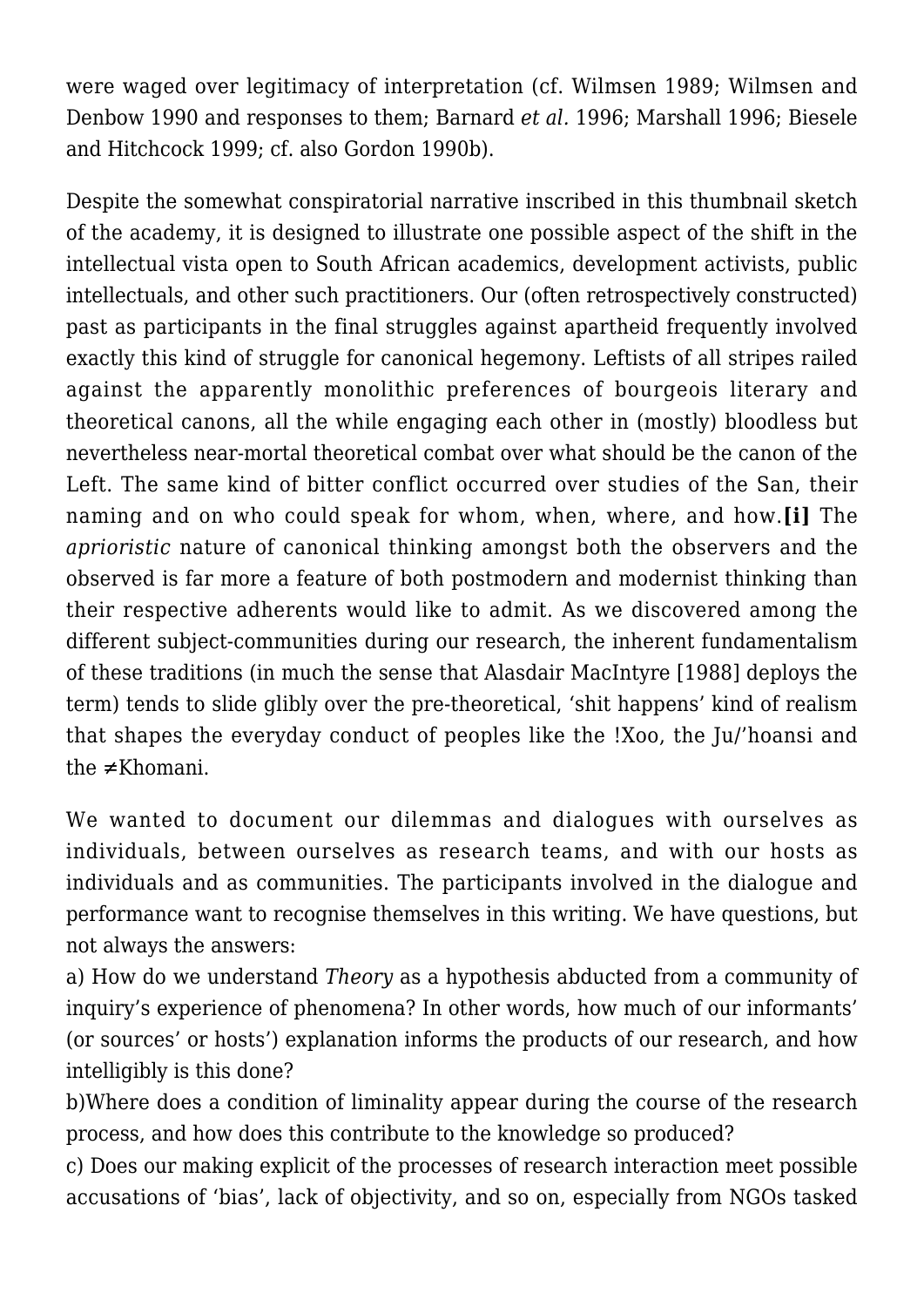were waged over legitimacy of interpretation (cf. Wilmsen 1989; Wilmsen and Denbow 1990 and responses to them; Barnard *et al.* 1996; Marshall 1996; Biesele and Hitchcock 1999; cf. also Gordon 1990b).

Despite the somewhat conspiratorial narrative inscribed in this thumbnail sketch of the academy, it is designed to illustrate one possible aspect of the shift in the intellectual vista open to South African academics, development activists, public intellectuals, and other such practitioners. Our (often retrospectively constructed) past as participants in the final struggles against apartheid frequently involved exactly this kind of struggle for canonical hegemony. Leftists of all stripes railed against the apparently monolithic preferences of bourgeois literary and theoretical canons, all the while engaging each other in (mostly) bloodless but nevertheless near-mortal theoretical combat over what should be the canon of the Left. The same kind of bitter conflict occurred over studies of the San, their naming and on who could speak for whom, when, where, and how.**[i]** The *aprioristic* nature of canonical thinking amongst both the observers and the observed is far more a feature of both postmodern and modernist thinking than their respective adherents would like to admit. As we discovered among the different subject-communities during our research, the inherent fundamentalism of these traditions (in much the sense that Alasdair MacIntyre [1988] deploys the term) tends to slide glibly over the pre-theoretical, 'shit happens' kind of realism that shapes the everyday conduct of peoples like the !Xoo, the Ju/'hoansi and the ≠Khomani.

We wanted to document our dilemmas and dialogues with ourselves as individuals, between ourselves as research teams, and with our hosts as individuals and as communities. The participants involved in the dialogue and performance want to recognise themselves in this writing. We have questions, but not always the answers:

a) How do we understand *Theory* as a hypothesis abducted from a community of inquiry's experience of phenomena? In other words, how much of our informants' (or sources' or hosts') explanation informs the products of our research, and how intelligibly is this done?

b)Where does a condition of liminality appear during the course of the research process, and how does this contribute to the knowledge so produced?

c) Does our making explicit of the processes of research interaction meet possible accusations of 'bias', lack of objectivity, and so on, especially from NGOs tasked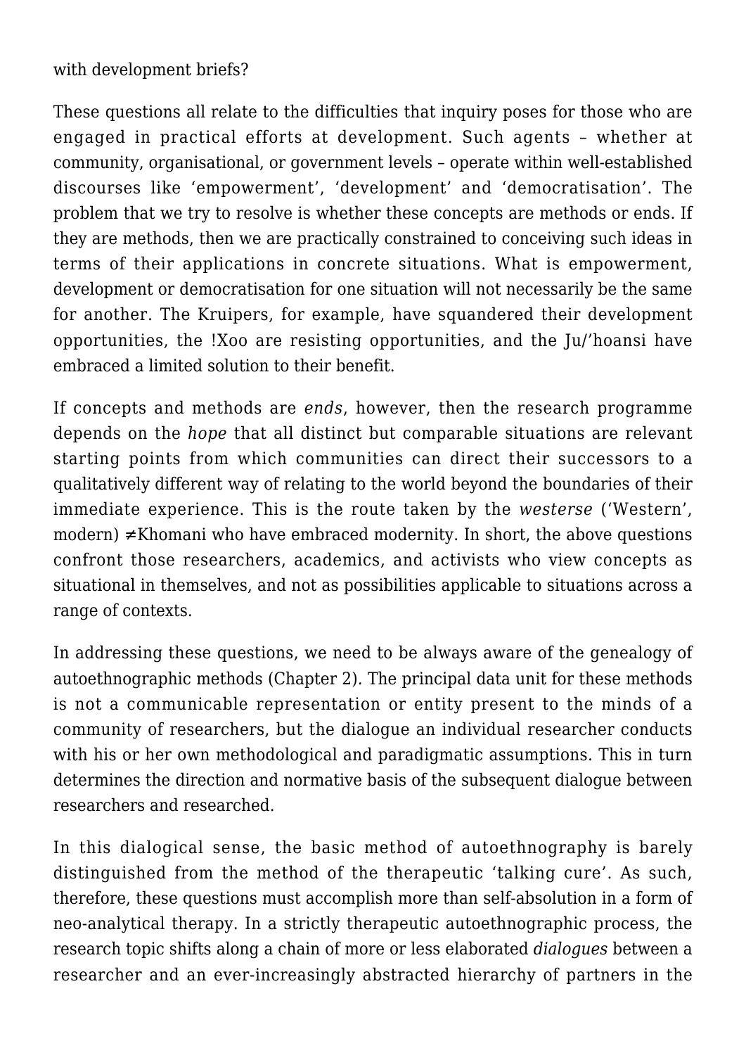with development briefs?

These questions all relate to the difficulties that inquiry poses for those who are engaged in practical efforts at development. Such agents – whether at community, organisational, or government levels – operate within well-established discourses like 'empowerment', 'development' and 'democratisation'. The problem that we try to resolve is whether these concepts are methods or ends. If they are methods, then we are practically constrained to conceiving such ideas in terms of their applications in concrete situations. What is empowerment, development or democratisation for one situation will not necessarily be the same for another. The Kruipers, for example, have squandered their development opportunities, the !Xoo are resisting opportunities, and the Ju/'hoansi have embraced a limited solution to their benefit.

If concepts and methods are *ends*, however, then the research programme depends on the *hope* that all distinct but comparable situations are relevant starting points from which communities can direct their successors to a qualitatively different way of relating to the world beyond the boundaries of their immediate experience. This is the route taken by the *westerse* ('Western', modern) ≠Khomani who have embraced modernity. In short, the above questions confront those researchers, academics, and activists who view concepts as situational in themselves, and not as possibilities applicable to situations across a range of contexts.

In addressing these questions, we need to be always aware of the genealogy of autoethnographic methods (Chapter 2). The principal data unit for these methods is not a communicable representation or entity present to the minds of a community of researchers, but the dialogue an individual researcher conducts with his or her own methodological and paradigmatic assumptions. This in turn determines the direction and normative basis of the subsequent dialogue between researchers and researched.

In this dialogical sense, the basic method of autoethnography is barely distinguished from the method of the therapeutic 'talking cure'. As such, therefore, these questions must accomplish more than self-absolution in a form of neo-analytical therapy. In a strictly therapeutic autoethnographic process, the research topic shifts along a chain of more or less elaborated *dialogues* between a researcher and an ever-increasingly abstracted hierarchy of partners in the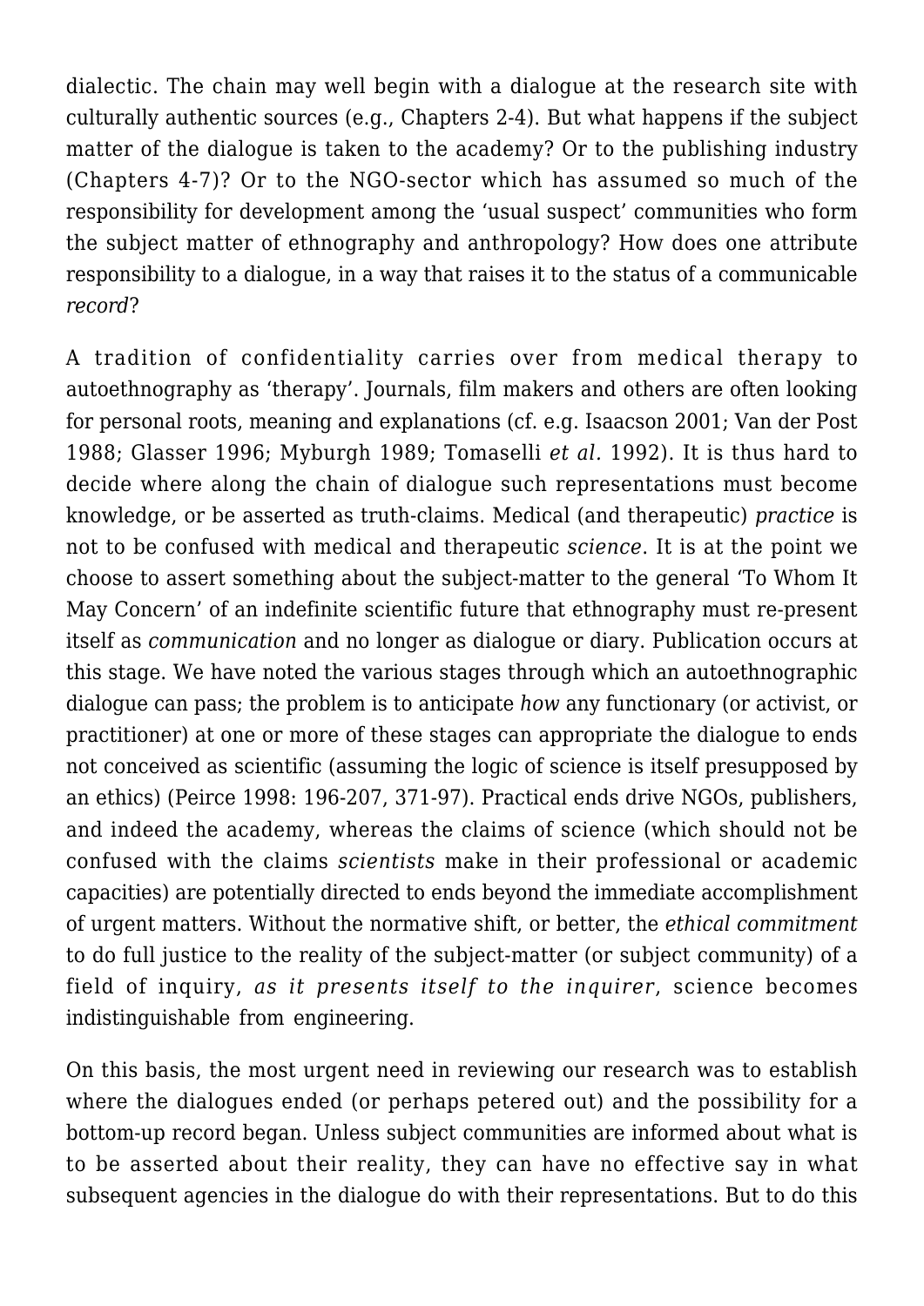dialectic. The chain may well begin with a dialogue at the research site with culturally authentic sources (e.g., Chapters 2-4). But what happens if the subject matter of the dialogue is taken to the academy? Or to the publishing industry (Chapters 4-7)? Or to the NGO-sector which has assumed so much of the responsibility for development among the 'usual suspect' communities who form the subject matter of ethnography and anthropology? How does one attribute responsibility to a dialogue, in a way that raises it to the status of a communicable *record*?

A tradition of confidentiality carries over from medical therapy to autoethnography as 'therapy'. Journals, film makers and others are often looking for personal roots, meaning and explanations (cf. e.g. Isaacson 2001; Van der Post 1988; Glasser 1996; Myburgh 1989; Tomaselli *et al.* 1992). It is thus hard to decide where along the chain of dialogue such representations must become knowledge, or be asserted as truth-claims. Medical (and therapeutic) *practice* is not to be confused with medical and therapeutic *science*. It is at the point we choose to assert something about the subject-matter to the general 'To Whom It May Concern' of an indefinite scientific future that ethnography must re-present itself as *communication* and no longer as dialogue or diary. Publication occurs at this stage. We have noted the various stages through which an autoethnographic dialogue can pass; the problem is to anticipate *how* any functionary (or activist, or practitioner) at one or more of these stages can appropriate the dialogue to ends not conceived as scientific (assuming the logic of science is itself presupposed by an ethics) (Peirce 1998: 196-207, 371-97). Practical ends drive NGOs, publishers, and indeed the academy, whereas the claims of science (which should not be confused with the claims *scientists* make in their professional or academic capacities) are potentially directed to ends beyond the immediate accomplishment of urgent matters. Without the normative shift, or better, the *ethical commitment* to do full justice to the reality of the subject-matter (or subject community) of a field of inquiry, *as it presents itself to the inquirer*, science becomes indistinguishable from engineering.

On this basis, the most urgent need in reviewing our research was to establish where the dialogues ended (or perhaps petered out) and the possibility for a bottom-up record began. Unless subject communities are informed about what is to be asserted about their reality, they can have no effective say in what subsequent agencies in the dialogue do with their representations. But to do this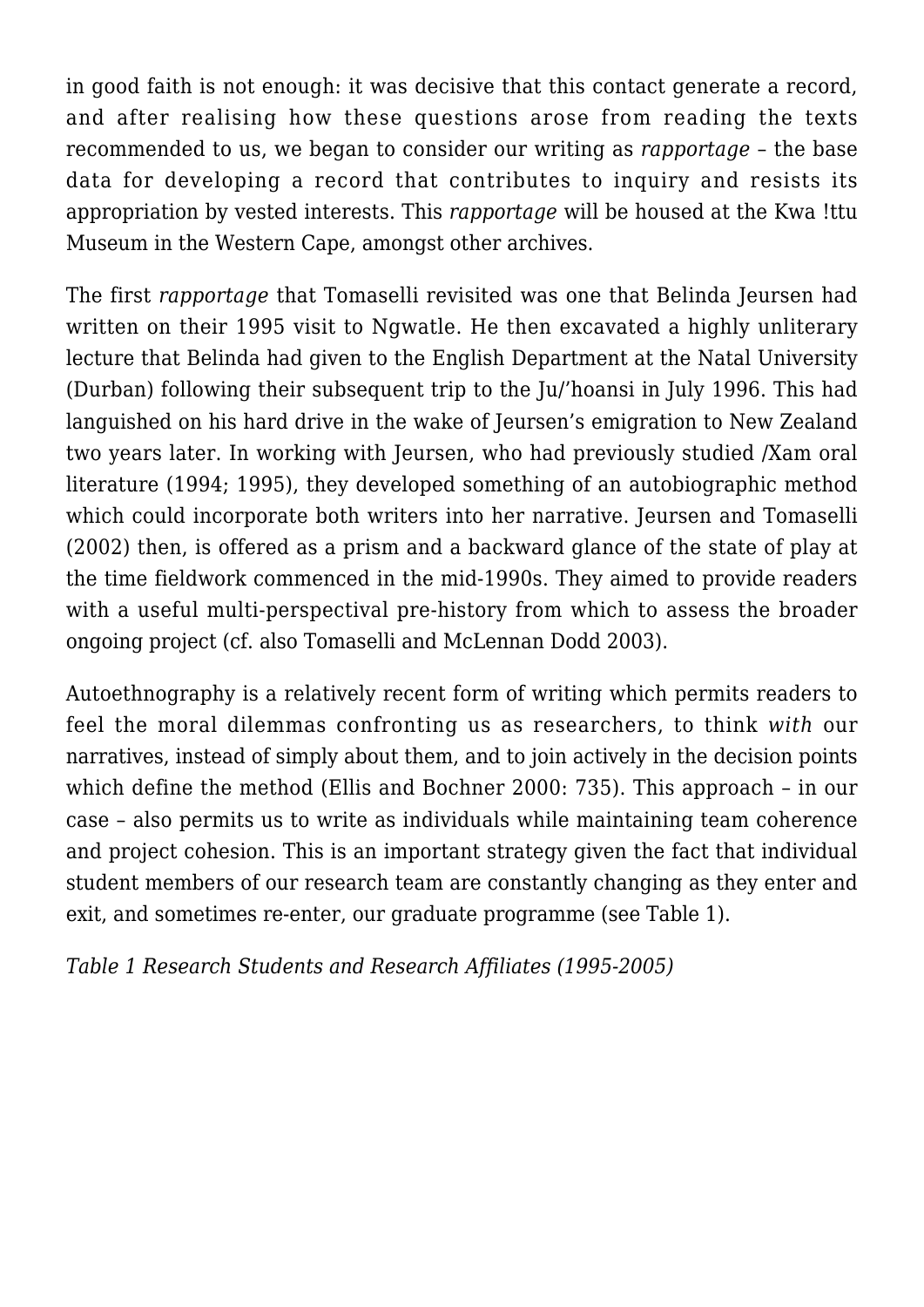in good faith is not enough: it was decisive that this contact generate a record, and after realising how these questions arose from reading the texts recommended to us, we began to consider our writing as *rapportage* – the base data for developing a record that contributes to inquiry and resists its appropriation by vested interests. This *rapportage* will be housed at the Kwa !ttu Museum in the Western Cape, amongst other archives.

The first *rapportage* that Tomaselli revisited was one that Belinda Jeursen had written on their 1995 visit to Ngwatle. He then excavated a highly unliterary lecture that Belinda had given to the English Department at the Natal University (Durban) following their subsequent trip to the Ju/'hoansi in July 1996. This had languished on his hard drive in the wake of Jeursen's emigration to New Zealand two years later. In working with Jeursen, who had previously studied /Xam oral literature (1994; 1995), they developed something of an autobiographic method which could incorporate both writers into her narrative. Jeursen and Tomaselli (2002) then, is offered as a prism and a backward glance of the state of play at the time fieldwork commenced in the mid-1990s. They aimed to provide readers with a useful multi-perspectival pre-history from which to assess the broader ongoing project (cf. also Tomaselli and McLennan Dodd 2003).

Autoethnography is a relatively recent form of writing which permits readers to feel the moral dilemmas confronting us as researchers, to think *with* our narratives, instead of simply about them, and to join actively in the decision points which define the method (Ellis and Bochner 2000: 735). This approach – in our case – also permits us to write as individuals while maintaining team coherence and project cohesion. This is an important strategy given the fact that individual student members of our research team are constantly changing as they enter and exit, and sometimes re-enter, our graduate programme (see Table 1).

*Table 1 Research Students and Research Affiliates (1995-2005)*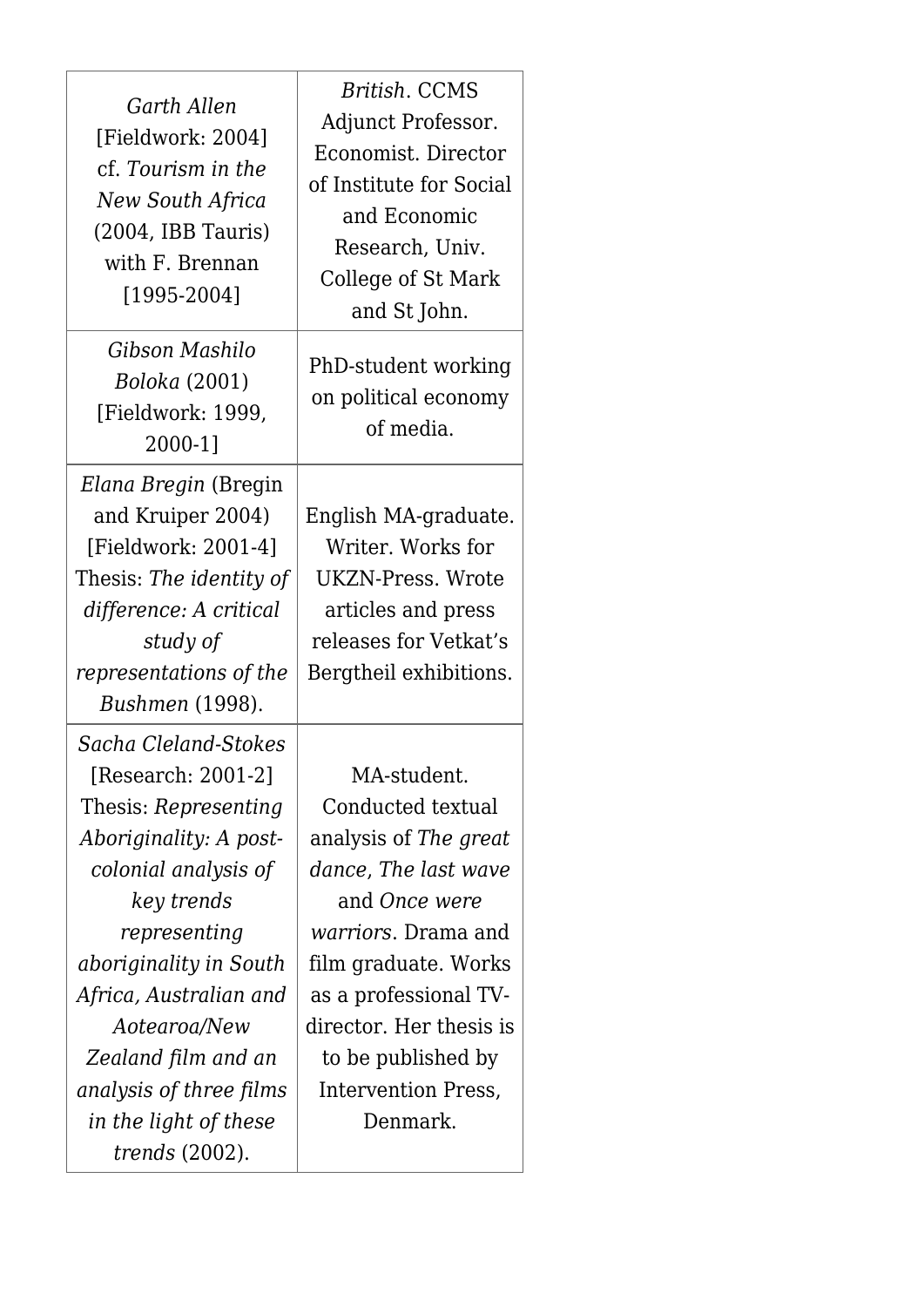| | |
|---|---|
| *Garth Allen* [Fieldwork: 2004] cf. *Tourism in the New South Africa* (2004, IBB Tauris) with F. Brennan [1995-2004] | *British*. CCMS Adjunct Professor. Economist. Director of Institute for Social and Economic Research, Univ. College of St Mark and St John. |
| *Gibson Mashilo Boloka* (2001) [Fieldwork: 1999, 2000-1] | PhD-student working on political economy of media. |
| *Elana Bregin* (Bregin and Kruiper 2004) [Fieldwork: 2001-4] Thesis: *The identity of difference: A critical study of representations of the Bushmen* (1998). | English MA-graduate. Writer. Works for UKZN-Press. Wrote articles and press releases for Vetkat's Bergtheil exhibitions. |
| *Sacha Cleland-Stokes* [Research: 2001-2] Thesis: *Representing Aboriginality: A post-colonial analysis of key trends representing aboriginality in South Africa, Australian and Aotearoa/New Zealand film and an analysis of three films in the light of these trends* (2002). | MA-student. Conducted textual analysis of *The great dance*, *The last wave* and *Once were warriors*. Drama and film graduate. Works as a professional TV-director. Her thesis is to be published by Intervention Press, Denmark. |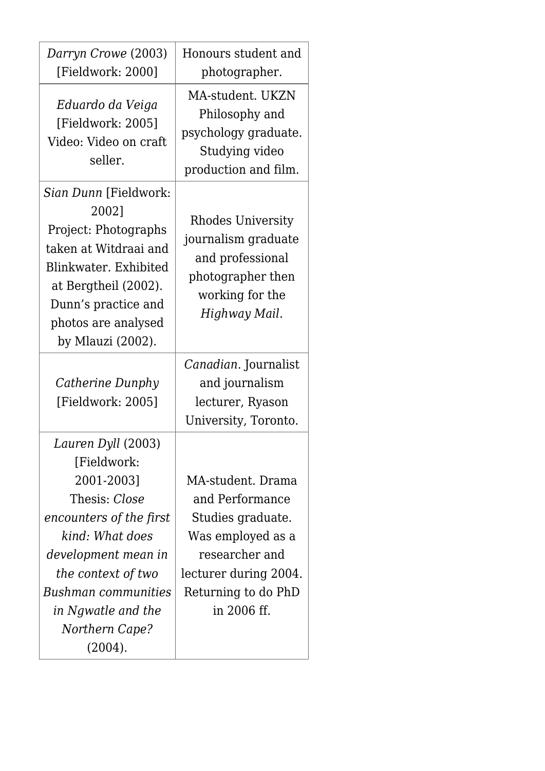| | |
|---|---|
| *Darryn Crowe* (2003) [Fieldwork: 2000] | Honours student and photographer. |
| *Eduardo da Veiga* [Fieldwork: 2005] Video: Video on craft seller. | MA-student. UKZN Philosophy and psychology graduate. Studying video production and film. |
| *Sian Dunn* [Fieldwork: 2002] Project: Photographs taken at Witdraai and Blinkwater. Exhibited at Bergtheil (2002). Dunn's practice and photos are analysed by Mlauzi (2002). | Rhodes University journalism graduate and professional photographer then working for the *Highway Mail*. |
| *Catherine Dunphy* [Fieldwork: 2005] | *Canadian*. Journalist and journalism lecturer, Ryason University, Toronto. |
| *Lauren Dyll* (2003) [Fieldwork: 2001-2003] Thesis: *Close encounters of the first kind: What does development mean in the context of two Bushman communities in Ngwatle and the Northern Cape?* (2004). | MA-student. Drama and Performance Studies graduate. Was employed as a researcher and lecturer during 2004. Returning to do PhD in 2006 ff. |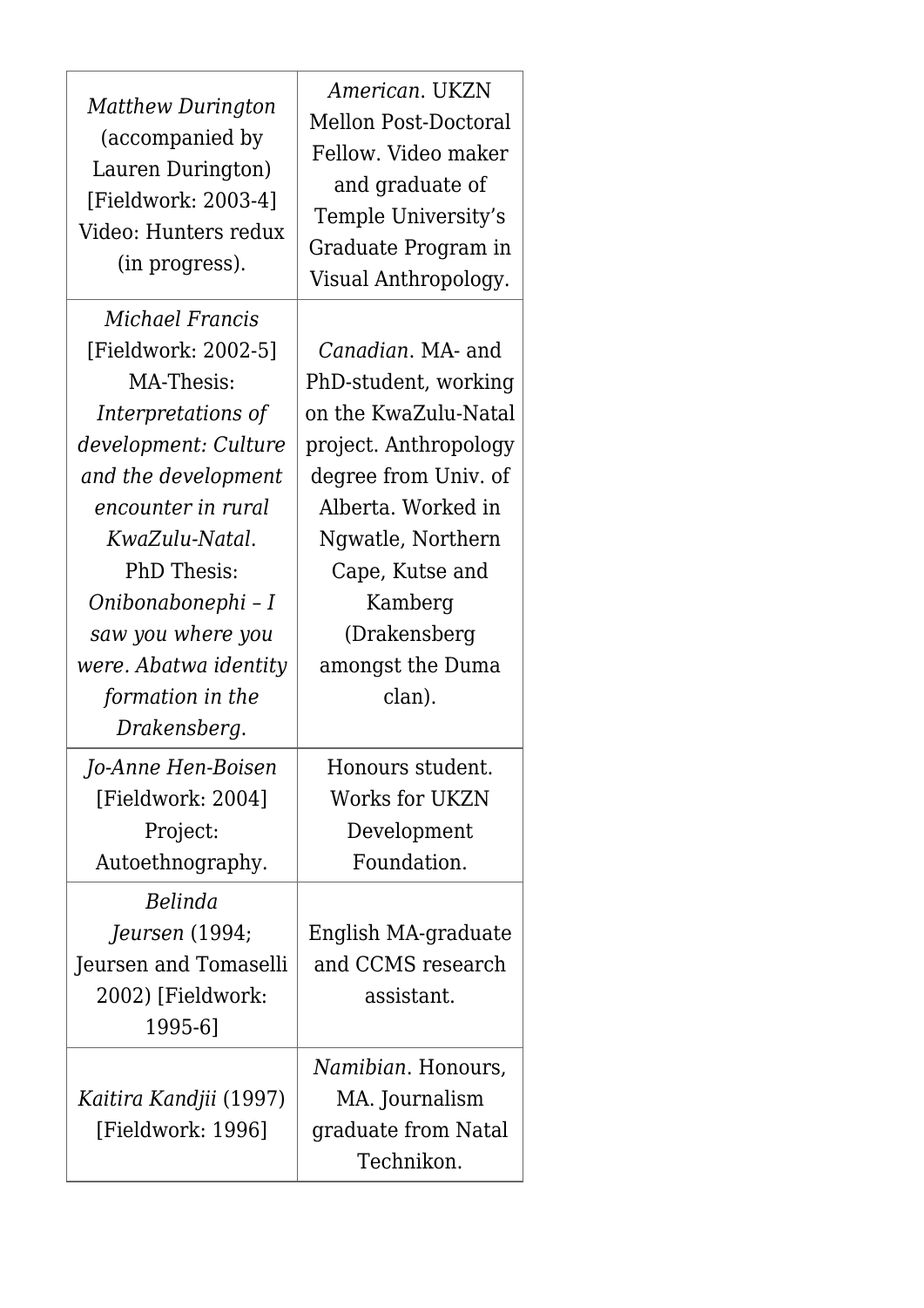| | |
|---|---|
| *Matthew Durington* (accompanied by Lauren Durington) [Fieldwork: 2003-4] Video: Hunters redux (in progress). | *American*. UKZN Mellon Post-Doctoral Fellow. Video maker and graduate of Temple University's Graduate Program in Visual Anthropology. |
| *Michael Francis* [Fieldwork: 2002-5] MA-Thesis: *Interpretations of development: Culture and the development encounter in rural KwaZulu-Natal*. PhD Thesis: *Onibonabonephi – I saw you where you were. Abatwa identity formation in the Drakensberg*. | *Canadian*. MA- and PhD-student, working on the KwaZulu-Natal project. Anthropology degree from Univ. of Alberta. Worked in Ngwatle, Northern Cape, Kutse and Kamberg (Drakensberg amongst the Duma clan). |
| *Jo-Anne Hen-Boisen* [Fieldwork: 2004] Project: Autoethnography. | Honours student. Works for UKZN Development Foundation. |
| *Belinda Jeursen* (1994; Jeursen and Tomaselli 2002) [Fieldwork: 1995-6] | English MA-graduate and CCMS research assistant. |
| *Kaitira Kandjii* (1997) [Fieldwork: 1996] | *Namibian*. Honours, MA. Journalism graduate from Natal Technikon. |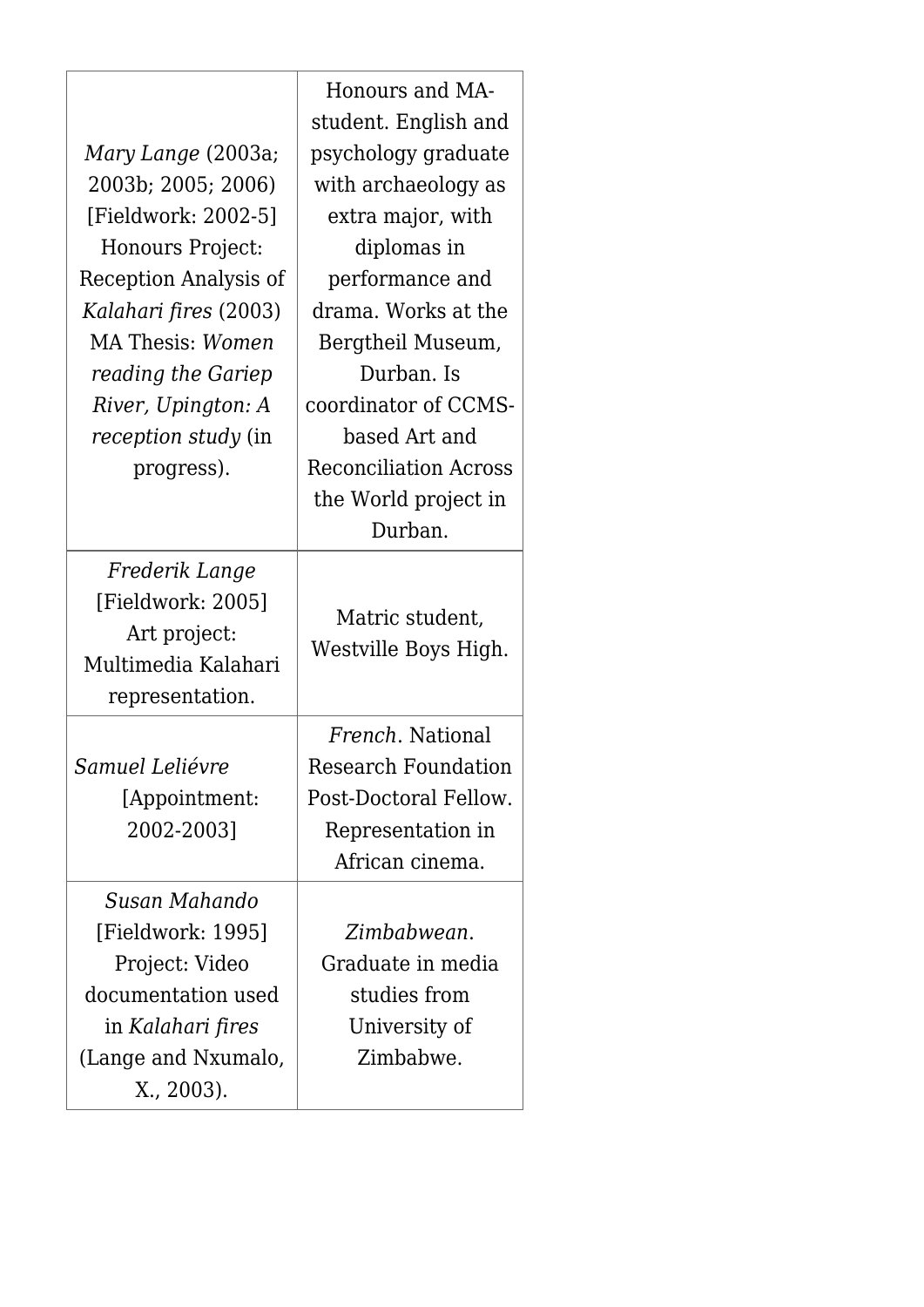| | |
|---|---|
| *Mary Lange* (2003a; 2003b; 2005; 2006) [Fieldwork: 2002-5] Honours Project: Reception Analysis of *Kalahari fires* (2003) MA Thesis: *Women reading the Gariep River, Upington: A reception study* (in progress). | Honours and MA-student. English and psychology graduate with archaeology as extra major, with diplomas in performance and drama. Works at the Bergtheil Museum, Durban. Is coordinator of CCMS-based Art and Reconciliation Across the World project in Durban. |
| *Frederik Lange* [Fieldwork: 2005] Art project: Multimedia Kalahari representation. | Matric student, Westville Boys High. |
| *Samuel Leliévre* [Appointment: 2002-2003] | *French*. National Research Foundation Post-Doctoral Fellow. Representation in African cinema. |
| *Susan Mahando* [Fieldwork: 1995] Project: Video documentation used in *Kalahari fires* (Lange and Nxumalo, X., 2003). | *Zimbabwean*. Graduate in media studies from University of Zimbabwe. |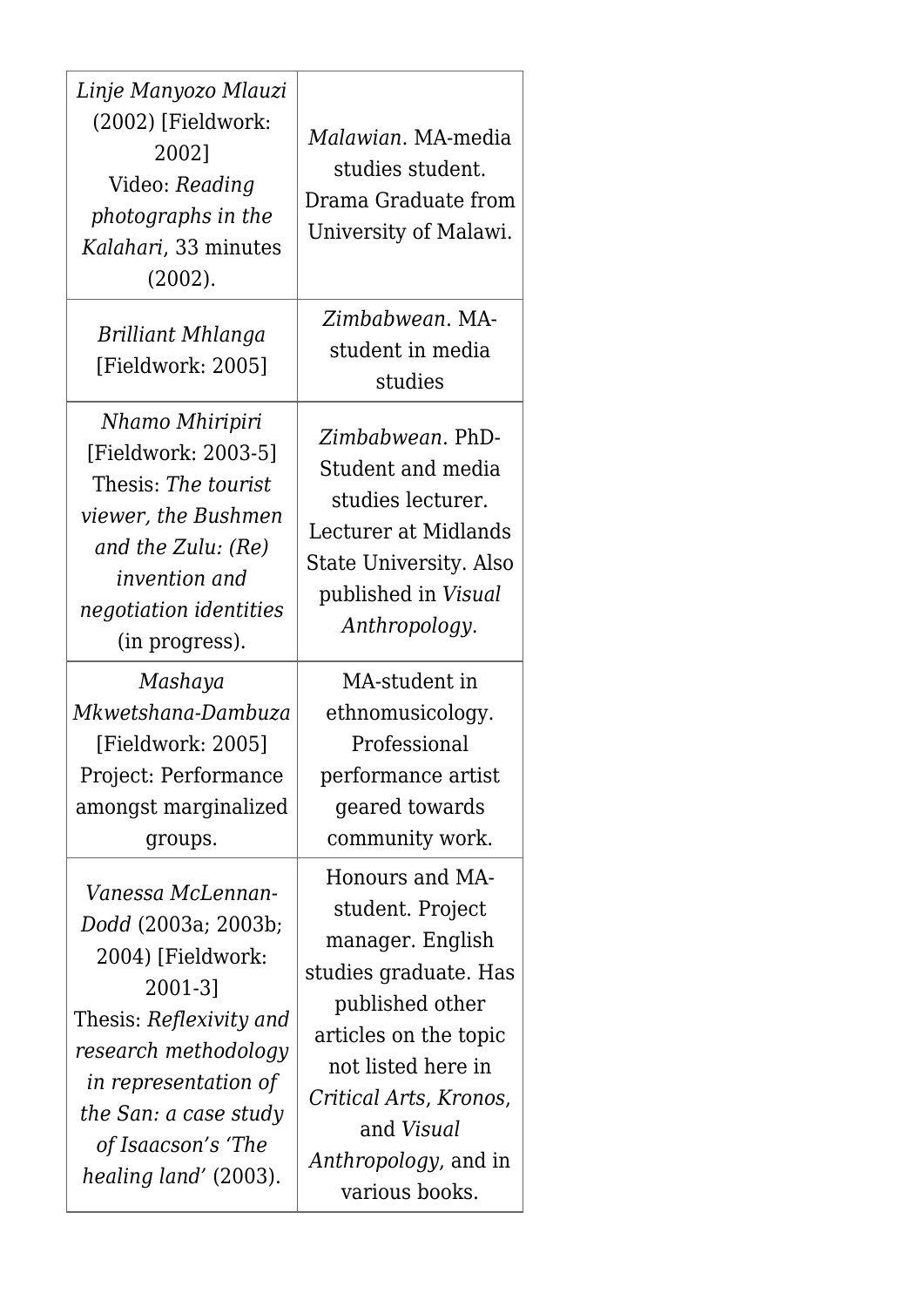| | |
|---|---|
| *Linje Manyozo Mlauzi* (2002) [Fieldwork: 2002] Video: *Reading photographs in the Kalahari*, 33 minutes (2002). | *Malawian*. MA-media studies student. Drama Graduate from University of Malawi. |
| *Brilliant Mhlanga* [Fieldwork: 2005] | *Zimbabwean*. MA-student in media studies |
| *Nhamo Mhiripiri* [Fieldwork: 2003-5] Thesis: *The tourist viewer, the Bushmen and the Zulu: (Re) invention and negotiation identities* (in progress). | *Zimbabwean*. PhD-Student and media studies lecturer. Lecturer at Midlands State University. Also published in *Visual Anthropology*. |
| *Mashaya Mkwetshana-Dambuza* [Fieldwork: 2005] Project: Performance amongst marginalized groups. | MA-student in ethnomusicology. Professional performance artist geared towards community work. |
| *Vanessa McLennan-Dodd* (2003a; 2003b; 2004) [Fieldwork: 2001-3] Thesis: *Reflexivity and research methodology in representation of the San: a case study of Isaacson's 'The healing land'* (2003). | Honours and MA-student. Project manager. English studies graduate. Has published other articles on the topic not listed here in *Critical Arts*, *Kronos*, and *Visual Anthropology*, and in various books. |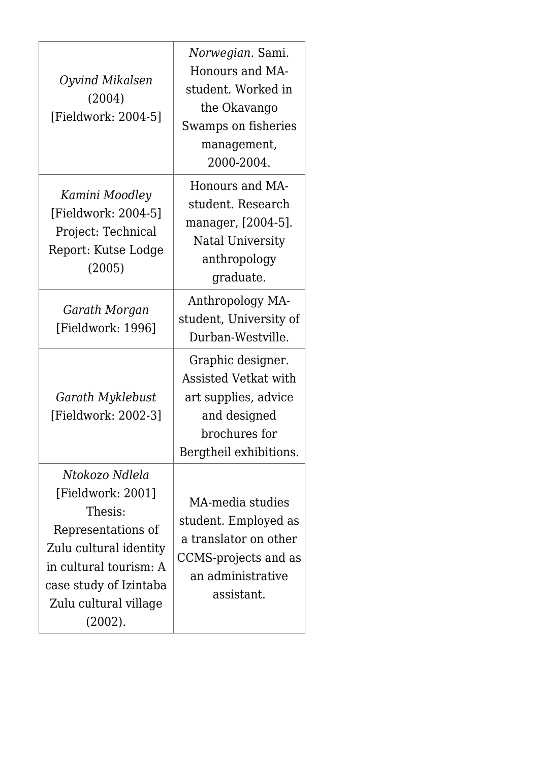| | |
|---|---|
| *Oyvind Mikalsen* (2004) [Fieldwork: 2004-5] | *Norwegian*. Sami. Honours and MA-student. Worked in the Okavango Swamps on fisheries management, 2000-2004. |
| *Kamini Moodley* [Fieldwork: 2004-5] Project: Technical Report: Kutse Lodge (2005) | Honours and MA-student. Research manager, [2004-5]. Natal University anthropology graduate. |
| *Garath Morgan* [Fieldwork: 1996] | Anthropology MA-student, University of Durban-Westville. |
| *Garath Myklebust* [Fieldwork: 2002-3] | Graphic designer. Assisted Vetkat with art supplies, advice and designed brochures for Bergtheil exhibitions. |
| *Ntokozo Ndlela* [Fieldwork: 2001] Thesis: Representations of Zulu cultural identity in cultural tourism: A case study of Izintaba Zulu cultural village (2002). | MA-media studies student. Employed as a translator on other CCMS-projects and as an administrative assistant. |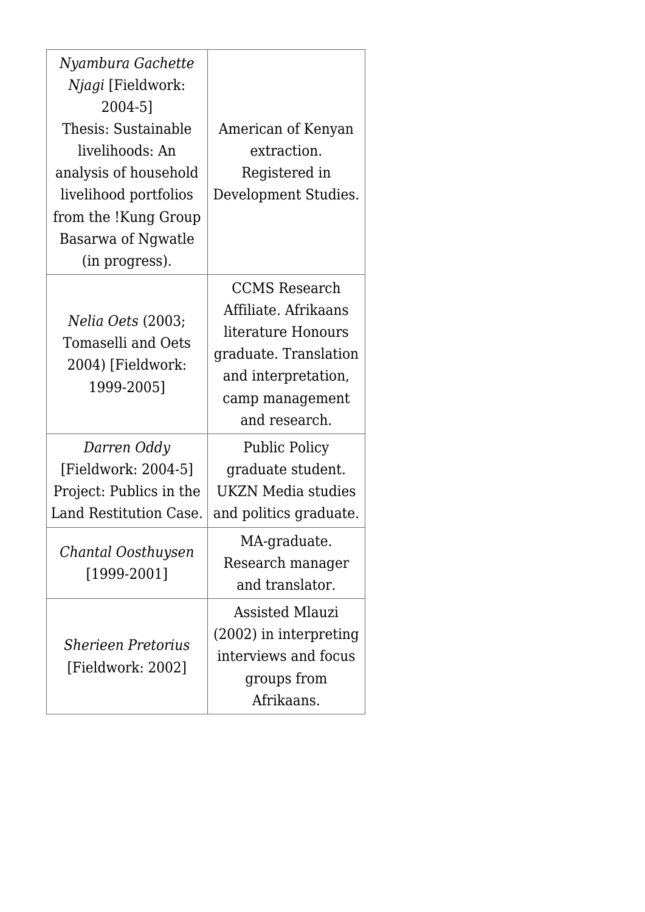| | |
|---|---|
| *Nyambura Gachette Njagi* [Fieldwork: 2004-5] Thesis: Sustainable livelihoods: An analysis of household livelihood portfolios from the !Kung Group Basarwa of Ngwatle (in progress). | American of Kenyan extraction. Registered in Development Studies. |
| *Nelia Oets* (2003; Tomaselli and Oets 2004) [Fieldwork: 1999-2005] | CCMS Research Affiliate. Afrikaans literature Honours graduate. Translation and interpretation, camp management and research. |
| *Darren Oddy* [Fieldwork: 2004-5] Project: Publics in the Land Restitution Case. | Public Policy graduate student. UKZN Media studies and politics graduate. |
| *Chantal Oosthuysen* [1999-2001] | MA-graduate. Research manager and translator. |
| *Sherieen Pretorius* [Fieldwork: 2002] | Assisted Mlauzi (2002) in interpreting interviews and focus groups from Afrikaans. |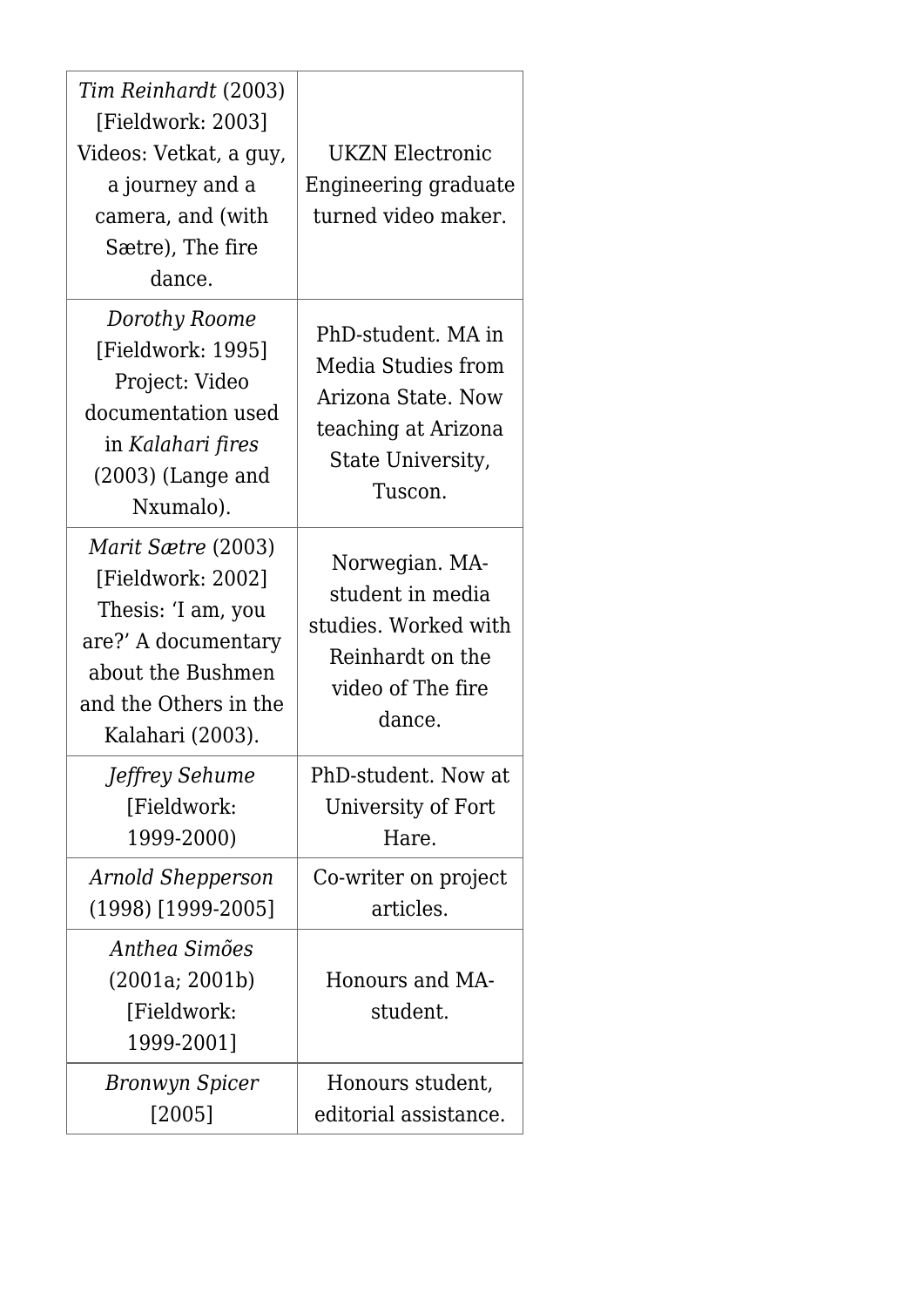| | |
|---|---|
| *Tim Reinhardt* (2003) [Fieldwork: 2003] Videos: Vetkat, a guy, a journey and a camera, and (with Sætre), The fire dance. | UKZN Electronic Engineering graduate turned video maker. |
| *Dorothy Roome* [Fieldwork: 1995] Project: Video documentation used in *Kalahari fires* (2003) (Lange and Nxumalo). | PhD-student. MA in Media Studies from Arizona State. Now teaching at Arizona State University, Tuscon. |
| *Marit Sætre* (2003) [Fieldwork: 2002] Thesis: 'I am, you are?' A documentary about the Bushmen and the Others in the Kalahari (2003). | Norwegian. MA-student in media studies. Worked with Reinhardt on the video of The fire dance. |
| *Jeffrey Sehume* [Fieldwork: 1999-2000) | PhD-student. Now at University of Fort Hare. |
| *Arnold Shepperson* (1998) [1999-2005] | Co-writer on project articles. |
| *Anthea Simões* (2001a; 2001b) [Fieldwork: 1999-2001] | Honours and MA-student. |
| *Bronwyn Spicer* [2005] | Honours student, editorial assistance. |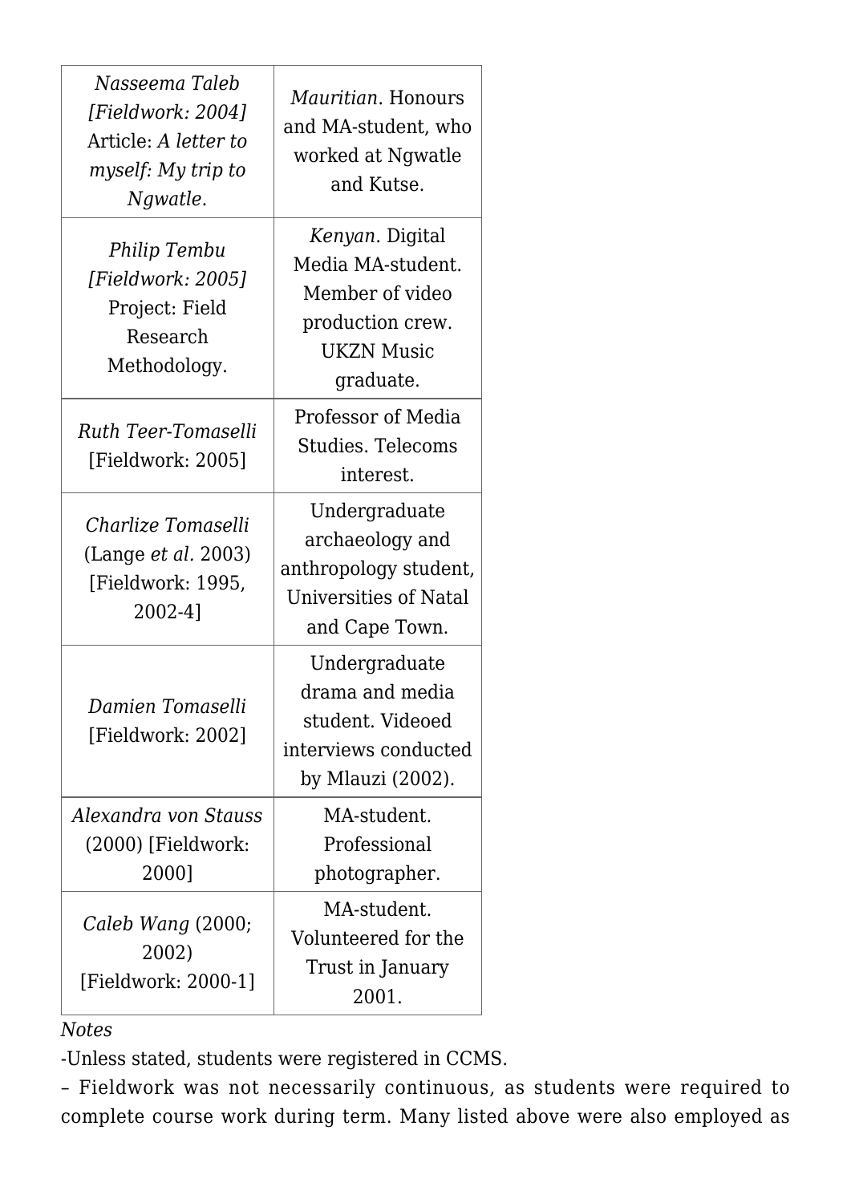| | |
|---|---|
| *Nasseema Taleb [Fieldwork: 2004]* Article: *A letter to myself: My trip to Ngwatle*. | *Mauritian*. Honours and MA-student, who worked at Ngwatle and Kutse. |
| *Philip Tembu [Fieldwork: 2005]* Project: Field Research Methodology. | *Kenyan*. Digital Media MA-student. Member of video production crew. UKZN Music graduate. |
| *Ruth Teer-Tomaselli* [Fieldwork: 2005] | Professor of Media Studies. Telecoms interest. |
| *Charlize Tomaselli* (Lange *et al.* 2003) [Fieldwork: 1995, 2002-4] | Undergraduate archaeology and anthropology student, Universities of Natal and Cape Town. |
| *Damien Tomaselli* [Fieldwork: 2002] | Undergraduate drama and media student. Videoed interviews conducted by Mlauzi (2002). |
| *Alexandra von Stauss* (2000) [Fieldwork: 2000] | MA-student. Professional photographer. |
| *Caleb Wang* (2000; 2002) [Fieldwork: 2000-1] | MA-student. Volunteered for the Trust in January 2001. |

*Notes*

-Unless stated, students were registered in CCMS.

– Fieldwork was not necessarily continuous, as students were required to complete course work during term. Many listed above were also employed as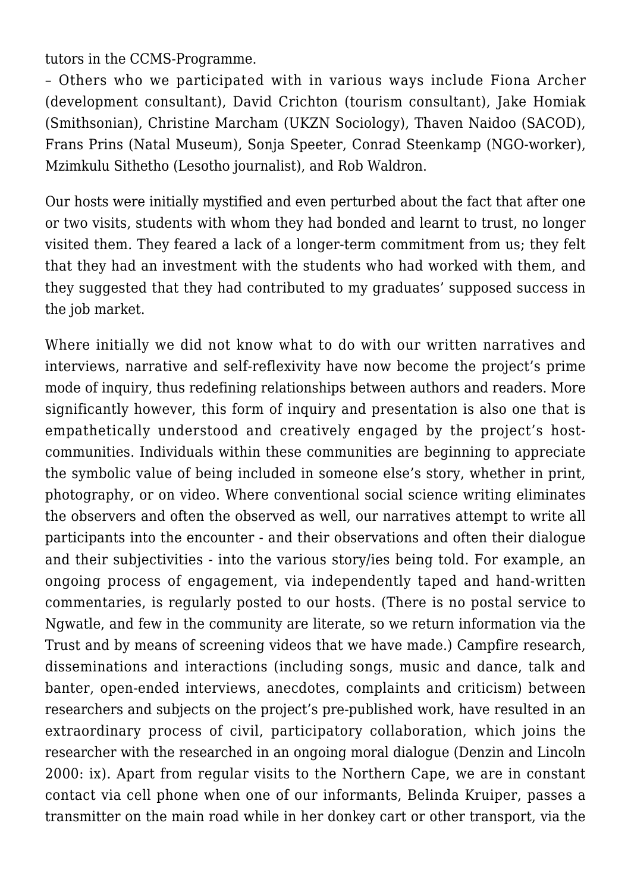tutors in the CCMS-Programme.

– Others who we participated with in various ways include Fiona Archer (development consultant), David Crichton (tourism consultant), Jake Homiak (Smithsonian), Christine Marcham (UKZN Sociology), Thaven Naidoo (SACOD), Frans Prins (Natal Museum), Sonja Speeter, Conrad Steenkamp (NGO-worker), Mzimkulu Sithetho (Lesotho journalist), and Rob Waldron.

Our hosts were initially mystified and even perturbed about the fact that after one or two visits, students with whom they had bonded and learnt to trust, no longer visited them. They feared a lack of a longer-term commitment from us; they felt that they had an investment with the students who had worked with them, and they suggested that they had contributed to my graduates' supposed success in the job market.

Where initially we did not know what to do with our written narratives and interviews, narrative and self-reflexivity have now become the project's prime mode of inquiry, thus redefining relationships between authors and readers. More significantly however, this form of inquiry and presentation is also one that is empathetically understood and creatively engaged by the project's host-communities. Individuals within these communities are beginning to appreciate the symbolic value of being included in someone else's story, whether in print, photography, or on video. Where conventional social science writing eliminates the observers and often the observed as well, our narratives attempt to write all participants into the encounter - and their observations and often their dialogue and their subjectivities - into the various story/ies being told. For example, an ongoing process of engagement, via independently taped and hand-written commentaries, is regularly posted to our hosts. (There is no postal service to Ngwatle, and few in the community are literate, so we return information via the Trust and by means of screening videos that we have made.) Campfire research, disseminations and interactions (including songs, music and dance, talk and banter, open-ended interviews, anecdotes, complaints and criticism) between researchers and subjects on the project's pre-published work, have resulted in an extraordinary process of civil, participatory collaboration, which joins the researcher with the researched in an ongoing moral dialogue (Denzin and Lincoln 2000: ix). Apart from regular visits to the Northern Cape, we are in constant contact via cell phone when one of our informants, Belinda Kruiper, passes a transmitter on the main road while in her donkey cart or other transport, via the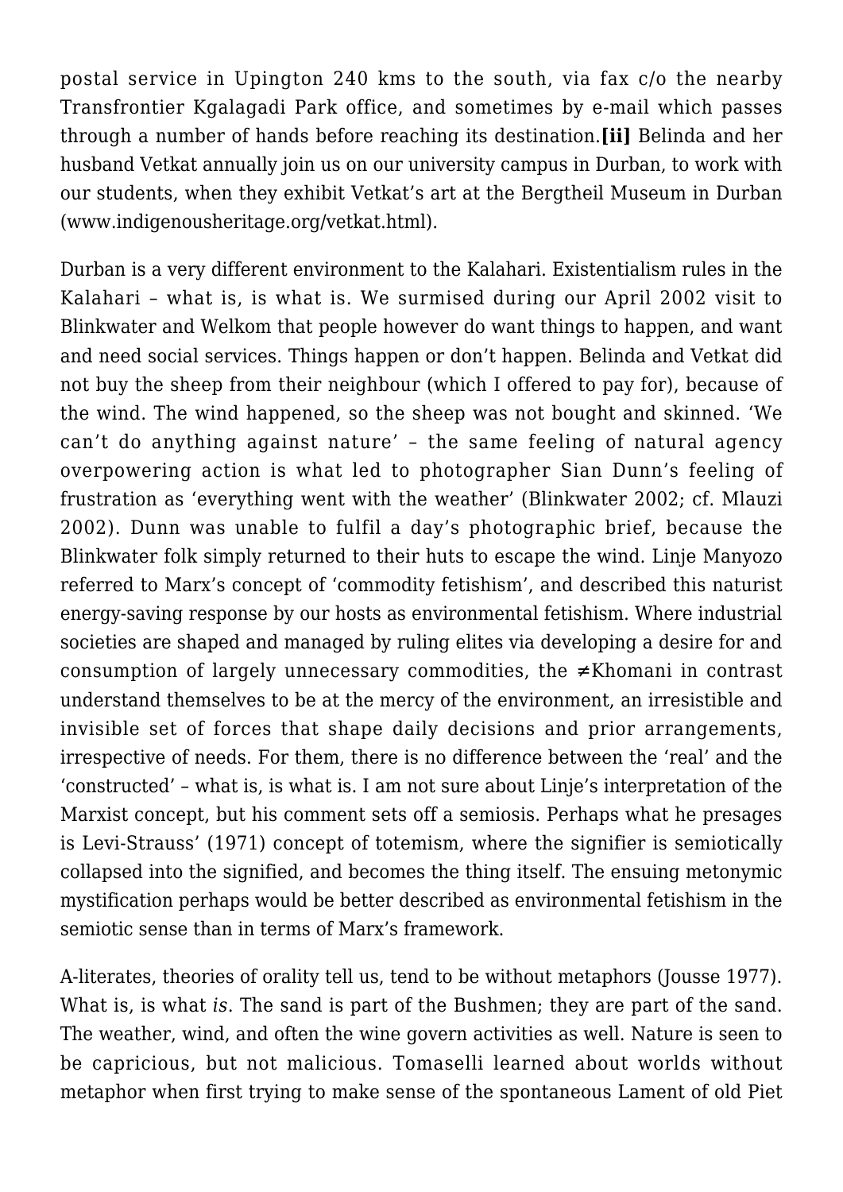postal service in Upington 240 kms to the south, via fax c/o the nearby Transfrontier Kgalagadi Park office, and sometimes by e-mail which passes through a number of hands before reaching its destination.**[ii]** Belinda and her husband Vetkat annually join us on our university campus in Durban, to work with our students, when they exhibit Vetkat's art at the Bergtheil Museum in Durban (www.indigenousheritage.org/vetkat.html).

Durban is a very different environment to the Kalahari. Existentialism rules in the Kalahari – what is, is what is. We surmised during our April 2002 visit to Blinkwater and Welkom that people however do want things to happen, and want and need social services. Things happen or don't happen. Belinda and Vetkat did not buy the sheep from their neighbour (which I offered to pay for), because of the wind. The wind happened, so the sheep was not bought and skinned. 'We can't do anything against nature' – the same feeling of natural agency overpowering action is what led to photographer Sian Dunn's feeling of frustration as 'everything went with the weather' (Blinkwater 2002; cf. Mlauzi 2002). Dunn was unable to fulfil a day's photographic brief, because the Blinkwater folk simply returned to their huts to escape the wind. Linje Manyozo referred to Marx's concept of 'commodity fetishism', and described this naturist energy-saving response by our hosts as environmental fetishism. Where industrial societies are shaped and managed by ruling elites via developing a desire for and consumption of largely unnecessary commodities, the ≠Khomani in contrast understand themselves to be at the mercy of the environment, an irresistible and invisible set of forces that shape daily decisions and prior arrangements, irrespective of needs. For them, there is no difference between the 'real' and the 'constructed' – what is, is what is. I am not sure about Linje's interpretation of the Marxist concept, but his comment sets off a semiosis. Perhaps what he presages is Levi-Strauss' (1971) concept of totemism, where the signifier is semiotically collapsed into the signified, and becomes the thing itself. The ensuing metonymic mystification perhaps would be better described as environmental fetishism in the semiotic sense than in terms of Marx's framework.

A-literates, theories of orality tell us, tend to be without metaphors (Jousse 1977). What is, is what *is*. The sand is part of the Bushmen; they are part of the sand. The weather, wind, and often the wine govern activities as well. Nature is seen to be capricious, but not malicious. Tomaselli learned about worlds without metaphor when first trying to make sense of the spontaneous Lament of old Piet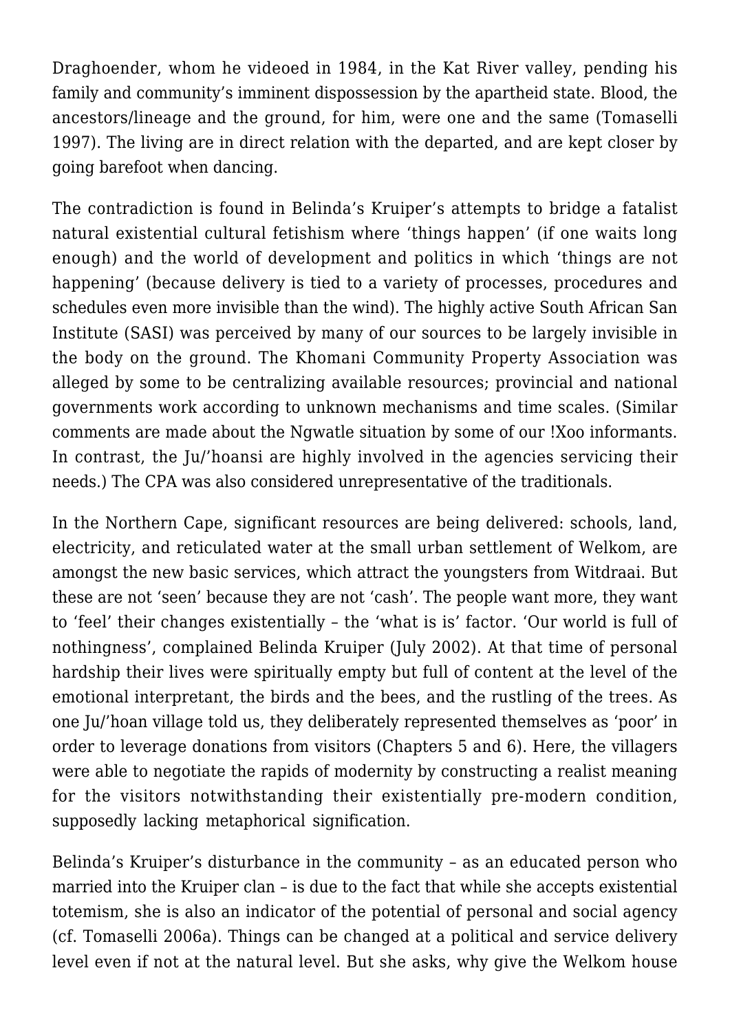Draghoender, whom he videoed in 1984, in the Kat River valley, pending his family and community's imminent dispossession by the apartheid state. Blood, the ancestors/lineage and the ground, for him, were one and the same (Tomaselli 1997). The living are in direct relation with the departed, and are kept closer by going barefoot when dancing.

The contradiction is found in Belinda's Kruiper's attempts to bridge a fatalist natural existential cultural fetishism where 'things happen' (if one waits long enough) and the world of development and politics in which 'things are not happening' (because delivery is tied to a variety of processes, procedures and schedules even more invisible than the wind). The highly active South African San Institute (SASI) was perceived by many of our sources to be largely invisible in the body on the ground. The Khomani Community Property Association was alleged by some to be centralizing available resources; provincial and national governments work according to unknown mechanisms and time scales. (Similar comments are made about the Ngwatle situation by some of our !Xoo informants. In contrast, the Ju/'hoansi are highly involved in the agencies servicing their needs.) The CPA was also considered unrepresentative of the traditionals.

In the Northern Cape, significant resources are being delivered: schools, land, electricity, and reticulated water at the small urban settlement of Welkom, are amongst the new basic services, which attract the youngsters from Witdraai. But these are not 'seen' because they are not 'cash'. The people want more, they want to 'feel' their changes existentially – the 'what is is' factor. 'Our world is full of nothingness', complained Belinda Kruiper (July 2002). At that time of personal hardship their lives were spiritually empty but full of content at the level of the emotional interpretant, the birds and the bees, and the rustling of the trees. As one Ju/'hoan village told us, they deliberately represented themselves as 'poor' in order to leverage donations from visitors (Chapters 5 and 6). Here, the villagers were able to negotiate the rapids of modernity by constructing a realist meaning for the visitors notwithstanding their existentially pre-modern condition, supposedly lacking metaphorical signification.

Belinda's Kruiper's disturbance in the community – as an educated person who married into the Kruiper clan – is due to the fact that while she accepts existential totemism, she is also an indicator of the potential of personal and social agency (cf. Tomaselli 2006a). Things can be changed at a political and service delivery level even if not at the natural level. But she asks, why give the Welkom house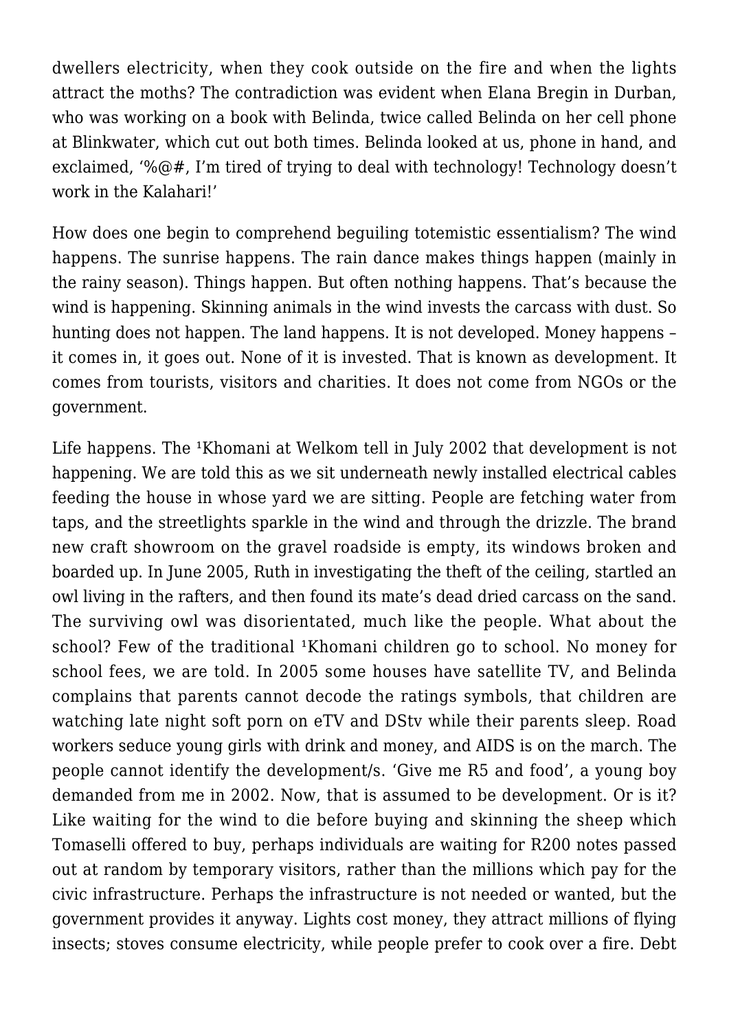dwellers electricity, when they cook outside on the fire and when the lights attract the moths? The contradiction was evident when Elana Bregin in Durban, who was working on a book with Belinda, twice called Belinda on her cell phone at Blinkwater, which cut out both times. Belinda looked at us, phone in hand, and exclaimed, '%@#, I'm tired of trying to deal with technology! Technology doesn't work in the Kalahari!'

How does one begin to comprehend beguiling totemistic essentialism? The wind happens. The sunrise happens. The rain dance makes things happen (mainly in the rainy season). Things happen. But often nothing happens. That's because the wind is happening. Skinning animals in the wind invests the carcass with dust. So hunting does not happen. The land happens. It is not developed. Money happens – it comes in, it goes out. None of it is invested. That is known as development. It comes from tourists, visitors and charities. It does not come from NGOs or the government.

Life happens. The ǂKhomani at Welkom tell in July 2002 that development is not happening. We are told this as we sit underneath newly installed electrical cables feeding the house in whose yard we are sitting. People are fetching water from taps, and the streetlights sparkle in the wind and through the drizzle. The brand new craft showroom on the gravel roadside is empty, its windows broken and boarded up. In June 2005, Ruth in investigating the theft of the ceiling, startled an owl living in the rafters, and then found its mate's dead dried carcass on the sand. The surviving owl was disorientated, much like the people. What about the school? Few of the traditional ǂKhomani children go to school. No money for school fees, we are told. In 2005 some houses have satellite TV, and Belinda complains that parents cannot decode the ratings symbols, that children are watching late night soft porn on eTV and DStv while their parents sleep. Road workers seduce young girls with drink and money, and AIDS is on the march. The people cannot identify the development/s. 'Give me R5 and food', a young boy demanded from me in 2002. Now, that is assumed to be development. Or is it? Like waiting for the wind to die before buying and skinning the sheep which Tomaselli offered to buy, perhaps individuals are waiting for R200 notes passed out at random by temporary visitors, rather than the millions which pay for the civic infrastructure. Perhaps the infrastructure is not needed or wanted, but the government provides it anyway. Lights cost money, they attract millions of flying insects; stoves consume electricity, while people prefer to cook over a fire. Debt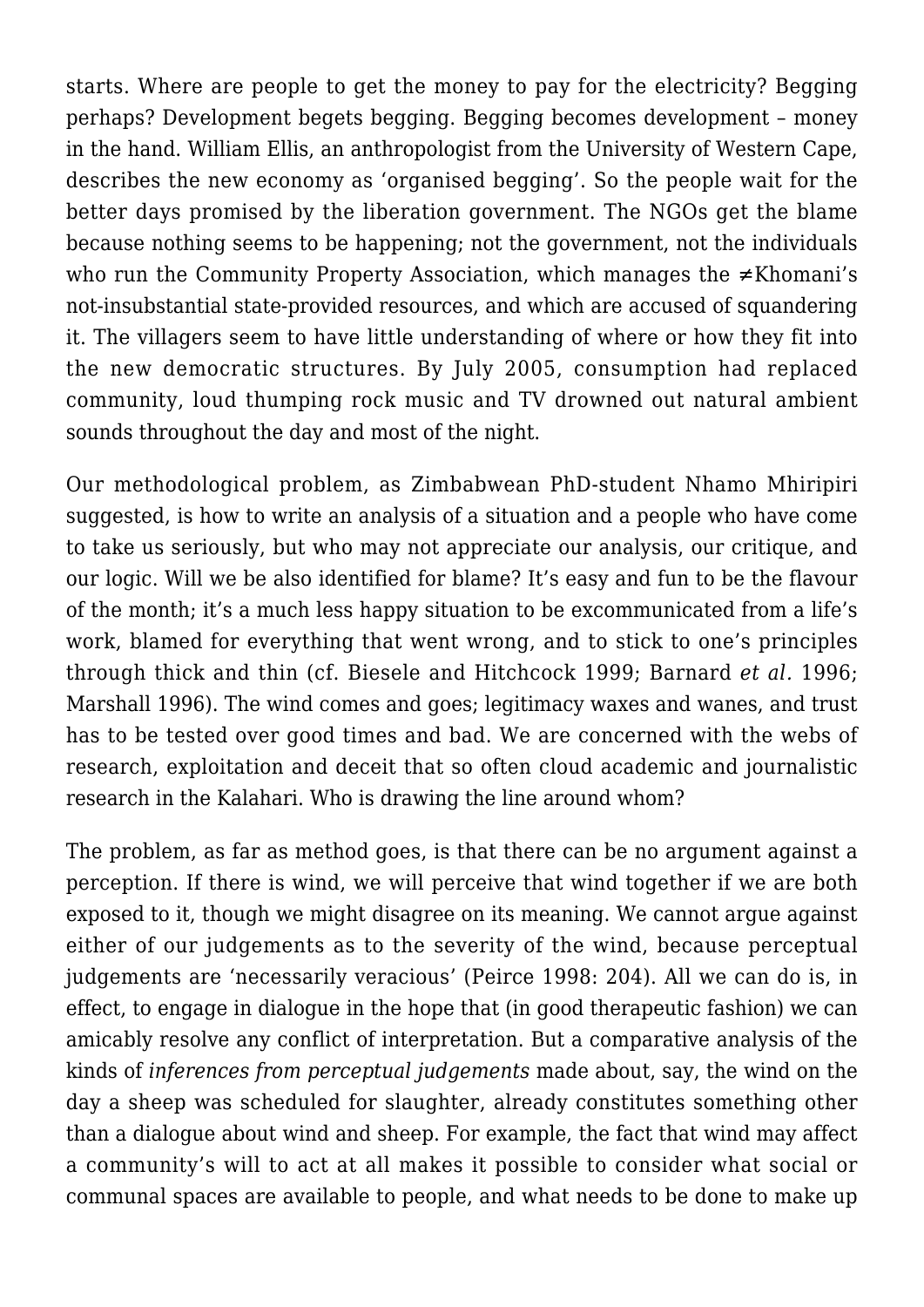starts. Where are people to get the money to pay for the electricity? Begging perhaps? Development begets begging. Begging becomes development – money in the hand. William Ellis, an anthropologist from the University of Western Cape, describes the new economy as 'organised begging'. So the people wait for the better days promised by the liberation government. The NGOs get the blame because nothing seems to be happening; not the government, not the individuals who run the Community Property Association, which manages the ≠Khomani's not-insubstantial state-provided resources, and which are accused of squandering it. The villagers seem to have little understanding of where or how they fit into the new democratic structures. By July 2005, consumption had replaced community, loud thumping rock music and TV drowned out natural ambient sounds throughout the day and most of the night.

Our methodological problem, as Zimbabwean PhD-student Nhamo Mhiripiri suggested, is how to write an analysis of a situation and a people who have come to take us seriously, but who may not appreciate our analysis, our critique, and our logic. Will we be also identified for blame? It's easy and fun to be the flavour of the month; it's a much less happy situation to be excommunicated from a life's work, blamed for everything that went wrong, and to stick to one's principles through thick and thin (cf. Biesele and Hitchcock 1999; Barnard *et al.* 1996; Marshall 1996). The wind comes and goes; legitimacy waxes and wanes, and trust has to be tested over good times and bad. We are concerned with the webs of research, exploitation and deceit that so often cloud academic and journalistic research in the Kalahari. Who is drawing the line around whom?

The problem, as far as method goes, is that there can be no argument against a perception. If there is wind, we will perceive that wind together if we are both exposed to it, though we might disagree on its meaning. We cannot argue against either of our judgements as to the severity of the wind, because perceptual judgements are 'necessarily veracious' (Peirce 1998: 204). All we can do is, in effect, to engage in dialogue in the hope that (in good therapeutic fashion) we can amicably resolve any conflict of interpretation. But a comparative analysis of the kinds of *inferences from perceptual judgements* made about, say, the wind on the day a sheep was scheduled for slaughter, already constitutes something other than a dialogue about wind and sheep. For example, the fact that wind may affect a community's will to act at all makes it possible to consider what social or communal spaces are available to people, and what needs to be done to make up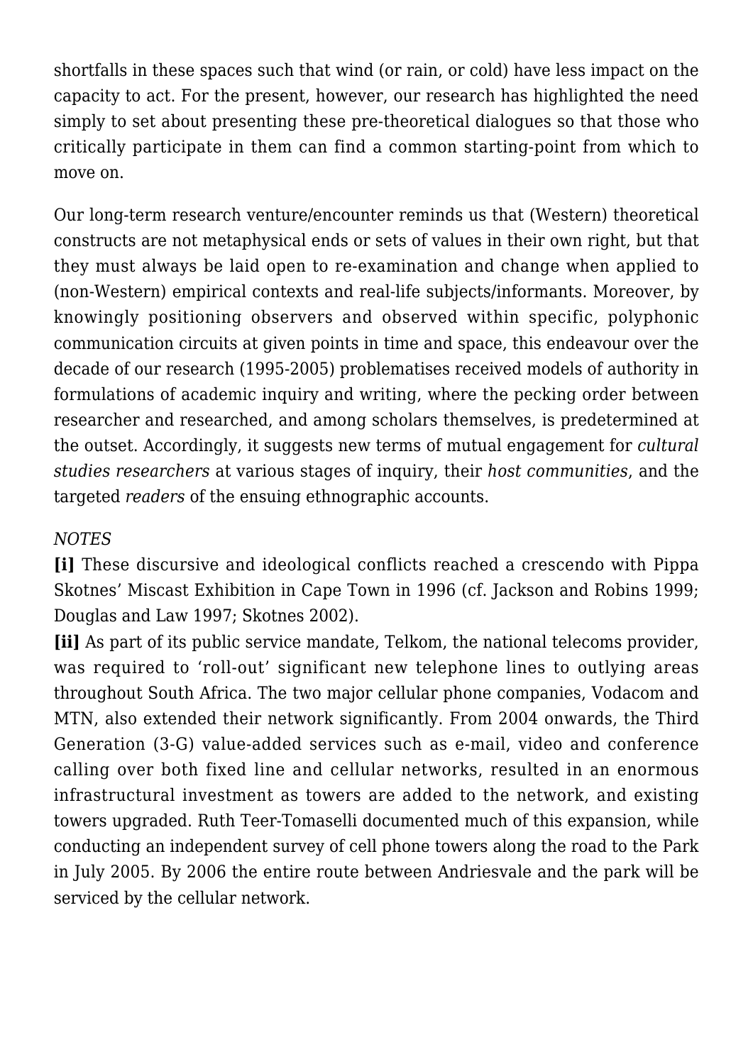shortfalls in these spaces such that wind (or rain, or cold) have less impact on the capacity to act. For the present, however, our research has highlighted the need simply to set about presenting these pre-theoretical dialogues so that those who critically participate in them can find a common starting-point from which to move on.

Our long-term research venture/encounter reminds us that (Western) theoretical constructs are not metaphysical ends or sets of values in their own right, but that they must always be laid open to re-examination and change when applied to (non-Western) empirical contexts and real-life subjects/informants. Moreover, by knowingly positioning observers and observed within specific, polyphonic communication circuits at given points in time and space, this endeavour over the decade of our research (1995-2005) problematises received models of authority in formulations of academic inquiry and writing, where the pecking order between researcher and researched, and among scholars themselves, is predetermined at the outset. Accordingly, it suggests new terms of mutual engagement for *cultural studies researchers* at various stages of inquiry, their *host communities*, and the targeted *readers* of the ensuing ethnographic accounts.

*NOTES*

**[i]** These discursive and ideological conflicts reached a crescendo with Pippa Skotnes' Miscast Exhibition in Cape Town in 1996 (cf. Jackson and Robins 1999; Douglas and Law 1997; Skotnes 2002).

**[ii]** As part of its public service mandate, Telkom, the national telecoms provider, was required to 'roll-out' significant new telephone lines to outlying areas throughout South Africa. The two major cellular phone companies, Vodacom and MTN, also extended their network significantly. From 2004 onwards, the Third Generation (3-G) value-added services such as e-mail, video and conference calling over both fixed line and cellular networks, resulted in an enormous infrastructural investment as towers are added to the network, and existing towers upgraded. Ruth Teer-Tomaselli documented much of this expansion, while conducting an independent survey of cell phone towers along the road to the Park in July 2005. By 2006 the entire route between Andriesvale and the park will be serviced by the cellular network.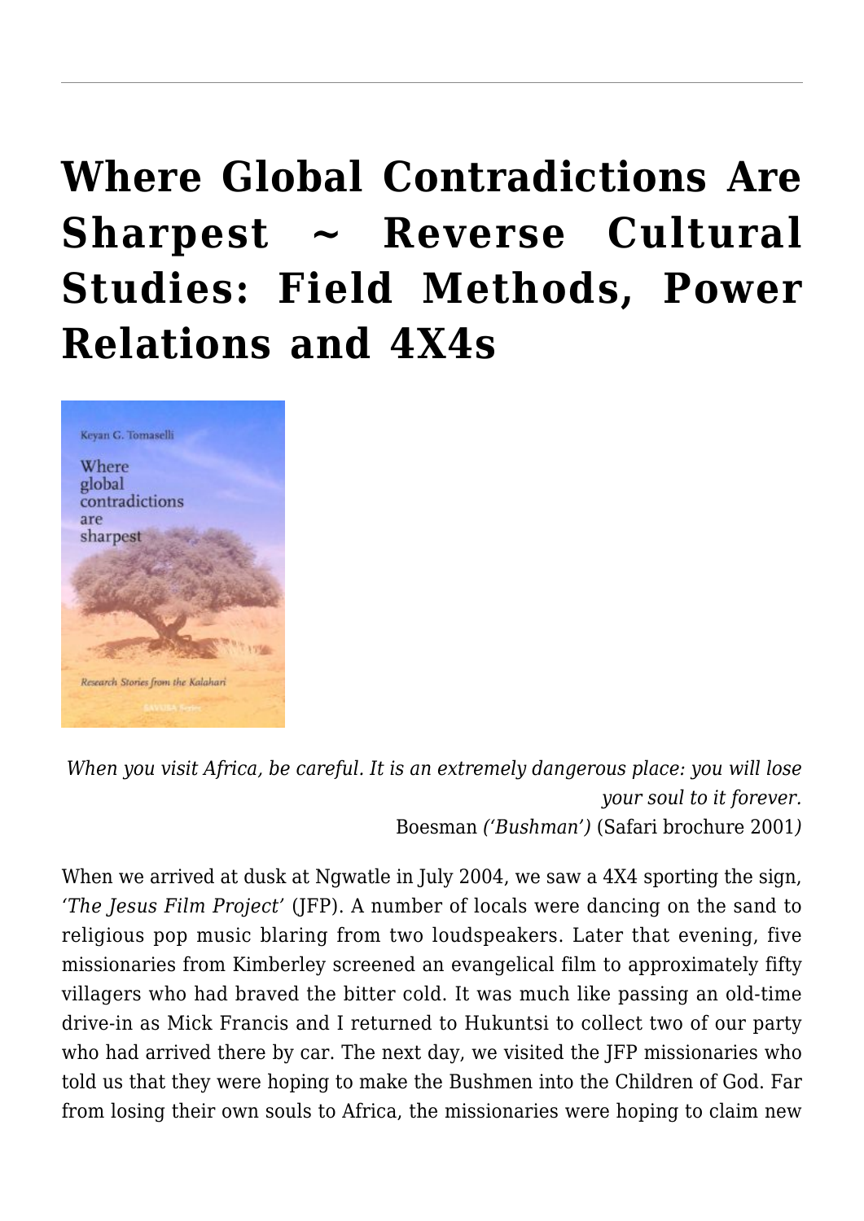# Where Global Contradictions Are Sharpest ~ Reverse Cultural Studies: Field Methods, Power Relations and 4X4s

*When you visit Africa, be careful. It is an extremely dangerous place: you will lose your soul to it forever.*
Boesman *('Bushman')* (Safari brochure 2001*)*

When we arrived at dusk at Ngwatle in July 2004, we saw a 4X4 sporting the sign, *'The Jesus Film Project'* (JFP). A number of locals were dancing on the sand to religious pop music blaring from two loudspeakers. Later that evening, five missionaries from Kimberley screened an evangelical film to approximately fifty villagers who had braved the bitter cold. It was much like passing an old-time drive-in as Mick Francis and I returned to Hukuntsi to collect two of our party who had arrived there by car. The next day, we visited the JFP missionaries who told us that they were hoping to make the Bushmen into the Children of God. Far from losing their own souls to Africa, the missionaries were hoping to claim new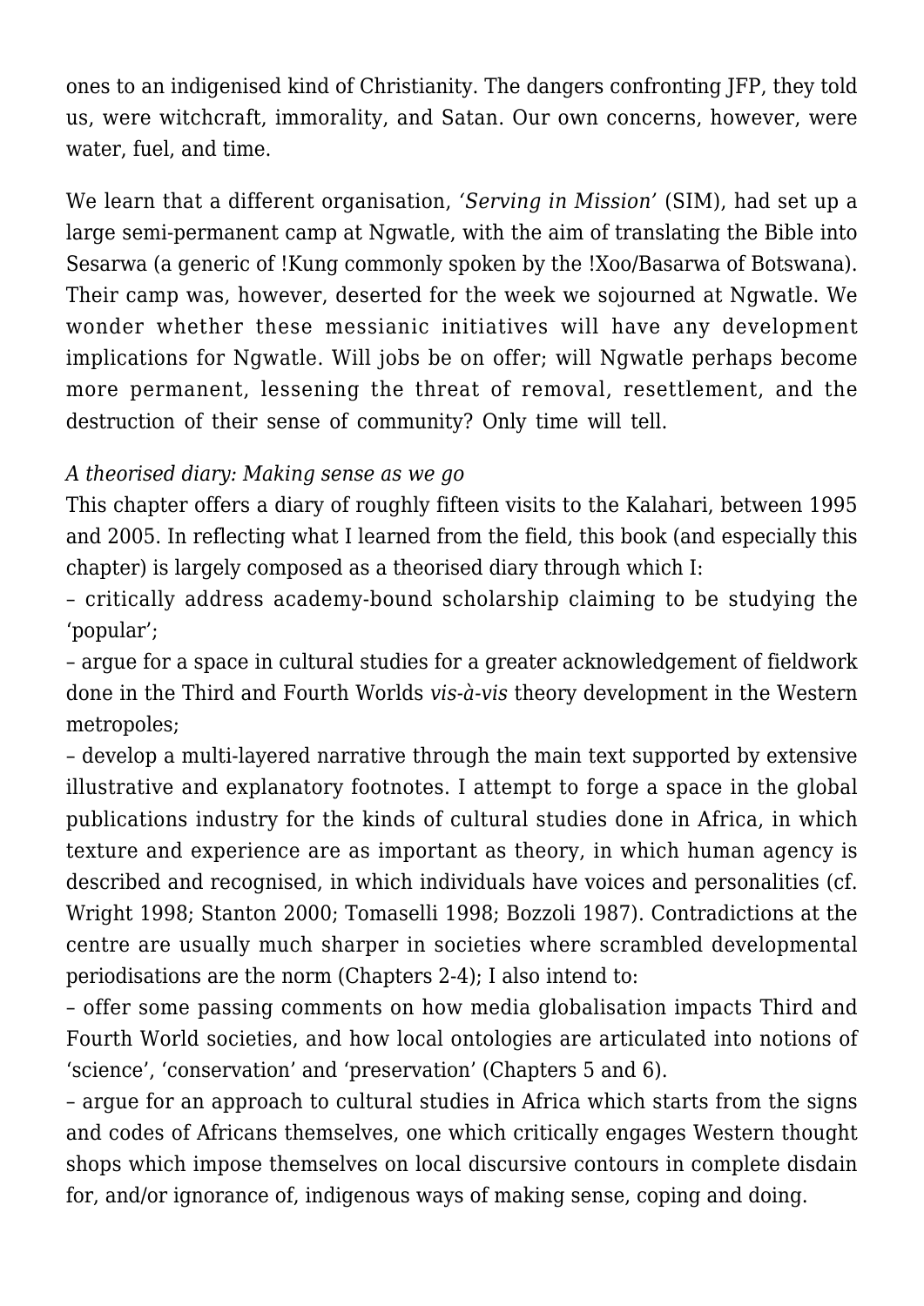ones to an indigenised kind of Christianity. The dangers confronting JFP, they told us, were witchcraft, immorality, and Satan. Our own concerns, however, were water, fuel, and time.

We learn that a different organisation, *'Serving in Mission'* (SIM), had set up a large semi-permanent camp at Ngwatle, with the aim of translating the Bible into Sesarwa (a generic of !Kung commonly spoken by the !Xoo/Basarwa of Botswana). Their camp was, however, deserted for the week we sojourned at Ngwatle. We wonder whether these messianic initiatives will have any development implications for Ngwatle. Will jobs be on offer; will Ngwatle perhaps become more permanent, lessening the threat of removal, resettlement, and the destruction of their sense of community? Only time will tell.

*A theorised diary: Making sense as we go*

This chapter offers a diary of roughly fifteen visits to the Kalahari, between 1995 and 2005. In reflecting what I learned from the field, this book (and especially this chapter) is largely composed as a theorised diary through which I:

– critically address academy-bound scholarship claiming to be studying the 'popular';

– argue for a space in cultural studies for a greater acknowledgement of fieldwork done in the Third and Fourth Worlds *vis-à-vis* theory development in the Western metropoles;

– develop a multi-layered narrative through the main text supported by extensive illustrative and explanatory footnotes. I attempt to forge a space in the global publications industry for the kinds of cultural studies done in Africa, in which texture and experience are as important as theory, in which human agency is described and recognised, in which individuals have voices and personalities (cf. Wright 1998; Stanton 2000; Tomaselli 1998; Bozzoli 1987). Contradictions at the centre are usually much sharper in societies where scrambled developmental periodisations are the norm (Chapters 2-4); I also intend to:

– offer some passing comments on how media globalisation impacts Third and Fourth World societies, and how local ontologies are articulated into notions of 'science', 'conservation' and 'preservation' (Chapters 5 and 6).

– argue for an approach to cultural studies in Africa which starts from the signs and codes of Africans themselves, one which critically engages Western thought shops which impose themselves on local discursive contours in complete disdain for, and/or ignorance of, indigenous ways of making sense, coping and doing.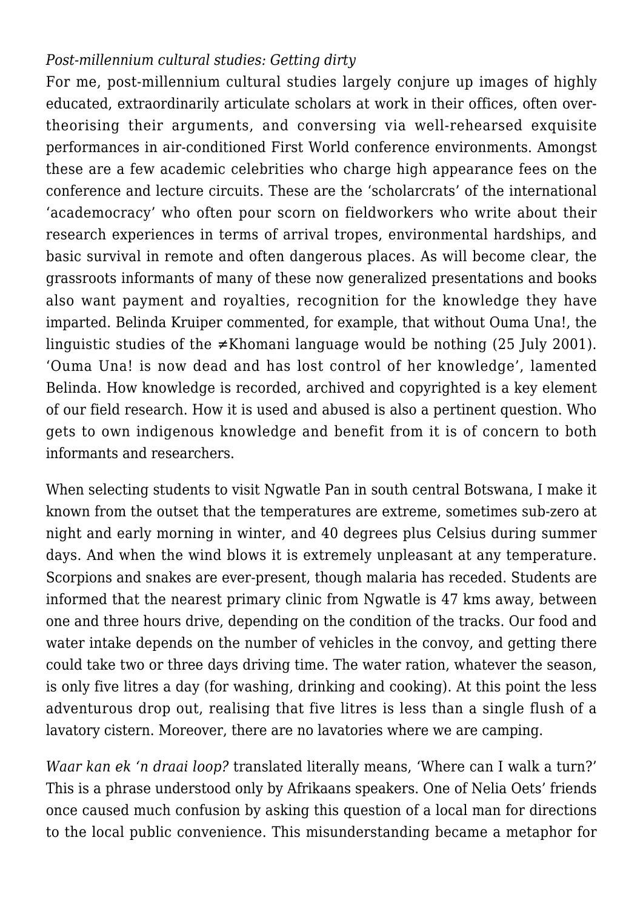*Post-millennium cultural studies: Getting dirty*

For me, post-millennium cultural studies largely conjure up images of highly educated, extraordinarily articulate scholars at work in their offices, often over-theorising their arguments, and conversing via well-rehearsed exquisite performances in air-conditioned First World conference environments. Amongst these are a few academic celebrities who charge high appearance fees on the conference and lecture circuits. These are the 'scholarcrats' of the international 'academocracy' who often pour scorn on fieldworkers who write about their research experiences in terms of arrival tropes, environmental hardships, and basic survival in remote and often dangerous places. As will become clear, the grassroots informants of many of these now generalized presentations and books also want payment and royalties, recognition for the knowledge they have imparted. Belinda Kruiper commented, for example, that without Ouma Una!, the linguistic studies of the ≠Khomani language would be nothing (25 July 2001). 'Ouma Una! is now dead and has lost control of her knowledge', lamented Belinda. How knowledge is recorded, archived and copyrighted is a key element of our field research. How it is used and abused is also a pertinent question. Who gets to own indigenous knowledge and benefit from it is of concern to both informants and researchers.

When selecting students to visit Ngwatle Pan in south central Botswana, I make it known from the outset that the temperatures are extreme, sometimes sub-zero at night and early morning in winter, and 40 degrees plus Celsius during summer days. And when the wind blows it is extremely unpleasant at any temperature. Scorpions and snakes are ever-present, though malaria has receded. Students are informed that the nearest primary clinic from Ngwatle is 47 kms away, between one and three hours drive, depending on the condition of the tracks. Our food and water intake depends on the number of vehicles in the convoy, and getting there could take two or three days driving time. The water ration, whatever the season, is only five litres a day (for washing, drinking and cooking). At this point the less adventurous drop out, realising that five litres is less than a single flush of a lavatory cistern. Moreover, there are no lavatories where we are camping.

*Waar kan ek 'n draai loop?* translated literally means, 'Where can I walk a turn?' This is a phrase understood only by Afrikaans speakers. One of Nelia Oets' friends once caused much confusion by asking this question of a local man for directions to the local public convenience. This misunderstanding became a metaphor for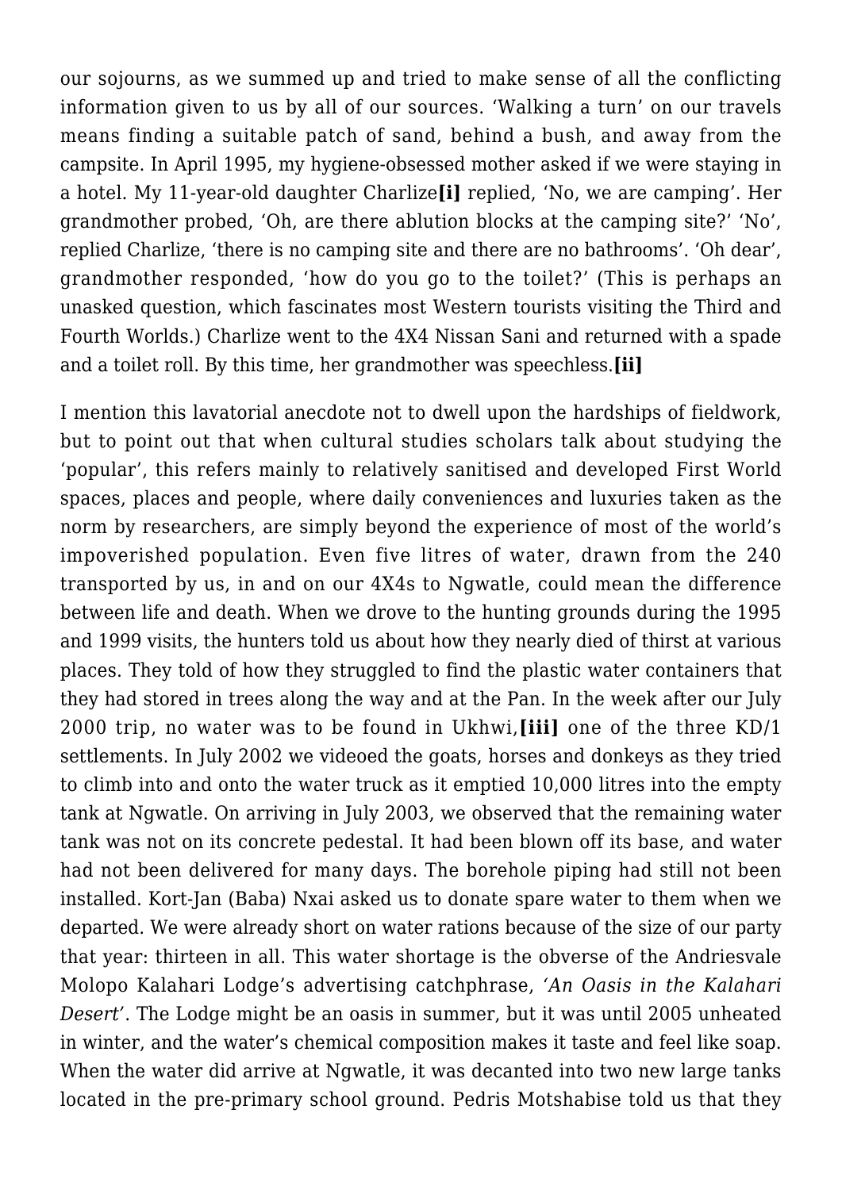our sojourns, as we summed up and tried to make sense of all the conflicting information given to us by all of our sources. 'Walking a turn' on our travels means finding a suitable patch of sand, behind a bush, and away from the campsite. In April 1995, my hygiene-obsessed mother asked if we were staying in a hotel. My 11-year-old daughter Charlize**[i]** replied, 'No, we are camping'. Her grandmother probed, 'Oh, are there ablution blocks at the camping site?' 'No', replied Charlize, 'there is no camping site and there are no bathrooms'. 'Oh dear', grandmother responded, 'how do you go to the toilet?' (This is perhaps an unasked question, which fascinates most Western tourists visiting the Third and Fourth Worlds.) Charlize went to the 4X4 Nissan Sani and returned with a spade and a toilet roll. By this time, her grandmother was speechless.**[ii]**

I mention this lavatorial anecdote not to dwell upon the hardships of fieldwork, but to point out that when cultural studies scholars talk about studying the 'popular', this refers mainly to relatively sanitised and developed First World spaces, places and people, where daily conveniences and luxuries taken as the norm by researchers, are simply beyond the experience of most of the world's impoverished population. Even five litres of water, drawn from the 240 transported by us, in and on our 4X4s to Ngwatle, could mean the difference between life and death. When we drove to the hunting grounds during the 1995 and 1999 visits, the hunters told us about how they nearly died of thirst at various places. They told of how they struggled to find the plastic water containers that they had stored in trees along the way and at the Pan. In the week after our July 2000 trip, no water was to be found in Ukhwi,**[iii]** one of the three KD/1 settlements. In July 2002 we videoed the goats, horses and donkeys as they tried to climb into and onto the water truck as it emptied 10,000 litres into the empty tank at Ngwatle. On arriving in July 2003, we observed that the remaining water tank was not on its concrete pedestal. It had been blown off its base, and water had not been delivered for many days. The borehole piping had still not been installed. Kort-Jan (Baba) Nxai asked us to donate spare water to them when we departed. We were already short on water rations because of the size of our party that year: thirteen in all. This water shortage is the obverse of the Andriesvale Molopo Kalahari Lodge's advertising catchphrase, *'An Oasis in the Kalahari Desert'*. The Lodge might be an oasis in summer, but it was until 2005 unheated in winter, and the water's chemical composition makes it taste and feel like soap. When the water did arrive at Ngwatle, it was decanted into two new large tanks located in the pre-primary school ground. Pedris Motshabise told us that they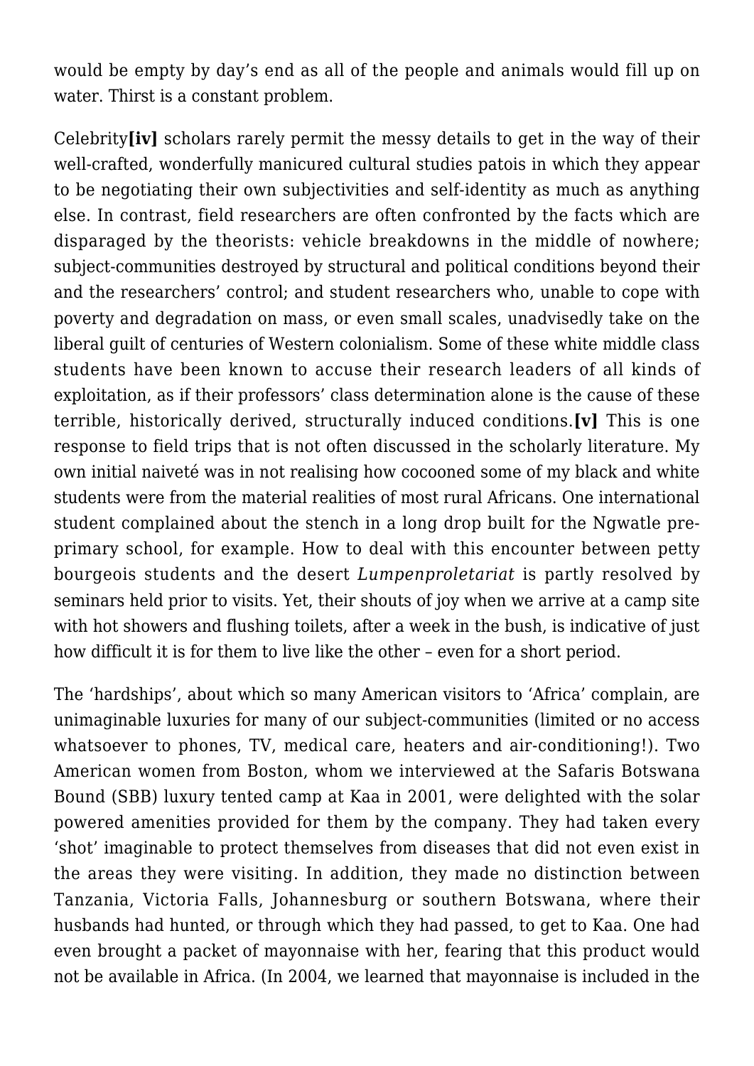would be empty by day's end as all of the people and animals would fill up on water. Thirst is a constant problem.

Celebrity**[iv]** scholars rarely permit the messy details to get in the way of their well-crafted, wonderfully manicured cultural studies patois in which they appear to be negotiating their own subjectivities and self-identity as much as anything else. In contrast, field researchers are often confronted by the facts which are disparaged by the theorists: vehicle breakdowns in the middle of nowhere; subject-communities destroyed by structural and political conditions beyond their and the researchers' control; and student researchers who, unable to cope with poverty and degradation on mass, or even small scales, unadvisedly take on the liberal guilt of centuries of Western colonialism. Some of these white middle class students have been known to accuse their research leaders of all kinds of exploitation, as if their professors' class determination alone is the cause of these terrible, historically derived, structurally induced conditions.**[v]** This is one response to field trips that is not often discussed in the scholarly literature. My own initial naiveté was in not realising how cocooned some of my black and white students were from the material realities of most rural Africans. One international student complained about the stench in a long drop built for the Ngwatle pre-primary school, for example. How to deal with this encounter between petty bourgeois students and the desert *Lumpenproletariat* is partly resolved by seminars held prior to visits. Yet, their shouts of joy when we arrive at a camp site with hot showers and flushing toilets, after a week in the bush, is indicative of just how difficult it is for them to live like the other – even for a short period.

The 'hardships', about which so many American visitors to 'Africa' complain, are unimaginable luxuries for many of our subject-communities (limited or no access whatsoever to phones, TV, medical care, heaters and air-conditioning!). Two American women from Boston, whom we interviewed at the Safaris Botswana Bound (SBB) luxury tented camp at Kaa in 2001, were delighted with the solar powered amenities provided for them by the company. They had taken every 'shot' imaginable to protect themselves from diseases that did not even exist in the areas they were visiting. In addition, they made no distinction between Tanzania, Victoria Falls, Johannesburg or southern Botswana, where their husbands had hunted, or through which they had passed, to get to Kaa. One had even brought a packet of mayonnaise with her, fearing that this product would not be available in Africa. (In 2004, we learned that mayonnaise is included in the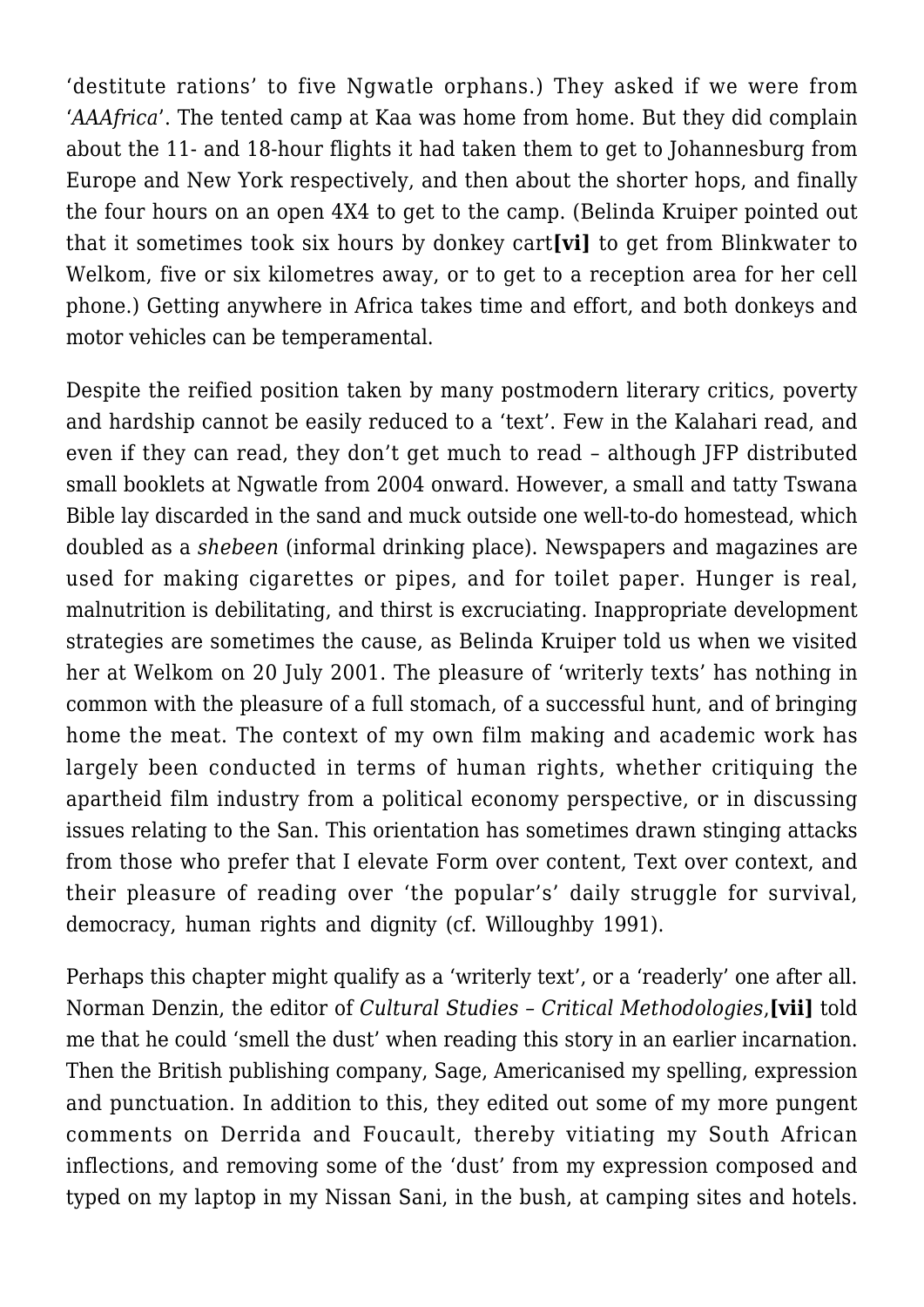'destitute rations' to five Ngwatle orphans.) They asked if we were from '*AAAfrica*'. The tented camp at Kaa was home from home. But they did complain about the 11- and 18-hour flights it had taken them to get to Johannesburg from Europe and New York respectively, and then about the shorter hops, and finally the four hours on an open 4X4 to get to the camp. (Belinda Kruiper pointed out that it sometimes took six hours by donkey cart**[vi]** to get from Blinkwater to Welkom, five or six kilometres away, or to get to a reception area for her cell phone.) Getting anywhere in Africa takes time and effort, and both donkeys and motor vehicles can be temperamental.

Despite the reified position taken by many postmodern literary critics, poverty and hardship cannot be easily reduced to a 'text'. Few in the Kalahari read, and even if they can read, they don't get much to read – although JFP distributed small booklets at Ngwatle from 2004 onward. However, a small and tatty Tswana Bible lay discarded in the sand and muck outside one well-to-do homestead, which doubled as a *shebeen* (informal drinking place). Newspapers and magazines are used for making cigarettes or pipes, and for toilet paper. Hunger is real, malnutrition is debilitating, and thirst is excruciating. Inappropriate development strategies are sometimes the cause, as Belinda Kruiper told us when we visited her at Welkom on 20 July 2001. The pleasure of 'writerly texts' has nothing in common with the pleasure of a full stomach, of a successful hunt, and of bringing home the meat. The context of my own film making and academic work has largely been conducted in terms of human rights, whether critiquing the apartheid film industry from a political economy perspective, or in discussing issues relating to the San. This orientation has sometimes drawn stinging attacks from those who prefer that I elevate Form over content, Text over context, and their pleasure of reading over 'the popular's' daily struggle for survival, democracy, human rights and dignity (cf. Willoughby 1991).

Perhaps this chapter might qualify as a 'writerly text', or a 'readerly' one after all. Norman Denzin, the editor of *Cultural Studies – Critical Methodologies*,**[vii]** told me that he could 'smell the dust' when reading this story in an earlier incarnation. Then the British publishing company, Sage, Americanised my spelling, expression and punctuation. In addition to this, they edited out some of my more pungent comments on Derrida and Foucault, thereby vitiating my South African inflections, and removing some of the 'dust' from my expression composed and typed on my laptop in my Nissan Sani, in the bush, at camping sites and hotels.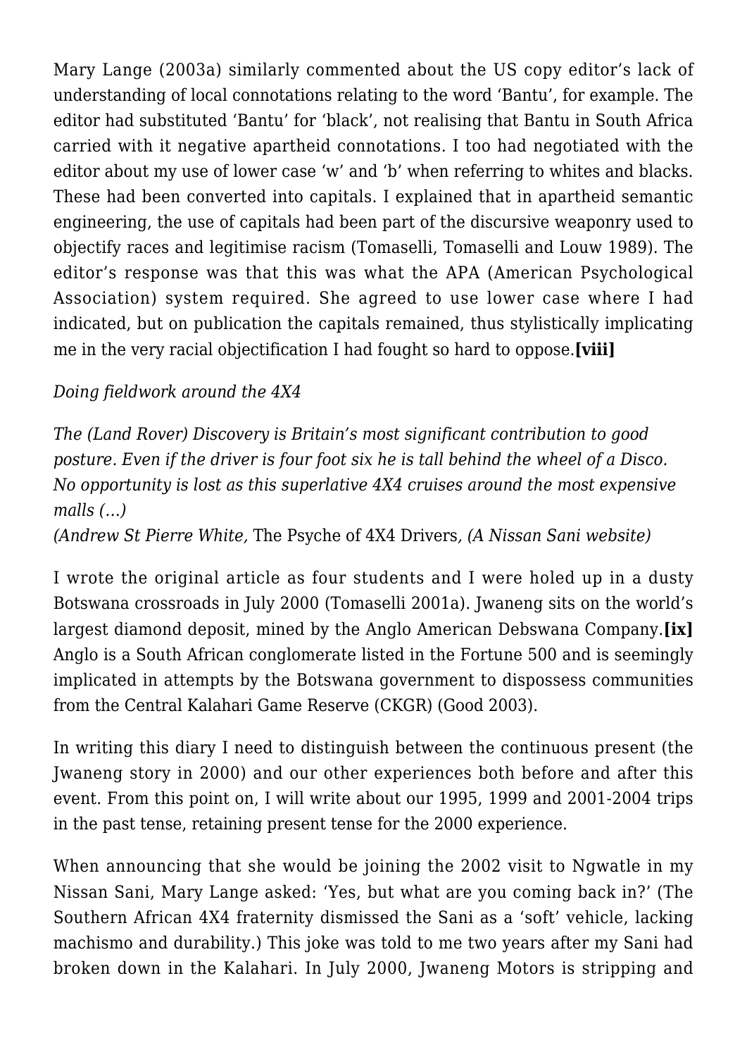Mary Lange (2003a) similarly commented about the US copy editor's lack of understanding of local connotations relating to the word 'Bantu', for example. The editor had substituted 'Bantu' for 'black', not realising that Bantu in South Africa carried with it negative apartheid connotations. I too had negotiated with the editor about my use of lower case 'w' and 'b' when referring to whites and blacks. These had been converted into capitals. I explained that in apartheid semantic engineering, the use of capitals had been part of the discursive weaponry used to objectify races and legitimise racism (Tomaselli, Tomaselli and Louw 1989). The editor's response was that this was what the APA (American Psychological Association) system required. She agreed to use lower case where I had indicated, but on publication the capitals remained, thus stylistically implicating me in the very racial objectification I had fought so hard to oppose.**[viii]**

*Doing fieldwork around the 4X4*

*The (Land Rover) Discovery is Britain's most significant contribution to good posture. Even if the driver is four foot six he is tall behind the wheel of a Disco. No opportunity is lost as this superlative 4X4 cruises around the most expensive malls (…)*
*(Andrew St Pierre White,* The Psyche of 4X4 Drivers*, (A Nissan Sani website)*

I wrote the original article as four students and I were holed up in a dusty Botswana crossroads in July 2000 (Tomaselli 2001a). Jwaneng sits on the world's largest diamond deposit, mined by the Anglo American Debswana Company.**[ix]** Anglo is a South African conglomerate listed in the Fortune 500 and is seemingly implicated in attempts by the Botswana government to dispossess communities from the Central Kalahari Game Reserve (CKGR) (Good 2003).

In writing this diary I need to distinguish between the continuous present (the Jwaneng story in 2000) and our other experiences both before and after this event. From this point on, I will write about our 1995, 1999 and 2001-2004 trips in the past tense, retaining present tense for the 2000 experience.

When announcing that she would be joining the 2002 visit to Ngwatle in my Nissan Sani, Mary Lange asked: 'Yes, but what are you coming back in?' (The Southern African 4X4 fraternity dismissed the Sani as a 'soft' vehicle, lacking machismo and durability.) This joke was told to me two years after my Sani had broken down in the Kalahari. In July 2000, Jwaneng Motors is stripping and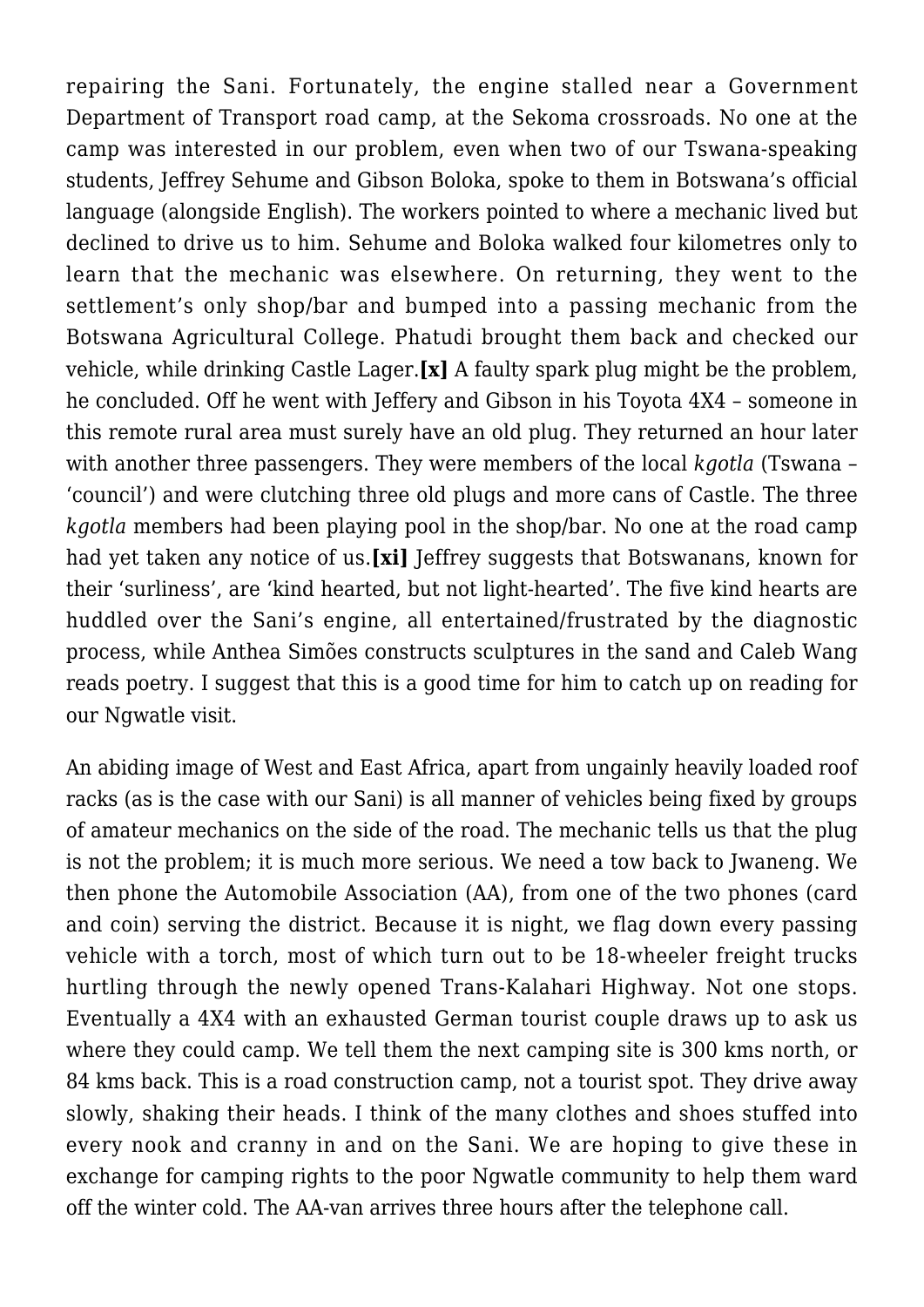repairing the Sani. Fortunately, the engine stalled near a Government Department of Transport road camp, at the Sekoma crossroads. No one at the camp was interested in our problem, even when two of our Tswana-speaking students, Jeffrey Sehume and Gibson Boloka, spoke to them in Botswana's official language (alongside English). The workers pointed to where a mechanic lived but declined to drive us to him. Sehume and Boloka walked four kilometres only to learn that the mechanic was elsewhere. On returning, they went to the settlement's only shop/bar and bumped into a passing mechanic from the Botswana Agricultural College. Phatudi brought them back and checked our vehicle, while drinking Castle Lager.**[x]** A faulty spark plug might be the problem, he concluded. Off he went with Jeffery and Gibson in his Toyota 4X4 – someone in this remote rural area must surely have an old plug. They returned an hour later with another three passengers. They were members of the local *kgotla* (Tswana – 'council') and were clutching three old plugs and more cans of Castle. The three *kgotla* members had been playing pool in the shop/bar. No one at the road camp had yet taken any notice of us.**[xi]** Jeffrey suggests that Botswanans, known for their 'surliness', are 'kind hearted, but not light-hearted'. The five kind hearts are huddled over the Sani's engine, all entertained/frustrated by the diagnostic process, while Anthea Simões constructs sculptures in the sand and Caleb Wang reads poetry. I suggest that this is a good time for him to catch up on reading for our Ngwatle visit.

An abiding image of West and East Africa, apart from ungainly heavily loaded roof racks (as is the case with our Sani) is all manner of vehicles being fixed by groups of amateur mechanics on the side of the road. The mechanic tells us that the plug is not the problem; it is much more serious. We need a tow back to Jwaneng. We then phone the Automobile Association (AA), from one of the two phones (card and coin) serving the district. Because it is night, we flag down every passing vehicle with a torch, most of which turn out to be 18-wheeler freight trucks hurtling through the newly opened Trans-Kalahari Highway. Not one stops. Eventually a 4X4 with an exhausted German tourist couple draws up to ask us where they could camp. We tell them the next camping site is 300 kms north, or 84 kms back. This is a road construction camp, not a tourist spot. They drive away slowly, shaking their heads. I think of the many clothes and shoes stuffed into every nook and cranny in and on the Sani. We are hoping to give these in exchange for camping rights to the poor Ngwatle community to help them ward off the winter cold. The AA-van arrives three hours after the telephone call.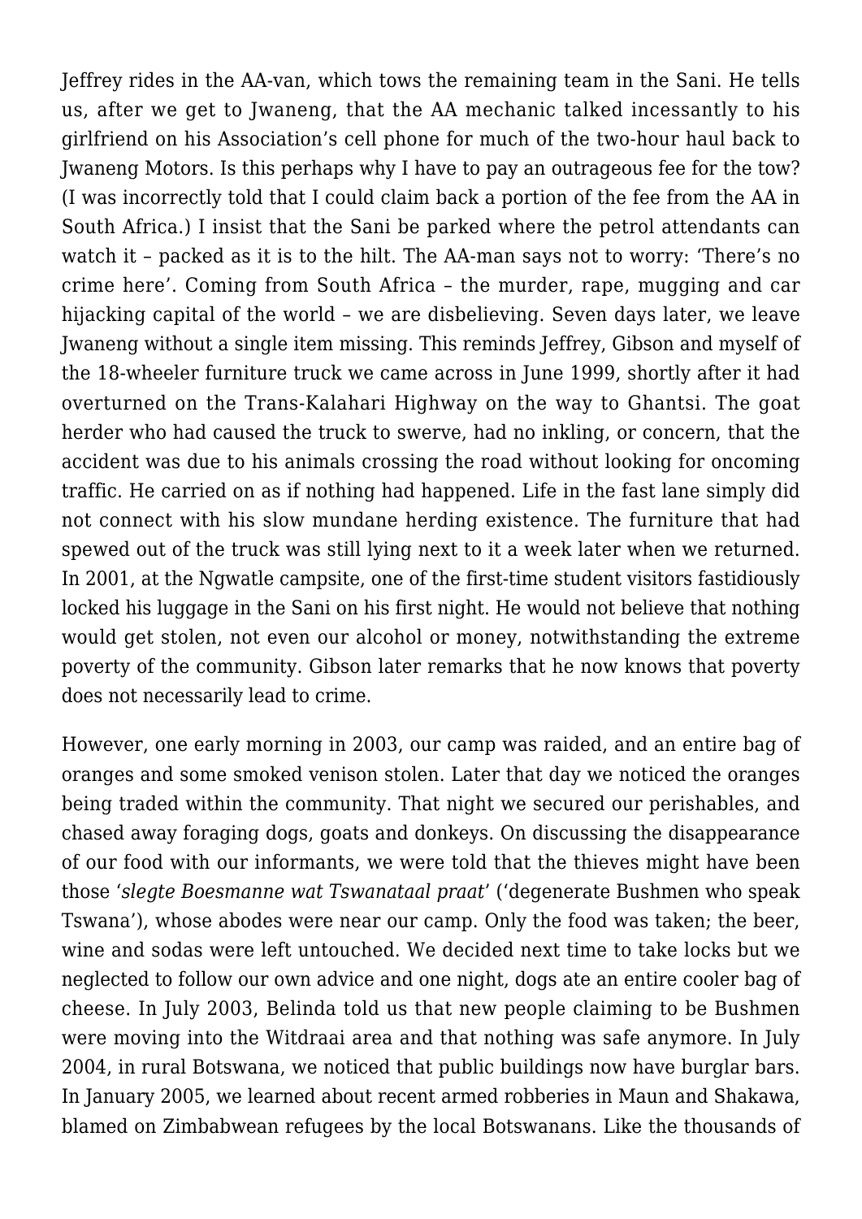Jeffrey rides in the AA-van, which tows the remaining team in the Sani. He tells us, after we get to Jwaneng, that the AA mechanic talked incessantly to his girlfriend on his Association's cell phone for much of the two-hour haul back to Jwaneng Motors. Is this perhaps why I have to pay an outrageous fee for the tow? (I was incorrectly told that I could claim back a portion of the fee from the AA in South Africa.) I insist that the Sani be parked where the petrol attendants can watch it – packed as it is to the hilt. The AA-man says not to worry: 'There's no crime here'. Coming from South Africa – the murder, rape, mugging and car hijacking capital of the world – we are disbelieving. Seven days later, we leave Jwaneng without a single item missing. This reminds Jeffrey, Gibson and myself of the 18-wheeler furniture truck we came across in June 1999, shortly after it had overturned on the Trans-Kalahari Highway on the way to Ghantsi. The goat herder who had caused the truck to swerve, had no inkling, or concern, that the accident was due to his animals crossing the road without looking for oncoming traffic. He carried on as if nothing had happened. Life in the fast lane simply did not connect with his slow mundane herding existence. The furniture that had spewed out of the truck was still lying next to it a week later when we returned. In 2001, at the Ngwatle campsite, one of the first-time student visitors fastidiously locked his luggage in the Sani on his first night. He would not believe that nothing would get stolen, not even our alcohol or money, notwithstanding the extreme poverty of the community. Gibson later remarks that he now knows that poverty does not necessarily lead to crime.

However, one early morning in 2003, our camp was raided, and an entire bag of oranges and some smoked venison stolen. Later that day we noticed the oranges being traded within the community. That night we secured our perishables, and chased away foraging dogs, goats and donkeys. On discussing the disappearance of our food with our informants, we were told that the thieves might have been those '*slegte Boesmanne wat Tswanataal praat*' ('degenerate Bushmen who speak Tswana'), whose abodes were near our camp. Only the food was taken; the beer, wine and sodas were left untouched. We decided next time to take locks but we neglected to follow our own advice and one night, dogs ate an entire cooler bag of cheese. In July 2003, Belinda told us that new people claiming to be Bushmen were moving into the Witdraai area and that nothing was safe anymore. In July 2004, in rural Botswana, we noticed that public buildings now have burglar bars. In January 2005, we learned about recent armed robberies in Maun and Shakawa, blamed on Zimbabwean refugees by the local Botswanans. Like the thousands of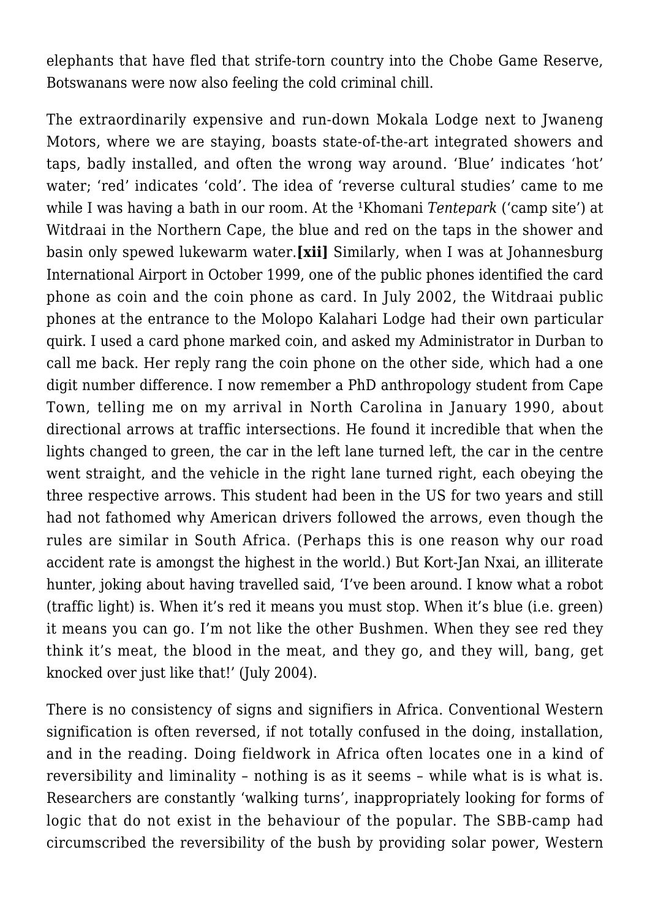elephants that have fled that strife-torn country into the Chobe Game Reserve, Botswanans were now also feeling the cold criminal chill.

The extraordinarily expensive and run-down Mokala Lodge next to Jwaneng Motors, where we are staying, boasts state-of-the-art integrated showers and taps, badly installed, and often the wrong way around. 'Blue' indicates 'hot' water; 'red' indicates 'cold'. The idea of 'reverse cultural studies' came to me while I was having a bath in our room. At the ǂKhomani *Tentepark* ('camp site') at Witdraai in the Northern Cape, the blue and red on the taps in the shower and basin only spewed lukewarm water.**[xii]** Similarly, when I was at Johannesburg International Airport in October 1999, one of the public phones identified the card phone as coin and the coin phone as card. In July 2002, the Witdraai public phones at the entrance to the Molopo Kalahari Lodge had their own particular quirk. I used a card phone marked coin, and asked my Administrator in Durban to call me back. Her reply rang the coin phone on the other side, which had a one digit number difference. I now remember a PhD anthropology student from Cape Town, telling me on my arrival in North Carolina in January 1990, about directional arrows at traffic intersections. He found it incredible that when the lights changed to green, the car in the left lane turned left, the car in the centre went straight, and the vehicle in the right lane turned right, each obeying the three respective arrows. This student had been in the US for two years and still had not fathomed why American drivers followed the arrows, even though the rules are similar in South Africa. (Perhaps this is one reason why our road accident rate is amongst the highest in the world.) But Kort-Jan Nxai, an illiterate hunter, joking about having travelled said, 'I've been around. I know what a robot (traffic light) is. When it's red it means you must stop. When it's blue (i.e. green) it means you can go. I'm not like the other Bushmen. When they see red they think it's meat, the blood in the meat, and they go, and they will, bang, get knocked over just like that!' (July 2004).

There is no consistency of signs and signifiers in Africa. Conventional Western signification is often reversed, if not totally confused in the doing, installation, and in the reading. Doing fieldwork in Africa often locates one in a kind of reversibility and liminality – nothing is as it seems – while what is is what is. Researchers are constantly 'walking turns', inappropriately looking for forms of logic that do not exist in the behaviour of the popular. The SBB-camp had circumscribed the reversibility of the bush by providing solar power, Western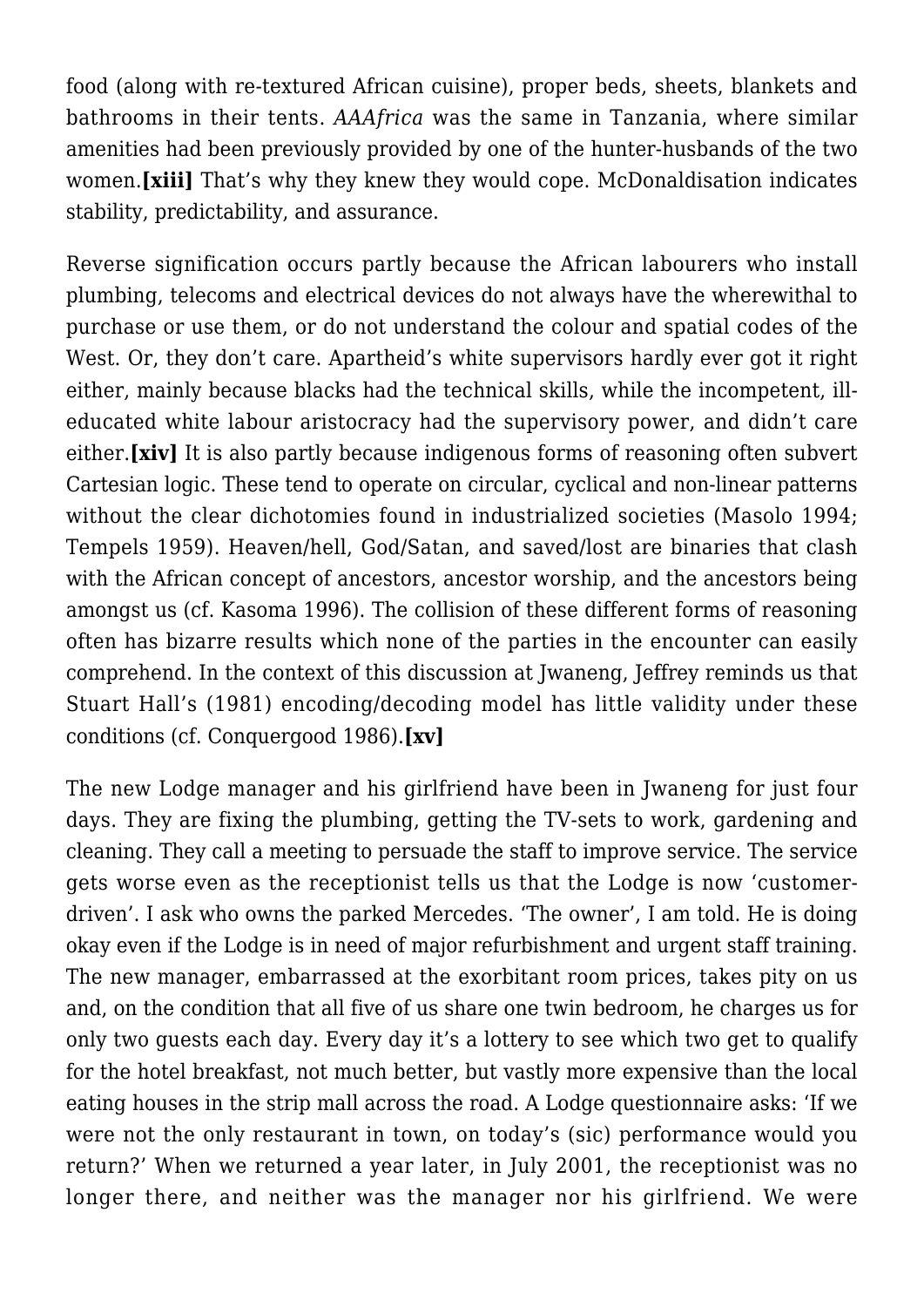food (along with re-textured African cuisine), proper beds, sheets, blankets and bathrooms in their tents. *AAAfrica* was the same in Tanzania, where similar amenities had been previously provided by one of the hunter-husbands of the two women.**[xiii]** That's why they knew they would cope. McDonaldisation indicates stability, predictability, and assurance.

Reverse signification occurs partly because the African labourers who install plumbing, telecoms and electrical devices do not always have the wherewithal to purchase or use them, or do not understand the colour and spatial codes of the West. Or, they don't care. Apartheid's white supervisors hardly ever got it right either, mainly because blacks had the technical skills, while the incompetent, ill-educated white labour aristocracy had the supervisory power, and didn't care either.**[xiv]** It is also partly because indigenous forms of reasoning often subvert Cartesian logic. These tend to operate on circular, cyclical and non-linear patterns without the clear dichotomies found in industrialized societies (Masolo 1994; Tempels 1959). Heaven/hell, God/Satan, and saved/lost are binaries that clash with the African concept of ancestors, ancestor worship, and the ancestors being amongst us (cf. Kasoma 1996). The collision of these different forms of reasoning often has bizarre results which none of the parties in the encounter can easily comprehend. In the context of this discussion at Jwaneng, Jeffrey reminds us that Stuart Hall's (1981) encoding/decoding model has little validity under these conditions (cf. Conquergood 1986).**[xv]**

The new Lodge manager and his girlfriend have been in Jwaneng for just four days. They are fixing the plumbing, getting the TV-sets to work, gardening and cleaning. They call a meeting to persuade the staff to improve service. The service gets worse even as the receptionist tells us that the Lodge is now 'customer-driven'. I ask who owns the parked Mercedes. 'The owner', I am told. He is doing okay even if the Lodge is in need of major refurbishment and urgent staff training. The new manager, embarrassed at the exorbitant room prices, takes pity on us and, on the condition that all five of us share one twin bedroom, he charges us for only two guests each day. Every day it's a lottery to see which two get to qualify for the hotel breakfast, not much better, but vastly more expensive than the local eating houses in the strip mall across the road. A Lodge questionnaire asks: 'If we were not the only restaurant in town, on today's (sic) performance would you return?' When we returned a year later, in July 2001, the receptionist was no longer there, and neither was the manager nor his girlfriend. We were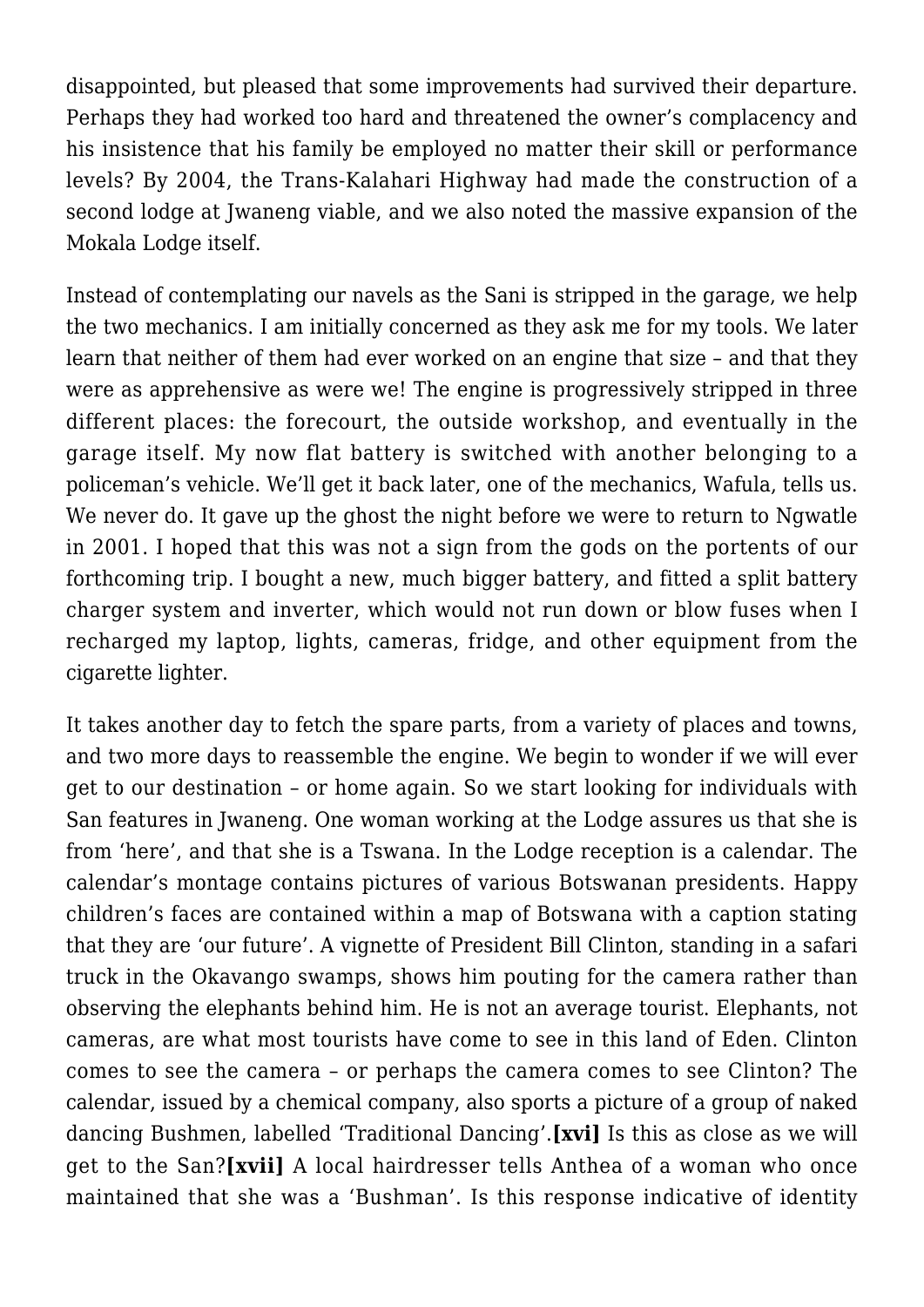disappointed, but pleased that some improvements had survived their departure. Perhaps they had worked too hard and threatened the owner's complacency and his insistence that his family be employed no matter their skill or performance levels? By 2004, the Trans-Kalahari Highway had made the construction of a second lodge at Jwaneng viable, and we also noted the massive expansion of the Mokala Lodge itself.

Instead of contemplating our navels as the Sani is stripped in the garage, we help the two mechanics. I am initially concerned as they ask me for my tools. We later learn that neither of them had ever worked on an engine that size – and that they were as apprehensive as were we! The engine is progressively stripped in three different places: the forecourt, the outside workshop, and eventually in the garage itself. My now flat battery is switched with another belonging to a policeman's vehicle. We'll get it back later, one of the mechanics, Wafula, tells us. We never do. It gave up the ghost the night before we were to return to Ngwatle in 2001. I hoped that this was not a sign from the gods on the portents of our forthcoming trip. I bought a new, much bigger battery, and fitted a split battery charger system and inverter, which would not run down or blow fuses when I recharged my laptop, lights, cameras, fridge, and other equipment from the cigarette lighter.

It takes another day to fetch the spare parts, from a variety of places and towns, and two more days to reassemble the engine. We begin to wonder if we will ever get to our destination – or home again. So we start looking for individuals with San features in Jwaneng. One woman working at the Lodge assures us that she is from 'here', and that she is a Tswana. In the Lodge reception is a calendar. The calendar's montage contains pictures of various Botswanan presidents. Happy children's faces are contained within a map of Botswana with a caption stating that they are 'our future'. A vignette of President Bill Clinton, standing in a safari truck in the Okavango swamps, shows him pouting for the camera rather than observing the elephants behind him. He is not an average tourist. Elephants, not cameras, are what most tourists have come to see in this land of Eden. Clinton comes to see the camera – or perhaps the camera comes to see Clinton? The calendar, issued by a chemical company, also sports a picture of a group of naked dancing Bushmen, labelled 'Traditional Dancing'.**[xvi]** Is this as close as we will get to the San?**[xvii]** A local hairdresser tells Anthea of a woman who once maintained that she was a 'Bushman'. Is this response indicative of identity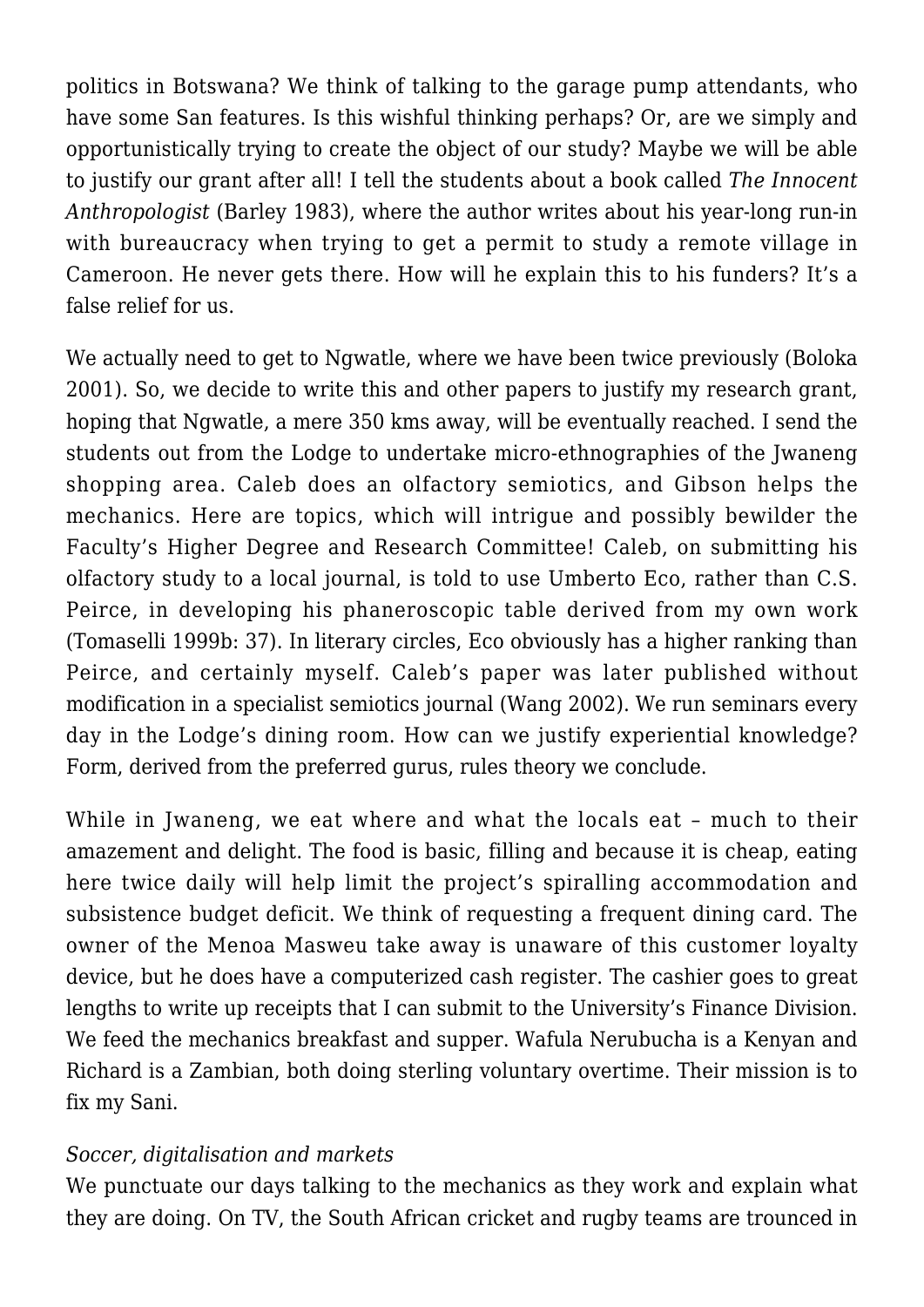politics in Botswana? We think of talking to the garage pump attendants, who have some San features. Is this wishful thinking perhaps? Or, are we simply and opportunistically trying to create the object of our study? Maybe we will be able to justify our grant after all! I tell the students about a book called *The Innocent Anthropologist* (Barley 1983), where the author writes about his year-long run-in with bureaucracy when trying to get a permit to study a remote village in Cameroon. He never gets there. How will he explain this to his funders? It's a false relief for us.

We actually need to get to Ngwatle, where we have been twice previously (Boloka 2001). So, we decide to write this and other papers to justify my research grant, hoping that Ngwatle, a mere 350 kms away, will be eventually reached. I send the students out from the Lodge to undertake micro-ethnographies of the Jwaneng shopping area. Caleb does an olfactory semiotics, and Gibson helps the mechanics. Here are topics, which will intrigue and possibly bewilder the Faculty's Higher Degree and Research Committee! Caleb, on submitting his olfactory study to a local journal, is told to use Umberto Eco, rather than C.S. Peirce, in developing his phaneroscopic table derived from my own work (Tomaselli 1999b: 37). In literary circles, Eco obviously has a higher ranking than Peirce, and certainly myself. Caleb's paper was later published without modification in a specialist semiotics journal (Wang 2002). We run seminars every day in the Lodge's dining room. How can we justify experiential knowledge? Form, derived from the preferred gurus, rules theory we conclude.

While in Jwaneng, we eat where and what the locals eat – much to their amazement and delight. The food is basic, filling and because it is cheap, eating here twice daily will help limit the project's spiralling accommodation and subsistence budget deficit. We think of requesting a frequent dining card. The owner of the Menoa Masweu take away is unaware of this customer loyalty device, but he does have a computerized cash register. The cashier goes to great lengths to write up receipts that I can submit to the University's Finance Division. We feed the mechanics breakfast and supper. Wafula Nerubucha is a Kenyan and Richard is a Zambian, both doing sterling voluntary overtime. Their mission is to fix my Sani.

*Soccer, digitalisation and markets*

We punctuate our days talking to the mechanics as they work and explain what they are doing. On TV, the South African cricket and rugby teams are trounced in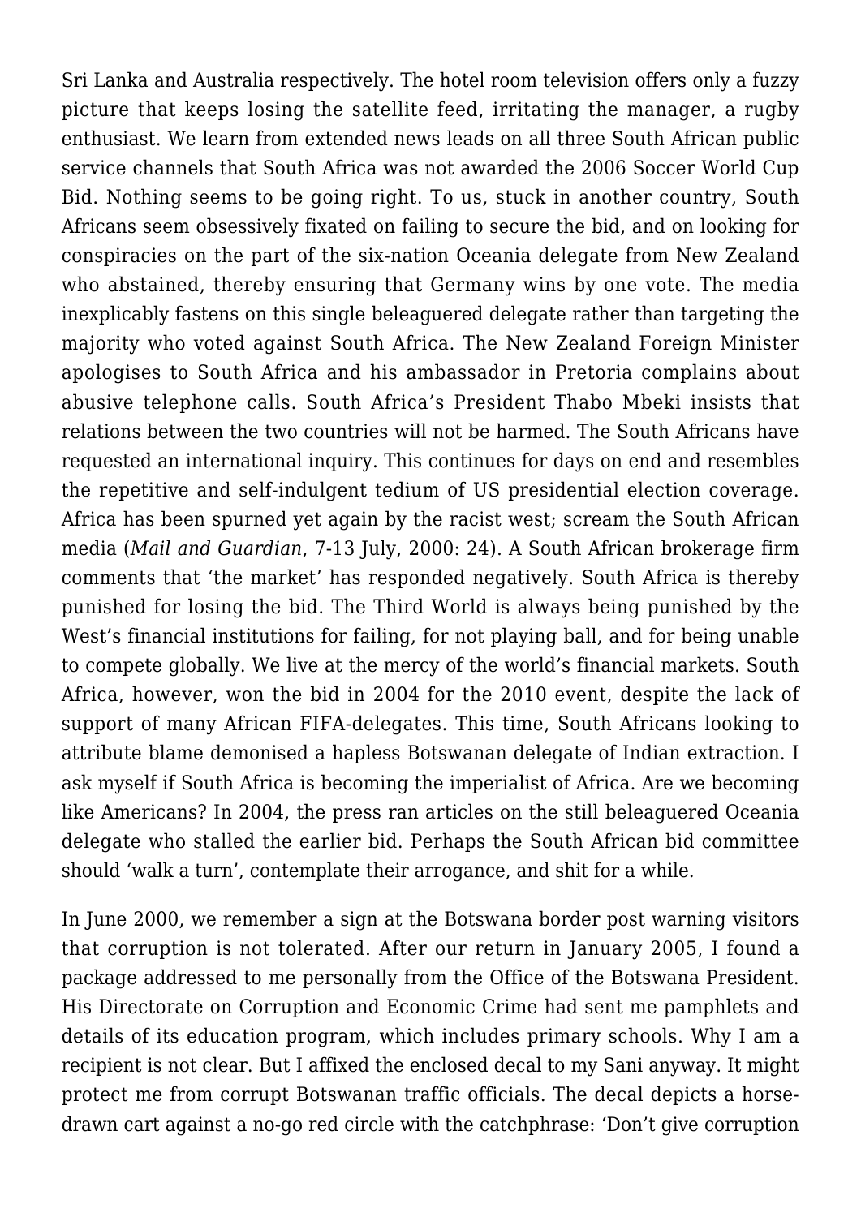Sri Lanka and Australia respectively. The hotel room television offers only a fuzzy picture that keeps losing the satellite feed, irritating the manager, a rugby enthusiast. We learn from extended news leads on all three South African public service channels that South Africa was not awarded the 2006 Soccer World Cup Bid. Nothing seems to be going right. To us, stuck in another country, South Africans seem obsessively fixated on failing to secure the bid, and on looking for conspiracies on the part of the six-nation Oceania delegate from New Zealand who abstained, thereby ensuring that Germany wins by one vote. The media inexplicably fastens on this single beleaguered delegate rather than targeting the majority who voted against South Africa. The New Zealand Foreign Minister apologises to South Africa and his ambassador in Pretoria complains about abusive telephone calls. South Africa's President Thabo Mbeki insists that relations between the two countries will not be harmed. The South Africans have requested an international inquiry. This continues for days on end and resembles the repetitive and self-indulgent tedium of US presidential election coverage. Africa has been spurned yet again by the racist west; scream the South African media (*Mail and Guardian*, 7-13 July, 2000: 24). A South African brokerage firm comments that 'the market' has responded negatively. South Africa is thereby punished for losing the bid. The Third World is always being punished by the West's financial institutions for failing, for not playing ball, and for being unable to compete globally. We live at the mercy of the world's financial markets. South Africa, however, won the bid in 2004 for the 2010 event, despite the lack of support of many African FIFA-delegates. This time, South Africans looking to attribute blame demonised a hapless Botswanan delegate of Indian extraction. I ask myself if South Africa is becoming the imperialist of Africa. Are we becoming like Americans? In 2004, the press ran articles on the still beleaguered Oceania delegate who stalled the earlier bid. Perhaps the South African bid committee should 'walk a turn', contemplate their arrogance, and shit for a while.

In June 2000, we remember a sign at the Botswana border post warning visitors that corruption is not tolerated. After our return in January 2005, I found a package addressed to me personally from the Office of the Botswana President. His Directorate on Corruption and Economic Crime had sent me pamphlets and details of its education program, which includes primary schools. Why I am a recipient is not clear. But I affixed the enclosed decal to my Sani anyway. It might protect me from corrupt Botswanan traffic officials. The decal depicts a horse-drawn cart against a no-go red circle with the catchphrase: 'Don't give corruption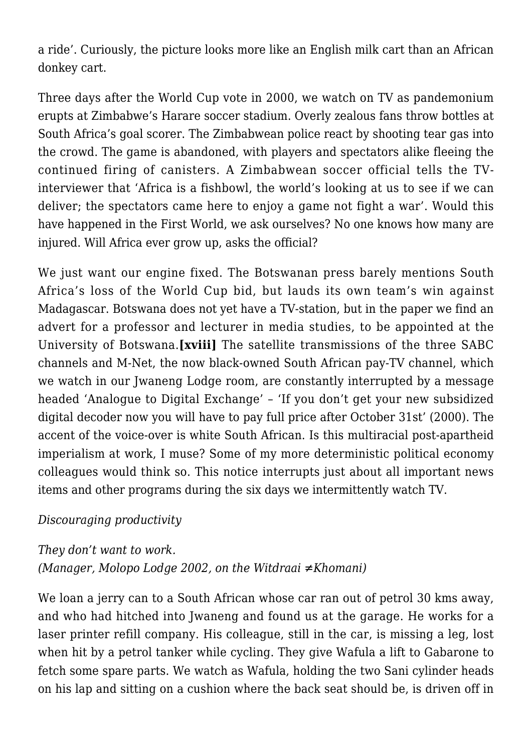a ride'. Curiously, the picture looks more like an English milk cart than an African donkey cart.

Three days after the World Cup vote in 2000, we watch on TV as pandemonium erupts at Zimbabwe's Harare soccer stadium. Overly zealous fans throw bottles at South Africa's goal scorer. The Zimbabwean police react by shooting tear gas into the crowd. The game is abandoned, with players and spectators alike fleeing the continued firing of canisters. A Zimbabwean soccer official tells the TV-interviewer that 'Africa is a fishbowl, the world's looking at us to see if we can deliver; the spectators came here to enjoy a game not fight a war'. Would this have happened in the First World, we ask ourselves? No one knows how many are injured. Will Africa ever grow up, asks the official?

We just want our engine fixed. The Botswanan press barely mentions South Africa's loss of the World Cup bid, but lauds its own team's win against Madagascar. Botswana does not yet have a TV-station, but in the paper we find an advert for a professor and lecturer in media studies, to be appointed at the University of Botswana.**[xviii]** The satellite transmissions of the three SABC channels and M-Net, the now black-owned South African pay-TV channel, which we watch in our Jwaneng Lodge room, are constantly interrupted by a message headed 'Analogue to Digital Exchange' – 'If you don't get your new subsidized digital decoder now you will have to pay full price after October 31st' (2000). The accent of the voice-over is white South African. Is this multiracial post-apartheid imperialism at work, I muse? Some of my more deterministic political economy colleagues would think so. This notice interrupts just about all important news items and other programs during the six days we intermittently watch TV.

*Discouraging productivity*

*They don't want to work.*
*(Manager, Molopo Lodge 2002, on the Witdraai ≠Khomani)*

We loan a jerry can to a South African whose car ran out of petrol 30 kms away, and who had hitched into Jwaneng and found us at the garage. He works for a laser printer refill company. His colleague, still in the car, is missing a leg, lost when hit by a petrol tanker while cycling. They give Wafula a lift to Gabarone to fetch some spare parts. We watch as Wafula, holding the two Sani cylinder heads on his lap and sitting on a cushion where the back seat should be, is driven off in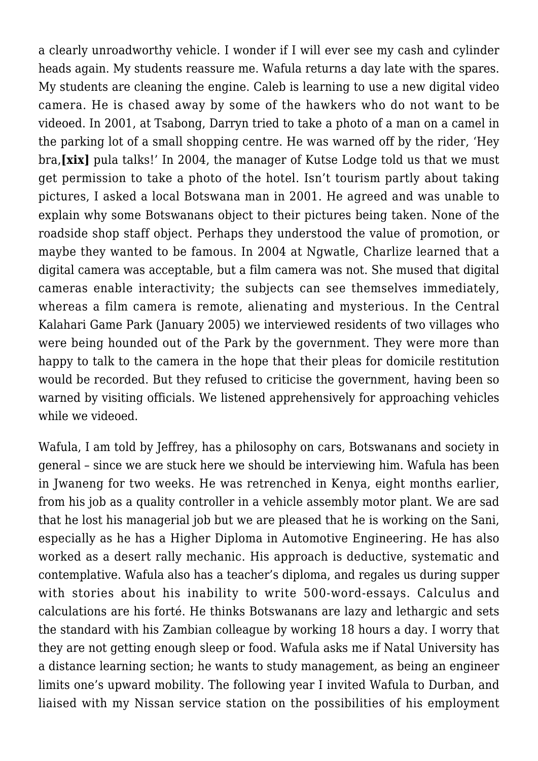a clearly unroadworthy vehicle. I wonder if I will ever see my cash and cylinder heads again. My students reassure me. Wafula returns a day late with the spares. My students are cleaning the engine. Caleb is learning to use a new digital video camera. He is chased away by some of the hawkers who do not want to be videoed. In 2001, at Tsabong, Darryn tried to take a photo of a man on a camel in the parking lot of a small shopping centre. He was warned off by the rider, 'Hey bra,**[xix]** pula talks!' In 2004, the manager of Kutse Lodge told us that we must get permission to take a photo of the hotel. Isn't tourism partly about taking pictures, I asked a local Botswana man in 2001. He agreed and was unable to explain why some Botswanans object to their pictures being taken. None of the roadside shop staff object. Perhaps they understood the value of promotion, or maybe they wanted to be famous. In 2004 at Ngwatle, Charlize learned that a digital camera was acceptable, but a film camera was not. She mused that digital cameras enable interactivity; the subjects can see themselves immediately, whereas a film camera is remote, alienating and mysterious. In the Central Kalahari Game Park (January 2005) we interviewed residents of two villages who were being hounded out of the Park by the government. They were more than happy to talk to the camera in the hope that their pleas for domicile restitution would be recorded. But they refused to criticise the government, having been so warned by visiting officials. We listened apprehensively for approaching vehicles while we videoed.

Wafula, I am told by Jeffrey, has a philosophy on cars, Botswanans and society in general – since we are stuck here we should be interviewing him. Wafula has been in Jwaneng for two weeks. He was retrenched in Kenya, eight months earlier, from his job as a quality controller in a vehicle assembly motor plant. We are sad that he lost his managerial job but we are pleased that he is working on the Sani, especially as he has a Higher Diploma in Automotive Engineering. He has also worked as a desert rally mechanic. His approach is deductive, systematic and contemplative. Wafula also has a teacher's diploma, and regales us during supper with stories about his inability to write 500-word-essays. Calculus and calculations are his forté. He thinks Botswanans are lazy and lethargic and sets the standard with his Zambian colleague by working 18 hours a day. I worry that they are not getting enough sleep or food. Wafula asks me if Natal University has a distance learning section; he wants to study management, as being an engineer limits one's upward mobility. The following year I invited Wafula to Durban, and liaised with my Nissan service station on the possibilities of his employment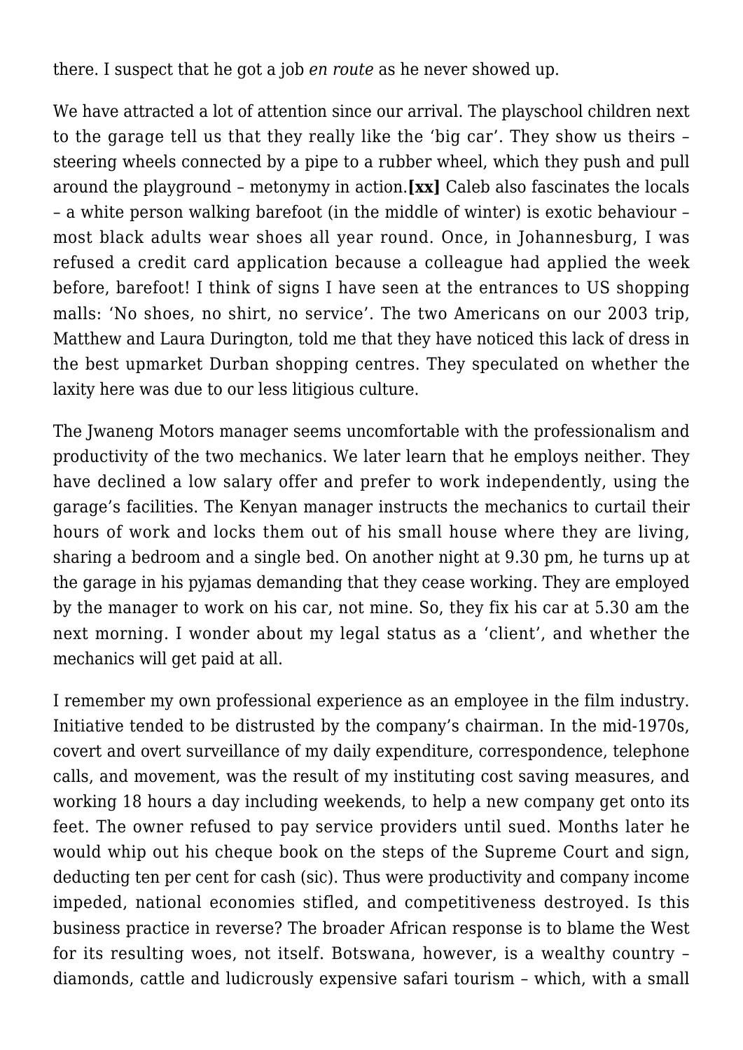there. I suspect that he got a job *en route* as he never showed up.

We have attracted a lot of attention since our arrival. The playschool children next to the garage tell us that they really like the 'big car'. They show us theirs – steering wheels connected by a pipe to a rubber wheel, which they push and pull around the playground – metonymy in action.**[xx]** Caleb also fascinates the locals – a white person walking barefoot (in the middle of winter) is exotic behaviour – most black adults wear shoes all year round. Once, in Johannesburg, I was refused a credit card application because a colleague had applied the week before, barefoot! I think of signs I have seen at the entrances to US shopping malls: 'No shoes, no shirt, no service'. The two Americans on our 2003 trip, Matthew and Laura Durington, told me that they have noticed this lack of dress in the best upmarket Durban shopping centres. They speculated on whether the laxity here was due to our less litigious culture.

The Jwaneng Motors manager seems uncomfortable with the professionalism and productivity of the two mechanics. We later learn that he employs neither. They have declined a low salary offer and prefer to work independently, using the garage's facilities. The Kenyan manager instructs the mechanics to curtail their hours of work and locks them out of his small house where they are living, sharing a bedroom and a single bed. On another night at 9.30 pm, he turns up at the garage in his pyjamas demanding that they cease working. They are employed by the manager to work on his car, not mine. So, they fix his car at 5.30 am the next morning. I wonder about my legal status as a 'client', and whether the mechanics will get paid at all.

I remember my own professional experience as an employee in the film industry. Initiative tended to be distrusted by the company's chairman. In the mid-1970s, covert and overt surveillance of my daily expenditure, correspondence, telephone calls, and movement, was the result of my instituting cost saving measures, and working 18 hours a day including weekends, to help a new company get onto its feet. The owner refused to pay service providers until sued. Months later he would whip out his cheque book on the steps of the Supreme Court and sign, deducting ten per cent for cash (sic). Thus were productivity and company income impeded, national economies stifled, and competitiveness destroyed. Is this business practice in reverse? The broader African response is to blame the West for its resulting woes, not itself. Botswana, however, is a wealthy country – diamonds, cattle and ludicrously expensive safari tourism – which, with a small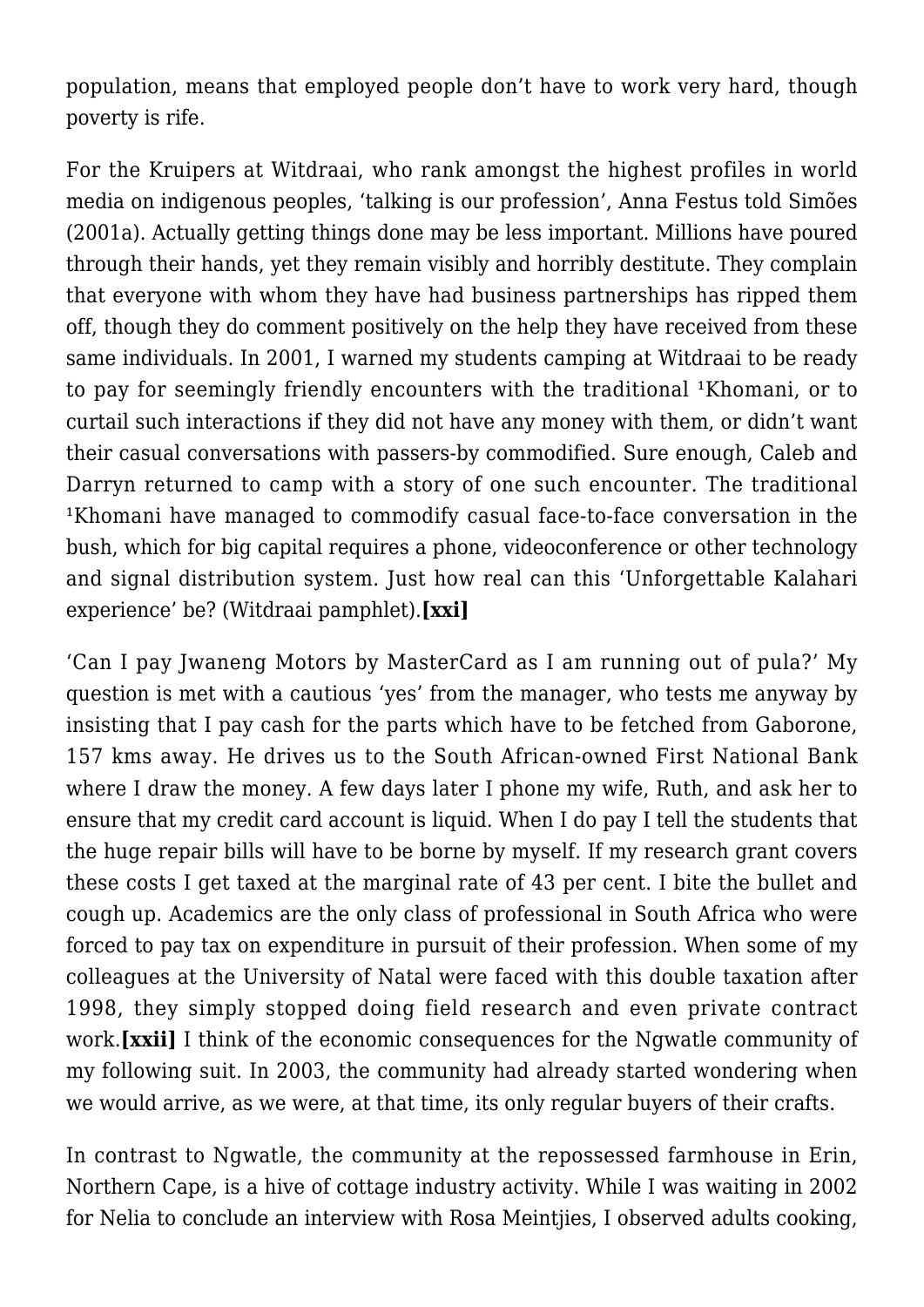population, means that employed people don't have to work very hard, though poverty is rife.

For the Kruipers at Witdraai, who rank amongst the highest profiles in world media on indigenous peoples, 'talking is our profession', Anna Festus told Simões (2001a). Actually getting things done may be less important. Millions have poured through their hands, yet they remain visibly and horribly destitute. They complain that everyone with whom they have had business partnerships has ripped them off, though they do comment positively on the help they have received from these same individuals. In 2001, I warned my students camping at Witdraai to be ready to pay for seemingly friendly encounters with the traditional ¹Khomani, or to curtail such interactions if they did not have any money with them, or didn't want their casual conversations with passers-by commodified. Sure enough, Caleb and Darryn returned to camp with a story of one such encounter. The traditional ¹Khomani have managed to commodify casual face-to-face conversation in the bush, which for big capital requires a phone, videoconference or other technology and signal distribution system. Just how real can this 'Unforgettable Kalahari experience' be? (Witdraai pamphlet).**[xxi]**

'Can I pay Jwaneng Motors by MasterCard as I am running out of pula?' My question is met with a cautious 'yes' from the manager, who tests me anyway by insisting that I pay cash for the parts which have to be fetched from Gaborone, 157 kms away. He drives us to the South African-owned First National Bank where I draw the money. A few days later I phone my wife, Ruth, and ask her to ensure that my credit card account is liquid. When I do pay I tell the students that the huge repair bills will have to be borne by myself. If my research grant covers these costs I get taxed at the marginal rate of 43 per cent. I bite the bullet and cough up. Academics are the only class of professional in South Africa who were forced to pay tax on expenditure in pursuit of their profession. When some of my colleagues at the University of Natal were faced with this double taxation after 1998, they simply stopped doing field research and even private contract work.**[xxii]** I think of the economic consequences for the Ngwatle community of my following suit. In 2003, the community had already started wondering when we would arrive, as we were, at that time, its only regular buyers of their crafts.

In contrast to Ngwatle, the community at the repossessed farmhouse in Erin, Northern Cape, is a hive of cottage industry activity. While I was waiting in 2002 for Nelia to conclude an interview with Rosa Meintjies, I observed adults cooking,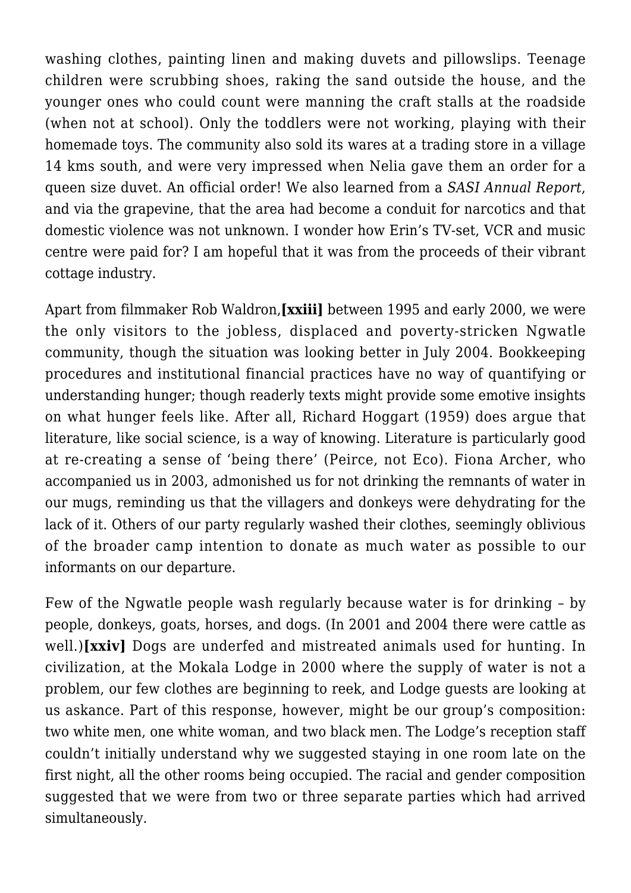washing clothes, painting linen and making duvets and pillowslips. Teenage children were scrubbing shoes, raking the sand outside the house, and the younger ones who could count were manning the craft stalls at the roadside (when not at school). Only the toddlers were not working, playing with their homemade toys. The community also sold its wares at a trading store in a village 14 kms south, and were very impressed when Nelia gave them an order for a queen size duvet. An official order! We also learned from a *SASI Annual Report*, and via the grapevine, that the area had become a conduit for narcotics and that domestic violence was not unknown. I wonder how Erin's TV-set, VCR and music centre were paid for? I am hopeful that it was from the proceeds of their vibrant cottage industry.

Apart from filmmaker Rob Waldron,**[xxiii]** between 1995 and early 2000, we were the only visitors to the jobless, displaced and poverty-stricken Ngwatle community, though the situation was looking better in July 2004. Bookkeeping procedures and institutional financial practices have no way of quantifying or understanding hunger; though readerly texts might provide some emotive insights on what hunger feels like. After all, Richard Hoggart (1959) does argue that literature, like social science, is a way of knowing. Literature is particularly good at re-creating a sense of 'being there' (Peirce, not Eco). Fiona Archer, who accompanied us in 2003, admonished us for not drinking the remnants of water in our mugs, reminding us that the villagers and donkeys were dehydrating for the lack of it. Others of our party regularly washed their clothes, seemingly oblivious of the broader camp intention to donate as much water as possible to our informants on our departure.

Few of the Ngwatle people wash regularly because water is for drinking – by people, donkeys, goats, horses, and dogs. (In 2001 and 2004 there were cattle as well.)**[xxiv]** Dogs are underfed and mistreated animals used for hunting. In civilization, at the Mokala Lodge in 2000 where the supply of water is not a problem, our few clothes are beginning to reek, and Lodge guests are looking at us askance. Part of this response, however, might be our group's composition: two white men, one white woman, and two black men. The Lodge's reception staff couldn't initially understand why we suggested staying in one room late on the first night, all the other rooms being occupied. The racial and gender composition suggested that we were from two or three separate parties which had arrived simultaneously.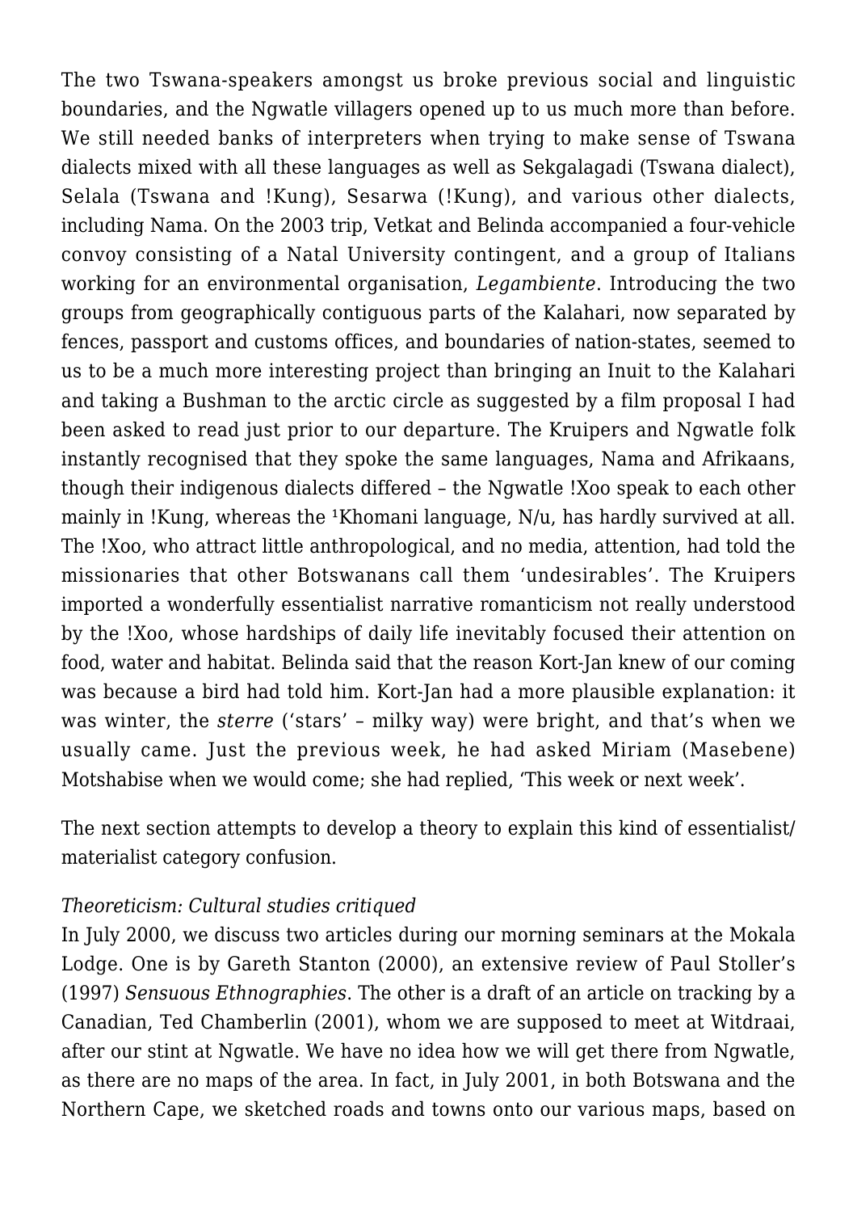The two Tswana-speakers amongst us broke previous social and linguistic boundaries, and the Ngwatle villagers opened up to us much more than before. We still needed banks of interpreters when trying to make sense of Tswana dialects mixed with all these languages as well as Sekgalagadi (Tswana dialect), Selala (Tswana and !Kung), Sesarwa (!Kung), and various other dialects, including Nama. On the 2003 trip, Vetkat and Belinda accompanied a four-vehicle convoy consisting of a Natal University contingent, and a group of Italians working for an environmental organisation, *Legambiente*. Introducing the two groups from geographically contiguous parts of the Kalahari, now separated by fences, passport and customs offices, and boundaries of nation-states, seemed to us to be a much more interesting project than bringing an Inuit to the Kalahari and taking a Bushman to the arctic circle as suggested by a film proposal I had been asked to read just prior to our departure. The Kruipers and Ngwatle folk instantly recognised that they spoke the same languages, Nama and Afrikaans, though their indigenous dialects differed – the Ngwatle !Xoo speak to each other mainly in !Kung, whereas the ǂKhomani language, N/u, has hardly survived at all. The !Xoo, who attract little anthropological, and no media, attention, had told the missionaries that other Botswanans call them 'undesirables'. The Kruipers imported a wonderfully essentialist narrative romanticism not really understood by the !Xoo, whose hardships of daily life inevitably focused their attention on food, water and habitat. Belinda said that the reason Kort-Jan knew of our coming was because a bird had told him. Kort-Jan had a more plausible explanation: it was winter, the *sterre* ('stars' – milky way) were bright, and that's when we usually came. Just the previous week, he had asked Miriam (Masebene) Motshabise when we would come; she had replied, 'This week or next week'.

The next section attempts to develop a theory to explain this kind of essentialist/materialist category confusion.

*Theoreticism: Cultural studies critiqued*

In July 2000, we discuss two articles during our morning seminars at the Mokala Lodge. One is by Gareth Stanton (2000), an extensive review of Paul Stoller's (1997) *Sensuous Ethnographies*. The other is a draft of an article on tracking by a Canadian, Ted Chamberlin (2001), whom we are supposed to meet at Witdraai, after our stint at Ngwatle. We have no idea how we will get there from Ngwatle, as there are no maps of the area. In fact, in July 2001, in both Botswana and the Northern Cape, we sketched roads and towns onto our various maps, based on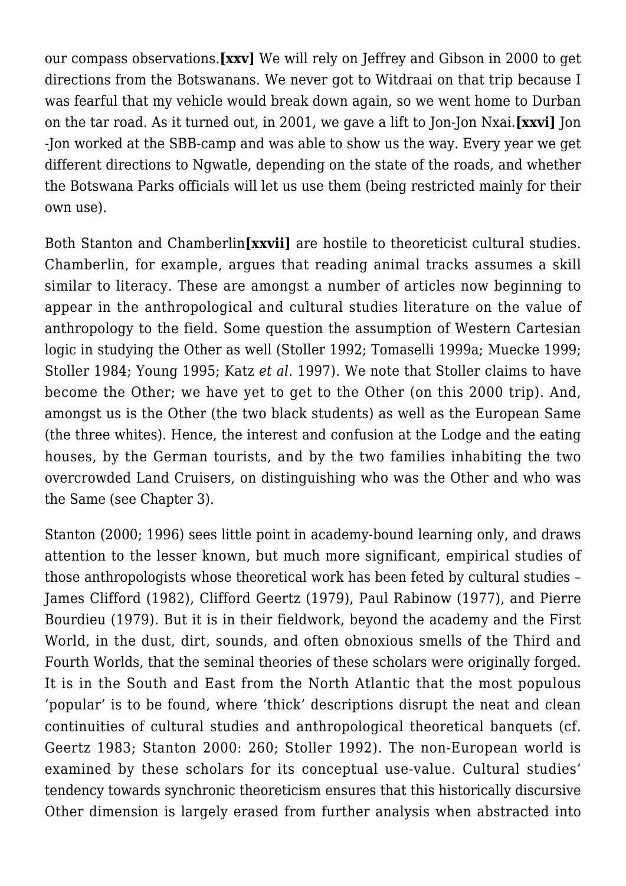our compass observations.**[xxv]** We will rely on Jeffrey and Gibson in 2000 to get directions from the Botswanans. We never got to Witdraai on that trip because I was fearful that my vehicle would break down again, so we went home to Durban on the tar road. As it turned out, in 2001, we gave a lift to Jon-Jon Nxai.**[xxvi]** Jon-Jon worked at the SBB-camp and was able to show us the way. Every year we get different directions to Ngwatle, depending on the state of the roads, and whether the Botswana Parks officials will let us use them (being restricted mainly for their own use).

Both Stanton and Chamberlin**[xxvii]** are hostile to theoreticist cultural studies. Chamberlin, for example, argues that reading animal tracks assumes a skill similar to literacy. These are amongst a number of articles now beginning to appear in the anthropological and cultural studies literature on the value of anthropology to the field. Some question the assumption of Western Cartesian logic in studying the Other as well (Stoller 1992; Tomaselli 1999a; Muecke 1999; Stoller 1984; Young 1995; Katz *et al*. 1997). We note that Stoller claims to have become the Other; we have yet to get to the Other (on this 2000 trip). And, amongst us is the Other (the two black students) as well as the European Same (the three whites). Hence, the interest and confusion at the Lodge and the eating houses, by the German tourists, and by the two families inhabiting the two overcrowded Land Cruisers, on distinguishing who was the Other and who was the Same (see Chapter 3).

Stanton (2000; 1996) sees little point in academy-bound learning only, and draws attention to the lesser known, but much more significant, empirical studies of those anthropologists whose theoretical work has been feted by cultural studies – James Clifford (1982), Clifford Geertz (1979), Paul Rabinow (1977), and Pierre Bourdieu (1979). But it is in their fieldwork, beyond the academy and the First World, in the dust, dirt, sounds, and often obnoxious smells of the Third and Fourth Worlds, that the seminal theories of these scholars were originally forged. It is in the South and East from the North Atlantic that the most populous 'popular' is to be found, where 'thick' descriptions disrupt the neat and clean continuities of cultural studies and anthropological theoretical banquets (cf. Geertz 1983; Stanton 2000: 260; Stoller 1992). The non-European world is examined by these scholars for its conceptual use-value. Cultural studies' tendency towards synchronic theoreticism ensures that this historically discursive Other dimension is largely erased from further analysis when abstracted into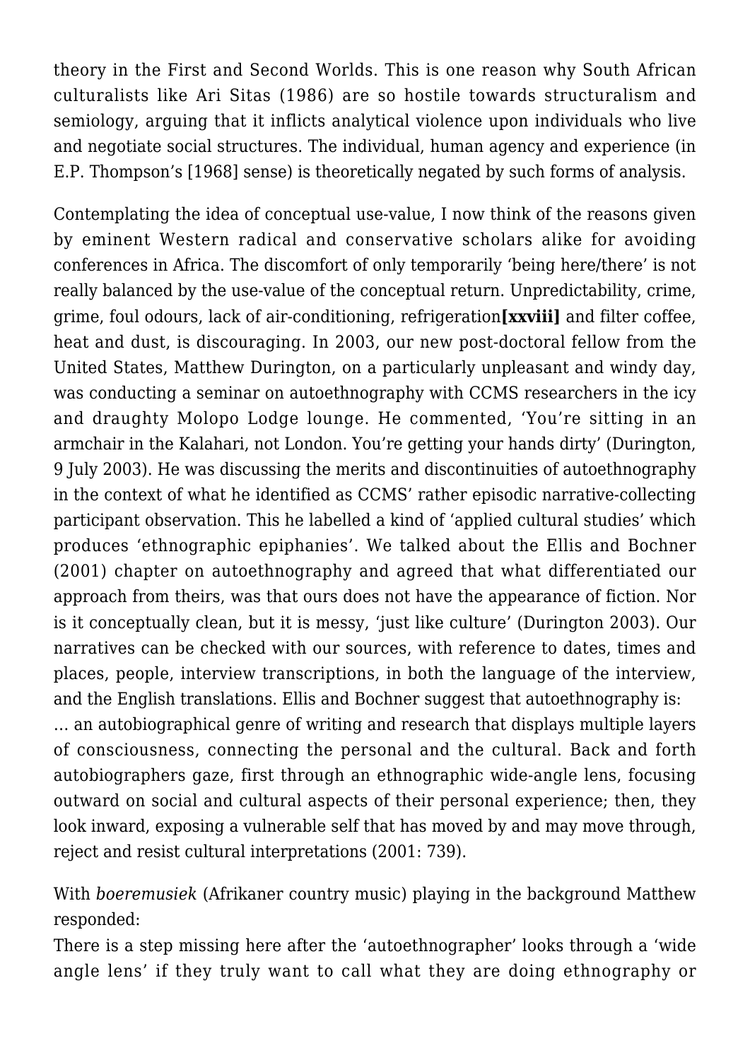theory in the First and Second Worlds. This is one reason why South African culturalists like Ari Sitas (1986) are so hostile towards structuralism and semiology, arguing that it inflicts analytical violence upon individuals who live and negotiate social structures. The individual, human agency and experience (in E.P. Thompson's [1968] sense) is theoretically negated by such forms of analysis.

Contemplating the idea of conceptual use-value, I now think of the reasons given by eminent Western radical and conservative scholars alike for avoiding conferences in Africa. The discomfort of only temporarily 'being here/there' is not really balanced by the use-value of the conceptual return. Unpredictability, crime, grime, foul odours, lack of air-conditioning, refrigeration**[xxviii]** and filter coffee, heat and dust, is discouraging. In 2003, our new post-doctoral fellow from the United States, Matthew Durington, on a particularly unpleasant and windy day, was conducting a seminar on autoethnography with CCMS researchers in the icy and draughty Molopo Lodge lounge. He commented, 'You're sitting in an armchair in the Kalahari, not London. You're getting your hands dirty' (Durington, 9 July 2003). He was discussing the merits and discontinuities of autoethnography in the context of what he identified as CCMS' rather episodic narrative-collecting participant observation. This he labelled a kind of 'applied cultural studies' which produces 'ethnographic epiphanies'. We talked about the Ellis and Bochner (2001) chapter on autoethnography and agreed that what differentiated our approach from theirs, was that ours does not have the appearance of fiction. Nor is it conceptually clean, but it is messy, 'just like culture' (Durington 2003). Our narratives can be checked with our sources, with reference to dates, times and places, people, interview transcriptions, in both the language of the interview, and the English translations. Ellis and Bochner suggest that autoethnography is:

… an autobiographical genre of writing and research that displays multiple layers of consciousness, connecting the personal and the cultural. Back and forth autobiographers gaze, first through an ethnographic wide-angle lens, focusing outward on social and cultural aspects of their personal experience; then, they look inward, exposing a vulnerable self that has moved by and may move through, reject and resist cultural interpretations (2001: 739).

With *boeremusiek* (Afrikaner country music) playing in the background Matthew responded:

There is a step missing here after the 'autoethnographer' looks through a 'wide angle lens' if they truly want to call what they are doing ethnography or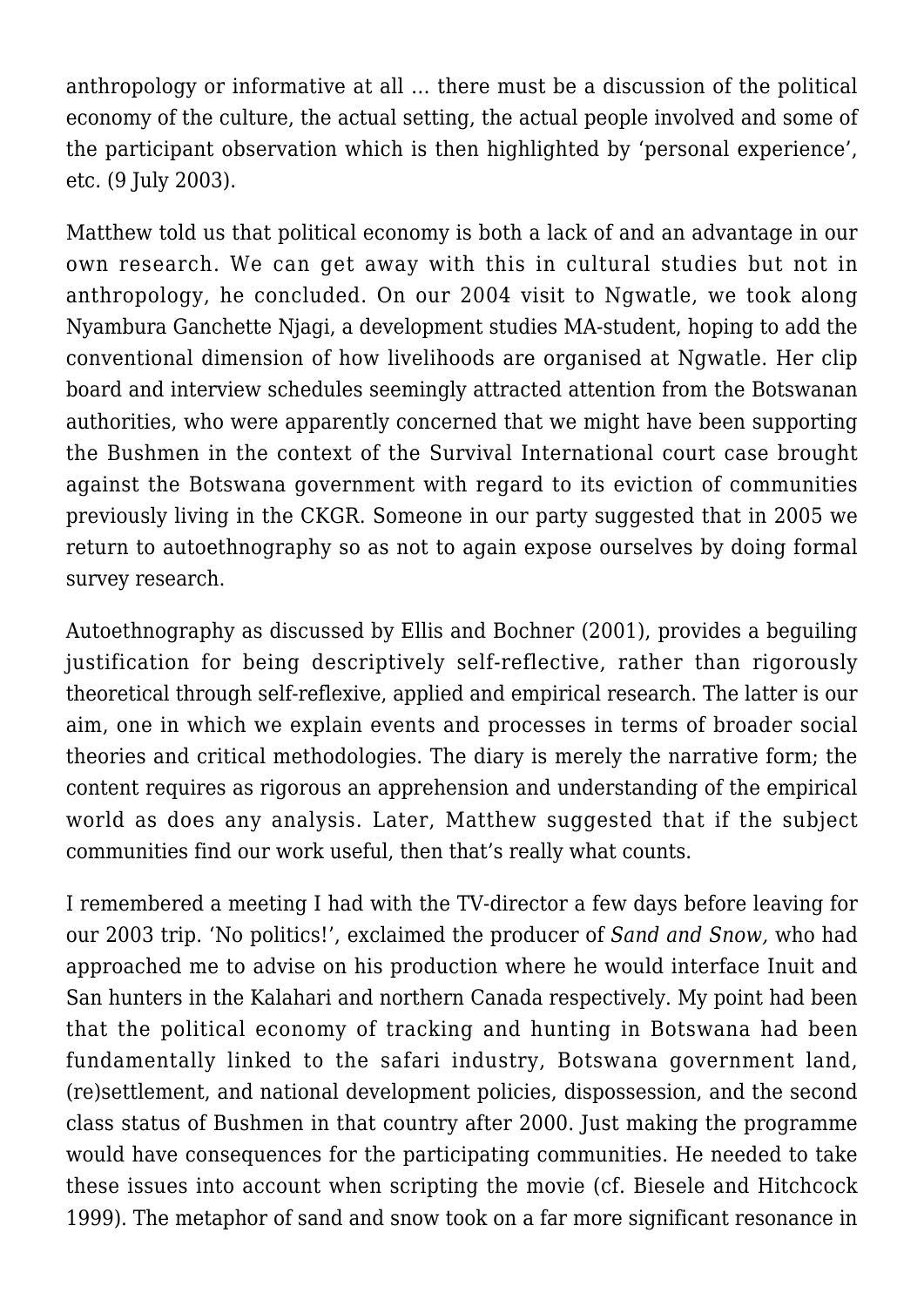anthropology or informative at all ... there must be a discussion of the political economy of the culture, the actual setting, the actual people involved and some of the participant observation which is then highlighted by 'personal experience', etc. (9 July 2003).

Matthew told us that political economy is both a lack of and an advantage in our own research. We can get away with this in cultural studies but not in anthropology, he concluded. On our 2004 visit to Ngwatle, we took along Nyambura Ganchette Njagi, a development studies MA-student, hoping to add the conventional dimension of how livelihoods are organised at Ngwatle. Her clip board and interview schedules seemingly attracted attention from the Botswanan authorities, who were apparently concerned that we might have been supporting the Bushmen in the context of the Survival International court case brought against the Botswana government with regard to its eviction of communities previously living in the CKGR. Someone in our party suggested that in 2005 we return to autoethnography so as not to again expose ourselves by doing formal survey research.

Autoethnography as discussed by Ellis and Bochner (2001), provides a beguiling justification for being descriptively self-reflective, rather than rigorously theoretical through self-reflexive, applied and empirical research. The latter is our aim, one in which we explain events and processes in terms of broader social theories and critical methodologies. The diary is merely the narrative form; the content requires as rigorous an apprehension and understanding of the empirical world as does any analysis. Later, Matthew suggested that if the subject communities find our work useful, then that's really what counts.

I remembered a meeting I had with the TV-director a few days before leaving for our 2003 trip. 'No politics!', exclaimed the producer of *Sand and Snow,* who had approached me to advise on his production where he would interface Inuit and San hunters in the Kalahari and northern Canada respectively. My point had been that the political economy of tracking and hunting in Botswana had been fundamentally linked to the safari industry, Botswana government land, (re)settlement, and national development policies, dispossession, and the second class status of Bushmen in that country after 2000. Just making the programme would have consequences for the participating communities. He needed to take these issues into account when scripting the movie (cf. Biesele and Hitchcock 1999). The metaphor of sand and snow took on a far more significant resonance in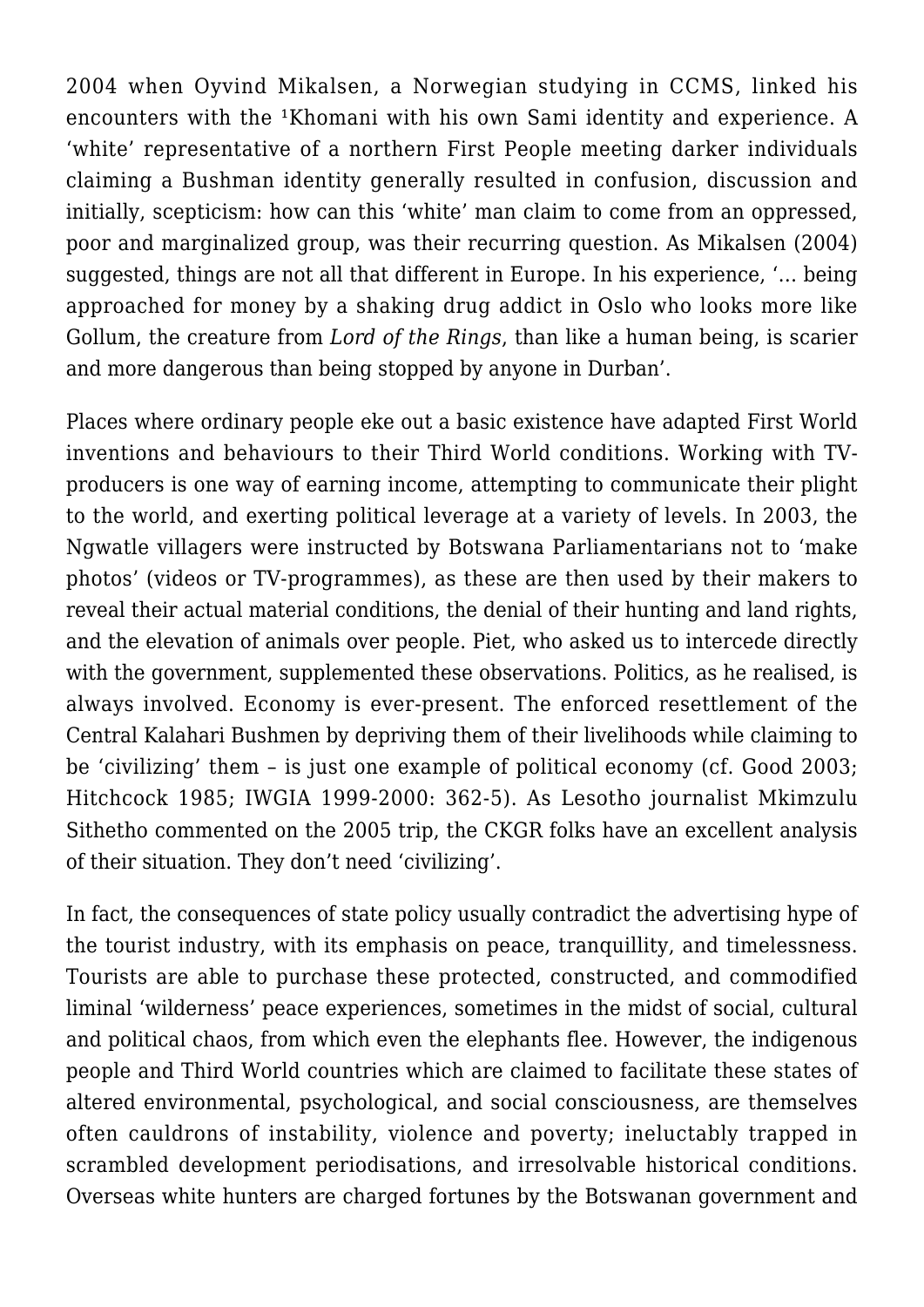2004 when Oyvind Mikalsen, a Norwegian studying in CCMS, linked his encounters with the ǂKhomani with his own Sami identity and experience. A ‘white’ representative of a northern First People meeting darker individuals claiming a Bushman identity generally resulted in confusion, discussion and initially, scepticism: how can this ‘white’ man claim to come from an oppressed, poor and marginalized group, was their recurring question. As Mikalsen (2004) suggested, things are not all that different in Europe. In his experience, ‘… being approached for money by a shaking drug addict in Oslo who looks more like Gollum, the creature from *Lord of the Rings*, than like a human being, is scarier and more dangerous than being stopped by anyone in Durban’.

Places where ordinary people eke out a basic existence have adapted First World inventions and behaviours to their Third World conditions. Working with TV-producers is one way of earning income, attempting to communicate their plight to the world, and exerting political leverage at a variety of levels. In 2003, the Ngwatle villagers were instructed by Botswana Parliamentarians not to ‘make photos’ (videos or TV-programmes), as these are then used by their makers to reveal their actual material conditions, the denial of their hunting and land rights, and the elevation of animals over people. Piet, who asked us to intercede directly with the government, supplemented these observations. Politics, as he realised, is always involved. Economy is ever-present. The enforced resettlement of the Central Kalahari Bushmen by depriving them of their livelihoods while claiming to be ‘civilizing’ them – is just one example of political economy (cf. Good 2003; Hitchcock 1985; IWGIA 1999-2000: 362-5). As Lesotho journalist Mkimzulu Sithetho commented on the 2005 trip, the CKGR folks have an excellent analysis of their situation. They don’t need ‘civilizing’.

In fact, the consequences of state policy usually contradict the advertising hype of the tourist industry, with its emphasis on peace, tranquillity, and timelessness. Tourists are able to purchase these protected, constructed, and commodified liminal ‘wilderness’ peace experiences, sometimes in the midst of social, cultural and political chaos, from which even the elephants flee. However, the indigenous people and Third World countries which are claimed to facilitate these states of altered environmental, psychological, and social consciousness, are themselves often cauldrons of instability, violence and poverty; ineluctably trapped in scrambled development periodisations, and irresolvable historical conditions. Overseas white hunters are charged fortunes by the Botswanan government and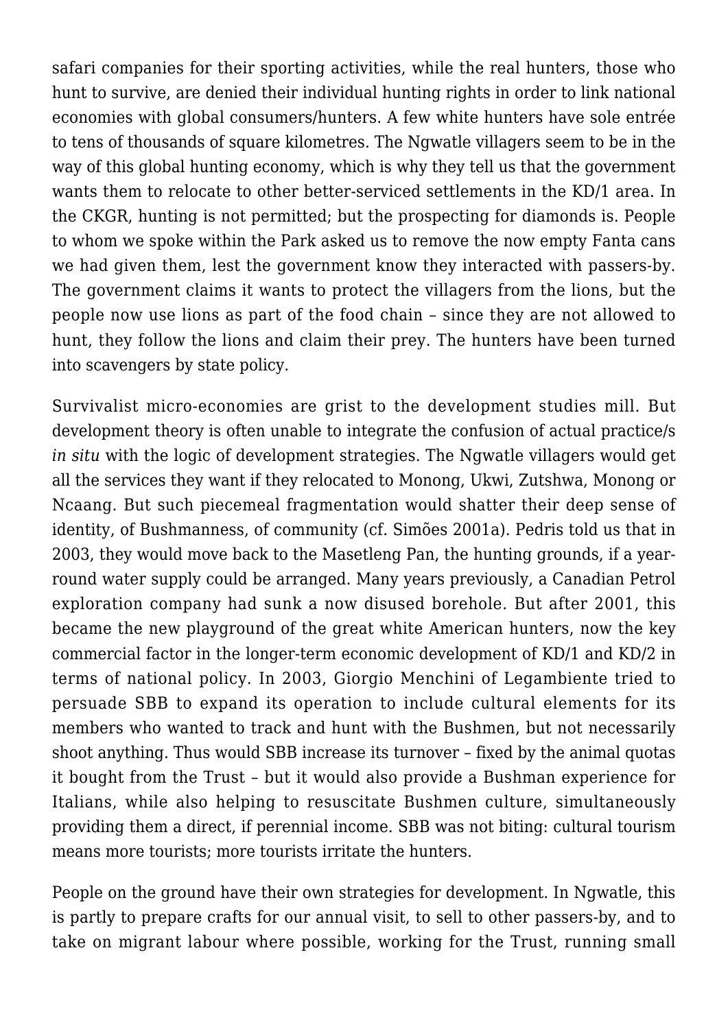safari companies for their sporting activities, while the real hunters, those who hunt to survive, are denied their individual hunting rights in order to link national economies with global consumers/hunters. A few white hunters have sole entrée to tens of thousands of square kilometres. The Ngwatle villagers seem to be in the way of this global hunting economy, which is why they tell us that the government wants them to relocate to other better-serviced settlements in the KD/1 area. In the CKGR, hunting is not permitted; but the prospecting for diamonds is. People to whom we spoke within the Park asked us to remove the now empty Fanta cans we had given them, lest the government know they interacted with passers-by. The government claims it wants to protect the villagers from the lions, but the people now use lions as part of the food chain – since they are not allowed to hunt, they follow the lions and claim their prey. The hunters have been turned into scavengers by state policy.

Survivalist micro-economies are grist to the development studies mill. But development theory is often unable to integrate the confusion of actual practice/s *in situ* with the logic of development strategies. The Ngwatle villagers would get all the services they want if they relocated to Monong, Ukwi, Zutshwa, Monong or Ncaang. But such piecemeal fragmentation would shatter their deep sense of identity, of Bushmanness, of community (cf. Simões 2001a). Pedris told us that in 2003, they would move back to the Masetleng Pan, the hunting grounds, if a year-round water supply could be arranged. Many years previously, a Canadian Petrol exploration company had sunk a now disused borehole. But after 2001, this became the new playground of the great white American hunters, now the key commercial factor in the longer-term economic development of KD/1 and KD/2 in terms of national policy. In 2003, Giorgio Menchini of Legambiente tried to persuade SBB to expand its operation to include cultural elements for its members who wanted to track and hunt with the Bushmen, but not necessarily shoot anything. Thus would SBB increase its turnover – fixed by the animal quotas it bought from the Trust – but it would also provide a Bushman experience for Italians, while also helping to resuscitate Bushmen culture, simultaneously providing them a direct, if perennial income. SBB was not biting: cultural tourism means more tourists; more tourists irritate the hunters.

People on the ground have their own strategies for development. In Ngwatle, this is partly to prepare crafts for our annual visit, to sell to other passers-by, and to take on migrant labour where possible, working for the Trust, running small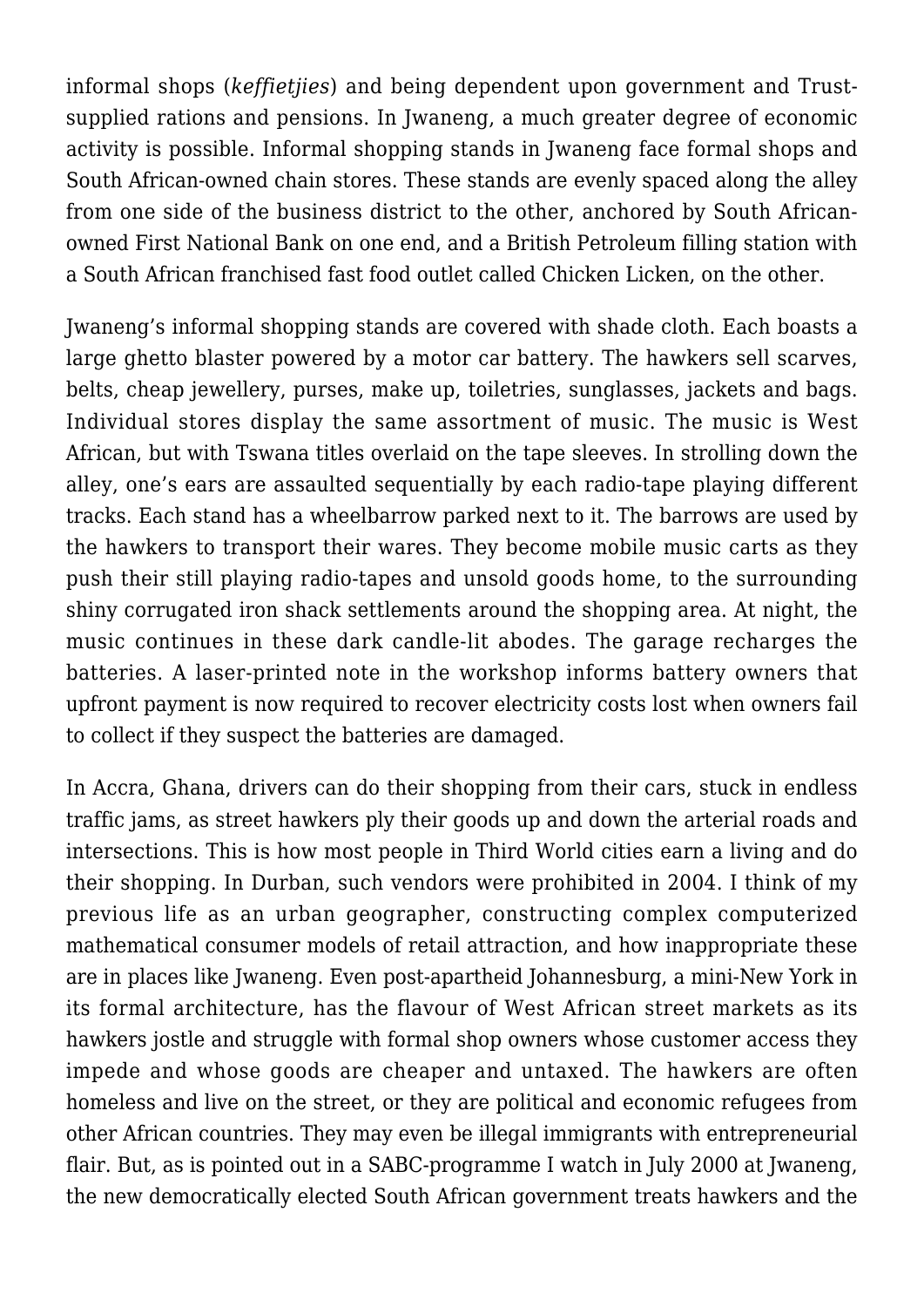informal shops (*keffietjies*) and being dependent upon government and Trust-supplied rations and pensions. In Jwaneng, a much greater degree of economic activity is possible. Informal shopping stands in Jwaneng face formal shops and South African-owned chain stores. These stands are evenly spaced along the alley from one side of the business district to the other, anchored by South African-owned First National Bank on one end, and a British Petroleum filling station with a South African franchised fast food outlet called Chicken Licken, on the other.

Jwaneng's informal shopping stands are covered with shade cloth. Each boasts a large ghetto blaster powered by a motor car battery. The hawkers sell scarves, belts, cheap jewellery, purses, make up, toiletries, sunglasses, jackets and bags. Individual stores display the same assortment of music. The music is West African, but with Tswana titles overlaid on the tape sleeves. In strolling down the alley, one's ears are assaulted sequentially by each radio-tape playing different tracks. Each stand has a wheelbarrow parked next to it. The barrows are used by the hawkers to transport their wares. They become mobile music carts as they push their still playing radio-tapes and unsold goods home, to the surrounding shiny corrugated iron shack settlements around the shopping area. At night, the music continues in these dark candle-lit abodes. The garage recharges the batteries. A laser-printed note in the workshop informs battery owners that upfront payment is now required to recover electricity costs lost when owners fail to collect if they suspect the batteries are damaged.

In Accra, Ghana, drivers can do their shopping from their cars, stuck in endless traffic jams, as street hawkers ply their goods up and down the arterial roads and intersections. This is how most people in Third World cities earn a living and do their shopping. In Durban, such vendors were prohibited in 2004. I think of my previous life as an urban geographer, constructing complex computerized mathematical consumer models of retail attraction, and how inappropriate these are in places like Jwaneng. Even post-apartheid Johannesburg, a mini-New York in its formal architecture, has the flavour of West African street markets as its hawkers jostle and struggle with formal shop owners whose customer access they impede and whose goods are cheaper and untaxed. The hawkers are often homeless and live on the street, or they are political and economic refugees from other African countries. They may even be illegal immigrants with entrepreneurial flair. But, as is pointed out in a SABC-programme I watch in July 2000 at Jwaneng, the new democratically elected South African government treats hawkers and the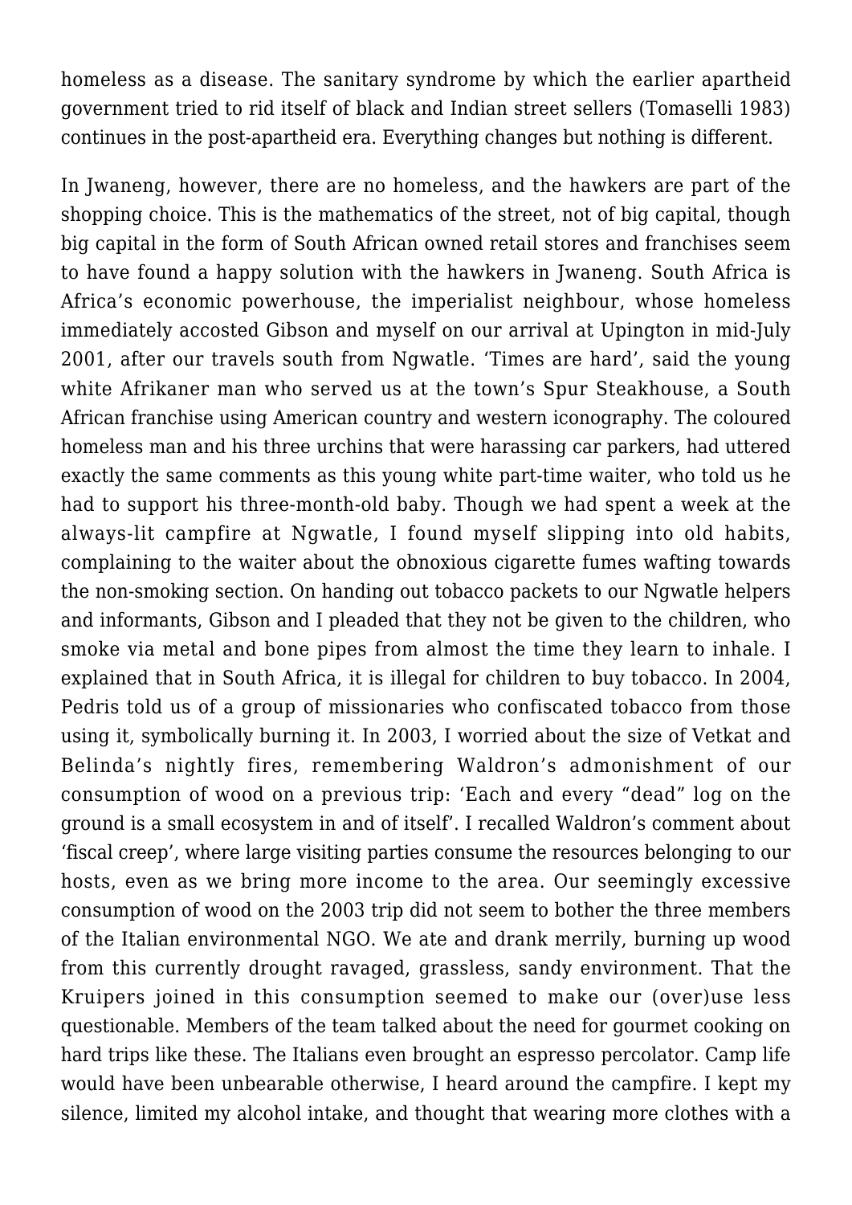homeless as a disease. The sanitary syndrome by which the earlier apartheid government tried to rid itself of black and Indian street sellers (Tomaselli 1983) continues in the post-apartheid era. Everything changes but nothing is different.

In Jwaneng, however, there are no homeless, and the hawkers are part of the shopping choice. This is the mathematics of the street, not of big capital, though big capital in the form of South African owned retail stores and franchises seem to have found a happy solution with the hawkers in Jwaneng. South Africa is Africa's economic powerhouse, the imperialist neighbour, whose homeless immediately accosted Gibson and myself on our arrival at Upington in mid-July 2001, after our travels south from Ngwatle. 'Times are hard', said the young white Afrikaner man who served us at the town's Spur Steakhouse, a South African franchise using American country and western iconography. The coloured homeless man and his three urchins that were harassing car parkers, had uttered exactly the same comments as this young white part-time waiter, who told us he had to support his three-month-old baby. Though we had spent a week at the always-lit campfire at Ngwatle, I found myself slipping into old habits, complaining to the waiter about the obnoxious cigarette fumes wafting towards the non-smoking section. On handing out tobacco packets to our Ngwatle helpers and informants, Gibson and I pleaded that they not be given to the children, who smoke via metal and bone pipes from almost the time they learn to inhale. I explained that in South Africa, it is illegal for children to buy tobacco. In 2004, Pedris told us of a group of missionaries who confiscated tobacco from those using it, symbolically burning it. In 2003, I worried about the size of Vetkat and Belinda's nightly fires, remembering Waldron's admonishment of our consumption of wood on a previous trip: 'Each and every "dead" log on the ground is a small ecosystem in and of itself'. I recalled Waldron's comment about 'fiscal creep', where large visiting parties consume the resources belonging to our hosts, even as we bring more income to the area. Our seemingly excessive consumption of wood on the 2003 trip did not seem to bother the three members of the Italian environmental NGO. We ate and drank merrily, burning up wood from this currently drought ravaged, grassless, sandy environment. That the Kruipers joined in this consumption seemed to make our (over)use less questionable. Members of the team talked about the need for gourmet cooking on hard trips like these. The Italians even brought an espresso percolator. Camp life would have been unbearable otherwise, I heard around the campfire. I kept my silence, limited my alcohol intake, and thought that wearing more clothes with a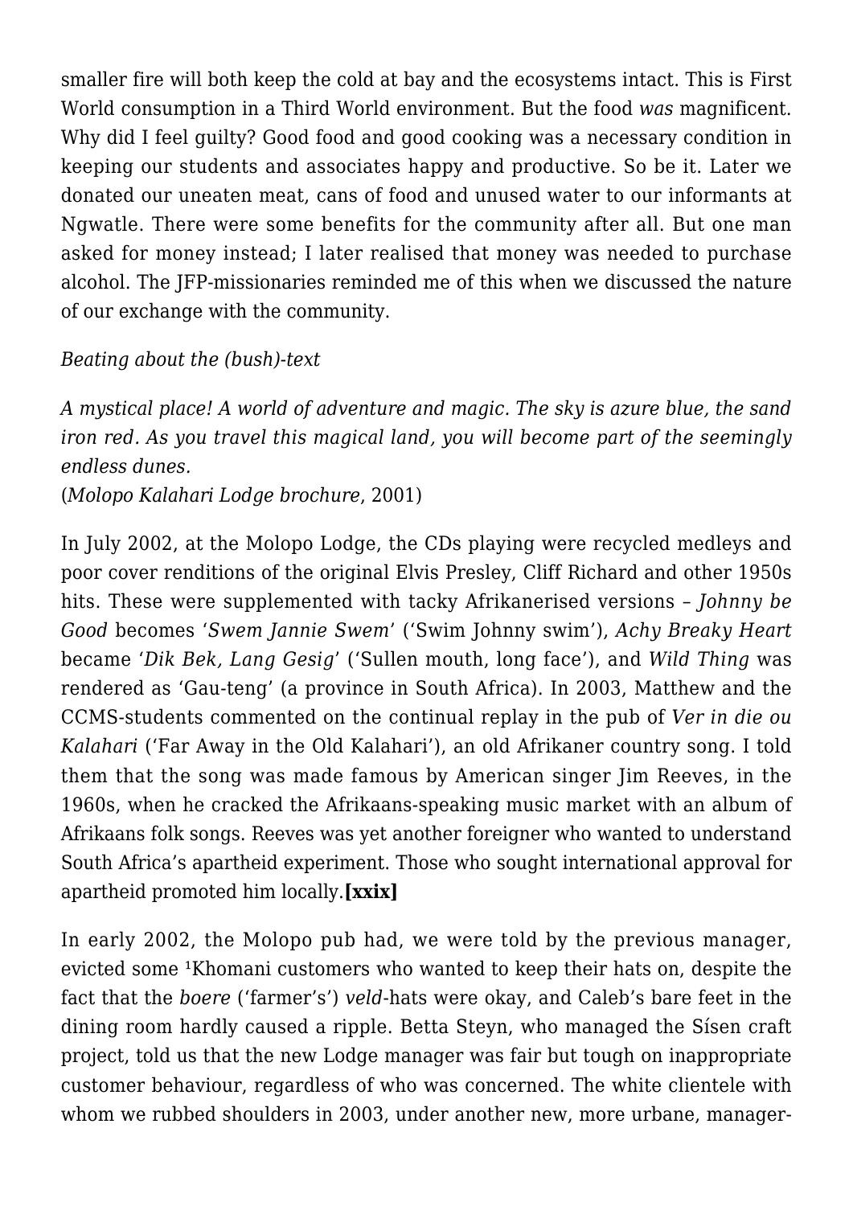smaller fire will both keep the cold at bay and the ecosystems intact. This is First World consumption in a Third World environment. But the food *was* magnificent. Why did I feel guilty? Good food and good cooking was a necessary condition in keeping our students and associates happy and productive. So be it. Later we donated our uneaten meat, cans of food and unused water to our informants at Ngwatle. There were some benefits for the community after all. But one man asked for money instead; I later realised that money was needed to purchase alcohol. The JFP-missionaries reminded me of this when we discussed the nature of our exchange with the community.

*Beating about the (bush)-text*

*A mystical place! A world of adventure and magic. The sky is azure blue, the sand iron red. As you travel this magical land, you will become part of the seemingly endless dunes.*
(*Molopo Kalahari Lodge brochure*, 2001)

In July 2002, at the Molopo Lodge, the CDs playing were recycled medleys and poor cover renditions of the original Elvis Presley, Cliff Richard and other 1950s hits. These were supplemented with tacky Afrikanerised versions – *Johnny be Good* becomes '*Swem Jannie Swem*' ('Swim Johnny swim'), *Achy Breaky Heart* became '*Dik Bek, Lang Gesig*' ('Sullen mouth, long face'), and *Wild Thing* was rendered as 'Gau-teng' (a province in South Africa). In 2003, Matthew and the CCMS-students commented on the continual replay in the pub of *Ver in die ou Kalahari* ('Far Away in the Old Kalahari'), an old Afrikaner country song. I told them that the song was made famous by American singer Jim Reeves, in the 1960s, when he cracked the Afrikaans-speaking music market with an album of Afrikaans folk songs. Reeves was yet another foreigner who wanted to understand South Africa's apartheid experiment. Those who sought international approval for apartheid promoted him locally.**[xxix]**

In early 2002, the Molopo pub had, we were told by the previous manager, evicted some ǂKhomani customers who wanted to keep their hats on, despite the fact that the *boere* ('farmer's') *veld*-hats were okay, and Caleb's bare feet in the dining room hardly caused a ripple. Betta Steyn, who managed the Sísen craft project, told us that the new Lodge manager was fair but tough on inappropriate customer behaviour, regardless of who was concerned. The white clientele with whom we rubbed shoulders in 2003, under another new, more urbane, manager-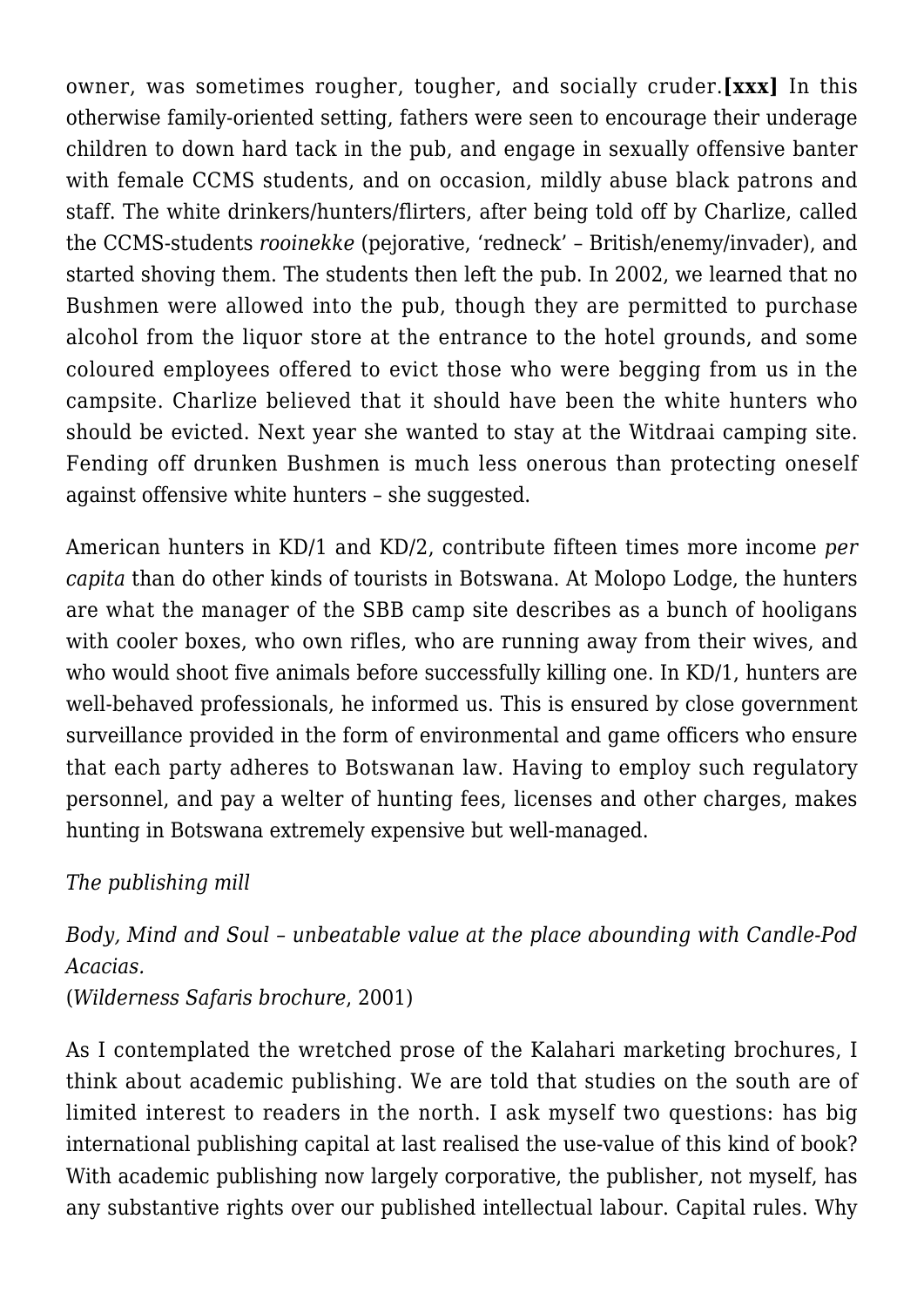owner, was sometimes rougher, tougher, and socially cruder.**[xxx]** In this otherwise family-oriented setting, fathers were seen to encourage their underage children to down hard tack in the pub, and engage in sexually offensive banter with female CCMS students, and on occasion, mildly abuse black patrons and staff. The white drinkers/hunters/flirters, after being told off by Charlize, called the CCMS-students *rooinekke* (pejorative, 'redneck' – British/enemy/invader), and started shoving them. The students then left the pub. In 2002, we learned that no Bushmen were allowed into the pub, though they are permitted to purchase alcohol from the liquor store at the entrance to the hotel grounds, and some coloured employees offered to evict those who were begging from us in the campsite. Charlize believed that it should have been the white hunters who should be evicted. Next year she wanted to stay at the Witdraai camping site. Fending off drunken Bushmen is much less onerous than protecting oneself against offensive white hunters – she suggested.

American hunters in KD/1 and KD/2, contribute fifteen times more income *per capita* than do other kinds of tourists in Botswana. At Molopo Lodge, the hunters are what the manager of the SBB camp site describes as a bunch of hooligans with cooler boxes, who own rifles, who are running away from their wives, and who would shoot five animals before successfully killing one. In KD/1, hunters are well-behaved professionals, he informed us. This is ensured by close government surveillance provided in the form of environmental and game officers who ensure that each party adheres to Botswanan law. Having to employ such regulatory personnel, and pay a welter of hunting fees, licenses and other charges, makes hunting in Botswana extremely expensive but well-managed.

*The publishing mill*

*Body, Mind and Soul – unbeatable value at the place abounding with Candle-Pod Acacias.*
(*Wilderness Safaris brochure*, 2001)

As I contemplated the wretched prose of the Kalahari marketing brochures, I think about academic publishing. We are told that studies on the south are of limited interest to readers in the north. I ask myself two questions: has big international publishing capital at last realised the use-value of this kind of book? With academic publishing now largely corporative, the publisher, not myself, has any substantive rights over our published intellectual labour. Capital rules. Why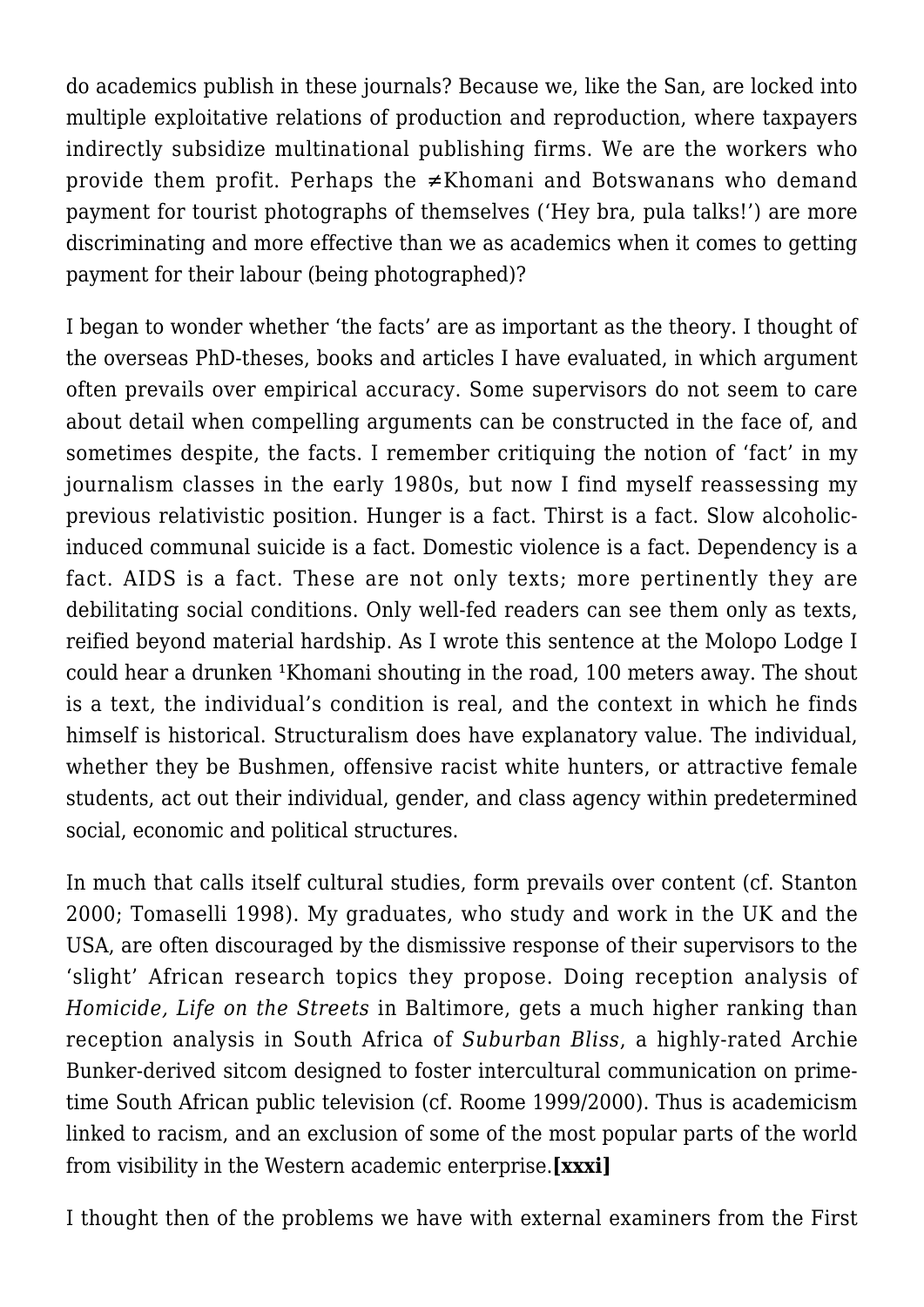do academics publish in these journals? Because we, like the San, are locked into multiple exploitative relations of production and reproduction, where taxpayers indirectly subsidize multinational publishing firms. We are the workers who provide them profit. Perhaps the ≠Khomani and Botswanans who demand payment for tourist photographs of themselves ('Hey bra, pula talks!') are more discriminating and more effective than we as academics when it comes to getting payment for their labour (being photographed)?

I began to wonder whether 'the facts' are as important as the theory. I thought of the overseas PhD-theses, books and articles I have evaluated, in which argument often prevails over empirical accuracy. Some supervisors do not seem to care about detail when compelling arguments can be constructed in the face of, and sometimes despite, the facts. I remember critiquing the notion of 'fact' in my journalism classes in the early 1980s, but now I find myself reassessing my previous relativistic position. Hunger is a fact. Thirst is a fact. Slow alcoholic-induced communal suicide is a fact. Domestic violence is a fact. Dependency is a fact. AIDS is a fact. These are not only texts; more pertinently they are debilitating social conditions. Only well-fed readers can see them only as texts, reified beyond material hardship. As I wrote this sentence at the Molopo Lodge I could hear a drunken ǂKhomani shouting in the road, 100 meters away. The shout is a text, the individual's condition is real, and the context in which he finds himself is historical. Structuralism does have explanatory value. The individual, whether they be Bushmen, offensive racist white hunters, or attractive female students, act out their individual, gender, and class agency within predetermined social, economic and political structures.

In much that calls itself cultural studies, form prevails over content (cf. Stanton 2000; Tomaselli 1998). My graduates, who study and work in the UK and the USA, are often discouraged by the dismissive response of their supervisors to the 'slight' African research topics they propose. Doing reception analysis of *Homicide, Life on the Streets* in Baltimore, gets a much higher ranking than reception analysis in South Africa of *Suburban Bliss*, a highly-rated Archie Bunker-derived sitcom designed to foster intercultural communication on prime-time South African public television (cf. Roome 1999/2000). Thus is academicism linked to racism, and an exclusion of some of the most popular parts of the world from visibility in the Western academic enterprise.**[xxxi]**

I thought then of the problems we have with external examiners from the First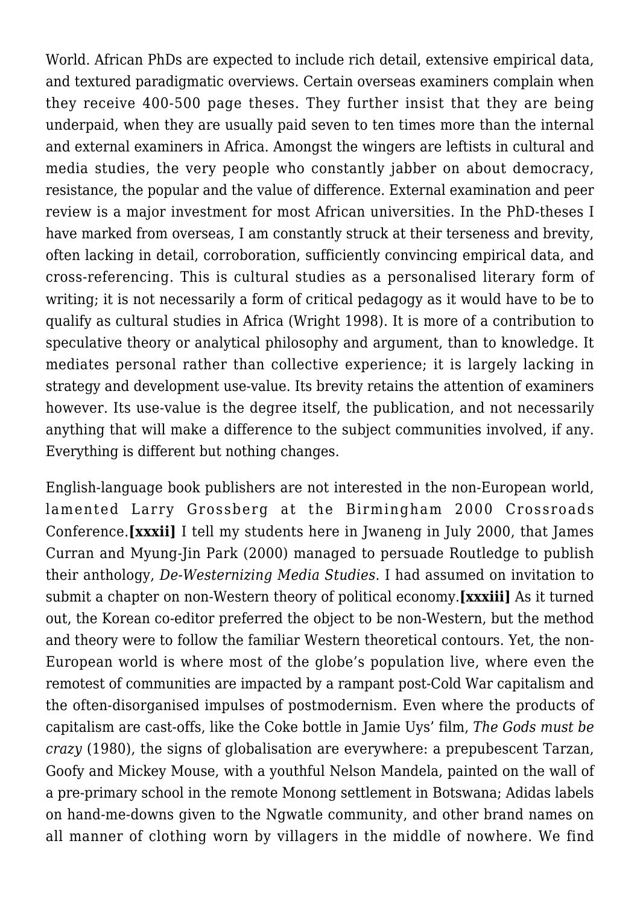World. African PhDs are expected to include rich detail, extensive empirical data, and textured paradigmatic overviews. Certain overseas examiners complain when they receive 400-500 page theses. They further insist that they are being underpaid, when they are usually paid seven to ten times more than the internal and external examiners in Africa. Amongst the wingers are leftists in cultural and media studies, the very people who constantly jabber on about democracy, resistance, the popular and the value of difference. External examination and peer review is a major investment for most African universities. In the PhD-theses I have marked from overseas, I am constantly struck at their terseness and brevity, often lacking in detail, corroboration, sufficiently convincing empirical data, and cross-referencing. This is cultural studies as a personalised literary form of writing; it is not necessarily a form of critical pedagogy as it would have to be to qualify as cultural studies in Africa (Wright 1998). It is more of a contribution to speculative theory or analytical philosophy and argument, than to knowledge. It mediates personal rather than collective experience; it is largely lacking in strategy and development use-value. Its brevity retains the attention of examiners however. Its use-value is the degree itself, the publication, and not necessarily anything that will make a difference to the subject communities involved, if any. Everything is different but nothing changes.

English-language book publishers are not interested in the non-European world, lamented Larry Grossberg at the Birmingham 2000 Crossroads Conference.**[xxxii]** I tell my students here in Jwaneng in July 2000, that James Curran and Myung-Jin Park (2000) managed to persuade Routledge to publish their anthology, *De-Westernizing Media Studies*. I had assumed on invitation to submit a chapter on non-Western theory of political economy.**[xxxiii]** As it turned out, the Korean co-editor preferred the object to be non-Western, but the method and theory were to follow the familiar Western theoretical contours. Yet, the non-European world is where most of the globe's population live, where even the remotest of communities are impacted by a rampant post-Cold War capitalism and the often-disorganised impulses of postmodernism. Even where the products of capitalism are cast-offs, like the Coke bottle in Jamie Uys' film, *The Gods must be crazy* (1980), the signs of globalisation are everywhere: a prepubescent Tarzan, Goofy and Mickey Mouse, with a youthful Nelson Mandela, painted on the wall of a pre-primary school in the remote Monong settlement in Botswana; Adidas labels on hand-me-downs given to the Ngwatle community, and other brand names on all manner of clothing worn by villagers in the middle of nowhere. We find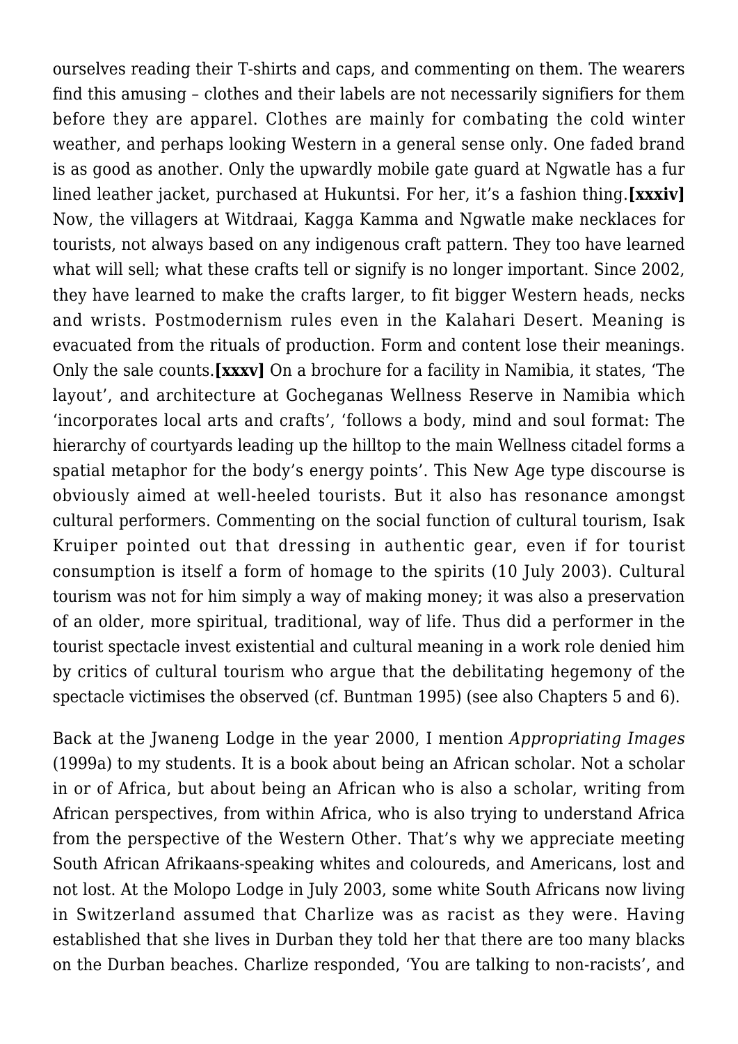ourselves reading their T-shirts and caps, and commenting on them. The wearers find this amusing – clothes and their labels are not necessarily signifiers for them before they are apparel. Clothes are mainly for combating the cold winter weather, and perhaps looking Western in a general sense only. One faded brand is as good as another. Only the upwardly mobile gate guard at Ngwatle has a fur lined leather jacket, purchased at Hukuntsi. For her, it's a fashion thing.**[xxxiv]** Now, the villagers at Witdraai, Kagga Kamma and Ngwatle make necklaces for tourists, not always based on any indigenous craft pattern. They too have learned what will sell; what these crafts tell or signify is no longer important. Since 2002, they have learned to make the crafts larger, to fit bigger Western heads, necks and wrists. Postmodernism rules even in the Kalahari Desert. Meaning is evacuated from the rituals of production. Form and content lose their meanings. Only the sale counts.**[xxxv]** On a brochure for a facility in Namibia, it states, 'The layout', and architecture at Gocheganas Wellness Reserve in Namibia which 'incorporates local arts and crafts', 'follows a body, mind and soul format: The hierarchy of courtyards leading up the hilltop to the main Wellness citadel forms a spatial metaphor for the body's energy points'. This New Age type discourse is obviously aimed at well-heeled tourists. But it also has resonance amongst cultural performers. Commenting on the social function of cultural tourism, Isak Kruiper pointed out that dressing in authentic gear, even if for tourist consumption is itself a form of homage to the spirits (10 July 2003). Cultural tourism was not for him simply a way of making money; it was also a preservation of an older, more spiritual, traditional, way of life. Thus did a performer in the tourist spectacle invest existential and cultural meaning in a work role denied him by critics of cultural tourism who argue that the debilitating hegemony of the spectacle victimises the observed (cf. Buntman 1995) (see also Chapters 5 and 6).

Back at the Jwaneng Lodge in the year 2000, I mention *Appropriating Images* (1999a) to my students. It is a book about being an African scholar. Not a scholar in or of Africa, but about being an African who is also a scholar, writing from African perspectives, from within Africa, who is also trying to understand Africa from the perspective of the Western Other. That's why we appreciate meeting South African Afrikaans-speaking whites and coloureds, and Americans, lost and not lost. At the Molopo Lodge in July 2003, some white South Africans now living in Switzerland assumed that Charlize was as racist as they were. Having established that she lives in Durban they told her that there are too many blacks on the Durban beaches. Charlize responded, 'You are talking to non-racists', and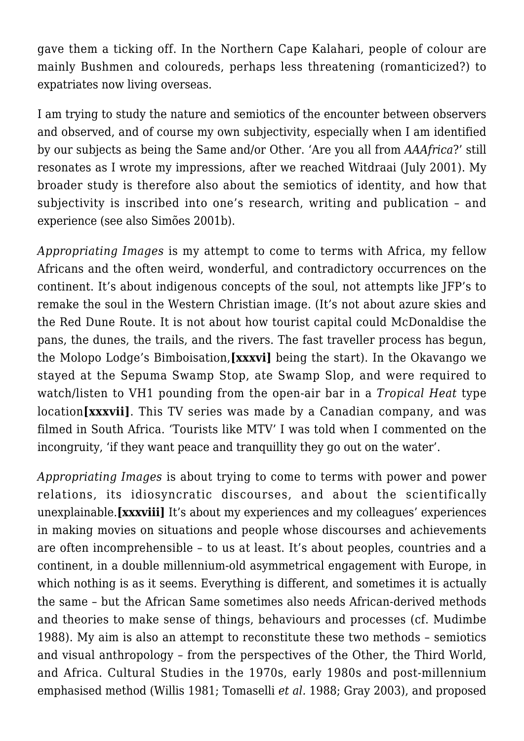gave them a ticking off. In the Northern Cape Kalahari, people of colour are mainly Bushmen and coloureds, perhaps less threatening (romanticized?) to expatriates now living overseas.

I am trying to study the nature and semiotics of the encounter between observers and observed, and of course my own subjectivity, especially when I am identified by our subjects as being the Same and/or Other. 'Are you all from *AAAfrica*?' still resonates as I wrote my impressions, after we reached Witdraai (July 2001). My broader study is therefore also about the semiotics of identity, and how that subjectivity is inscribed into one's research, writing and publication – and experience (see also Simões 2001b).

*Appropriating Images* is my attempt to come to terms with Africa, my fellow Africans and the often weird, wonderful, and contradictory occurrences on the continent. It's about indigenous concepts of the soul, not attempts like JFP's to remake the soul in the Western Christian image. (It's not about azure skies and the Red Dune Route. It is not about how tourist capital could McDonaldise the pans, the dunes, the trails, and the rivers. The fast traveller process has begun, the Molopo Lodge's Bimboisation,**[xxxvi]** being the start). In the Okavango we stayed at the Sepuma Swamp Stop, ate Swamp Slop, and were required to watch/listen to VH1 pounding from the open-air bar in a *Tropical Heat* type location**[xxxvii]**. This TV series was made by a Canadian company, and was filmed in South Africa. 'Tourists like MTV' I was told when I commented on the incongruity, 'if they want peace and tranquillity they go out on the water'.

*Appropriating Images* is about trying to come to terms with power and power relations, its idiosyncratic discourses, and about the scientifically unexplainable.**[xxxviii]** It's about my experiences and my colleagues' experiences in making movies on situations and people whose discourses and achievements are often incomprehensible – to us at least. It's about peoples, countries and a continent, in a double millennium-old asymmetrical engagement with Europe, in which nothing is as it seems. Everything is different, and sometimes it is actually the same – but the African Same sometimes also needs African-derived methods and theories to make sense of things, behaviours and processes (cf. Mudimbe 1988). My aim is also an attempt to reconstitute these two methods – semiotics and visual anthropology – from the perspectives of the Other, the Third World, and Africa. Cultural Studies in the 1970s, early 1980s and post-millennium emphasised method (Willis 1981; Tomaselli *et al.* 1988; Gray 2003), and proposed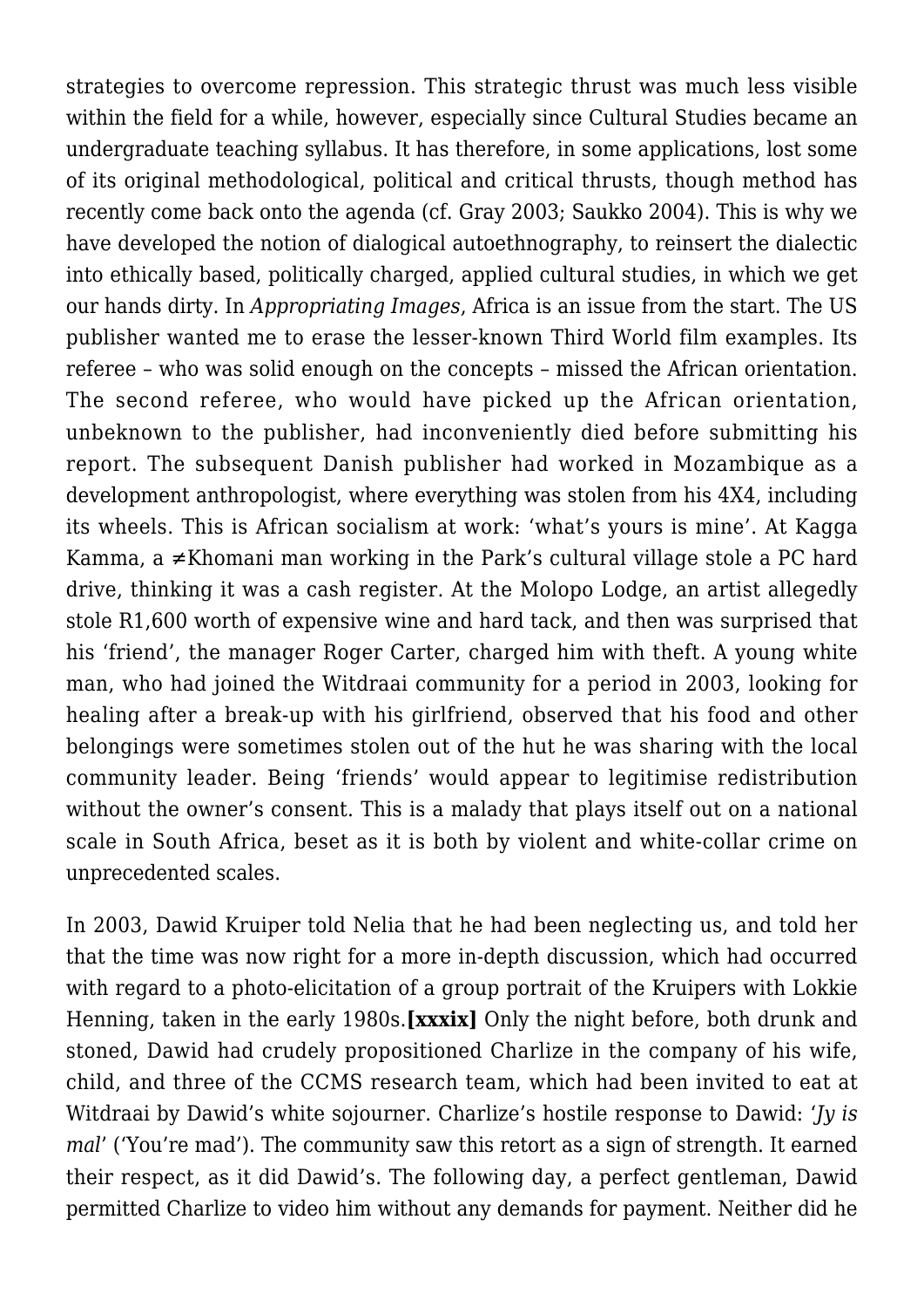strategies to overcome repression. This strategic thrust was much less visible within the field for a while, however, especially since Cultural Studies became an undergraduate teaching syllabus. It has therefore, in some applications, lost some of its original methodological, political and critical thrusts, though method has recently come back onto the agenda (cf. Gray 2003; Saukko 2004). This is why we have developed the notion of dialogical autoethnography, to reinsert the dialectic into ethically based, politically charged, applied cultural studies, in which we get our hands dirty. In *Appropriating Images*, Africa is an issue from the start. The US publisher wanted me to erase the lesser-known Third World film examples. Its referee – who was solid enough on the concepts – missed the African orientation. The second referee, who would have picked up the African orientation, unbeknown to the publisher, had inconveniently died before submitting his report. The subsequent Danish publisher had worked in Mozambique as a development anthropologist, where everything was stolen from his 4X4, including its wheels. This is African socialism at work: 'what's yours is mine'. At Kagga Kamma, a ≠Khomani man working in the Park's cultural village stole a PC hard drive, thinking it was a cash register. At the Molopo Lodge, an artist allegedly stole R1,600 worth of expensive wine and hard tack, and then was surprised that his 'friend', the manager Roger Carter, charged him with theft. A young white man, who had joined the Witdraai community for a period in 2003, looking for healing after a break-up with his girlfriend, observed that his food and other belongings were sometimes stolen out of the hut he was sharing with the local community leader. Being 'friends' would appear to legitimise redistribution without the owner's consent. This is a malady that plays itself out on a national scale in South Africa, beset as it is both by violent and white-collar crime on unprecedented scales.

In 2003, Dawid Kruiper told Nelia that he had been neglecting us, and told her that the time was now right for a more in-depth discussion, which had occurred with regard to a photo-elicitation of a group portrait of the Kruipers with Lokkie Henning, taken in the early 1980s.**[xxxix]** Only the night before, both drunk and stoned, Dawid had crudely propositioned Charlize in the company of his wife, child, and three of the CCMS research team, which had been invited to eat at Witdraai by Dawid's white sojourner. Charlize's hostile response to Dawid: '*Jy is mal*' ('You're mad'). The community saw this retort as a sign of strength. It earned their respect, as it did Dawid's. The following day, a perfect gentleman, Dawid permitted Charlize to video him without any demands for payment. Neither did he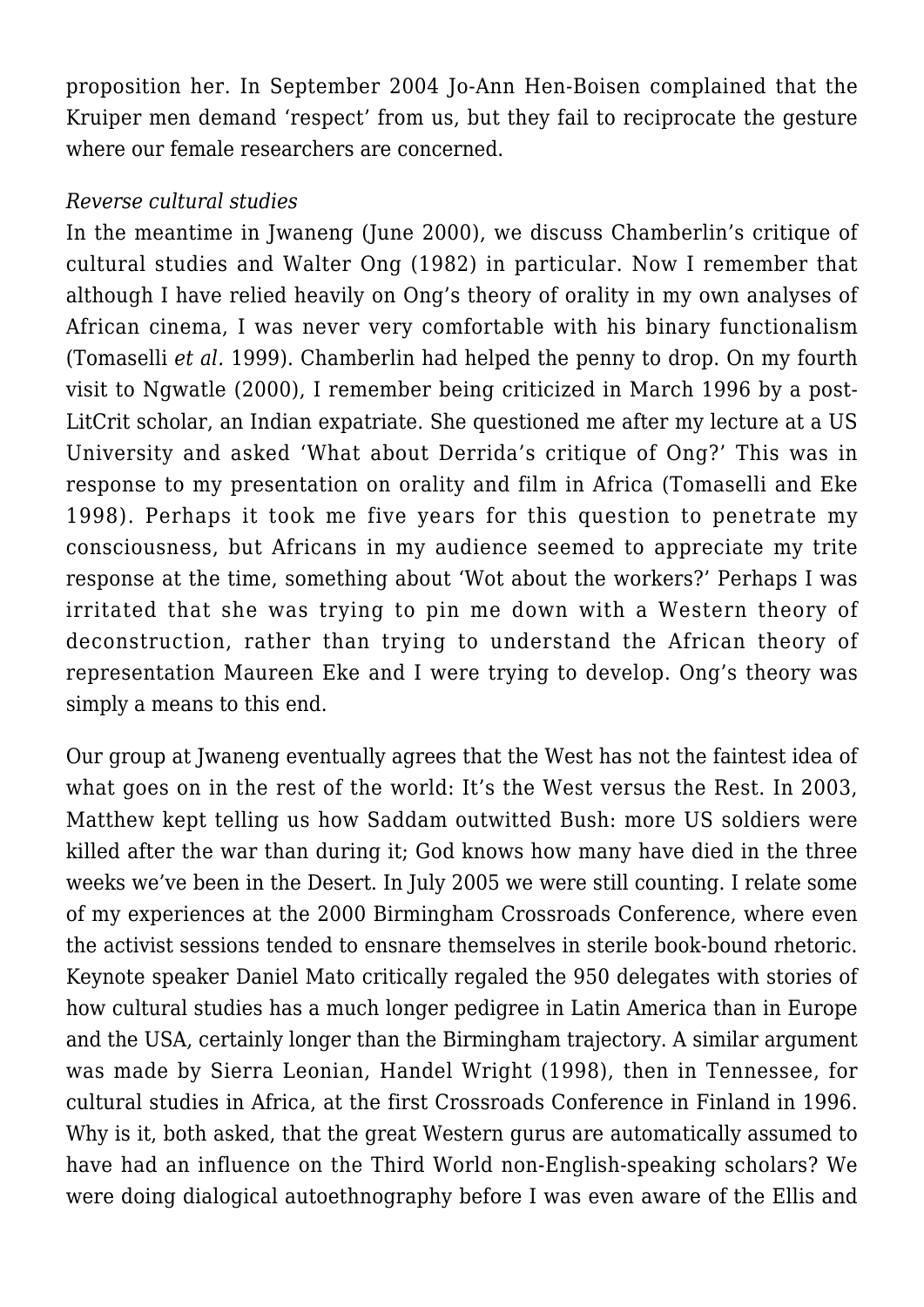proposition her. In September 2004 Jo-Ann Hen-Boisen complained that the Kruiper men demand 'respect' from us, but they fail to reciprocate the gesture where our female researchers are concerned.

*Reverse cultural studies*

In the meantime in Jwaneng (June 2000), we discuss Chamberlin's critique of cultural studies and Walter Ong (1982) in particular. Now I remember that although I have relied heavily on Ong's theory of orality in my own analyses of African cinema, I was never very comfortable with his binary functionalism (Tomaselli *et al.* 1999). Chamberlin had helped the penny to drop. On my fourth visit to Ngwatle (2000), I remember being criticized in March 1996 by a post-LitCrit scholar, an Indian expatriate. She questioned me after my lecture at a US University and asked 'What about Derrida's critique of Ong?' This was in response to my presentation on orality and film in Africa (Tomaselli and Eke 1998). Perhaps it took me five years for this question to penetrate my consciousness, but Africans in my audience seemed to appreciate my trite response at the time, something about 'Wot about the workers?' Perhaps I was irritated that she was trying to pin me down with a Western theory of deconstruction, rather than trying to understand the African theory of representation Maureen Eke and I were trying to develop. Ong's theory was simply a means to this end.

Our group at Jwaneng eventually agrees that the West has not the faintest idea of what goes on in the rest of the world: It's the West versus the Rest. In 2003, Matthew kept telling us how Saddam outwitted Bush: more US soldiers were killed after the war than during it; God knows how many have died in the three weeks we've been in the Desert. In July 2005 we were still counting. I relate some of my experiences at the 2000 Birmingham Crossroads Conference, where even the activist sessions tended to ensnare themselves in sterile book-bound rhetoric. Keynote speaker Daniel Mato critically regaled the 950 delegates with stories of how cultural studies has a much longer pedigree in Latin America than in Europe and the USA, certainly longer than the Birmingham trajectory. A similar argument was made by Sierra Leonian, Handel Wright (1998), then in Tennessee, for cultural studies in Africa, at the first Crossroads Conference in Finland in 1996. Why is it, both asked, that the great Western gurus are automatically assumed to have had an influence on the Third World non-English-speaking scholars? We were doing dialogical autoethnography before I was even aware of the Ellis and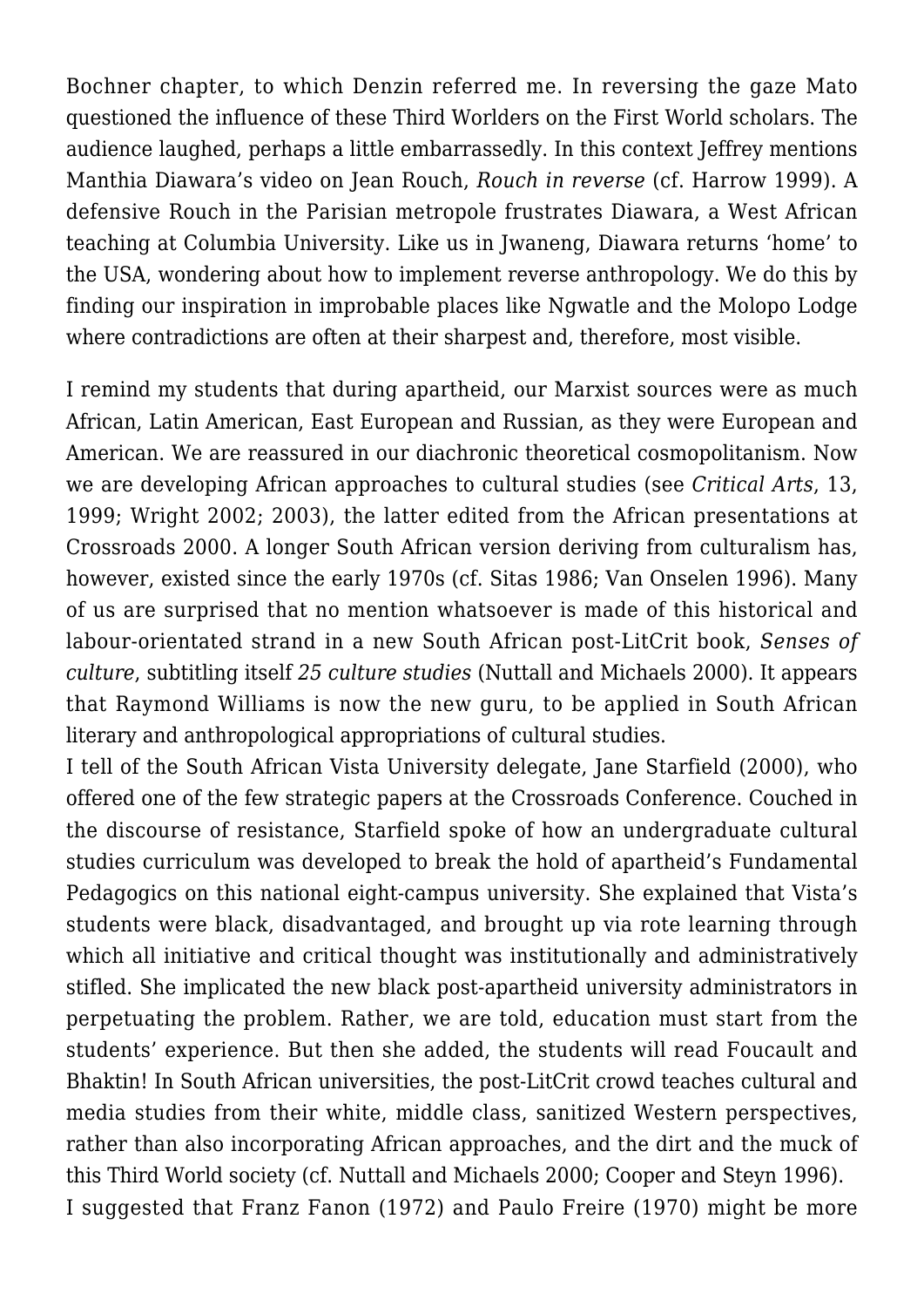Bochner chapter, to which Denzin referred me. In reversing the gaze Mato questioned the influence of these Third Worlders on the First World scholars. The audience laughed, perhaps a little embarrassedly. In this context Jeffrey mentions Manthia Diawara's video on Jean Rouch, *Rouch in reverse* (cf. Harrow 1999). A defensive Rouch in the Parisian metropole frustrates Diawara, a West African teaching at Columbia University. Like us in Jwaneng, Diawara returns 'home' to the USA, wondering about how to implement reverse anthropology. We do this by finding our inspiration in improbable places like Ngwatle and the Molopo Lodge where contradictions are often at their sharpest and, therefore, most visible.

I remind my students that during apartheid, our Marxist sources were as much African, Latin American, East European and Russian, as they were European and American. We are reassured in our diachronic theoretical cosmopolitanism. Now we are developing African approaches to cultural studies (see *Critical Arts*, 13, 1999; Wright 2002; 2003), the latter edited from the African presentations at Crossroads 2000. A longer South African version deriving from culturalism has, however, existed since the early 1970s (cf. Sitas 1986; Van Onselen 1996). Many of us are surprised that no mention whatsoever is made of this historical and labour-orientated strand in a new South African post-LitCrit book, *Senses of culture*, subtitling itself *25 culture studies* (Nuttall and Michaels 2000). It appears that Raymond Williams is now the new guru, to be applied in South African literary and anthropological appropriations of cultural studies.

I tell of the South African Vista University delegate, Jane Starfield (2000), who offered one of the few strategic papers at the Crossroads Conference. Couched in the discourse of resistance, Starfield spoke of how an undergraduate cultural studies curriculum was developed to break the hold of apartheid's Fundamental Pedagogics on this national eight-campus university. She explained that Vista's students were black, disadvantaged, and brought up via rote learning through which all initiative and critical thought was institutionally and administratively stifled. She implicated the new black post-apartheid university administrators in perpetuating the problem. Rather, we are told, education must start from the students' experience. But then she added, the students will read Foucault and Bhaktin! In South African universities, the post-LitCrit crowd teaches cultural and media studies from their white, middle class, sanitized Western perspectives, rather than also incorporating African approaches, and the dirt and the muck of this Third World society (cf. Nuttall and Michaels 2000; Cooper and Steyn 1996).

I suggested that Franz Fanon (1972) and Paulo Freire (1970) might be more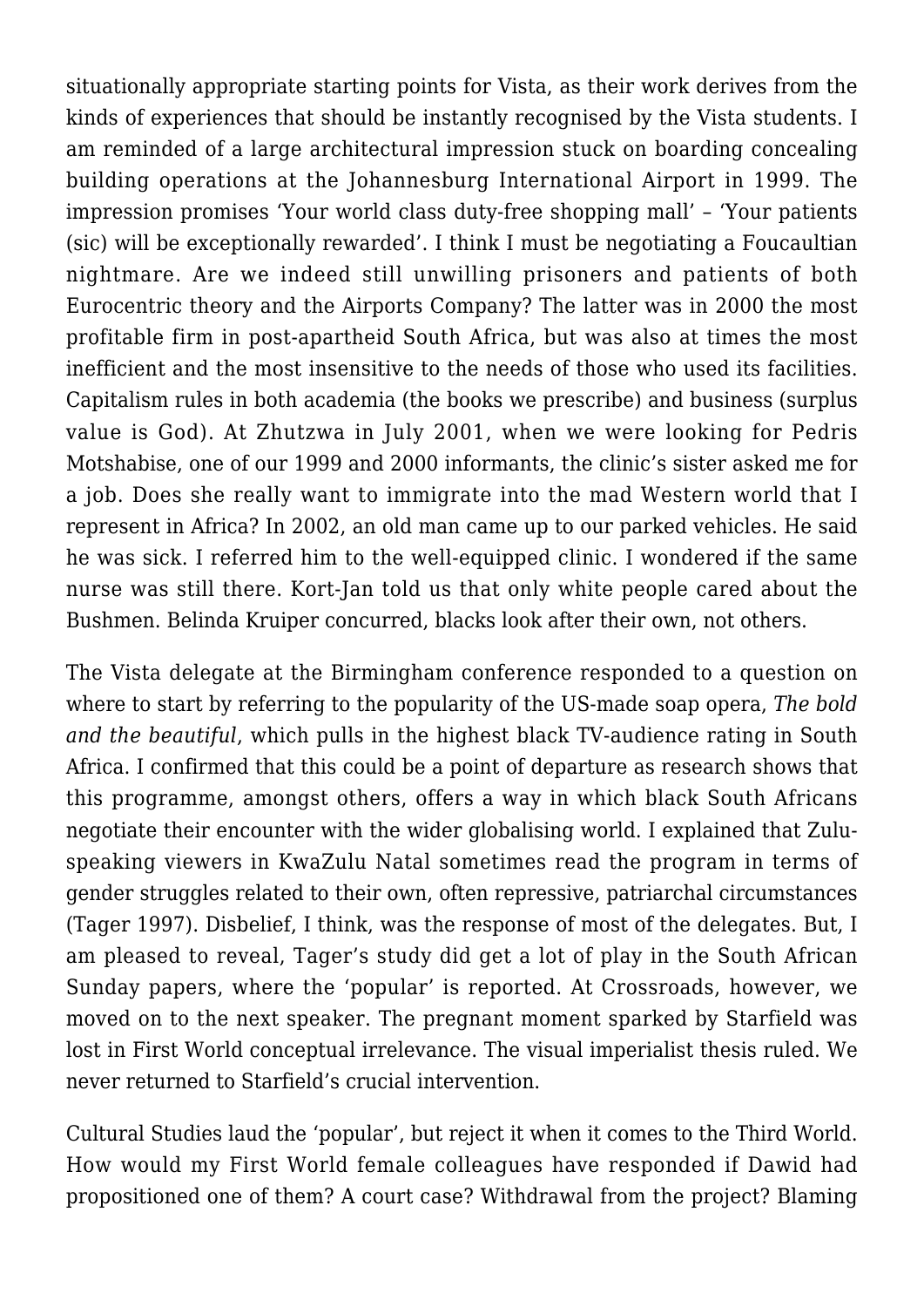situationally appropriate starting points for Vista, as their work derives from the kinds of experiences that should be instantly recognised by the Vista students. I am reminded of a large architectural impression stuck on boarding concealing building operations at the Johannesburg International Airport in 1999. The impression promises 'Your world class duty-free shopping mall' – 'Your patients (sic) will be exceptionally rewarded'. I think I must be negotiating a Foucaultian nightmare. Are we indeed still unwilling prisoners and patients of both Eurocentric theory and the Airports Company? The latter was in 2000 the most profitable firm in post-apartheid South Africa, but was also at times the most inefficient and the most insensitive to the needs of those who used its facilities. Capitalism rules in both academia (the books we prescribe) and business (surplus value is God). At Zhutzwa in July 2001, when we were looking for Pedris Motshabise, one of our 1999 and 2000 informants, the clinic's sister asked me for a job. Does she really want to immigrate into the mad Western world that I represent in Africa? In 2002, an old man came up to our parked vehicles. He said he was sick. I referred him to the well-equipped clinic. I wondered if the same nurse was still there. Kort-Jan told us that only white people cared about the Bushmen. Belinda Kruiper concurred, blacks look after their own, not others.

The Vista delegate at the Birmingham conference responded to a question on where to start by referring to the popularity of the US-made soap opera, *The bold and the beautiful*, which pulls in the highest black TV-audience rating in South Africa. I confirmed that this could be a point of departure as research shows that this programme, amongst others, offers a way in which black South Africans negotiate their encounter with the wider globalising world. I explained that Zulu-speaking viewers in KwaZulu Natal sometimes read the program in terms of gender struggles related to their own, often repressive, patriarchal circumstances (Tager 1997). Disbelief, I think, was the response of most of the delegates. But, I am pleased to reveal, Tager's study did get a lot of play in the South African Sunday papers, where the 'popular' is reported. At Crossroads, however, we moved on to the next speaker. The pregnant moment sparked by Starfield was lost in First World conceptual irrelevance. The visual imperialist thesis ruled. We never returned to Starfield's crucial intervention.

Cultural Studies laud the 'popular', but reject it when it comes to the Third World. How would my First World female colleagues have responded if Dawid had propositioned one of them? A court case? Withdrawal from the project? Blaming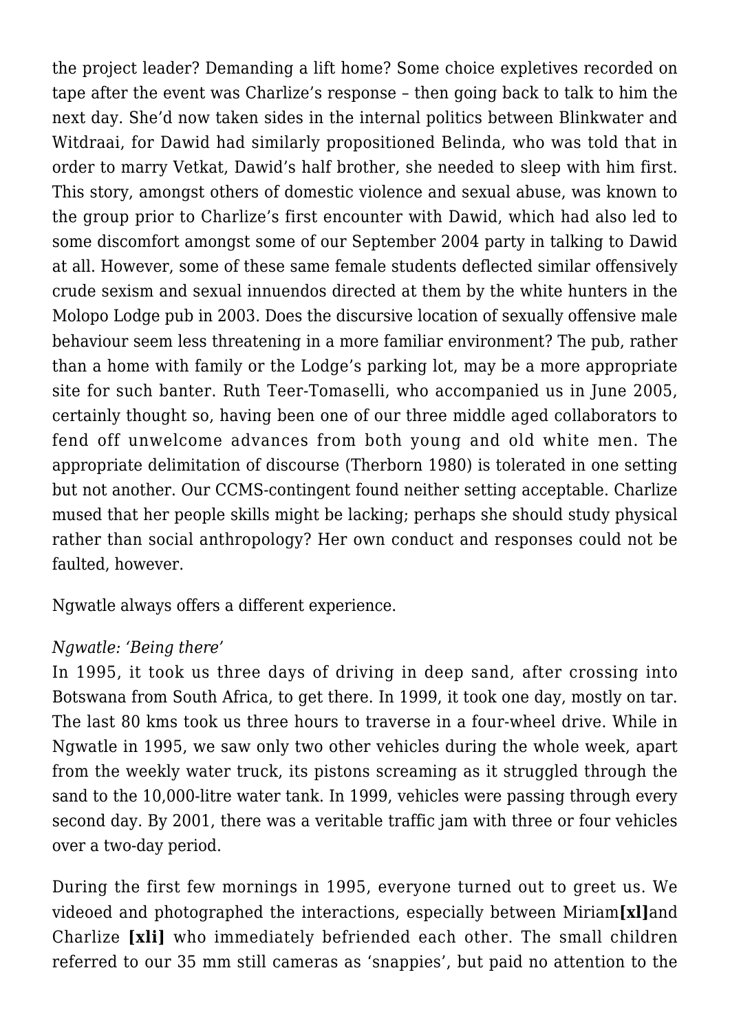the project leader? Demanding a lift home? Some choice expletives recorded on tape after the event was Charlize's response – then going back to talk to him the next day. She'd now taken sides in the internal politics between Blinkwater and Witdraai, for Dawid had similarly propositioned Belinda, who was told that in order to marry Vetkat, Dawid's half brother, she needed to sleep with him first. This story, amongst others of domestic violence and sexual abuse, was known to the group prior to Charlize's first encounter with Dawid, which had also led to some discomfort amongst some of our September 2004 party in talking to Dawid at all. However, some of these same female students deflected similar offensively crude sexism and sexual innuendos directed at them by the white hunters in the Molopo Lodge pub in 2003. Does the discursive location of sexually offensive male behaviour seem less threatening in a more familiar environment? The pub, rather than a home with family or the Lodge's parking lot, may be a more appropriate site for such banter. Ruth Teer-Tomaselli, who accompanied us in June 2005, certainly thought so, having been one of our three middle aged collaborators to fend off unwelcome advances from both young and old white men. The appropriate delimitation of discourse (Therborn 1980) is tolerated in one setting but not another. Our CCMS-contingent found neither setting acceptable. Charlize mused that her people skills might be lacking; perhaps she should study physical rather than social anthropology? Her own conduct and responses could not be faulted, however.

Ngwatle always offers a different experience.

*Ngwatle: 'Being there'*

In 1995, it took us three days of driving in deep sand, after crossing into Botswana from South Africa, to get there. In 1999, it took one day, mostly on tar. The last 80 kms took us three hours to traverse in a four-wheel drive. While in Ngwatle in 1995, we saw only two other vehicles during the whole week, apart from the weekly water truck, its pistons screaming as it struggled through the sand to the 10,000-litre water tank. In 1999, vehicles were passing through every second day. By 2001, there was a veritable traffic jam with three or four vehicles over a two-day period.

During the first few mornings in 1995, everyone turned out to greet us. We videoed and photographed the interactions, especially between Miriam**[xl]**and Charlize **[xli]** who immediately befriended each other. The small children referred to our 35 mm still cameras as 'snappies', but paid no attention to the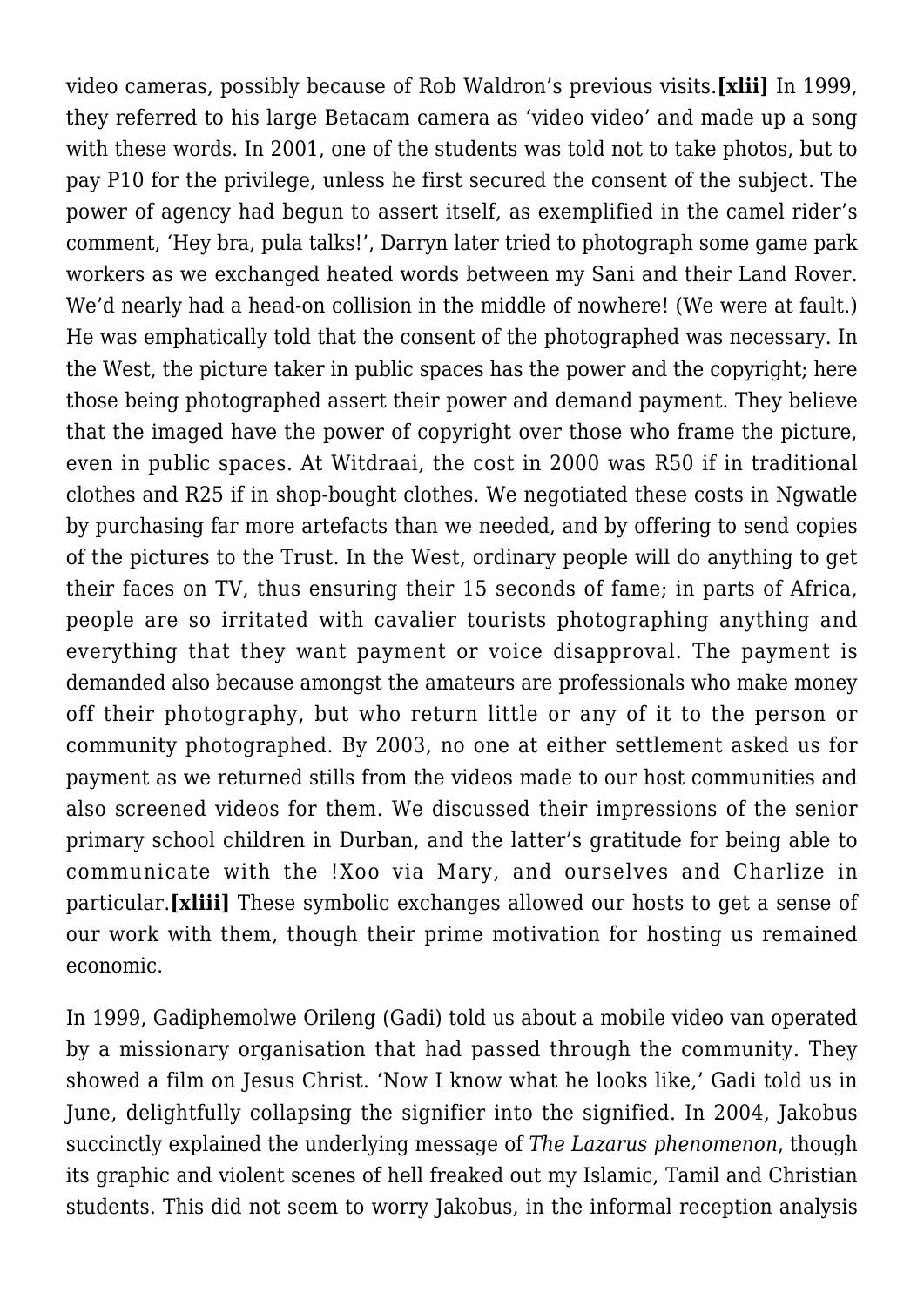video cameras, possibly because of Rob Waldron's previous visits.**[xlii]** In 1999, they referred to his large Betacam camera as 'video video' and made up a song with these words. In 2001, one of the students was told not to take photos, but to pay P10 for the privilege, unless he first secured the consent of the subject. The power of agency had begun to assert itself, as exemplified in the camel rider's comment, 'Hey bra, pula talks!', Darryn later tried to photograph some game park workers as we exchanged heated words between my Sani and their Land Rover. We'd nearly had a head-on collision in the middle of nowhere! (We were at fault.) He was emphatically told that the consent of the photographed was necessary. In the West, the picture taker in public spaces has the power and the copyright; here those being photographed assert their power and demand payment. They believe that the imaged have the power of copyright over those who frame the picture, even in public spaces. At Witdraai, the cost in 2000 was R50 if in traditional clothes and R25 if in shop-bought clothes. We negotiated these costs in Ngwatle by purchasing far more artefacts than we needed, and by offering to send copies of the pictures to the Trust. In the West, ordinary people will do anything to get their faces on TV, thus ensuring their 15 seconds of fame; in parts of Africa, people are so irritated with cavalier tourists photographing anything and everything that they want payment or voice disapproval. The payment is demanded also because amongst the amateurs are professionals who make money off their photography, but who return little or any of it to the person or community photographed. By 2003, no one at either settlement asked us for payment as we returned stills from the videos made to our host communities and also screened videos for them. We discussed their impressions of the senior primary school children in Durban, and the latter's gratitude for being able to communicate with the !Xoo via Mary, and ourselves and Charlize in particular.**[xliii]** These symbolic exchanges allowed our hosts to get a sense of our work with them, though their prime motivation for hosting us remained economic.

In 1999, Gadiphemolwe Orileng (Gadi) told us about a mobile video van operated by a missionary organisation that had passed through the community. They showed a film on Jesus Christ. 'Now I know what he looks like,' Gadi told us in June, delightfully collapsing the signifier into the signified. In 2004, Jakobus succinctly explained the underlying message of *The Lazarus phenomenon*, though its graphic and violent scenes of hell freaked out my Islamic, Tamil and Christian students. This did not seem to worry Jakobus, in the informal reception analysis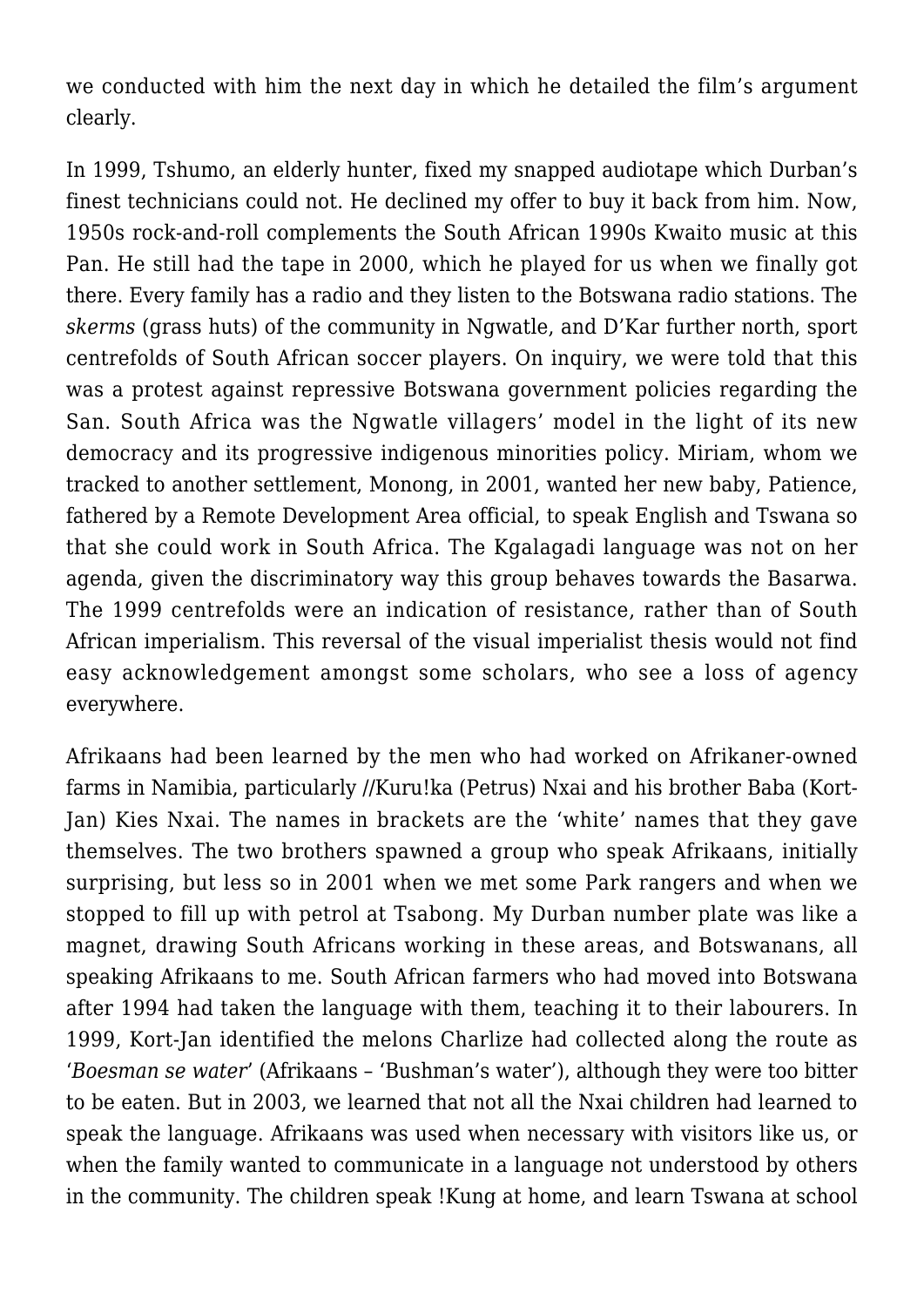we conducted with him the next day in which he detailed the film's argument clearly.

In 1999, Tshumo, an elderly hunter, fixed my snapped audiotape which Durban's finest technicians could not. He declined my offer to buy it back from him. Now, 1950s rock-and-roll complements the South African 1990s Kwaito music at this Pan. He still had the tape in 2000, which he played for us when we finally got there. Every family has a radio and they listen to the Botswana radio stations. The *skerms* (grass huts) of the community in Ngwatle, and D'Kar further north, sport centrefolds of South African soccer players. On inquiry, we were told that this was a protest against repressive Botswana government policies regarding the San. South Africa was the Ngwatle villagers' model in the light of its new democracy and its progressive indigenous minorities policy. Miriam, whom we tracked to another settlement, Monong, in 2001, wanted her new baby, Patience, fathered by a Remote Development Area official, to speak English and Tswana so that she could work in South Africa. The Kgalagadi language was not on her agenda, given the discriminatory way this group behaves towards the Basarwa. The 1999 centrefolds were an indication of resistance, rather than of South African imperialism. This reversal of the visual imperialist thesis would not find easy acknowledgement amongst some scholars, who see a loss of agency everywhere.

Afrikaans had been learned by the men who had worked on Afrikaner-owned farms in Namibia, particularly //Kuru!ka (Petrus) Nxai and his brother Baba (Kort-Jan) Kies Nxai. The names in brackets are the 'white' names that they gave themselves. The two brothers spawned a group who speak Afrikaans, initially surprising, but less so in 2001 when we met some Park rangers and when we stopped to fill up with petrol at Tsabong. My Durban number plate was like a magnet, drawing South Africans working in these areas, and Botswanans, all speaking Afrikaans to me. South African farmers who had moved into Botswana after 1994 had taken the language with them, teaching it to their labourers. In 1999, Kort-Jan identified the melons Charlize had collected along the route as '*Boesman se water*' (Afrikaans – 'Bushman's water'), although they were too bitter to be eaten. But in 2003, we learned that not all the Nxai children had learned to speak the language. Afrikaans was used when necessary with visitors like us, or when the family wanted to communicate in a language not understood by others in the community. The children speak !Kung at home, and learn Tswana at school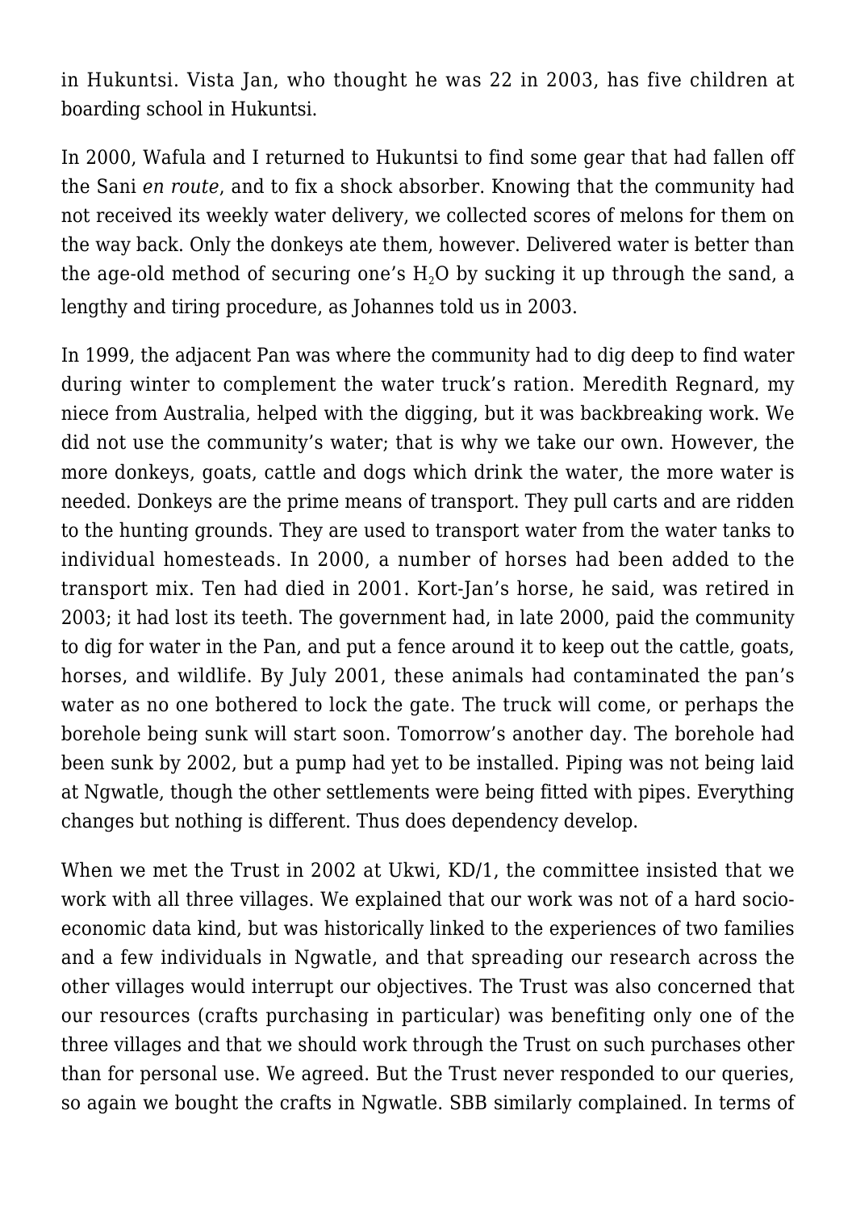in Hukuntsi. Vista Jan, who thought he was 22 in 2003, has five children at boarding school in Hukuntsi.

In 2000, Wafula and I returned to Hukuntsi to find some gear that had fallen off the Sani *en route*, and to fix a shock absorber. Knowing that the community had not received its weekly water delivery, we collected scores of melons for them on the way back. Only the donkeys ate them, however. Delivered water is better than the age-old method of securing one's $H_2O$ by sucking it up through the sand, a lengthy and tiring procedure, as Johannes told us in 2003.

In 1999, the adjacent Pan was where the community had to dig deep to find water during winter to complement the water truck's ration. Meredith Regnard, my niece from Australia, helped with the digging, but it was backbreaking work. We did not use the community's water; that is why we take our own. However, the more donkeys, goats, cattle and dogs which drink the water, the more water is needed. Donkeys are the prime means of transport. They pull carts and are ridden to the hunting grounds. They are used to transport water from the water tanks to individual homesteads. In 2000, a number of horses had been added to the transport mix. Ten had died in 2001. Kort-Jan's horse, he said, was retired in 2003; it had lost its teeth. The government had, in late 2000, paid the community to dig for water in the Pan, and put a fence around it to keep out the cattle, goats, horses, and wildlife. By July 2001, these animals had contaminated the pan's water as no one bothered to lock the gate. The truck will come, or perhaps the borehole being sunk will start soon. Tomorrow's another day. The borehole had been sunk by 2002, but a pump had yet to be installed. Piping was not being laid at Ngwatle, though the other settlements were being fitted with pipes. Everything changes but nothing is different. Thus does dependency develop.

When we met the Trust in 2002 at Ukwi, KD/1, the committee insisted that we work with all three villages. We explained that our work was not of a hard socio-economic data kind, but was historically linked to the experiences of two families and a few individuals in Ngwatle, and that spreading our research across the other villages would interrupt our objectives. The Trust was also concerned that our resources (crafts purchasing in particular) was benefiting only one of the three villages and that we should work through the Trust on such purchases other than for personal use. We agreed. But the Trust never responded to our queries, so again we bought the crafts in Ngwatle. SBB similarly complained. In terms of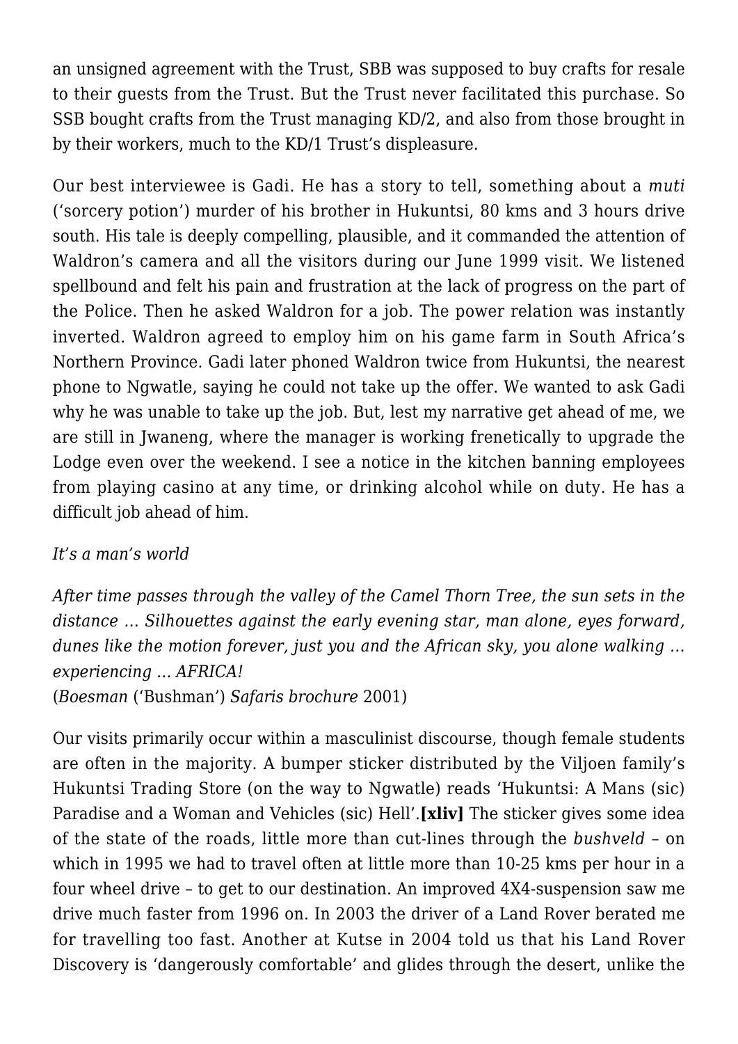an unsigned agreement with the Trust, SBB was supposed to buy crafts for resale to their guests from the Trust. But the Trust never facilitated this purchase. So SSB bought crafts from the Trust managing KD/2, and also from those brought in by their workers, much to the KD/1 Trust's displeasure.

Our best interviewee is Gadi. He has a story to tell, something about a *muti* ('sorcery potion') murder of his brother in Hukuntsi, 80 kms and 3 hours drive south. His tale is deeply compelling, plausible, and it commanded the attention of Waldron's camera and all the visitors during our June 1999 visit. We listened spellbound and felt his pain and frustration at the lack of progress on the part of the Police. Then he asked Waldron for a job. The power relation was instantly inverted. Waldron agreed to employ him on his game farm in South Africa's Northern Province. Gadi later phoned Waldron twice from Hukuntsi, the nearest phone to Ngwatle, saying he could not take up the offer. We wanted to ask Gadi why he was unable to take up the job. But, lest my narrative get ahead of me, we are still in Jwaneng, where the manager is working frenetically to upgrade the Lodge even over the weekend. I see a notice in the kitchen banning employees from playing casino at any time, or drinking alcohol while on duty. He has a difficult job ahead of him.

*It's a man's world*

*After time passes through the valley of the Camel Thorn Tree, the sun sets in the distance … Silhouettes against the early evening star, man alone, eyes forward, dunes like the motion forever, just you and the African sky, you alone walking … experiencing … AFRICA!*
(*Boesman* ('Bushman') *Safaris brochure* 2001)

Our visits primarily occur within a masculinist discourse, though female students are often in the majority. A bumper sticker distributed by the Viljoen family's Hukuntsi Trading Store (on the way to Ngwatle) reads 'Hukuntsi: A Mans (sic) Paradise and a Woman and Vehicles (sic) Hell'.**[xliv]** The sticker gives some idea of the state of the roads, little more than cut-lines through the *bushveld* – on which in 1995 we had to travel often at little more than 10-25 kms per hour in a four wheel drive – to get to our destination. An improved 4X4-suspension saw me drive much faster from 1996 on. In 2003 the driver of a Land Rover berated me for travelling too fast. Another at Kutse in 2004 told us that his Land Rover Discovery is 'dangerously comfortable' and glides through the desert, unlike the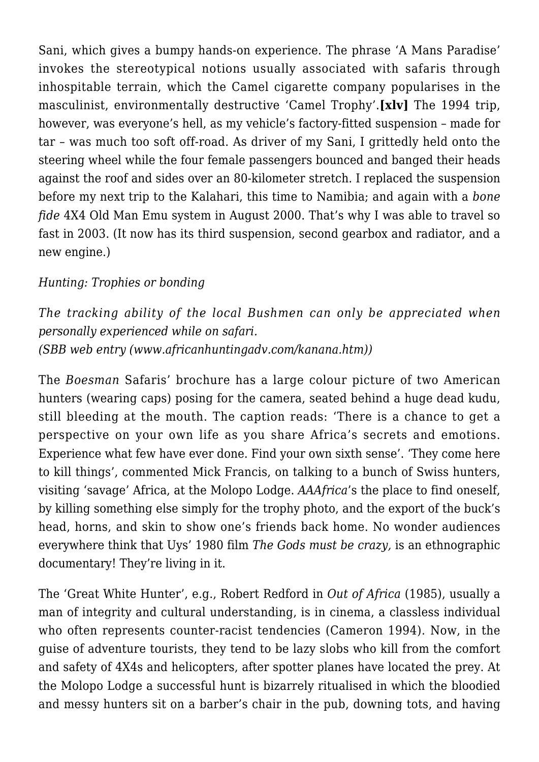Sani, which gives a bumpy hands-on experience. The phrase 'A Mans Paradise' invokes the stereotypical notions usually associated with safaris through inhospitable terrain, which the Camel cigarette company popularises in the masculinist, environmentally destructive 'Camel Trophy'.**[xlv]** The 1994 trip, however, was everyone's hell, as my vehicle's factory-fitted suspension – made for tar – was much too soft off-road. As driver of my Sani, I grittedly held onto the steering wheel while the four female passengers bounced and banged their heads against the roof and sides over an 80-kilometer stretch. I replaced the suspension before my next trip to the Kalahari, this time to Namibia; and again with a *bone fide* 4X4 Old Man Emu system in August 2000. That's why I was able to travel so fast in 2003. (It now has its third suspension, second gearbox and radiator, and a new engine.)

*Hunting: Trophies or bonding*

*The tracking ability of the local Bushmen can only be appreciated when personally experienced while on safari.*
*(SBB web entry (www.africanhuntingadv.com/kanana.htm))*

The *Boesman* Safaris' brochure has a large colour picture of two American hunters (wearing caps) posing for the camera, seated behind a huge dead kudu, still bleeding at the mouth. The caption reads: 'There is a chance to get a perspective on your own life as you share Africa's secrets and emotions. Experience what few have ever done. Find your own sixth sense'. 'They come here to kill things', commented Mick Francis, on talking to a bunch of Swiss hunters, visiting 'savage' Africa, at the Molopo Lodge. *AAAfrica*'s the place to find oneself, by killing something else simply for the trophy photo, and the export of the buck's head, horns, and skin to show one's friends back home. No wonder audiences everywhere think that Uys' 1980 film *The Gods must be crazy,* is an ethnographic documentary! They're living in it.

The 'Great White Hunter', e.g., Robert Redford in *Out of Africa* (1985), usually a man of integrity and cultural understanding, is in cinema, a classless individual who often represents counter-racist tendencies (Cameron 1994). Now, in the guise of adventure tourists, they tend to be lazy slobs who kill from the comfort and safety of 4X4s and helicopters, after spotter planes have located the prey. At the Molopo Lodge a successful hunt is bizarrely ritualised in which the bloodied and messy hunters sit on a barber's chair in the pub, downing tots, and having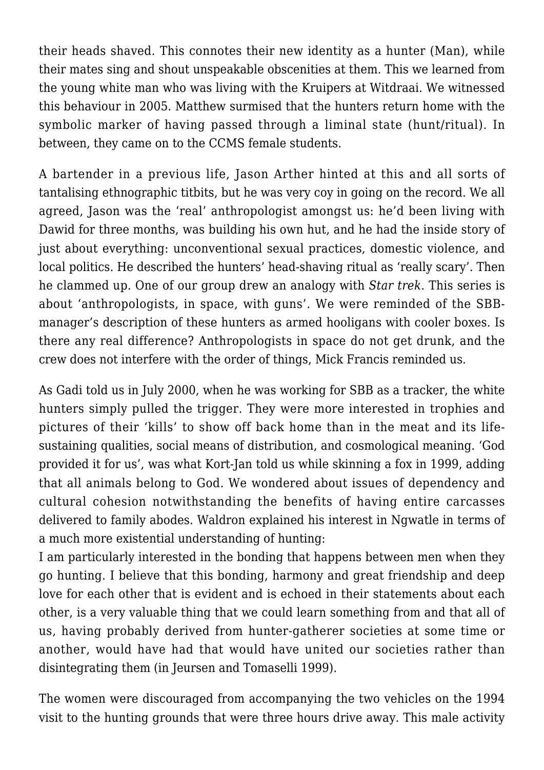their heads shaved. This connotes their new identity as a hunter (Man), while their mates sing and shout unspeakable obscenities at them. This we learned from the young white man who was living with the Kruipers at Witdraai. We witnessed this behaviour in 2005. Matthew surmised that the hunters return home with the symbolic marker of having passed through a liminal state (hunt/ritual). In between, they came on to the CCMS female students.

A bartender in a previous life, Jason Arther hinted at this and all sorts of tantalising ethnographic titbits, but he was very coy in going on the record. We all agreed, Jason was the 'real' anthropologist amongst us: he'd been living with Dawid for three months, was building his own hut, and he had the inside story of just about everything: unconventional sexual practices, domestic violence, and local politics. He described the hunters' head-shaving ritual as 'really scary'. Then he clammed up. One of our group drew an analogy with *Star trek*. This series is about 'anthropologists, in space, with guns'. We were reminded of the SBB-manager's description of these hunters as armed hooligans with cooler boxes. Is there any real difference? Anthropologists in space do not get drunk, and the crew does not interfere with the order of things, Mick Francis reminded us.

As Gadi told us in July 2000, when he was working for SBB as a tracker, the white hunters simply pulled the trigger. They were more interested in trophies and pictures of their 'kills' to show off back home than in the meat and its life-sustaining qualities, social means of distribution, and cosmological meaning. 'God provided it for us', was what Kort-Jan told us while skinning a fox in 1999, adding that all animals belong to God. We wondered about issues of dependency and cultural cohesion notwithstanding the benefits of having entire carcasses delivered to family abodes. Waldron explained his interest in Ngwatle in terms of a much more existential understanding of hunting:

I am particularly interested in the bonding that happens between men when they go hunting. I believe that this bonding, harmony and great friendship and deep love for each other that is evident and is echoed in their statements about each other, is a very valuable thing that we could learn something from and that all of us, having probably derived from hunter-gatherer societies at some time or another, would have had that would have united our societies rather than disintegrating them (in Jeursen and Tomaselli 1999).

The women were discouraged from accompanying the two vehicles on the 1994 visit to the hunting grounds that were three hours drive away. This male activity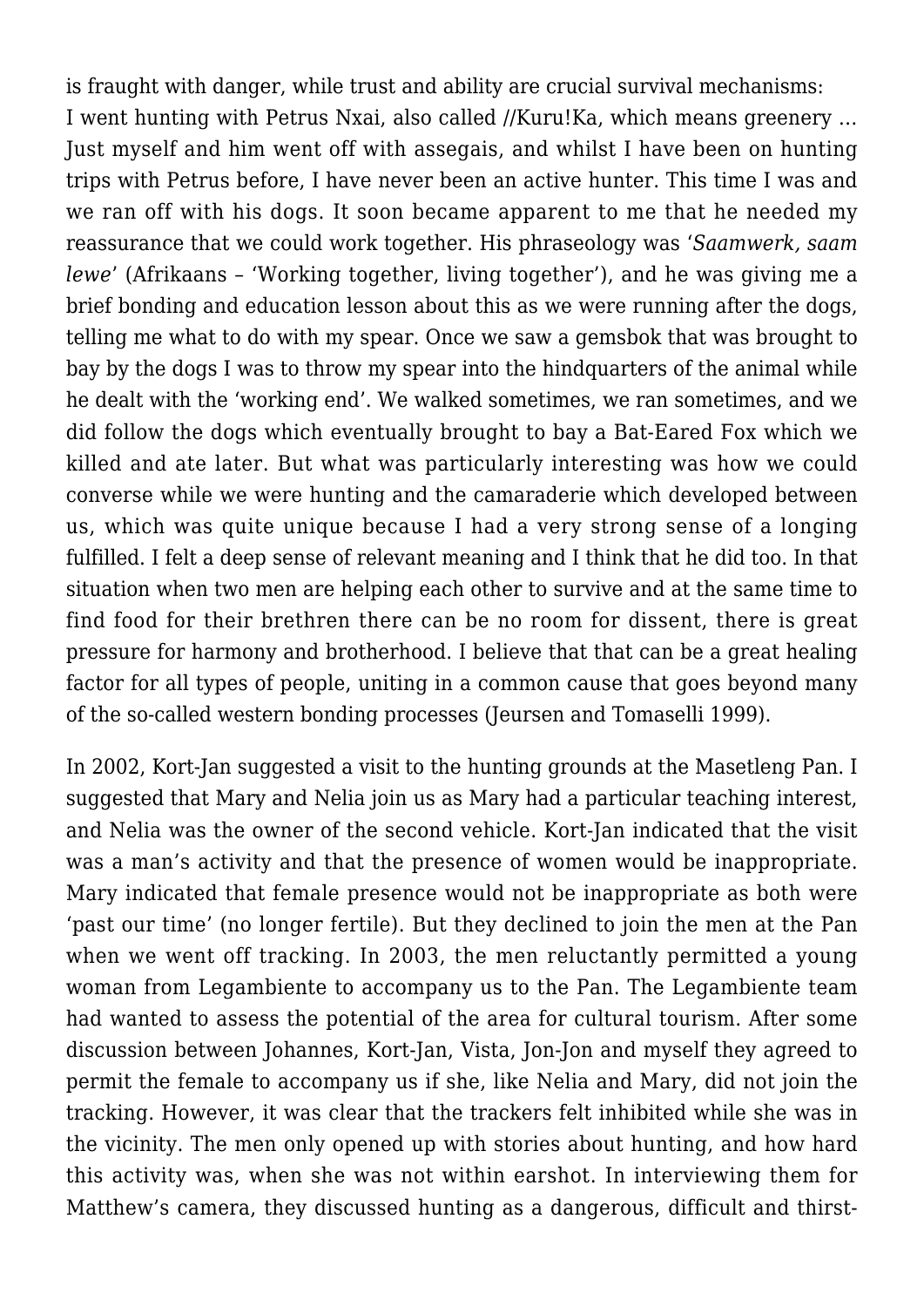is fraught with danger, while trust and ability are crucial survival mechanisms:

I went hunting with Petrus Nxai, also called //Kuru!Ka, which means greenery … Just myself and him went off with assegais, and whilst I have been on hunting trips with Petrus before, I have never been an active hunter. This time I was and we ran off with his dogs. It soon became apparent to me that he needed my reassurance that we could work together. His phraseology was '*Saamwerk, saam lewe*' (Afrikaans – 'Working together, living together'), and he was giving me a brief bonding and education lesson about this as we were running after the dogs, telling me what to do with my spear. Once we saw a gemsbok that was brought to bay by the dogs I was to throw my spear into the hindquarters of the animal while he dealt with the 'working end'. We walked sometimes, we ran sometimes, and we did follow the dogs which eventually brought to bay a Bat-Eared Fox which we killed and ate later. But what was particularly interesting was how we could converse while we were hunting and the camaraderie which developed between us, which was quite unique because I had a very strong sense of a longing fulfilled. I felt a deep sense of relevant meaning and I think that he did too. In that situation when two men are helping each other to survive and at the same time to find food for their brethren there can be no room for dissent, there is great pressure for harmony and brotherhood. I believe that that can be a great healing factor for all types of people, uniting in a common cause that goes beyond many of the so-called western bonding processes (Jeursen and Tomaselli 1999).

In 2002, Kort-Jan suggested a visit to the hunting grounds at the Masetleng Pan. I suggested that Mary and Nelia join us as Mary had a particular teaching interest, and Nelia was the owner of the second vehicle. Kort-Jan indicated that the visit was a man's activity and that the presence of women would be inappropriate. Mary indicated that female presence would not be inappropriate as both were 'past our time' (no longer fertile). But they declined to join the men at the Pan when we went off tracking. In 2003, the men reluctantly permitted a young woman from Legambiente to accompany us to the Pan. The Legambiente team had wanted to assess the potential of the area for cultural tourism. After some discussion between Johannes, Kort-Jan, Vista, Jon-Jon and myself they agreed to permit the female to accompany us if she, like Nelia and Mary, did not join the tracking. However, it was clear that the trackers felt inhibited while she was in the vicinity. The men only opened up with stories about hunting, and how hard this activity was, when she was not within earshot. In interviewing them for Matthew's camera, they discussed hunting as a dangerous, difficult and thirst-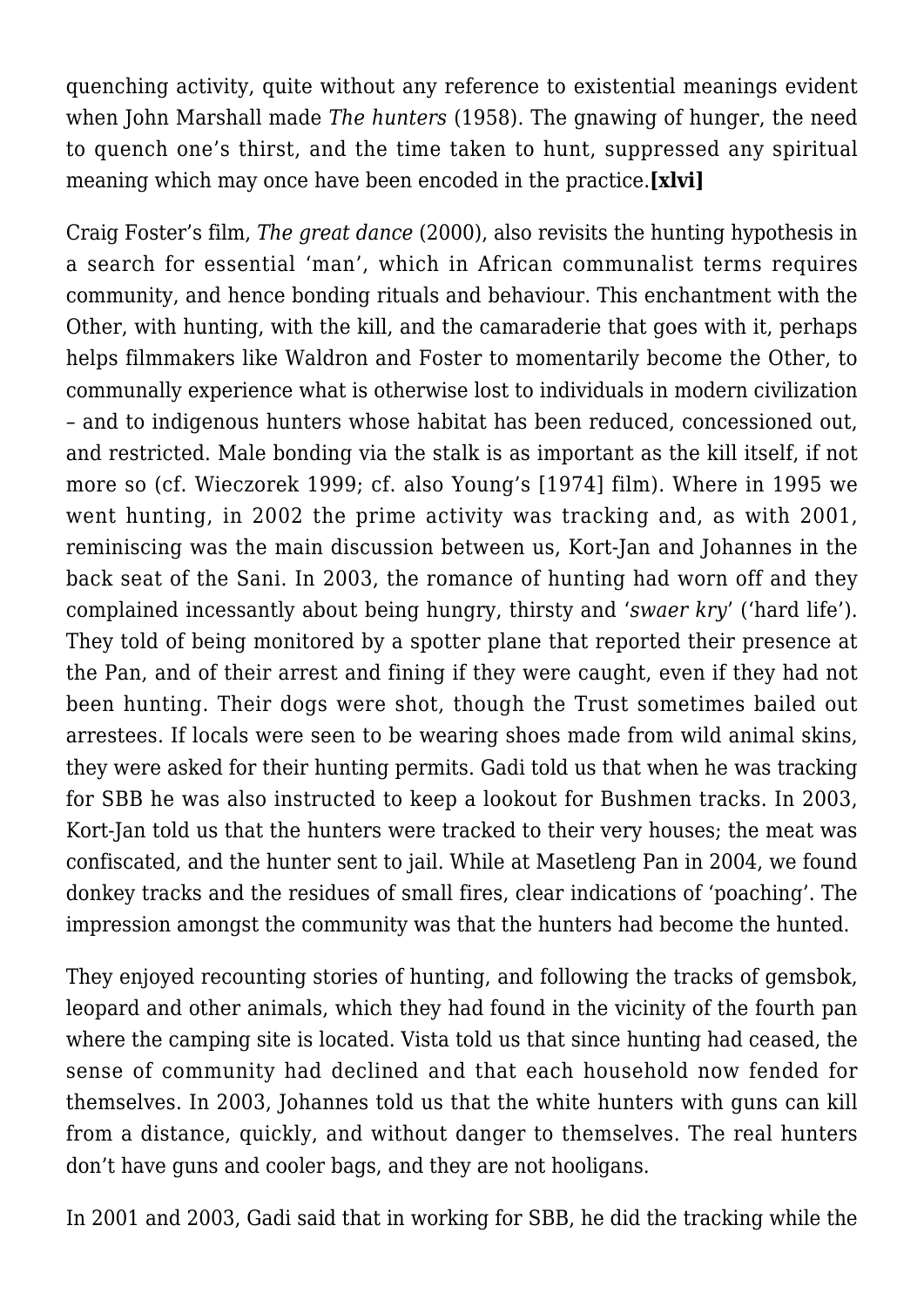quenching activity, quite without any reference to existential meanings evident when John Marshall made *The hunters* (1958). The gnawing of hunger, the need to quench one's thirst, and the time taken to hunt, suppressed any spiritual meaning which may once have been encoded in the practice.**[xlvi]**

Craig Foster's film, *The great dance* (2000), also revisits the hunting hypothesis in a search for essential 'man', which in African communalist terms requires community, and hence bonding rituals and behaviour. This enchantment with the Other, with hunting, with the kill, and the camaraderie that goes with it, perhaps helps filmmakers like Waldron and Foster to momentarily become the Other, to communally experience what is otherwise lost to individuals in modern civilization – and to indigenous hunters whose habitat has been reduced, concessioned out, and restricted. Male bonding via the stalk is as important as the kill itself, if not more so (cf. Wieczorek 1999; cf. also Young's [1974] film). Where in 1995 we went hunting, in 2002 the prime activity was tracking and, as with 2001, reminiscing was the main discussion between us, Kort-Jan and Johannes in the back seat of the Sani. In 2003, the romance of hunting had worn off and they complained incessantly about being hungry, thirsty and '*swaer kry*' ('hard life'). They told of being monitored by a spotter plane that reported their presence at the Pan, and of their arrest and fining if they were caught, even if they had not been hunting. Their dogs were shot, though the Trust sometimes bailed out arrestees. If locals were seen to be wearing shoes made from wild animal skins, they were asked for their hunting permits. Gadi told us that when he was tracking for SBB he was also instructed to keep a lookout for Bushmen tracks. In 2003, Kort-Jan told us that the hunters were tracked to their very houses; the meat was confiscated, and the hunter sent to jail. While at Masetleng Pan in 2004, we found donkey tracks and the residues of small fires, clear indications of 'poaching'. The impression amongst the community was that the hunters had become the hunted.

They enjoyed recounting stories of hunting, and following the tracks of gemsbok, leopard and other animals, which they had found in the vicinity of the fourth pan where the camping site is located. Vista told us that since hunting had ceased, the sense of community had declined and that each household now fended for themselves. In 2003, Johannes told us that the white hunters with guns can kill from a distance, quickly, and without danger to themselves. The real hunters don't have guns and cooler bags, and they are not hooligans.

In 2001 and 2003, Gadi said that in working for SBB, he did the tracking while the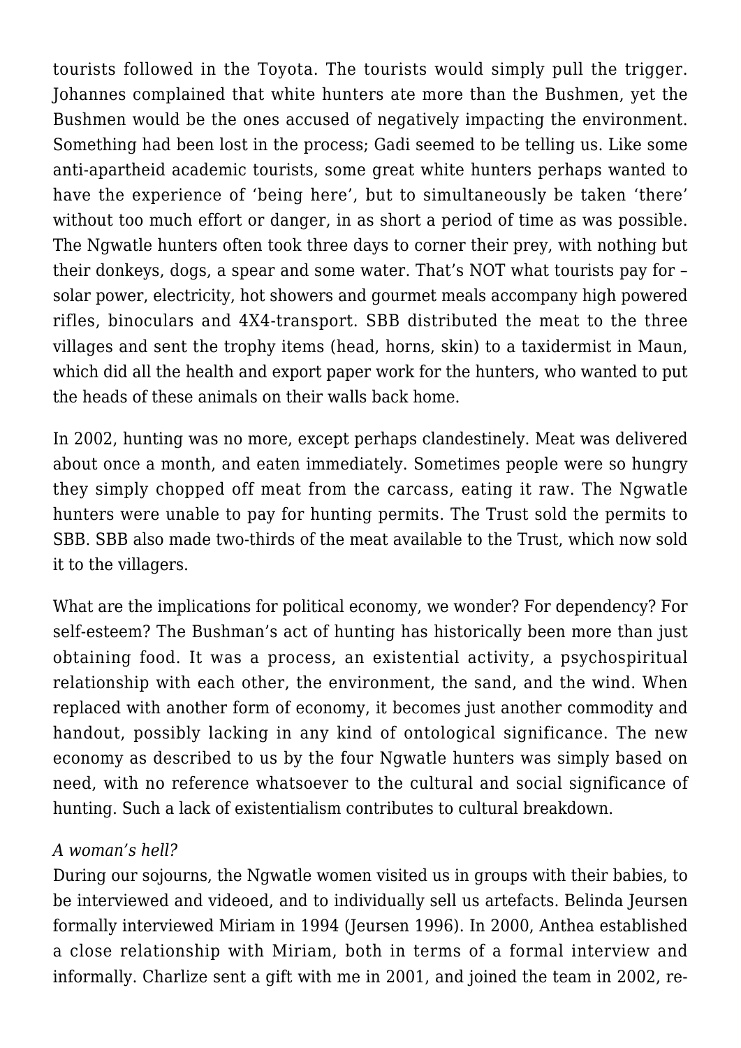tourists followed in the Toyota. The tourists would simply pull the trigger. Johannes complained that white hunters ate more than the Bushmen, yet the Bushmen would be the ones accused of negatively impacting the environment. Something had been lost in the process; Gadi seemed to be telling us. Like some anti-apartheid academic tourists, some great white hunters perhaps wanted to have the experience of 'being here', but to simultaneously be taken 'there' without too much effort or danger, in as short a period of time as was possible. The Ngwatle hunters often took three days to corner their prey, with nothing but their donkeys, dogs, a spear and some water. That's NOT what tourists pay for – solar power, electricity, hot showers and gourmet meals accompany high powered rifles, binoculars and 4X4-transport. SBB distributed the meat to the three villages and sent the trophy items (head, horns, skin) to a taxidermist in Maun, which did all the health and export paper work for the hunters, who wanted to put the heads of these animals on their walls back home.

In 2002, hunting was no more, except perhaps clandestinely. Meat was delivered about once a month, and eaten immediately. Sometimes people were so hungry they simply chopped off meat from the carcass, eating it raw. The Ngwatle hunters were unable to pay for hunting permits. The Trust sold the permits to SBB. SBB also made two-thirds of the meat available to the Trust, which now sold it to the villagers.

What are the implications for political economy, we wonder? For dependency? For self-esteem? The Bushman's act of hunting has historically been more than just obtaining food. It was a process, an existential activity, a psychospiritual relationship with each other, the environment, the sand, and the wind. When replaced with another form of economy, it becomes just another commodity and handout, possibly lacking in any kind of ontological significance. The new economy as described to us by the four Ngwatle hunters was simply based on need, with no reference whatsoever to the cultural and social significance of hunting. Such a lack of existentialism contributes to cultural breakdown.

*A woman's hell?*

During our sojourns, the Ngwatle women visited us in groups with their babies, to be interviewed and videoed, and to individually sell us artefacts. Belinda Jeursen formally interviewed Miriam in 1994 (Jeursen 1996). In 2000, Anthea established a close relationship with Miriam, both in terms of a formal interview and informally. Charlize sent a gift with me in 2001, and joined the team in 2002, re-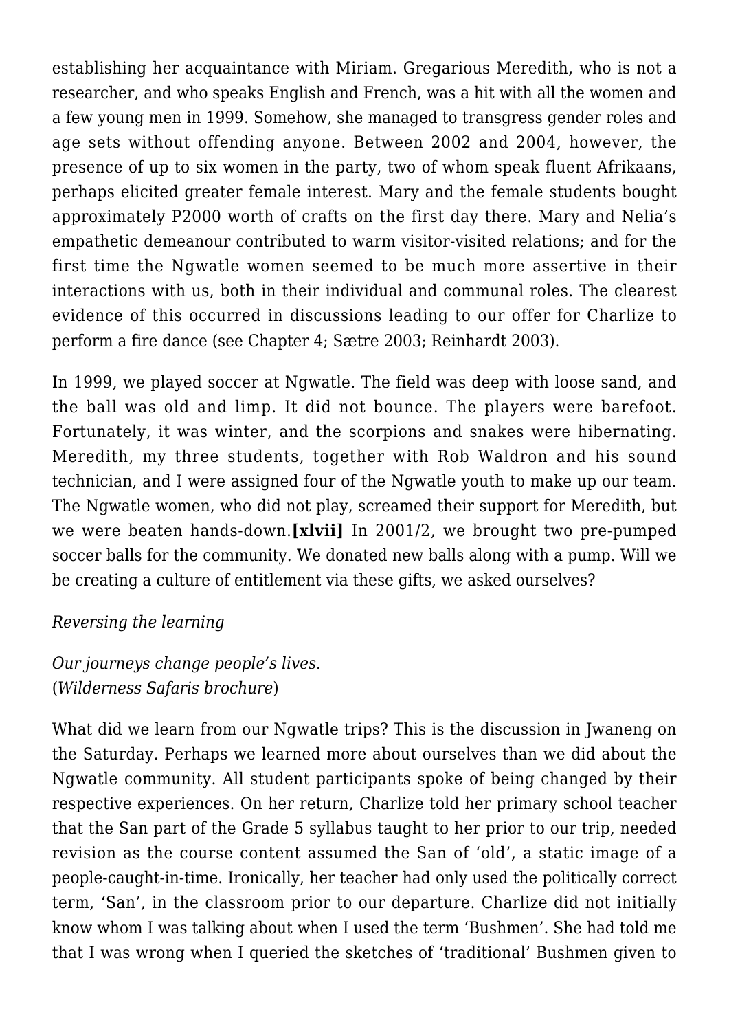establishing her acquaintance with Miriam. Gregarious Meredith, who is not a researcher, and who speaks English and French, was a hit with all the women and a few young men in 1999. Somehow, she managed to transgress gender roles and age sets without offending anyone. Between 2002 and 2004, however, the presence of up to six women in the party, two of whom speak fluent Afrikaans, perhaps elicited greater female interest. Mary and the female students bought approximately P2000 worth of crafts on the first day there. Mary and Nelia's empathetic demeanour contributed to warm visitor-visited relations; and for the first time the Ngwatle women seemed to be much more assertive in their interactions with us, both in their individual and communal roles. The clearest evidence of this occurred in discussions leading to our offer for Charlize to perform a fire dance (see Chapter 4; Sætre 2003; Reinhardt 2003).

In 1999, we played soccer at Ngwatle. The field was deep with loose sand, and the ball was old and limp. It did not bounce. The players were barefoot. Fortunately, it was winter, and the scorpions and snakes were hibernating. Meredith, my three students, together with Rob Waldron and his sound technician, and I were assigned four of the Ngwatle youth to make up our team. The Ngwatle women, who did not play, screamed their support for Meredith, but we were beaten hands-down.**[xlvii]** In 2001/2, we brought two pre-pumped soccer balls for the community. We donated new balls along with a pump. Will we be creating a culture of entitlement via these gifts, we asked ourselves?

*Reversing the learning*

*Our journeys change people's lives.*
(*Wilderness Safaris brochure*)

What did we learn from our Ngwatle trips? This is the discussion in Jwaneng on the Saturday. Perhaps we learned more about ourselves than we did about the Ngwatle community. All student participants spoke of being changed by their respective experiences. On her return, Charlize told her primary school teacher that the San part of the Grade 5 syllabus taught to her prior to our trip, needed revision as the course content assumed the San of 'old', a static image of a people-caught-in-time. Ironically, her teacher had only used the politically correct term, 'San', in the classroom prior to our departure. Charlize did not initially know whom I was talking about when I used the term 'Bushmen'. She had told me that I was wrong when I queried the sketches of 'traditional' Bushmen given to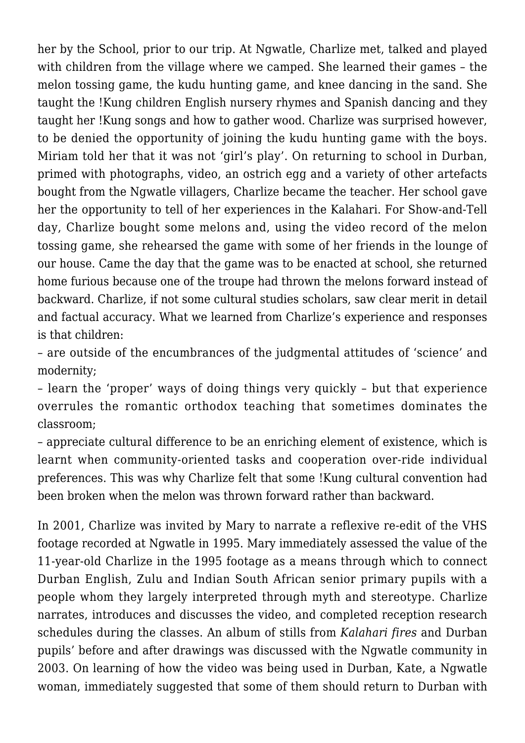her by the School, prior to our trip. At Ngwatle, Charlize met, talked and played with children from the village where we camped. She learned their games – the melon tossing game, the kudu hunting game, and knee dancing in the sand. She taught the !Kung children English nursery rhymes and Spanish dancing and they taught her !Kung songs and how to gather wood. Charlize was surprised however, to be denied the opportunity of joining the kudu hunting game with the boys. Miriam told her that it was not 'girl's play'. On returning to school in Durban, primed with photographs, video, an ostrich egg and a variety of other artefacts bought from the Ngwatle villagers, Charlize became the teacher. Her school gave her the opportunity to tell of her experiences in the Kalahari. For Show-and-Tell day, Charlize bought some melons and, using the video record of the melon tossing game, she rehearsed the game with some of her friends in the lounge of our house. Came the day that the game was to be enacted at school, she returned home furious because one of the troupe had thrown the melons forward instead of backward. Charlize, if not some cultural studies scholars, saw clear merit in detail and factual accuracy. What we learned from Charlize's experience and responses is that children:

– are outside of the encumbrances of the judgmental attitudes of 'science' and modernity;

– learn the 'proper' ways of doing things very quickly – but that experience overrules the romantic orthodox teaching that sometimes dominates the classroom;

– appreciate cultural difference to be an enriching element of existence, which is learnt when community-oriented tasks and cooperation over-ride individual preferences. This was why Charlize felt that some !Kung cultural convention had been broken when the melon was thrown forward rather than backward.

In 2001, Charlize was invited by Mary to narrate a reflexive re-edit of the VHS footage recorded at Ngwatle in 1995. Mary immediately assessed the value of the 11-year-old Charlize in the 1995 footage as a means through which to connect Durban English, Zulu and Indian South African senior primary pupils with a people whom they largely interpreted through myth and stereotype. Charlize narrates, introduces and discusses the video, and completed reception research schedules during the classes. An album of stills from *Kalahari fires* and Durban pupils' before and after drawings was discussed with the Ngwatle community in 2003. On learning of how the video was being used in Durban, Kate, a Ngwatle woman, immediately suggested that some of them should return to Durban with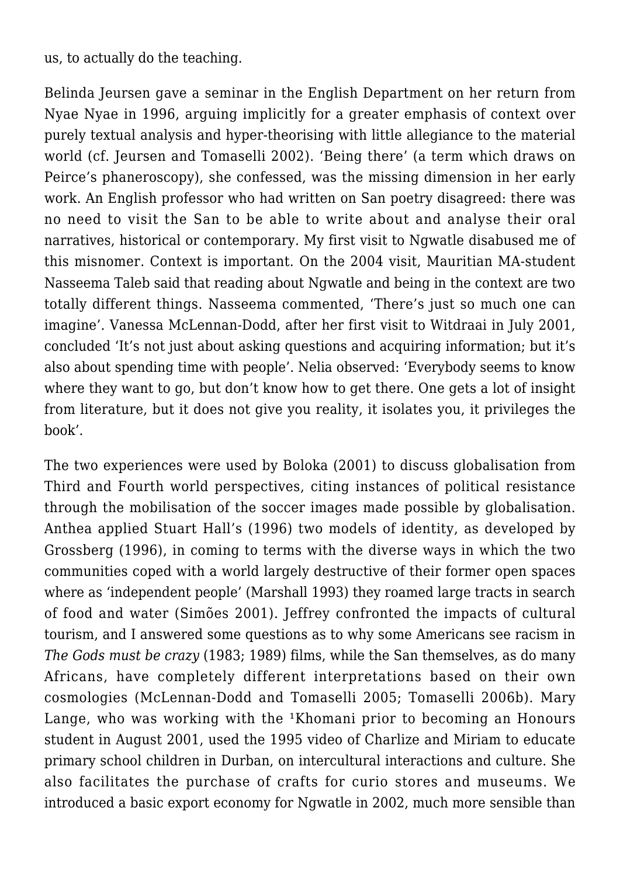us, to actually do the teaching.

Belinda Jeursen gave a seminar in the English Department on her return from Nyae Nyae in 1996, arguing implicitly for a greater emphasis of context over purely textual analysis and hyper-theorising with little allegiance to the material world (cf. Jeursen and Tomaselli 2002). 'Being there' (a term which draws on Peirce's phaneroscopy), she confessed, was the missing dimension in her early work. An English professor who had written on San poetry disagreed: there was no need to visit the San to be able to write about and analyse their oral narratives, historical or contemporary. My first visit to Ngwatle disabused me of this misnomer. Context is important. On the 2004 visit, Mauritian MA-student Nasseema Taleb said that reading about Ngwatle and being in the context are two totally different things. Nasseema commented, 'There's just so much one can imagine'. Vanessa McLennan-Dodd, after her first visit to Witdraai in July 2001, concluded 'It's not just about asking questions and acquiring information; but it's also about spending time with people'. Nelia observed: 'Everybody seems to know where they want to go, but don't know how to get there. One gets a lot of insight from literature, but it does not give you reality, it isolates you, it privileges the book'.

The two experiences were used by Boloka (2001) to discuss globalisation from Third and Fourth world perspectives, citing instances of political resistance through the mobilisation of the soccer images made possible by globalisation. Anthea applied Stuart Hall's (1996) two models of identity, as developed by Grossberg (1996), in coming to terms with the diverse ways in which the two communities coped with a world largely destructive of their former open spaces where as 'independent people' (Marshall 1993) they roamed large tracts in search of food and water (Simões 2001). Jeffrey confronted the impacts of cultural tourism, and I answered some questions as to why some Americans see racism in *The Gods must be crazy* (1983; 1989) films, while the San themselves, as do many Africans, have completely different interpretations based on their own cosmologies (McLennan-Dodd and Tomaselli 2005; Tomaselli 2006b). Mary Lange, who was working with the ǂKhomani prior to becoming an Honours student in August 2001, used the 1995 video of Charlize and Miriam to educate primary school children in Durban, on intercultural interactions and culture. She also facilitates the purchase of crafts for curio stores and museums. We introduced a basic export economy for Ngwatle in 2002, much more sensible than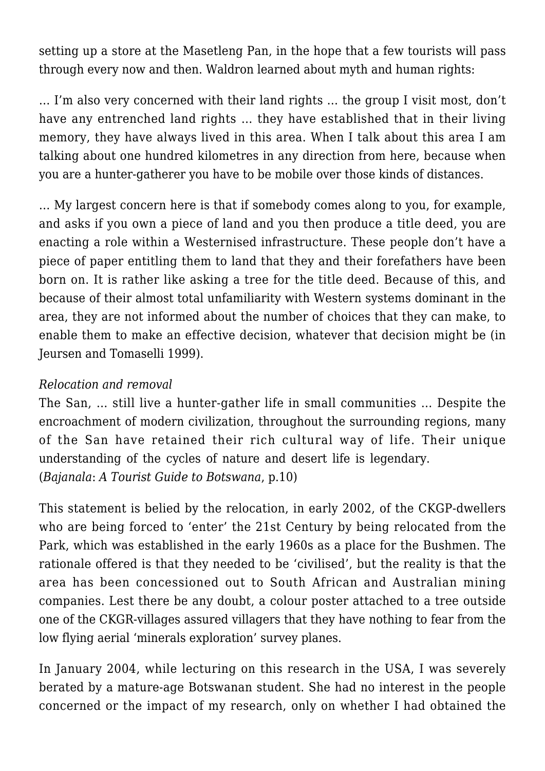setting up a store at the Masetleng Pan, in the hope that a few tourists will pass through every now and then. Waldron learned about myth and human rights:

… I'm also very concerned with their land rights … the group I visit most, don't have any entrenched land rights … they have established that in their living memory, they have always lived in this area. When I talk about this area I am talking about one hundred kilometres in any direction from here, because when you are a hunter-gatherer you have to be mobile over those kinds of distances.

… My largest concern here is that if somebody comes along to you, for example, and asks if you own a piece of land and you then produce a title deed, you are enacting a role within a Westernised infrastructure. These people don't have a piece of paper entitling them to land that they and their forefathers have been born on. It is rather like asking a tree for the title deed. Because of this, and because of their almost total unfamiliarity with Western systems dominant in the area, they are not informed about the number of choices that they can make, to enable them to make an effective decision, whatever that decision might be (in Jeursen and Tomaselli 1999).

*Relocation and removal*

The San, … still live a hunter-gather life in small communities … Despite the encroachment of modern civilization, throughout the surrounding regions, many of the San have retained their rich cultural way of life. Their unique understanding of the cycles of nature and desert life is legendary. (*Bajanala*: *A Tourist Guide to Botswana*, p.10)

This statement is belied by the relocation, in early 2002, of the CKGP-dwellers who are being forced to 'enter' the 21st Century by being relocated from the Park, which was established in the early 1960s as a place for the Bushmen. The rationale offered is that they needed to be 'civilised', but the reality is that the area has been concessioned out to South African and Australian mining companies. Lest there be any doubt, a colour poster attached to a tree outside one of the CKGR-villages assured villagers that they have nothing to fear from the low flying aerial 'minerals exploration' survey planes.

In January 2004, while lecturing on this research in the USA, I was severely berated by a mature-age Botswanan student. She had no interest in the people concerned or the impact of my research, only on whether I had obtained the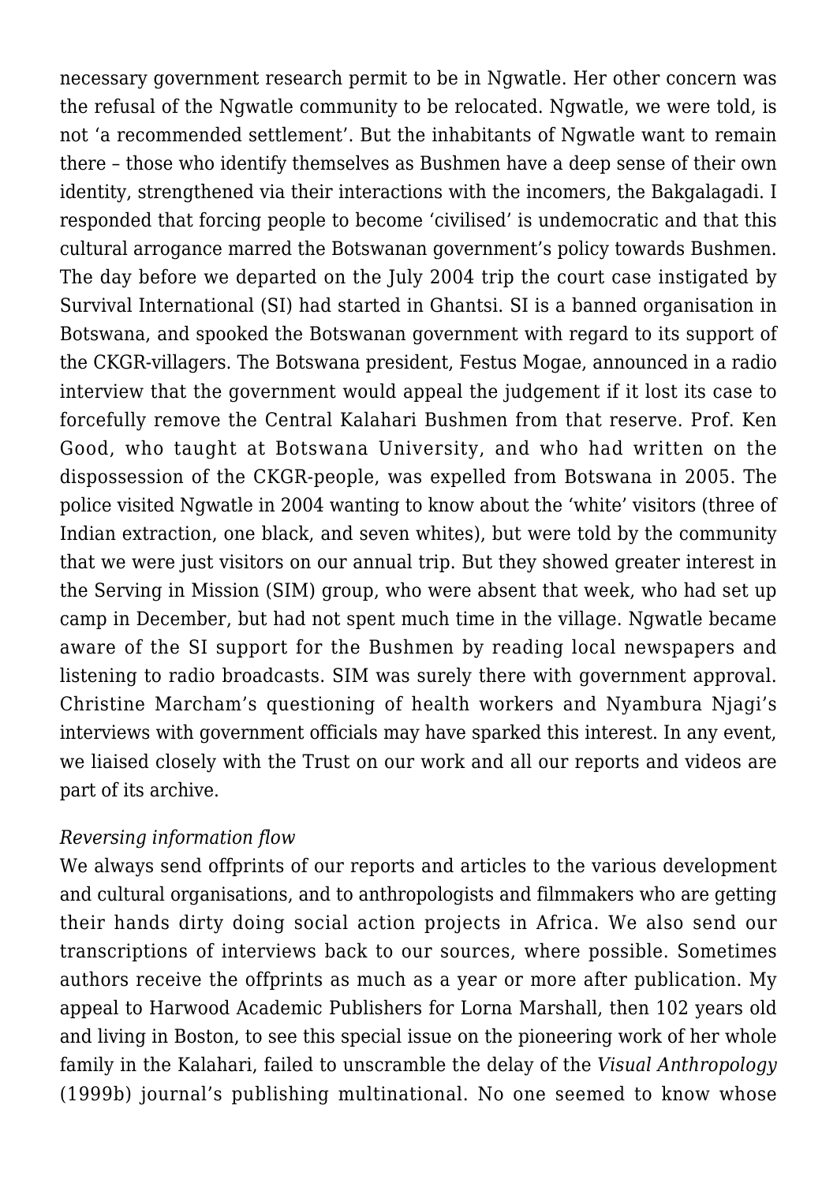necessary government research permit to be in Ngwatle. Her other concern was the refusal of the Ngwatle community to be relocated. Ngwatle, we were told, is not 'a recommended settlement'. But the inhabitants of Ngwatle want to remain there – those who identify themselves as Bushmen have a deep sense of their own identity, strengthened via their interactions with the incomers, the Bakgalagadi. I responded that forcing people to become 'civilised' is undemocratic and that this cultural arrogance marred the Botswanan government's policy towards Bushmen. The day before we departed on the July 2004 trip the court case instigated by Survival International (SI) had started in Ghantsi. SI is a banned organisation in Botswana, and spooked the Botswanan government with regard to its support of the CKGR-villagers. The Botswana president, Festus Mogae, announced in a radio interview that the government would appeal the judgement if it lost its case to forcefully remove the Central Kalahari Bushmen from that reserve. Prof. Ken Good, who taught at Botswana University, and who had written on the dispossession of the CKGR-people, was expelled from Botswana in 2005. The police visited Ngwatle in 2004 wanting to know about the 'white' visitors (three of Indian extraction, one black, and seven whites), but were told by the community that we were just visitors on our annual trip. But they showed greater interest in the Serving in Mission (SIM) group, who were absent that week, who had set up camp in December, but had not spent much time in the village. Ngwatle became aware of the SI support for the Bushmen by reading local newspapers and listening to radio broadcasts. SIM was surely there with government approval. Christine Marcham's questioning of health workers and Nyambura Njagi's interviews with government officials may have sparked this interest. In any event, we liaised closely with the Trust on our work and all our reports and videos are part of its archive.

*Reversing information flow*

We always send offprints of our reports and articles to the various development and cultural organisations, and to anthropologists and filmmakers who are getting their hands dirty doing social action projects in Africa. We also send our transcriptions of interviews back to our sources, where possible. Sometimes authors receive the offprints as much as a year or more after publication. My appeal to Harwood Academic Publishers for Lorna Marshall, then 102 years old and living in Boston, to see this special issue on the pioneering work of her whole family in the Kalahari, failed to unscramble the delay of the *Visual Anthropology* (1999b) journal's publishing multinational. No one seemed to know whose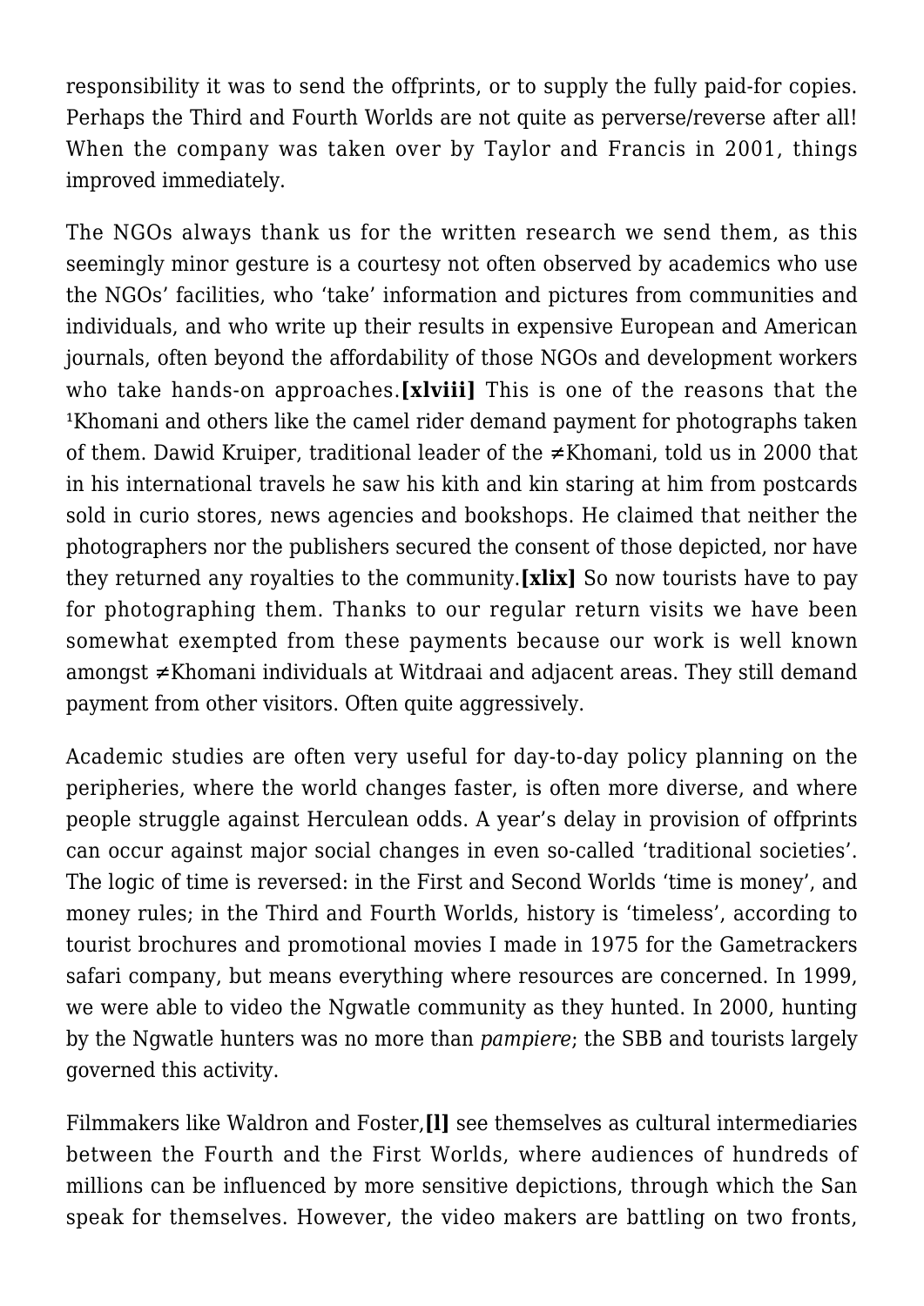responsibility it was to send the offprints, or to supply the fully paid-for copies. Perhaps the Third and Fourth Worlds are not quite as perverse/reverse after all! When the company was taken over by Taylor and Francis in 2001, things improved immediately.

The NGOs always thank us for the written research we send them, as this seemingly minor gesture is a courtesy not often observed by academics who use the NGOs' facilities, who 'take' information and pictures from communities and individuals, and who write up their results in expensive European and American journals, often beyond the affordability of those NGOs and development workers who take hands-on approaches.**[xlviii]** This is one of the reasons that the ¹Khomani and others like the camel rider demand payment for photographs taken of them. Dawid Kruiper, traditional leader of the ≠Khomani, told us in 2000 that in his international travels he saw his kith and kin staring at him from postcards sold in curio stores, news agencies and bookshops. He claimed that neither the photographers nor the publishers secured the consent of those depicted, nor have they returned any royalties to the community.**[xlix]** So now tourists have to pay for photographing them. Thanks to our regular return visits we have been somewhat exempted from these payments because our work is well known amongst ≠Khomani individuals at Witdraai and adjacent areas. They still demand payment from other visitors. Often quite aggressively.

Academic studies are often very useful for day-to-day policy planning on the peripheries, where the world changes faster, is often more diverse, and where people struggle against Herculean odds. A year's delay in provision of offprints can occur against major social changes in even so-called 'traditional societies'. The logic of time is reversed: in the First and Second Worlds 'time is money', and money rules; in the Third and Fourth Worlds, history is 'timeless', according to tourist brochures and promotional movies I made in 1975 for the Gametrackers safari company, but means everything where resources are concerned. In 1999, we were able to video the Ngwatle community as they hunted. In 2000, hunting by the Ngwatle hunters was no more than *pampiere*; the SBB and tourists largely governed this activity.

Filmmakers like Waldron and Foster,**[l]** see themselves as cultural intermediaries between the Fourth and the First Worlds, where audiences of hundreds of millions can be influenced by more sensitive depictions, through which the San speak for themselves. However, the video makers are battling on two fronts,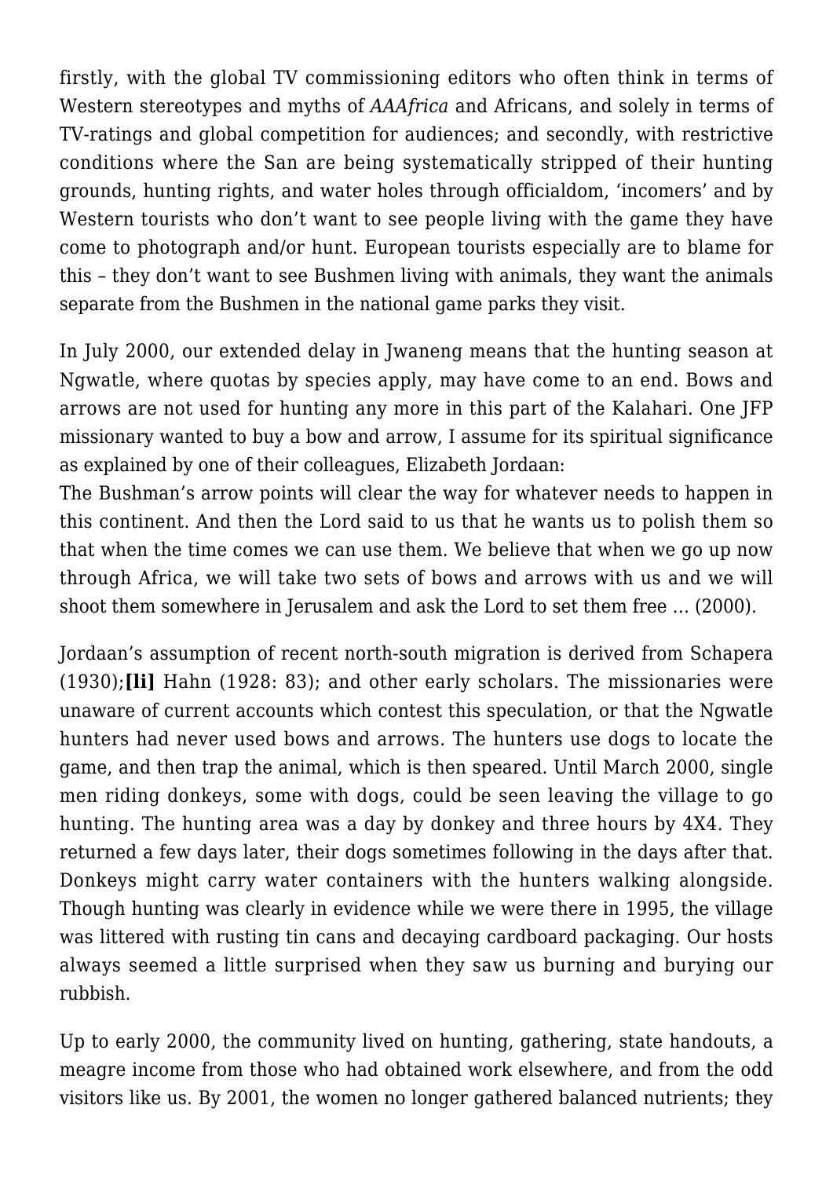firstly, with the global TV commissioning editors who often think in terms of Western stereotypes and myths of *AAAfrica* and Africans, and solely in terms of TV-ratings and global competition for audiences; and secondly, with restrictive conditions where the San are being systematically stripped of their hunting grounds, hunting rights, and water holes through officialdom, 'incomers' and by Western tourists who don't want to see people living with the game they have come to photograph and/or hunt. European tourists especially are to blame for this – they don't want to see Bushmen living with animals, they want the animals separate from the Bushmen in the national game parks they visit.

In July 2000, our extended delay in Jwaneng means that the hunting season at Ngwatle, where quotas by species apply, may have come to an end. Bows and arrows are not used for hunting any more in this part of the Kalahari. One JFP missionary wanted to buy a bow and arrow, I assume for its spiritual significance as explained by one of their colleagues, Elizabeth Jordaan:

The Bushman's arrow points will clear the way for whatever needs to happen in this continent. And then the Lord said to us that he wants us to polish them so that when the time comes we can use them. We believe that when we go up now through Africa, we will take two sets of bows and arrows with us and we will shoot them somewhere in Jerusalem and ask the Lord to set them free … (2000).

Jordaan's assumption of recent north-south migration is derived from Schapera (1930);**[li]** Hahn (1928: 83); and other early scholars. The missionaries were unaware of current accounts which contest this speculation, or that the Ngwatle hunters had never used bows and arrows. The hunters use dogs to locate the game, and then trap the animal, which is then speared. Until March 2000, single men riding donkeys, some with dogs, could be seen leaving the village to go hunting. The hunting area was a day by donkey and three hours by 4X4. They returned a few days later, their dogs sometimes following in the days after that. Donkeys might carry water containers with the hunters walking alongside. Though hunting was clearly in evidence while we were there in 1995, the village was littered with rusting tin cans and decaying cardboard packaging. Our hosts always seemed a little surprised when they saw us burning and burying our rubbish.

Up to early 2000, the community lived on hunting, gathering, state handouts, a meagre income from those who had obtained work elsewhere, and from the odd visitors like us. By 2001, the women no longer gathered balanced nutrients; they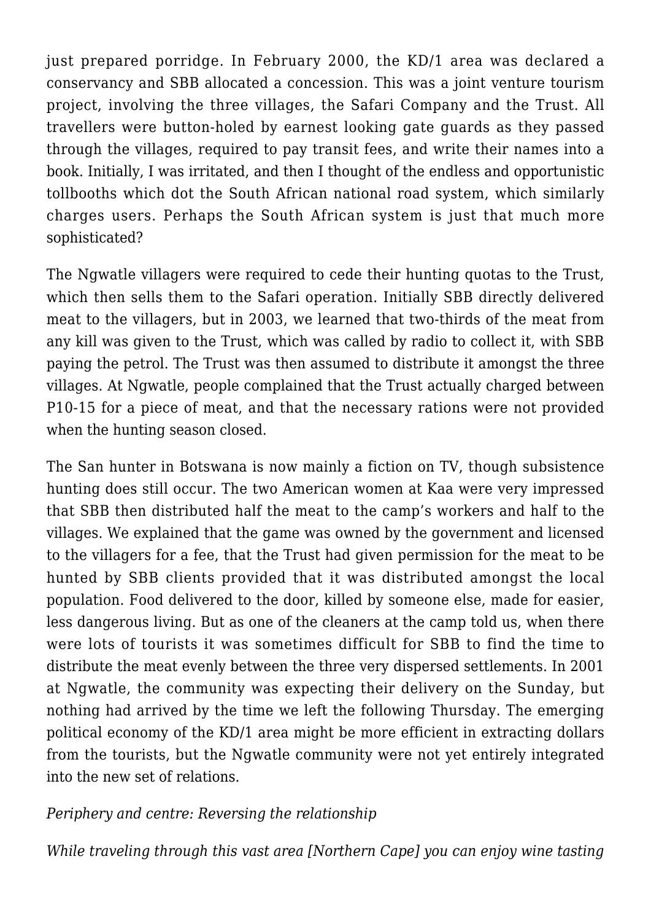just prepared porridge. In February 2000, the KD/1 area was declared a conservancy and SBB allocated a concession. This was a joint venture tourism project, involving the three villages, the Safari Company and the Trust. All travellers were button-holed by earnest looking gate guards as they passed through the villages, required to pay transit fees, and write their names into a book. Initially, I was irritated, and then I thought of the endless and opportunistic tollbooths which dot the South African national road system, which similarly charges users. Perhaps the South African system is just that much more sophisticated?

The Ngwatle villagers were required to cede their hunting quotas to the Trust, which then sells them to the Safari operation. Initially SBB directly delivered meat to the villagers, but in 2003, we learned that two-thirds of the meat from any kill was given to the Trust, which was called by radio to collect it, with SBB paying the petrol. The Trust was then assumed to distribute it amongst the three villages. At Ngwatle, people complained that the Trust actually charged between P10-15 for a piece of meat, and that the necessary rations were not provided when the hunting season closed.

The San hunter in Botswana is now mainly a fiction on TV, though subsistence hunting does still occur. The two American women at Kaa were very impressed that SBB then distributed half the meat to the camp's workers and half to the villages. We explained that the game was owned by the government and licensed to the villagers for a fee, that the Trust had given permission for the meat to be hunted by SBB clients provided that it was distributed amongst the local population. Food delivered to the door, killed by someone else, made for easier, less dangerous living. But as one of the cleaners at the camp told us, when there were lots of tourists it was sometimes difficult for SBB to find the time to distribute the meat evenly between the three very dispersed settlements. In 2001 at Ngwatle, the community was expecting their delivery on the Sunday, but nothing had arrived by the time we left the following Thursday. The emerging political economy of the KD/1 area might be more efficient in extracting dollars from the tourists, but the Ngwatle community were not yet entirely integrated into the new set of relations.

*Periphery and centre: Reversing the relationship*

*While traveling through this vast area [Northern Cape] you can enjoy wine tasting*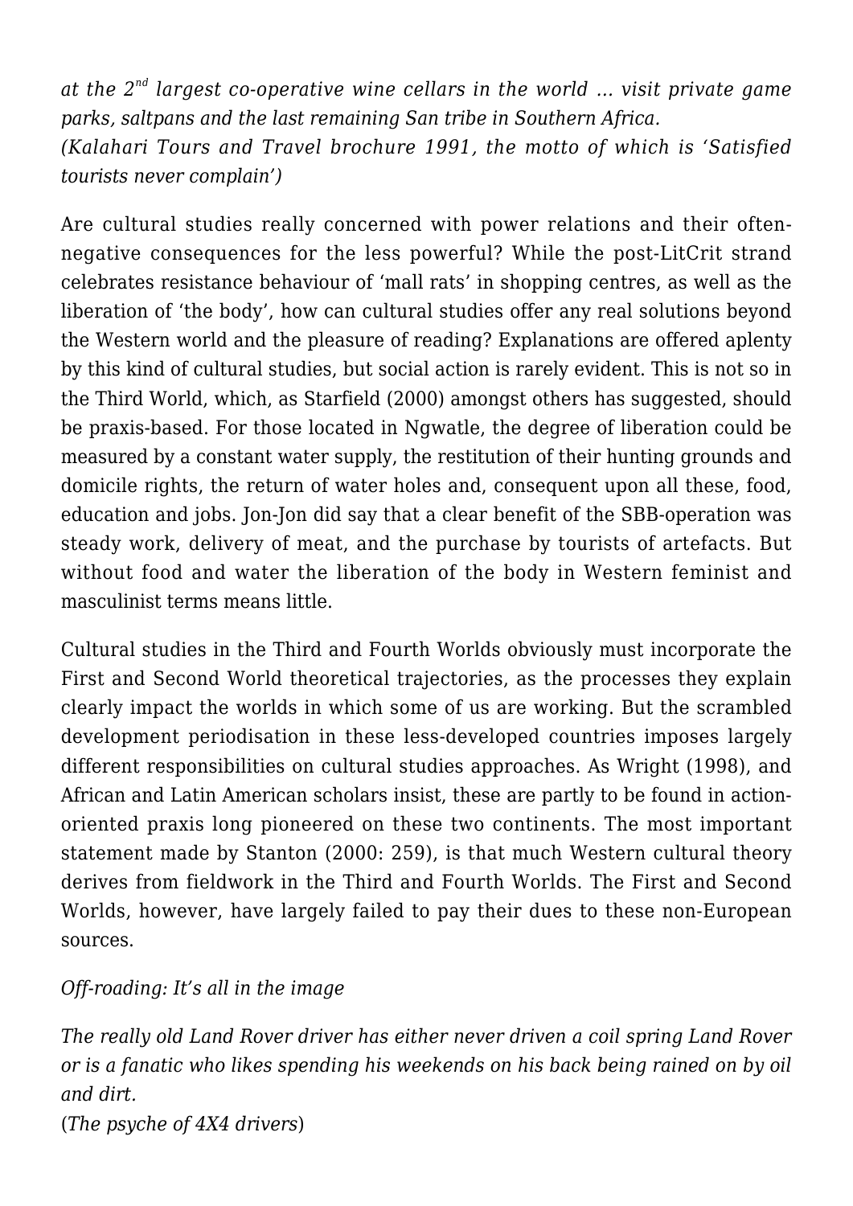*at the 2nd largest co-operative wine cellars in the world … visit private game parks, saltpans and the last remaining San tribe in Southern Africa.*
*(Kalahari Tours and Travel brochure 1991, the motto of which is 'Satisfied tourists never complain')*

Are cultural studies really concerned with power relations and their often-negative consequences for the less powerful? While the post-LitCrit strand celebrates resistance behaviour of 'mall rats' in shopping centres, as well as the liberation of 'the body', how can cultural studies offer any real solutions beyond the Western world and the pleasure of reading? Explanations are offered aplenty by this kind of cultural studies, but social action is rarely evident. This is not so in the Third World, which, as Starfield (2000) amongst others has suggested, should be praxis-based. For those located in Ngwatle, the degree of liberation could be measured by a constant water supply, the restitution of their hunting grounds and domicile rights, the return of water holes and, consequent upon all these, food, education and jobs. Jon-Jon did say that a clear benefit of the SBB-operation was steady work, delivery of meat, and the purchase by tourists of artefacts. But without food and water the liberation of the body in Western feminist and masculinist terms means little.

Cultural studies in the Third and Fourth Worlds obviously must incorporate the First and Second World theoretical trajectories, as the processes they explain clearly impact the worlds in which some of us are working. But the scrambled development periodisation in these less-developed countries imposes largely different responsibilities on cultural studies approaches. As Wright (1998), and African and Latin American scholars insist, these are partly to be found in action-oriented praxis long pioneered on these two continents. The most important statement made by Stanton (2000: 259), is that much Western cultural theory derives from fieldwork in the Third and Fourth Worlds. The First and Second Worlds, however, have largely failed to pay their dues to these non-European sources.

*Off-roading: It's all in the image*

*The really old Land Rover driver has either never driven a coil spring Land Rover or is a fanatic who likes spending his weekends on his back being rained on by oil and dirt.*
(*The psyche of 4X4 drivers*)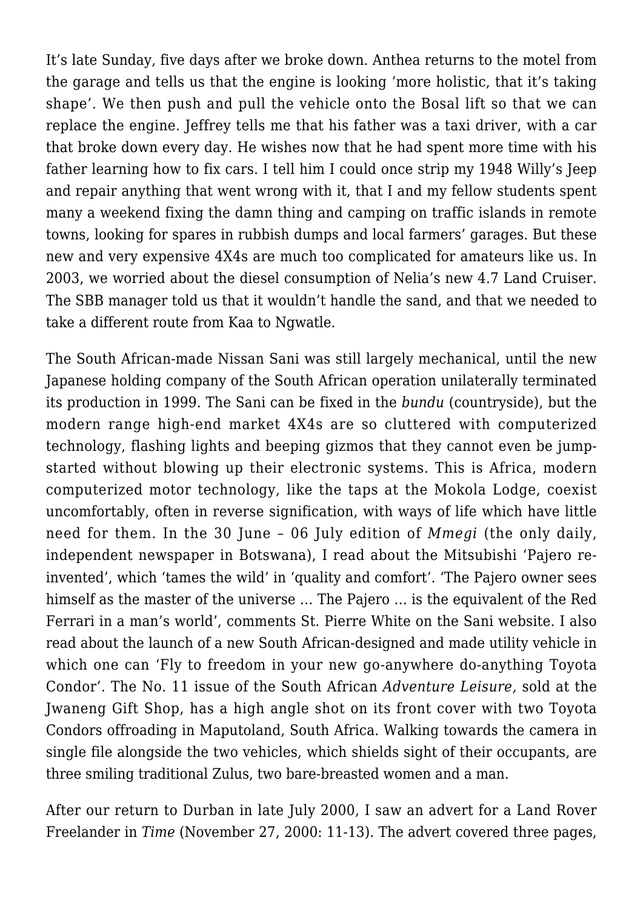It's late Sunday, five days after we broke down. Anthea returns to the motel from the garage and tells us that the engine is looking 'more holistic, that it's taking shape'. We then push and pull the vehicle onto the Bosal lift so that we can replace the engine. Jeffrey tells me that his father was a taxi driver, with a car that broke down every day. He wishes now that he had spent more time with his father learning how to fix cars. I tell him I could once strip my 1948 Willy's Jeep and repair anything that went wrong with it, that I and my fellow students spent many a weekend fixing the damn thing and camping on traffic islands in remote towns, looking for spares in rubbish dumps and local farmers' garages. But these new and very expensive 4X4s are much too complicated for amateurs like us. In 2003, we worried about the diesel consumption of Nelia's new 4.7 Land Cruiser. The SBB manager told us that it wouldn't handle the sand, and that we needed to take a different route from Kaa to Ngwatle.

The South African-made Nissan Sani was still largely mechanical, until the new Japanese holding company of the South African operation unilaterally terminated its production in 1999. The Sani can be fixed in the *bundu* (countryside), but the modern range high-end market 4X4s are so cluttered with computerized technology, flashing lights and beeping gizmos that they cannot even be jump-started without blowing up their electronic systems. This is Africa, modern computerized motor technology, like the taps at the Mokola Lodge, coexist uncomfortably, often in reverse signification, with ways of life which have little need for them. In the 30 June – 06 July edition of *Mmegi* (the only daily, independent newspaper in Botswana), I read about the Mitsubishi 'Pajero re-invented', which 'tames the wild' in 'quality and comfort'. 'The Pajero owner sees himself as the master of the universe … The Pajero … is the equivalent of the Red Ferrari in a man's world', comments St. Pierre White on the Sani website. I also read about the launch of a new South African-designed and made utility vehicle in which one can 'Fly to freedom in your new go-anywhere do-anything Toyota Condor'. The No. 11 issue of the South African *Adventure Leisure,* sold at the Jwaneng Gift Shop, has a high angle shot on its front cover with two Toyota Condors offroading in Maputoland, South Africa. Walking towards the camera in single file alongside the two vehicles, which shields sight of their occupants, are three smiling traditional Zulus, two bare-breasted women and a man.

After our return to Durban in late July 2000, I saw an advert for a Land Rover Freelander in *Time* (November 27, 2000: 11-13). The advert covered three pages,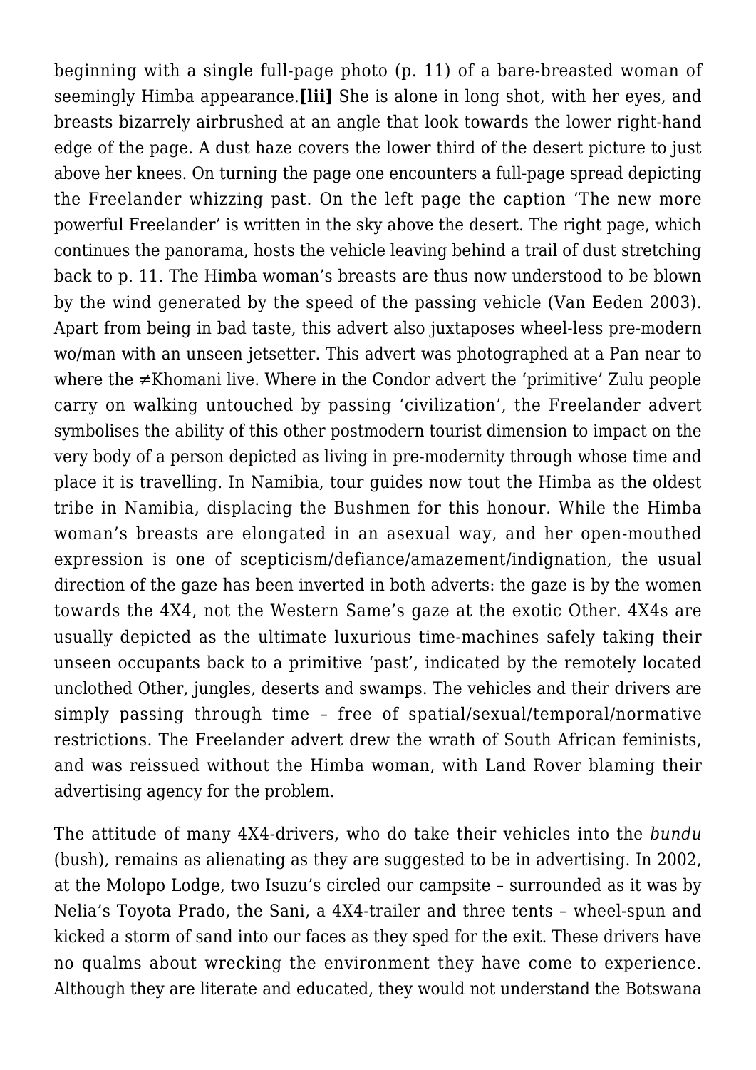beginning with a single full-page photo (p. 11) of a bare-breasted woman of seemingly Himba appearance.**[lii]** She is alone in long shot, with her eyes, and breasts bizarrely airbrushed at an angle that look towards the lower right-hand edge of the page. A dust haze covers the lower third of the desert picture to just above her knees. On turning the page one encounters a full-page spread depicting the Freelander whizzing past. On the left page the caption 'The new more powerful Freelander' is written in the sky above the desert. The right page, which continues the panorama, hosts the vehicle leaving behind a trail of dust stretching back to p. 11. The Himba woman's breasts are thus now understood to be blown by the wind generated by the speed of the passing vehicle (Van Eeden 2003). Apart from being in bad taste, this advert also juxtaposes wheel-less pre-modern wo/man with an unseen jetsetter. This advert was photographed at a Pan near to where the ≠Khomani live. Where in the Condor advert the 'primitive' Zulu people carry on walking untouched by passing 'civilization', the Freelander advert symbolises the ability of this other postmodern tourist dimension to impact on the very body of a person depicted as living in pre-modernity through whose time and place it is travelling. In Namibia, tour guides now tout the Himba as the oldest tribe in Namibia, displacing the Bushmen for this honour. While the Himba woman's breasts are elongated in an asexual way, and her open-mouthed expression is one of scepticism/defiance/amazement/indignation, the usual direction of the gaze has been inverted in both adverts: the gaze is by the women towards the 4X4, not the Western Same's gaze at the exotic Other. 4X4s are usually depicted as the ultimate luxurious time-machines safely taking their unseen occupants back to a primitive 'past', indicated by the remotely located unclothed Other, jungles, deserts and swamps. The vehicles and their drivers are simply passing through time – free of spatial/sexual/temporal/normative restrictions. The Freelander advert drew the wrath of South African feminists, and was reissued without the Himba woman, with Land Rover blaming their advertising agency for the problem.

The attitude of many 4X4-drivers, who do take their vehicles into the *bundu* (bush), remains as alienating as they are suggested to be in advertising. In 2002, at the Molopo Lodge, two Isuzu's circled our campsite – surrounded as it was by Nelia's Toyota Prado, the Sani, a 4X4-trailer and three tents – wheel-spun and kicked a storm of sand into our faces as they sped for the exit. These drivers have no qualms about wrecking the environment they have come to experience. Although they are literate and educated, they would not understand the Botswana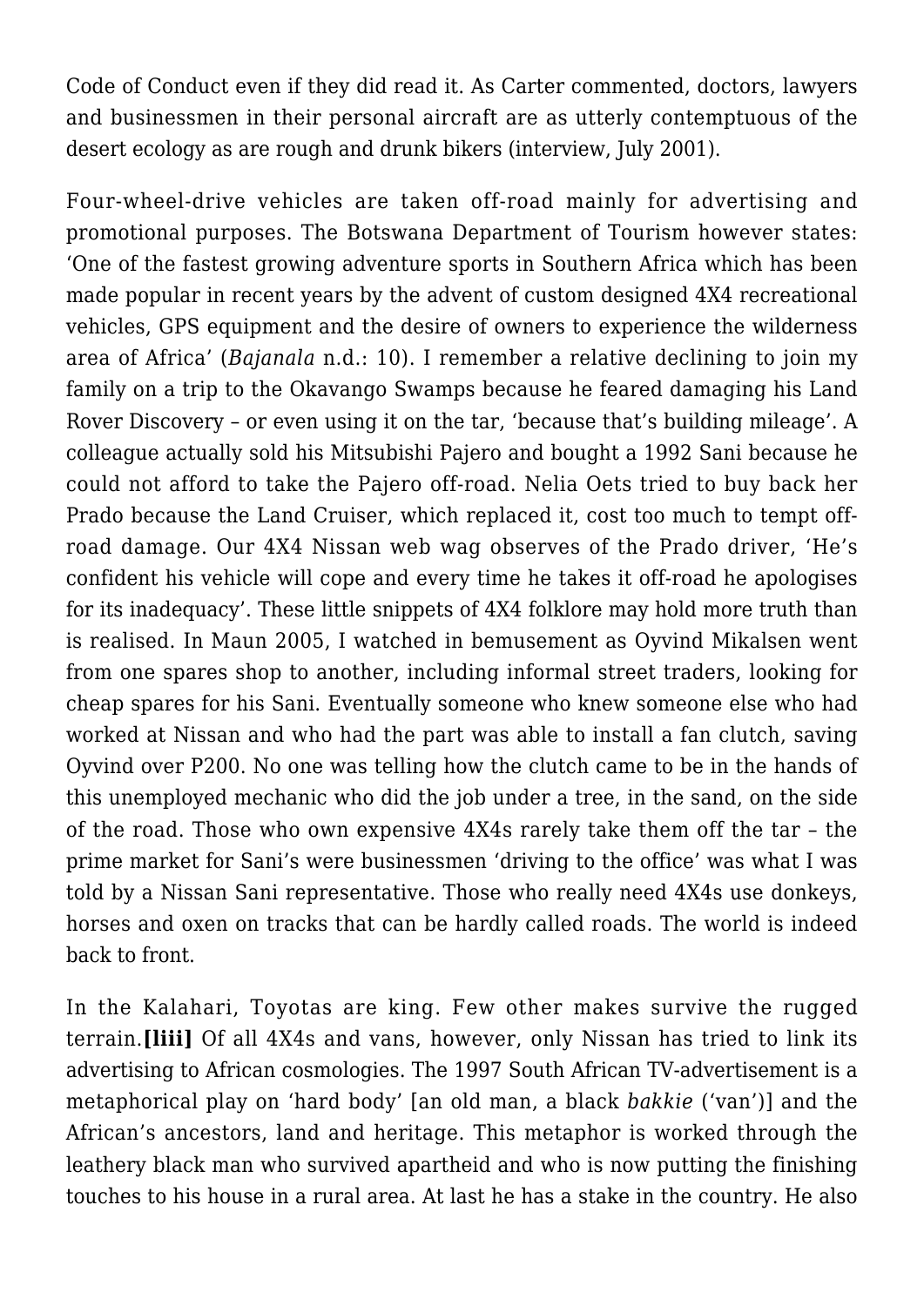Code of Conduct even if they did read it. As Carter commented, doctors, lawyers and businessmen in their personal aircraft are as utterly contemptuous of the desert ecology as are rough and drunk bikers (interview, July 2001).

Four-wheel-drive vehicles are taken off-road mainly for advertising and promotional purposes. The Botswana Department of Tourism however states: 'One of the fastest growing adventure sports in Southern Africa which has been made popular in recent years by the advent of custom designed 4X4 recreational vehicles, GPS equipment and the desire of owners to experience the wilderness area of Africa' (*Bajanala* n.d.: 10). I remember a relative declining to join my family on a trip to the Okavango Swamps because he feared damaging his Land Rover Discovery – or even using it on the tar, 'because that's building mileage'. A colleague actually sold his Mitsubishi Pajero and bought a 1992 Sani because he could not afford to take the Pajero off-road. Nelia Oets tried to buy back her Prado because the Land Cruiser, which replaced it, cost too much to tempt off-road damage. Our 4X4 Nissan web wag observes of the Prado driver, 'He's confident his vehicle will cope and every time he takes it off-road he apologises for its inadequacy'. These little snippets of 4X4 folklore may hold more truth than is realised. In Maun 2005, I watched in bemusement as Oyvind Mikalsen went from one spares shop to another, including informal street traders, looking for cheap spares for his Sani. Eventually someone who knew someone else who had worked at Nissan and who had the part was able to install a fan clutch, saving Oyvind over P200. No one was telling how the clutch came to be in the hands of this unemployed mechanic who did the job under a tree, in the sand, on the side of the road. Those who own expensive 4X4s rarely take them off the tar – the prime market for Sani's were businessmen 'driving to the office' was what I was told by a Nissan Sani representative. Those who really need 4X4s use donkeys, horses and oxen on tracks that can be hardly called roads. The world is indeed back to front.

In the Kalahari, Toyotas are king. Few other makes survive the rugged terrain.**[liii]** Of all 4X4s and vans, however, only Nissan has tried to link its advertising to African cosmologies. The 1997 South African TV-advertisement is a metaphorical play on 'hard body' [an old man, a black *bakkie* ('van')] and the African's ancestors, land and heritage. This metaphor is worked through the leathery black man who survived apartheid and who is now putting the finishing touches to his house in a rural area. At last he has a stake in the country. He also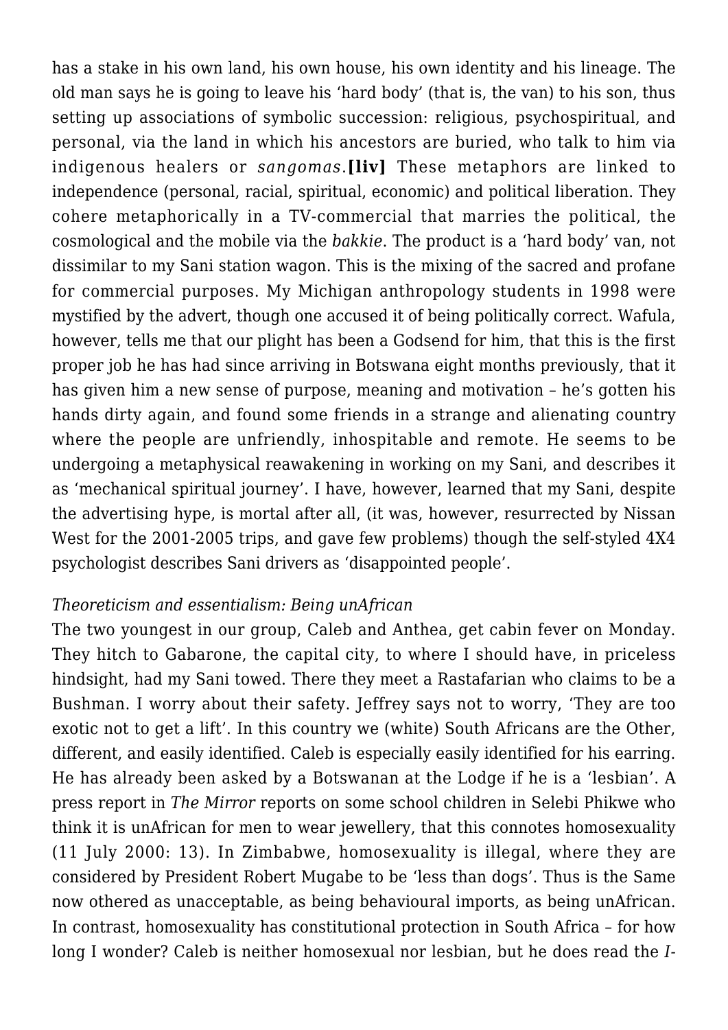has a stake in his own land, his own house, his own identity and his lineage. The old man says he is going to leave his 'hard body' (that is, the van) to his son, thus setting up associations of symbolic succession: religious, psychospiritual, and personal, via the land in which his ancestors are buried, who talk to him via indigenous healers or *sangomas*.**[liv]** These metaphors are linked to independence (personal, racial, spiritual, economic) and political liberation. They cohere metaphorically in a TV-commercial that marries the political, the cosmological and the mobile via the *bakkie*. The product is a 'hard body' van, not dissimilar to my Sani station wagon. This is the mixing of the sacred and profane for commercial purposes. My Michigan anthropology students in 1998 were mystified by the advert, though one accused it of being politically correct. Wafula, however, tells me that our plight has been a Godsend for him, that this is the first proper job he has had since arriving in Botswana eight months previously, that it has given him a new sense of purpose, meaning and motivation – he's gotten his hands dirty again, and found some friends in a strange and alienating country where the people are unfriendly, inhospitable and remote. He seems to be undergoing a metaphysical reawakening in working on my Sani, and describes it as 'mechanical spiritual journey'. I have, however, learned that my Sani, despite the advertising hype, is mortal after all, (it was, however, resurrected by Nissan West for the 2001-2005 trips, and gave few problems) though the self-styled 4X4 psychologist describes Sani drivers as 'disappointed people'.

*Theoreticism and essentialism: Being unAfrican*

The two youngest in our group, Caleb and Anthea, get cabin fever on Monday. They hitch to Gabarone, the capital city, to where I should have, in priceless hindsight, had my Sani towed. There they meet a Rastafarian who claims to be a Bushman. I worry about their safety. Jeffrey says not to worry, 'They are too exotic not to get a lift'. In this country we (white) South Africans are the Other, different, and easily identified. Caleb is especially easily identified for his earring. He has already been asked by a Botswanan at the Lodge if he is a 'lesbian'. A press report in *The Mirror* reports on some school children in Selebi Phikwe who think it is unAfrican for men to wear jewellery, that this connotes homosexuality (11 July 2000: 13). In Zimbabwe, homosexuality is illegal, where they are considered by President Robert Mugabe to be 'less than dogs'. Thus is the Same now othered as unacceptable, as being behavioural imports, as being unAfrican. In contrast, homosexuality has constitutional protection in South Africa – for how long I wonder? Caleb is neither homosexual nor lesbian, but he does read the *I-*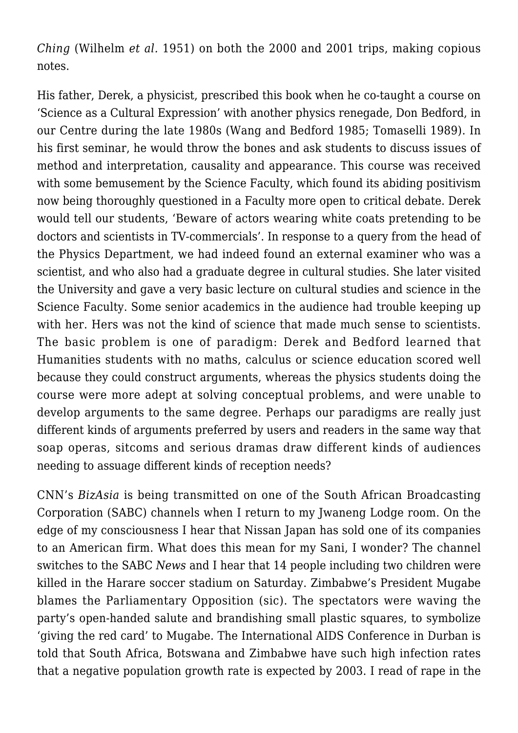*Ching* (Wilhelm *et al.* 1951) on both the 2000 and 2001 trips, making copious notes.

His father, Derek, a physicist, prescribed this book when he co-taught a course on 'Science as a Cultural Expression' with another physics renegade, Don Bedford, in our Centre during the late 1980s (Wang and Bedford 1985; Tomaselli 1989). In his first seminar, he would throw the bones and ask students to discuss issues of method and interpretation, causality and appearance. This course was received with some bemusement by the Science Faculty, which found its abiding positivism now being thoroughly questioned in a Faculty more open to critical debate. Derek would tell our students, 'Beware of actors wearing white coats pretending to be doctors and scientists in TV-commercials'. In response to a query from the head of the Physics Department, we had indeed found an external examiner who was a scientist, and who also had a graduate degree in cultural studies. She later visited the University and gave a very basic lecture on cultural studies and science in the Science Faculty. Some senior academics in the audience had trouble keeping up with her. Hers was not the kind of science that made much sense to scientists. The basic problem is one of paradigm: Derek and Bedford learned that Humanities students with no maths, calculus or science education scored well because they could construct arguments, whereas the physics students doing the course were more adept at solving conceptual problems, and were unable to develop arguments to the same degree. Perhaps our paradigms are really just different kinds of arguments preferred by users and readers in the same way that soap operas, sitcoms and serious dramas draw different kinds of audiences needing to assuage different kinds of reception needs?

CNN's *BizAsia* is being transmitted on one of the South African Broadcasting Corporation (SABC) channels when I return to my Jwaneng Lodge room. On the edge of my consciousness I hear that Nissan Japan has sold one of its companies to an American firm. What does this mean for my Sani, I wonder? The channel switches to the SABC *News* and I hear that 14 people including two children were killed in the Harare soccer stadium on Saturday. Zimbabwe's President Mugabe blames the Parliamentary Opposition (sic). The spectators were waving the party's open-handed salute and brandishing small plastic squares, to symbolize 'giving the red card' to Mugabe. The International AIDS Conference in Durban is told that South Africa, Botswana and Zimbabwe have such high infection rates that a negative population growth rate is expected by 2003. I read of rape in the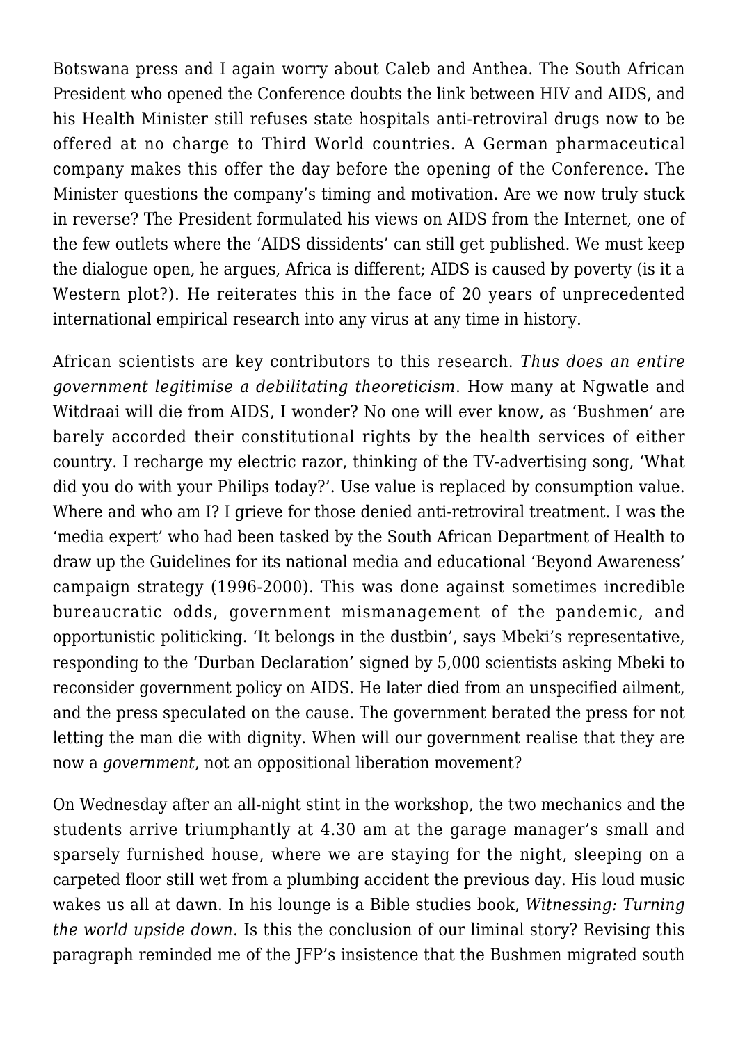Botswana press and I again worry about Caleb and Anthea. The South African President who opened the Conference doubts the link between HIV and AIDS, and his Health Minister still refuses state hospitals anti-retroviral drugs now to be offered at no charge to Third World countries. A German pharmaceutical company makes this offer the day before the opening of the Conference. The Minister questions the company's timing and motivation. Are we now truly stuck in reverse? The President formulated his views on AIDS from the Internet, one of the few outlets where the 'AIDS dissidents' can still get published. We must keep the dialogue open, he argues, Africa is different; AIDS is caused by poverty (is it a Western plot?). He reiterates this in the face of 20 years of unprecedented international empirical research into any virus at any time in history.

African scientists are key contributors to this research. *Thus does an entire government legitimise a debilitating theoreticism*. How many at Ngwatle and Witdraai will die from AIDS, I wonder? No one will ever know, as 'Bushmen' are barely accorded their constitutional rights by the health services of either country. I recharge my electric razor, thinking of the TV-advertising song, 'What did you do with your Philips today?'. Use value is replaced by consumption value. Where and who am I? I grieve for those denied anti-retroviral treatment. I was the 'media expert' who had been tasked by the South African Department of Health to draw up the Guidelines for its national media and educational 'Beyond Awareness' campaign strategy (1996-2000). This was done against sometimes incredible bureaucratic odds, government mismanagement of the pandemic, and opportunistic politicking. 'It belongs in the dustbin', says Mbeki's representative, responding to the 'Durban Declaration' signed by 5,000 scientists asking Mbeki to reconsider government policy on AIDS. He later died from an unspecified ailment, and the press speculated on the cause. The government berated the press for not letting the man die with dignity. When will our government realise that they are now a *government*, not an oppositional liberation movement?

On Wednesday after an all-night stint in the workshop, the two mechanics and the students arrive triumphantly at 4.30 am at the garage manager's small and sparsely furnished house, where we are staying for the night, sleeping on a carpeted floor still wet from a plumbing accident the previous day. His loud music wakes us all at dawn. In his lounge is a Bible studies book, *Witnessing: Turning the world upside down*. Is this the conclusion of our liminal story? Revising this paragraph reminded me of the JFP's insistence that the Bushmen migrated south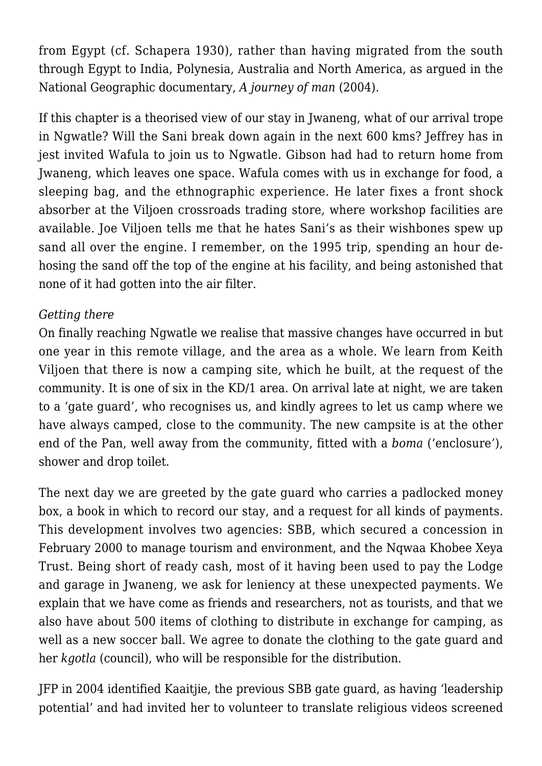from Egypt (cf. Schapera 1930), rather than having migrated from the south through Egypt to India, Polynesia, Australia and North America, as argued in the National Geographic documentary, *A journey of man* (2004).

If this chapter is a theorised view of our stay in Jwaneng, what of our arrival trope in Ngwatle? Will the Sani break down again in the next 600 kms? Jeffrey has in jest invited Wafula to join us to Ngwatle. Gibson had had to return home from Jwaneng, which leaves one space. Wafula comes with us in exchange for food, a sleeping bag, and the ethnographic experience. He later fixes a front shock absorber at the Viljoen crossroads trading store, where workshop facilities are available. Joe Viljoen tells me that he hates Sani's as their wishbones spew up sand all over the engine. I remember, on the 1995 trip, spending an hour de-hosing the sand off the top of the engine at his facility, and being astonished that none of it had gotten into the air filter.

*Getting there*

On finally reaching Ngwatle we realise that massive changes have occurred in but one year in this remote village, and the area as a whole. We learn from Keith Viljoen that there is now a camping site, which he built, at the request of the community. It is one of six in the KD/1 area. On arrival late at night, we are taken to a 'gate guard', who recognises us, and kindly agrees to let us camp where we have always camped, close to the community. The new campsite is at the other end of the Pan, well away from the community, fitted with a *boma* ('enclosure'), shower and drop toilet.

The next day we are greeted by the gate guard who carries a padlocked money box, a book in which to record our stay, and a request for all kinds of payments. This development involves two agencies: SBB, which secured a concession in February 2000 to manage tourism and environment, and the Nqwaa Khobee Xeya Trust. Being short of ready cash, most of it having been used to pay the Lodge and garage in Jwaneng, we ask for leniency at these unexpected payments. We explain that we have come as friends and researchers, not as tourists, and that we also have about 500 items of clothing to distribute in exchange for camping, as well as a new soccer ball. We agree to donate the clothing to the gate guard and her *kgotla* (council), who will be responsible for the distribution.

JFP in 2004 identified Kaaitjie, the previous SBB gate guard, as having 'leadership potential' and had invited her to volunteer to translate religious videos screened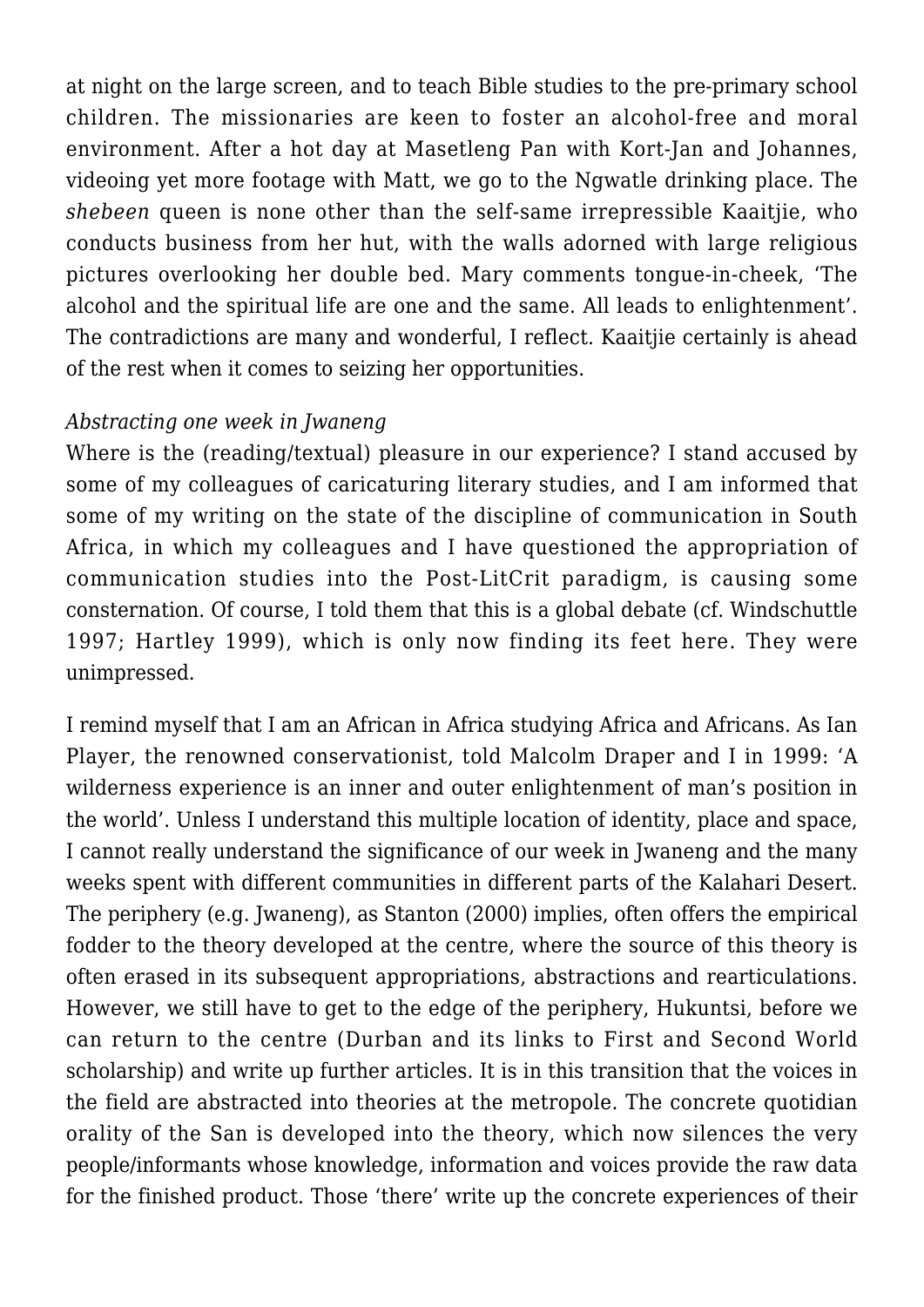at night on the large screen, and to teach Bible studies to the pre-primary school children. The missionaries are keen to foster an alcohol-free and moral environment. After a hot day at Masetleng Pan with Kort-Jan and Johannes, videoing yet more footage with Matt, we go to the Ngwatle drinking place. The *shebeen* queen is none other than the self-same irrepressible Kaaitjie, who conducts business from her hut, with the walls adorned with large religious pictures overlooking her double bed. Mary comments tongue-in-cheek, 'The alcohol and the spiritual life are one and the same. All leads to enlightenment'. The contradictions are many and wonderful, I reflect. Kaaitjie certainly is ahead of the rest when it comes to seizing her opportunities.

*Abstracting one week in Jwaneng*

Where is the (reading/textual) pleasure in our experience? I stand accused by some of my colleagues of caricaturing literary studies, and I am informed that some of my writing on the state of the discipline of communication in South Africa, in which my colleagues and I have questioned the appropriation of communication studies into the Post-LitCrit paradigm, is causing some consternation. Of course, I told them that this is a global debate (cf. Windschuttle 1997; Hartley 1999), which is only now finding its feet here. They were unimpressed.

I remind myself that I am an African in Africa studying Africa and Africans. As Ian Player, the renowned conservationist, told Malcolm Draper and I in 1999: 'A wilderness experience is an inner and outer enlightenment of man's position in the world'. Unless I understand this multiple location of identity, place and space, I cannot really understand the significance of our week in Jwaneng and the many weeks spent with different communities in different parts of the Kalahari Desert. The periphery (e.g. Jwaneng), as Stanton (2000) implies, often offers the empirical fodder to the theory developed at the centre, where the source of this theory is often erased in its subsequent appropriations, abstractions and rearticulations. However, we still have to get to the edge of the periphery, Hukuntsi, before we can return to the centre (Durban and its links to First and Second World scholarship) and write up further articles. It is in this transition that the voices in the field are abstracted into theories at the metropole. The concrete quotidian orality of the San is developed into the theory, which now silences the very people/informants whose knowledge, information and voices provide the raw data for the finished product. Those 'there' write up the concrete experiences of their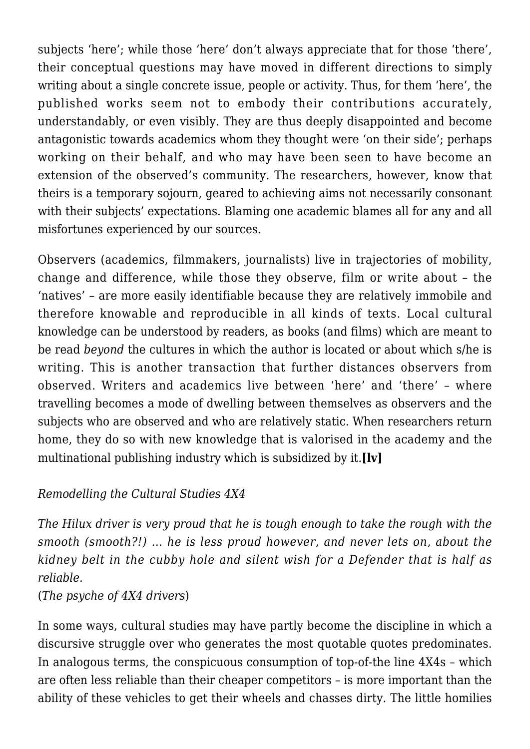subjects 'here'; while those 'here' don't always appreciate that for those 'there', their conceptual questions may have moved in different directions to simply writing about a single concrete issue, people or activity. Thus, for them 'here', the published works seem not to embody their contributions accurately, understandably, or even visibly. They are thus deeply disappointed and become antagonistic towards academics whom they thought were 'on their side'; perhaps working on their behalf, and who may have been seen to have become an extension of the observed's community. The researchers, however, know that theirs is a temporary sojourn, geared to achieving aims not necessarily consonant with their subjects' expectations. Blaming one academic blames all for any and all misfortunes experienced by our sources.

Observers (academics, filmmakers, journalists) live in trajectories of mobility, change and difference, while those they observe, film or write about – the 'natives' – are more easily identifiable because they are relatively immobile and therefore knowable and reproducible in all kinds of texts. Local cultural knowledge can be understood by readers, as books (and films) which are meant to be read *beyond* the cultures in which the author is located or about which s/he is writing. This is another transaction that further distances observers from observed. Writers and academics live between 'here' and 'there' – where travelling becomes a mode of dwelling between themselves as observers and the subjects who are observed and who are relatively static. When researchers return home, they do so with new knowledge that is valorised in the academy and the multinational publishing industry which is subsidized by it.**[lv]**

*Remodelling the Cultural Studies 4X4*

*The Hilux driver is very proud that he is tough enough to take the rough with the smooth (smooth?!) … he is less proud however, and never lets on, about the kidney belt in the cubby hole and silent wish for a Defender that is half as reliable.*
(*The psyche of 4X4 drivers*)

In some ways, cultural studies may have partly become the discipline in which a discursive struggle over who generates the most quotable quotes predominates. In analogous terms, the conspicuous consumption of top-of-the line 4X4s – which are often less reliable than their cheaper competitors – is more important than the ability of these vehicles to get their wheels and chasses dirty. The little homilies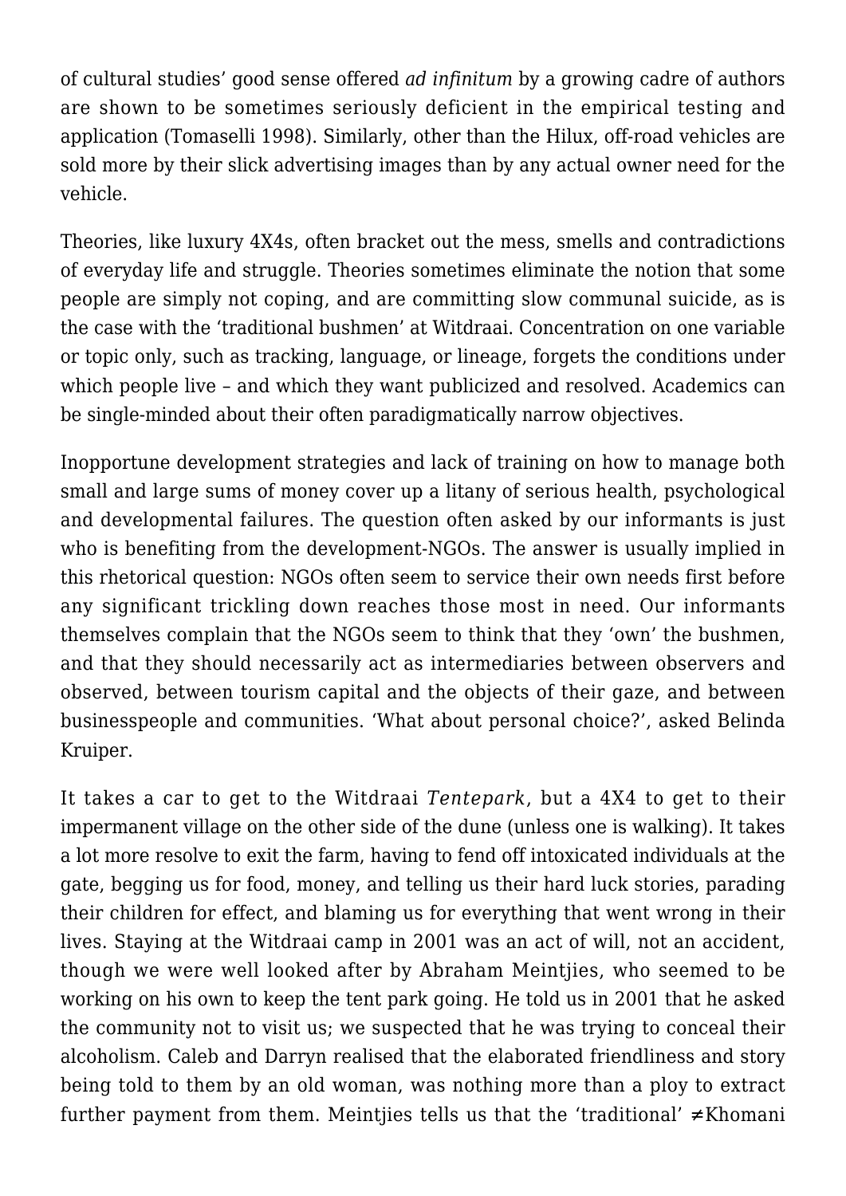of cultural studies' good sense offered *ad infinitum* by a growing cadre of authors are shown to be sometimes seriously deficient in the empirical testing and application (Tomaselli 1998). Similarly, other than the Hilux, off-road vehicles are sold more by their slick advertising images than by any actual owner need for the vehicle.

Theories, like luxury 4X4s, often bracket out the mess, smells and contradictions of everyday life and struggle. Theories sometimes eliminate the notion that some people are simply not coping, and are committing slow communal suicide, as is the case with the 'traditional bushmen' at Witdraai. Concentration on one variable or topic only, such as tracking, language, or lineage, forgets the conditions under which people live – and which they want publicized and resolved. Academics can be single-minded about their often paradigmatically narrow objectives.

Inopportune development strategies and lack of training on how to manage both small and large sums of money cover up a litany of serious health, psychological and developmental failures. The question often asked by our informants is just who is benefiting from the development-NGOs. The answer is usually implied in this rhetorical question: NGOs often seem to service their own needs first before any significant trickling down reaches those most in need. Our informants themselves complain that the NGOs seem to think that they 'own' the bushmen, and that they should necessarily act as intermediaries between observers and observed, between tourism capital and the objects of their gaze, and between businesspeople and communities. 'What about personal choice?', asked Belinda Kruiper.

It takes a car to get to the Witdraai *Tentepark*, but a 4X4 to get to their impermanent village on the other side of the dune (unless one is walking). It takes a lot more resolve to exit the farm, having to fend off intoxicated individuals at the gate, begging us for food, money, and telling us their hard luck stories, parading their children for effect, and blaming us for everything that went wrong in their lives. Staying at the Witdraai camp in 2001 was an act of will, not an accident, though we were well looked after by Abraham Meintjies, who seemed to be working on his own to keep the tent park going. He told us in 2001 that he asked the community not to visit us; we suspected that he was trying to conceal their alcoholism. Caleb and Darryn realised that the elaborated friendliness and story being told to them by an old woman, was nothing more than a ploy to extract further payment from them. Meintjies tells us that the 'traditional' ≠Khomani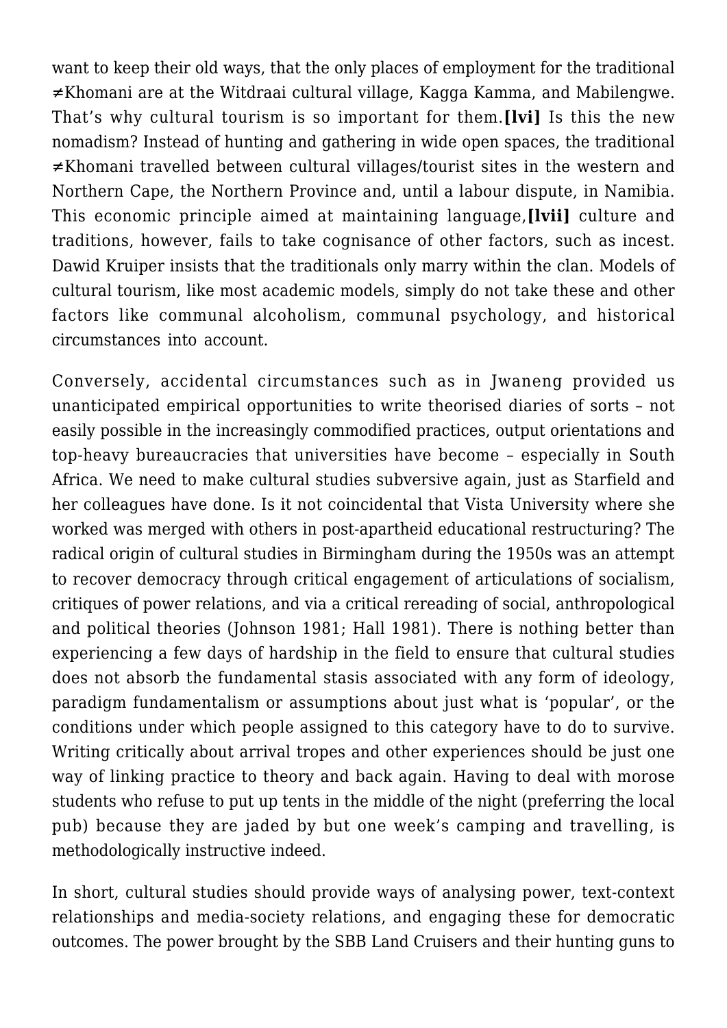want to keep their old ways, that the only places of employment for the traditional ≠Khomani are at the Witdraai cultural village, Kagga Kamma, and Mabilengwe. That's why cultural tourism is so important for them.**[lvi]** Is this the new nomadism? Instead of hunting and gathering in wide open spaces, the traditional ≠Khomani travelled between cultural villages/tourist sites in the western and Northern Cape, the Northern Province and, until a labour dispute, in Namibia. This economic principle aimed at maintaining language,**[lvii]** culture and traditions, however, fails to take cognisance of other factors, such as incest. Dawid Kruiper insists that the traditionals only marry within the clan. Models of cultural tourism, like most academic models, simply do not take these and other factors like communal alcoholism, communal psychology, and historical circumstances into account.

Conversely, accidental circumstances such as in Jwaneng provided us unanticipated empirical opportunities to write theorised diaries of sorts – not easily possible in the increasingly commodified practices, output orientations and top-heavy bureaucracies that universities have become – especially in South Africa. We need to make cultural studies subversive again, just as Starfield and her colleagues have done. Is it not coincidental that Vista University where she worked was merged with others in post-apartheid educational restructuring? The radical origin of cultural studies in Birmingham during the 1950s was an attempt to recover democracy through critical engagement of articulations of socialism, critiques of power relations, and via a critical rereading of social, anthropological and political theories (Johnson 1981; Hall 1981). There is nothing better than experiencing a few days of hardship in the field to ensure that cultural studies does not absorb the fundamental stasis associated with any form of ideology, paradigm fundamentalism or assumptions about just what is 'popular', or the conditions under which people assigned to this category have to do to survive. Writing critically about arrival tropes and other experiences should be just one way of linking practice to theory and back again. Having to deal with morose students who refuse to put up tents in the middle of the night (preferring the local pub) because they are jaded by but one week's camping and travelling, is methodologically instructive indeed.

In short, cultural studies should provide ways of analysing power, text-context relationships and media-society relations, and engaging these for democratic outcomes. The power brought by the SBB Land Cruisers and their hunting guns to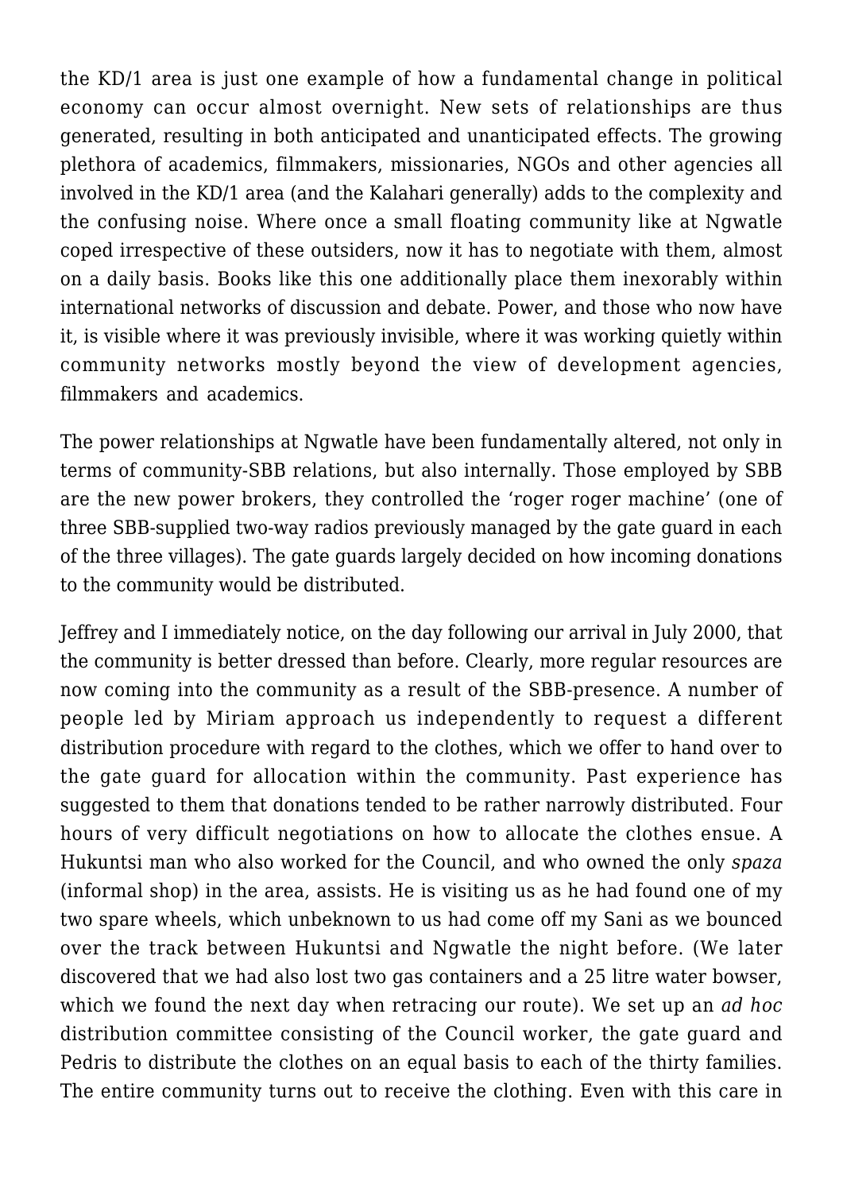the KD/1 area is just one example of how a fundamental change in political economy can occur almost overnight. New sets of relationships are thus generated, resulting in both anticipated and unanticipated effects. The growing plethora of academics, filmmakers, missionaries, NGOs and other agencies all involved in the KD/1 area (and the Kalahari generally) adds to the complexity and the confusing noise. Where once a small floating community like at Ngwatle coped irrespective of these outsiders, now it has to negotiate with them, almost on a daily basis. Books like this one additionally place them inexorably within international networks of discussion and debate. Power, and those who now have it, is visible where it was previously invisible, where it was working quietly within community networks mostly beyond the view of development agencies, filmmakers and academics.

The power relationships at Ngwatle have been fundamentally altered, not only in terms of community-SBB relations, but also internally. Those employed by SBB are the new power brokers, they controlled the 'roger roger machine' (one of three SBB-supplied two-way radios previously managed by the gate guard in each of the three villages). The gate guards largely decided on how incoming donations to the community would be distributed.

Jeffrey and I immediately notice, on the day following our arrival in July 2000, that the community is better dressed than before. Clearly, more regular resources are now coming into the community as a result of the SBB-presence. A number of people led by Miriam approach us independently to request a different distribution procedure with regard to the clothes, which we offer to hand over to the gate guard for allocation within the community. Past experience has suggested to them that donations tended to be rather narrowly distributed. Four hours of very difficult negotiations on how to allocate the clothes ensue. A Hukuntsi man who also worked for the Council, and who owned the only *spaza* (informal shop) in the area, assists. He is visiting us as he had found one of my two spare wheels, which unbeknown to us had come off my Sani as we bounced over the track between Hukuntsi and Ngwatle the night before. (We later discovered that we had also lost two gas containers and a 25 litre water bowser, which we found the next day when retracing our route). We set up an *ad hoc* distribution committee consisting of the Council worker, the gate guard and Pedris to distribute the clothes on an equal basis to each of the thirty families. The entire community turns out to receive the clothing. Even with this care in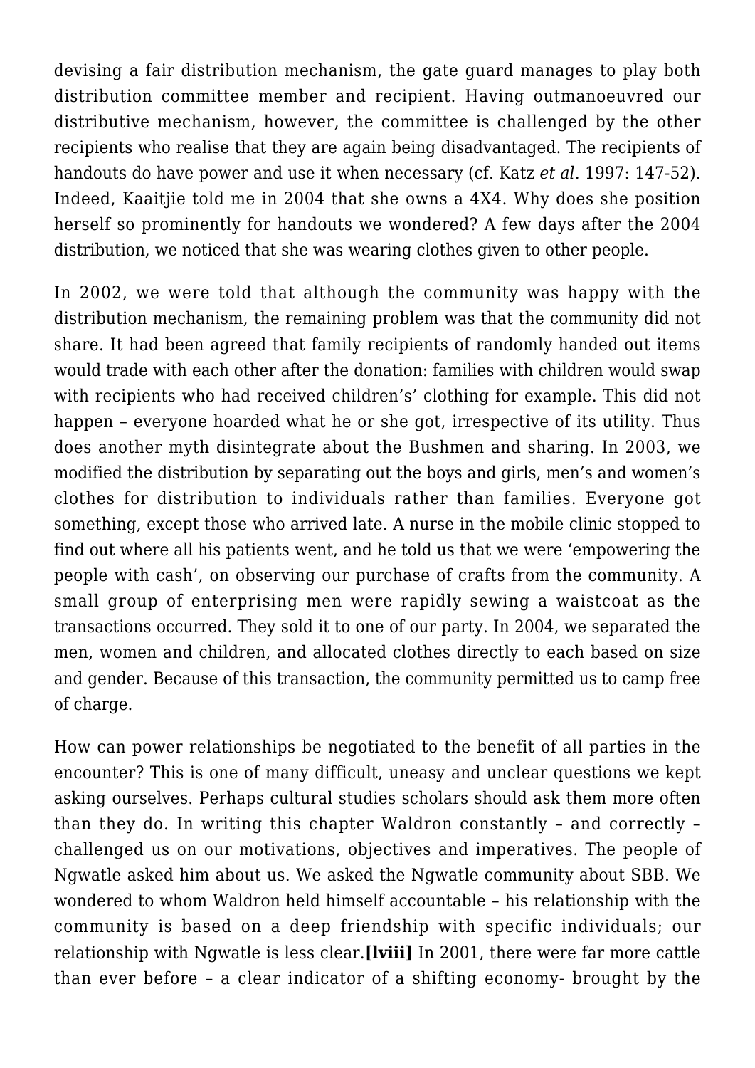devising a fair distribution mechanism, the gate guard manages to play both distribution committee member and recipient. Having outmanoeuvred our distributive mechanism, however, the committee is challenged by the other recipients who realise that they are again being disadvantaged. The recipients of handouts do have power and use it when necessary (cf. Katz *et al*. 1997: 147-52). Indeed, Kaaitjie told me in 2004 that she owns a 4X4. Why does she position herself so prominently for handouts we wondered? A few days after the 2004 distribution, we noticed that she was wearing clothes given to other people.

In 2002, we were told that although the community was happy with the distribution mechanism, the remaining problem was that the community did not share. It had been agreed that family recipients of randomly handed out items would trade with each other after the donation: families with children would swap with recipients who had received children's' clothing for example. This did not happen – everyone hoarded what he or she got, irrespective of its utility. Thus does another myth disintegrate about the Bushmen and sharing. In 2003, we modified the distribution by separating out the boys and girls, men's and women's clothes for distribution to individuals rather than families. Everyone got something, except those who arrived late. A nurse in the mobile clinic stopped to find out where all his patients went, and he told us that we were 'empowering the people with cash', on observing our purchase of crafts from the community. A small group of enterprising men were rapidly sewing a waistcoat as the transactions occurred. They sold it to one of our party. In 2004, we separated the men, women and children, and allocated clothes directly to each based on size and gender. Because of this transaction, the community permitted us to camp free of charge.

How can power relationships be negotiated to the benefit of all parties in the encounter? This is one of many difficult, uneasy and unclear questions we kept asking ourselves. Perhaps cultural studies scholars should ask them more often than they do. In writing this chapter Waldron constantly – and correctly – challenged us on our motivations, objectives and imperatives. The people of Ngwatle asked him about us. We asked the Ngwatle community about SBB. We wondered to whom Waldron held himself accountable – his relationship with the community is based on a deep friendship with specific individuals; our relationship with Ngwatle is less clear.**[lviii]** In 2001, there were far more cattle than ever before – a clear indicator of a shifting economy- brought by the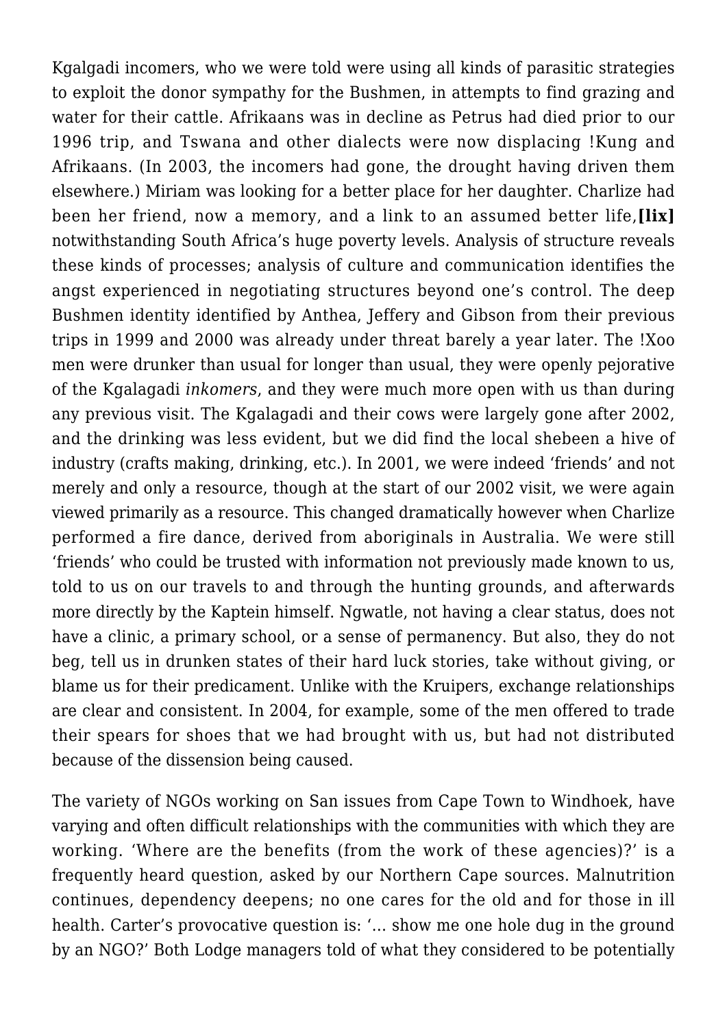Kgalgadi incomers, who we were told were using all kinds of parasitic strategies to exploit the donor sympathy for the Bushmen, in attempts to find grazing and water for their cattle. Afrikaans was in decline as Petrus had died prior to our 1996 trip, and Tswana and other dialects were now displacing !Kung and Afrikaans. (In 2003, the incomers had gone, the drought having driven them elsewhere.) Miriam was looking for a better place for her daughter. Charlize had been her friend, now a memory, and a link to an assumed better life,**[lix]** notwithstanding South Africa's huge poverty levels. Analysis of structure reveals these kinds of processes; analysis of culture and communication identifies the angst experienced in negotiating structures beyond one's control. The deep Bushmen identity identified by Anthea, Jeffery and Gibson from their previous trips in 1999 and 2000 was already under threat barely a year later. The !Xoo men were drunker than usual for longer than usual, they were openly pejorative of the Kgalagadi *inkomers*, and they were much more open with us than during any previous visit. The Kgalagadi and their cows were largely gone after 2002, and the drinking was less evident, but we did find the local shebeen a hive of industry (crafts making, drinking, etc.). In 2001, we were indeed 'friends' and not merely and only a resource, though at the start of our 2002 visit, we were again viewed primarily as a resource. This changed dramatically however when Charlize performed a fire dance, derived from aboriginals in Australia. We were still 'friends' who could be trusted with information not previously made known to us, told to us on our travels to and through the hunting grounds, and afterwards more directly by the Kaptein himself. Ngwatle, not having a clear status, does not have a clinic, a primary school, or a sense of permanency. But also, they do not beg, tell us in drunken states of their hard luck stories, take without giving, or blame us for their predicament. Unlike with the Kruipers, exchange relationships are clear and consistent. In 2004, for example, some of the men offered to trade their spears for shoes that we had brought with us, but had not distributed because of the dissension being caused.

The variety of NGOs working on San issues from Cape Town to Windhoek, have varying and often difficult relationships with the communities with which they are working. 'Where are the benefits (from the work of these agencies)?' is a frequently heard question, asked by our Northern Cape sources. Malnutrition continues, dependency deepens; no one cares for the old and for those in ill health. Carter's provocative question is: '… show me one hole dug in the ground by an NGO?' Both Lodge managers told of what they considered to be potentially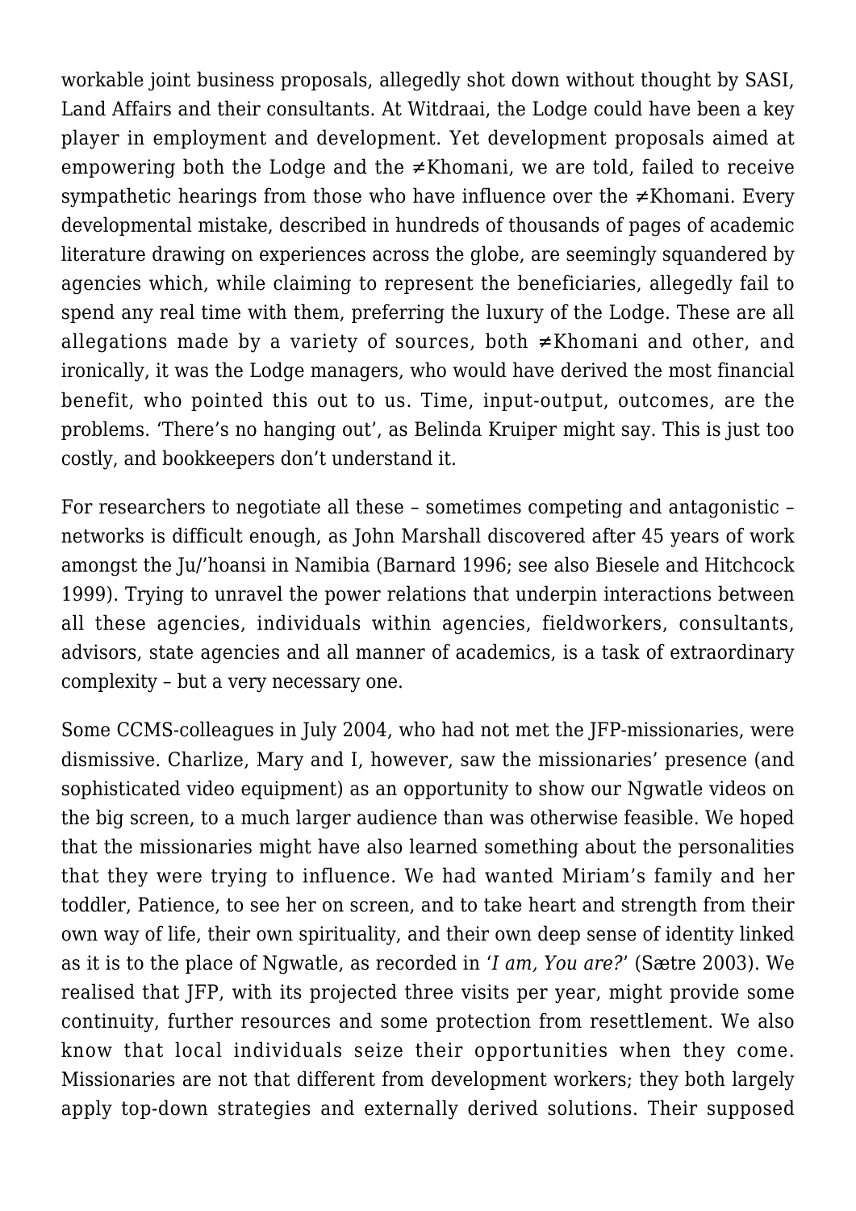workable joint business proposals, allegedly shot down without thought by SASI, Land Affairs and their consultants. At Witdraai, the Lodge could have been a key player in employment and development. Yet development proposals aimed at empowering both the Lodge and the ≠Khomani, we are told, failed to receive sympathetic hearings from those who have influence over the ≠Khomani. Every developmental mistake, described in hundreds of thousands of pages of academic literature drawing on experiences across the globe, are seemingly squandered by agencies which, while claiming to represent the beneficiaries, allegedly fail to spend any real time with them, preferring the luxury of the Lodge. These are all allegations made by a variety of sources, both ≠Khomani and other, and ironically, it was the Lodge managers, who would have derived the most financial benefit, who pointed this out to us. Time, input-output, outcomes, are the problems. 'There's no hanging out', as Belinda Kruiper might say. This is just too costly, and bookkeepers don't understand it.

For researchers to negotiate all these – sometimes competing and antagonistic – networks is difficult enough, as John Marshall discovered after 45 years of work amongst the Ju/'hoansi in Namibia (Barnard 1996; see also Biesele and Hitchcock 1999). Trying to unravel the power relations that underpin interactions between all these agencies, individuals within agencies, fieldworkers, consultants, advisors, state agencies and all manner of academics, is a task of extraordinary complexity – but a very necessary one.

Some CCMS-colleagues in July 2004, who had not met the JFP-missionaries, were dismissive. Charlize, Mary and I, however, saw the missionaries' presence (and sophisticated video equipment) as an opportunity to show our Ngwatle videos on the big screen, to a much larger audience than was otherwise feasible. We hoped that the missionaries might have also learned something about the personalities that they were trying to influence. We had wanted Miriam's family and her toddler, Patience, to see her on screen, and to take heart and strength from their own way of life, their own spirituality, and their own deep sense of identity linked as it is to the place of Ngwatle, as recorded in '*I am, You are?*' (Sætre 2003). We realised that JFP, with its projected three visits per year, might provide some continuity, further resources and some protection from resettlement. We also know that local individuals seize their opportunities when they come. Missionaries are not that different from development workers; they both largely apply top-down strategies and externally derived solutions. Their supposed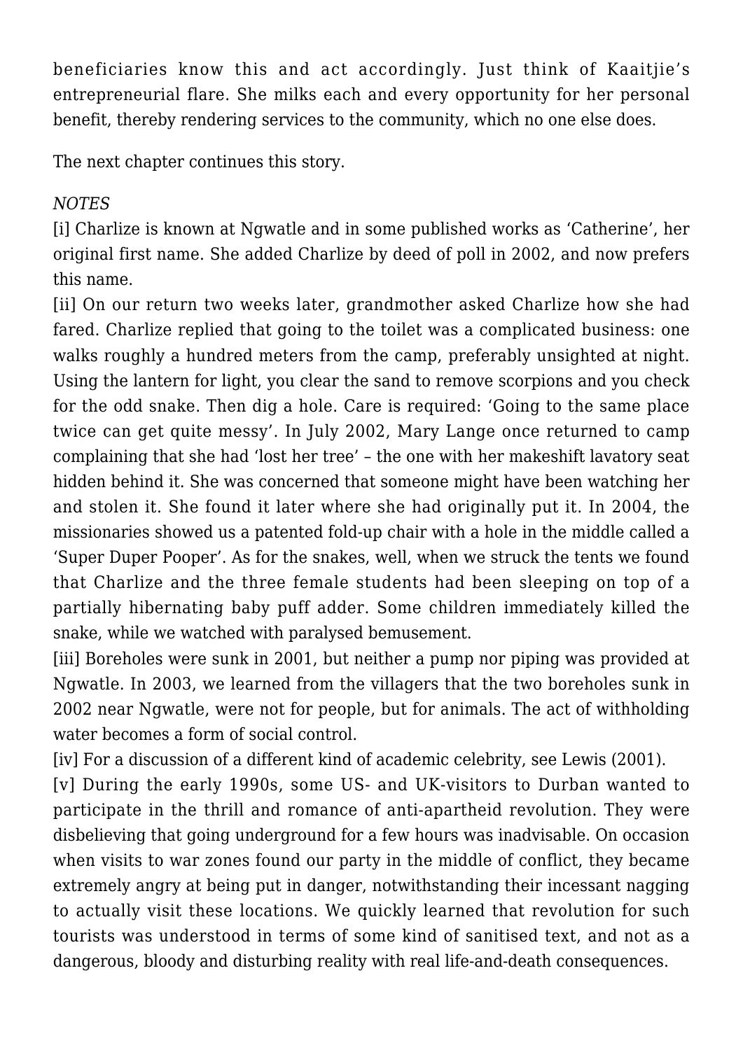beneficiaries know this and act accordingly. Just think of Kaaitjie's entrepreneurial flare. She milks each and every opportunity for her personal benefit, thereby rendering services to the community, which no one else does.

The next chapter continues this story.

*NOTES*

[i] Charlize is known at Ngwatle and in some published works as 'Catherine', her original first name. She added Charlize by deed of poll in 2002, and now prefers this name.

[ii] On our return two weeks later, grandmother asked Charlize how she had fared. Charlize replied that going to the toilet was a complicated business: one walks roughly a hundred meters from the camp, preferably unsighted at night. Using the lantern for light, you clear the sand to remove scorpions and you check for the odd snake. Then dig a hole. Care is required: 'Going to the same place twice can get quite messy'. In July 2002, Mary Lange once returned to camp complaining that she had 'lost her tree' – the one with her makeshift lavatory seat hidden behind it. She was concerned that someone might have been watching her and stolen it. She found it later where she had originally put it. In 2004, the missionaries showed us a patented fold-up chair with a hole in the middle called a 'Super Duper Pooper'. As for the snakes, well, when we struck the tents we found that Charlize and the three female students had been sleeping on top of a partially hibernating baby puff adder. Some children immediately killed the snake, while we watched with paralysed bemusement.

[iii] Boreholes were sunk in 2001, but neither a pump nor piping was provided at Ngwatle. In 2003, we learned from the villagers that the two boreholes sunk in 2002 near Ngwatle, were not for people, but for animals. The act of withholding water becomes a form of social control.

[iv] For a discussion of a different kind of academic celebrity, see Lewis (2001).

[v] During the early 1990s, some US- and UK-visitors to Durban wanted to participate in the thrill and romance of anti-apartheid revolution. They were disbelieving that going underground for a few hours was inadvisable. On occasion when visits to war zones found our party in the middle of conflict, they became extremely angry at being put in danger, notwithstanding their incessant nagging to actually visit these locations. We quickly learned that revolution for such tourists was understood in terms of some kind of sanitised text, and not as a dangerous, bloody and disturbing reality with real life-and-death consequences.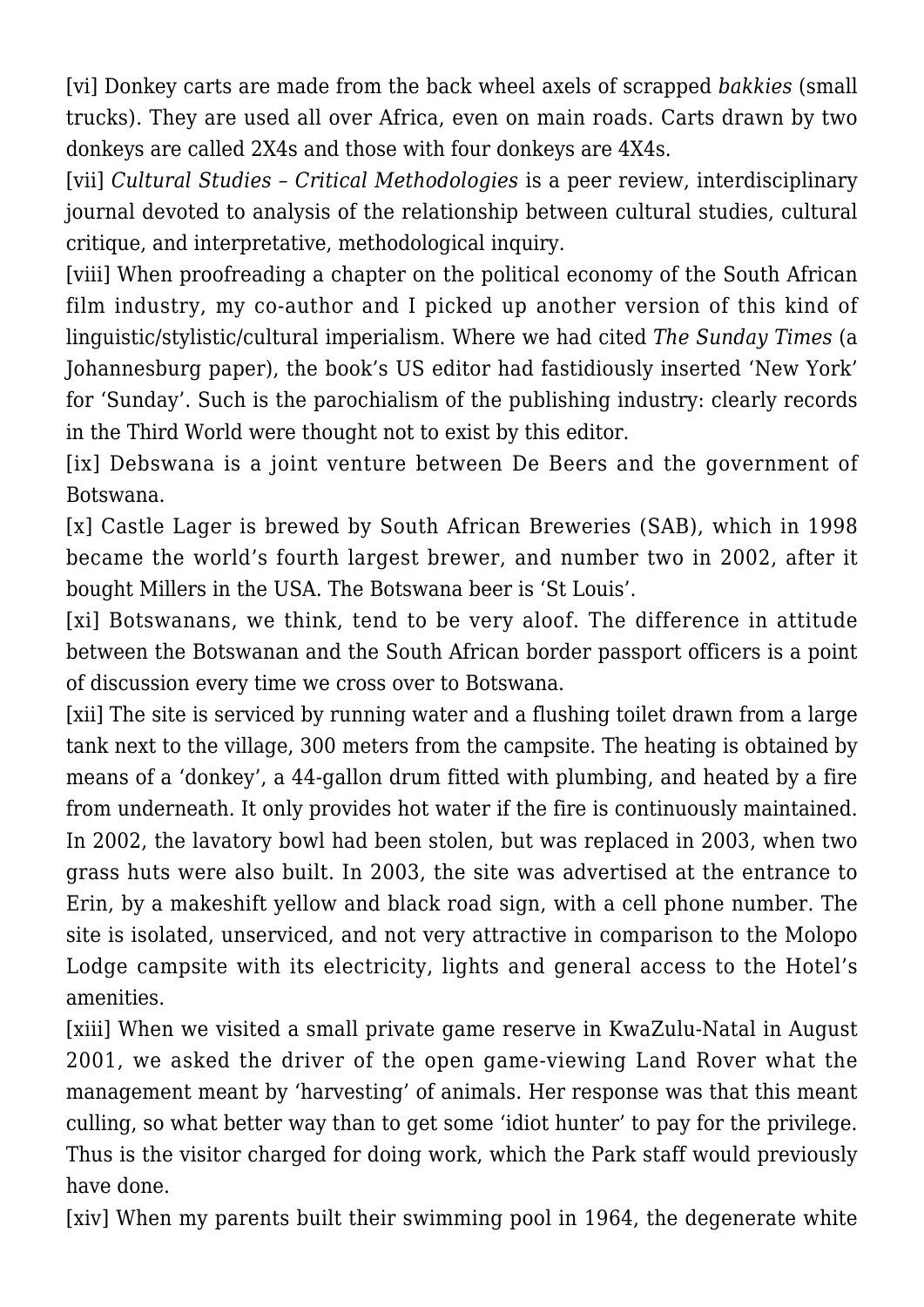[vi] Donkey carts are made from the back wheel axels of scrapped *bakkies* (small trucks). They are used all over Africa, even on main roads. Carts drawn by two donkeys are called 2X4s and those with four donkeys are 4X4s.

[vii] *Cultural Studies – Critical Methodologies* is a peer review, interdisciplinary journal devoted to analysis of the relationship between cultural studies, cultural critique, and interpretative, methodological inquiry.

[viii] When proofreading a chapter on the political economy of the South African film industry, my co-author and I picked up another version of this kind of linguistic/stylistic/cultural imperialism. Where we had cited *The Sunday Times* (a Johannesburg paper), the book's US editor had fastidiously inserted 'New York' for 'Sunday'. Such is the parochialism of the publishing industry: clearly records in the Third World were thought not to exist by this editor.

[ix] Debswana is a joint venture between De Beers and the government of Botswana.

[x] Castle Lager is brewed by South African Breweries (SAB), which in 1998 became the world's fourth largest brewer, and number two in 2002, after it bought Millers in the USA. The Botswana beer is 'St Louis'.

[xi] Botswanans, we think, tend to be very aloof. The difference in attitude between the Botswanan and the South African border passport officers is a point of discussion every time we cross over to Botswana.

[xii] The site is serviced by running water and a flushing toilet drawn from a large tank next to the village, 300 meters from the campsite. The heating is obtained by means of a 'donkey', a 44-gallon drum fitted with plumbing, and heated by a fire from underneath. It only provides hot water if the fire is continuously maintained. In 2002, the lavatory bowl had been stolen, but was replaced in 2003, when two grass huts were also built. In 2003, the site was advertised at the entrance to Erin, by a makeshift yellow and black road sign, with a cell phone number. The site is isolated, unserviced, and not very attractive in comparison to the Molopo Lodge campsite with its electricity, lights and general access to the Hotel's amenities.

[xiii] When we visited a small private game reserve in KwaZulu-Natal in August 2001, we asked the driver of the open game-viewing Land Rover what the management meant by 'harvesting' of animals. Her response was that this meant culling, so what better way than to get some 'idiot hunter' to pay for the privilege. Thus is the visitor charged for doing work, which the Park staff would previously have done.

[xiv] When my parents built their swimming pool in 1964, the degenerate white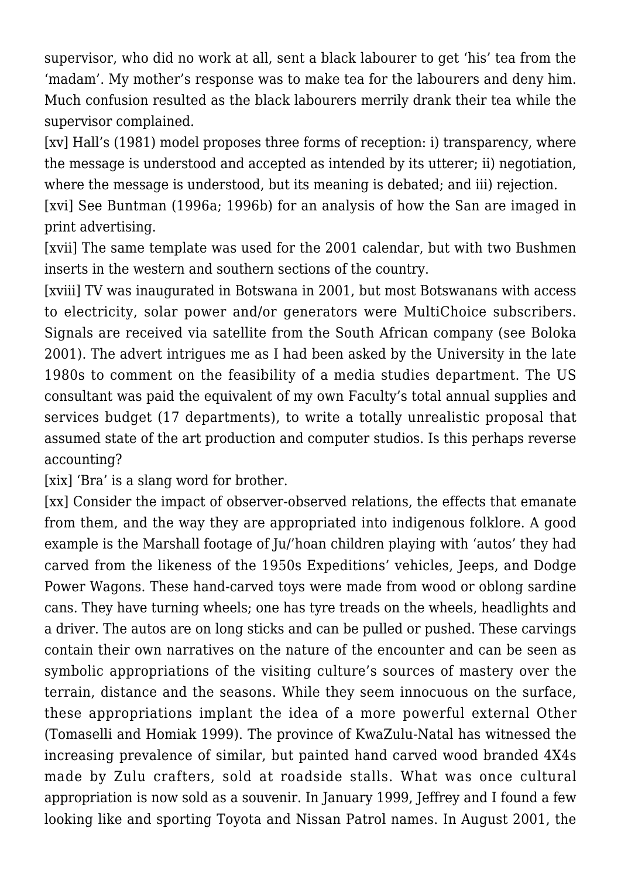supervisor, who did no work at all, sent a black labourer to get 'his' tea from the 'madam'. My mother's response was to make tea for the labourers and deny him. Much confusion resulted as the black labourers merrily drank their tea while the supervisor complained.

[xv] Hall's (1981) model proposes three forms of reception: i) transparency, where the message is understood and accepted as intended by its utterer; ii) negotiation, where the message is understood, but its meaning is debated; and iii) rejection.

[xvi] See Buntman (1996a; 1996b) for an analysis of how the San are imaged in print advertising.

[xvii] The same template was used for the 2001 calendar, but with two Bushmen inserts in the western and southern sections of the country.

[xviii] TV was inaugurated in Botswana in 2001, but most Botswanans with access to electricity, solar power and/or generators were MultiChoice subscribers. Signals are received via satellite from the South African company (see Boloka 2001). The advert intrigues me as I had been asked by the University in the late 1980s to comment on the feasibility of a media studies department. The US consultant was paid the equivalent of my own Faculty's total annual supplies and services budget (17 departments), to write a totally unrealistic proposal that assumed state of the art production and computer studios. Is this perhaps reverse accounting?

[xix] 'Bra' is a slang word for brother.

[xx] Consider the impact of observer-observed relations, the effects that emanate from them, and the way they are appropriated into indigenous folklore. A good example is the Marshall footage of Ju/'hoan children playing with 'autos' they had carved from the likeness of the 1950s Expeditions' vehicles, Jeeps, and Dodge Power Wagons. These hand-carved toys were made from wood or oblong sardine cans. They have turning wheels; one has tyre treads on the wheels, headlights and a driver. The autos are on long sticks and can be pulled or pushed. These carvings contain their own narratives on the nature of the encounter and can be seen as symbolic appropriations of the visiting culture's sources of mastery over the terrain, distance and the seasons. While they seem innocuous on the surface, these appropriations implant the idea of a more powerful external Other (Tomaselli and Homiak 1999). The province of KwaZulu-Natal has witnessed the increasing prevalence of similar, but painted hand carved wood branded 4X4s made by Zulu crafters, sold at roadside stalls. What was once cultural appropriation is now sold as a souvenir. In January 1999, Jeffrey and I found a few looking like and sporting Toyota and Nissan Patrol names. In August 2001, the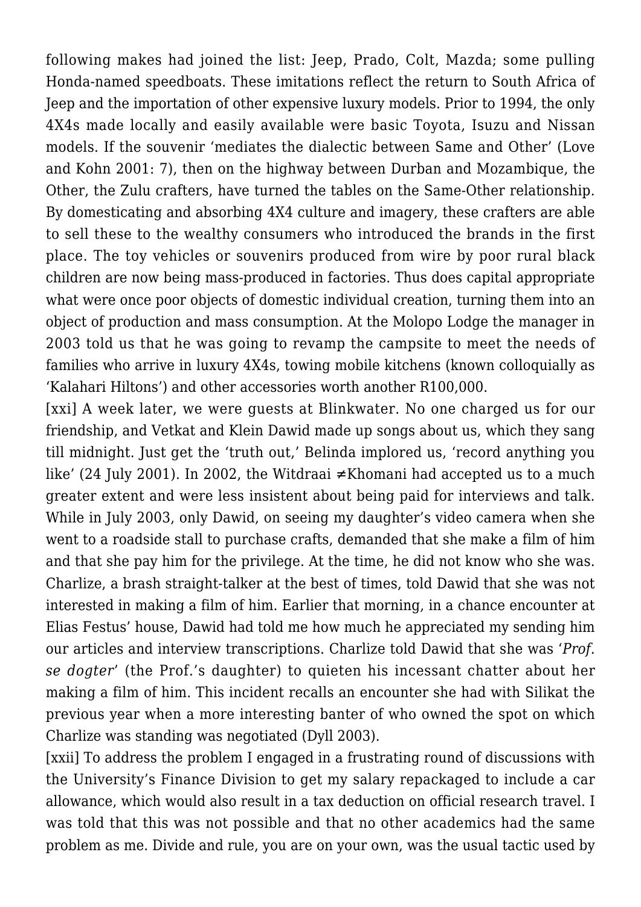following makes had joined the list: Jeep, Prado, Colt, Mazda; some pulling Honda-named speedboats. These imitations reflect the return to South Africa of Jeep and the importation of other expensive luxury models. Prior to 1994, the only 4X4s made locally and easily available were basic Toyota, Isuzu and Nissan models. If the souvenir 'mediates the dialectic between Same and Other' (Love and Kohn 2001: 7), then on the highway between Durban and Mozambique, the Other, the Zulu crafters, have turned the tables on the Same-Other relationship. By domesticating and absorbing 4X4 culture and imagery, these crafters are able to sell these to the wealthy consumers who introduced the brands in the first place. The toy vehicles or souvenirs produced from wire by poor rural black children are now being mass-produced in factories. Thus does capital appropriate what were once poor objects of domestic individual creation, turning them into an object of production and mass consumption. At the Molopo Lodge the manager in 2003 told us that he was going to revamp the campsite to meet the needs of families who arrive in luxury 4X4s, towing mobile kitchens (known colloquially as 'Kalahari Hiltons') and other accessories worth another R100,000.

[xxi] A week later, we were guests at Blinkwater. No one charged us for our friendship, and Vetkat and Klein Dawid made up songs about us, which they sang till midnight. Just get the 'truth out,' Belinda implored us, 'record anything you like' (24 July 2001). In 2002, the Witdraai ≠Khomani had accepted us to a much greater extent and were less insistent about being paid for interviews and talk. While in July 2003, only Dawid, on seeing my daughter's video camera when she went to a roadside stall to purchase crafts, demanded that she make a film of him and that she pay him for the privilege. At the time, he did not know who she was. Charlize, a brash straight-talker at the best of times, told Dawid that she was not interested in making a film of him. Earlier that morning, in a chance encounter at Elias Festus' house, Dawid had told me how much he appreciated my sending him our articles and interview transcriptions. Charlize told Dawid that she was '*Prof. se dogter*' (the Prof.'s daughter) to quieten his incessant chatter about her making a film of him. This incident recalls an encounter she had with Silikat the previous year when a more interesting banter of who owned the spot on which Charlize was standing was negotiated (Dyll 2003).

[xxii] To address the problem I engaged in a frustrating round of discussions with the University's Finance Division to get my salary repackaged to include a car allowance, which would also result in a tax deduction on official research travel. I was told that this was not possible and that no other academics had the same problem as me. Divide and rule, you are on your own, was the usual tactic used by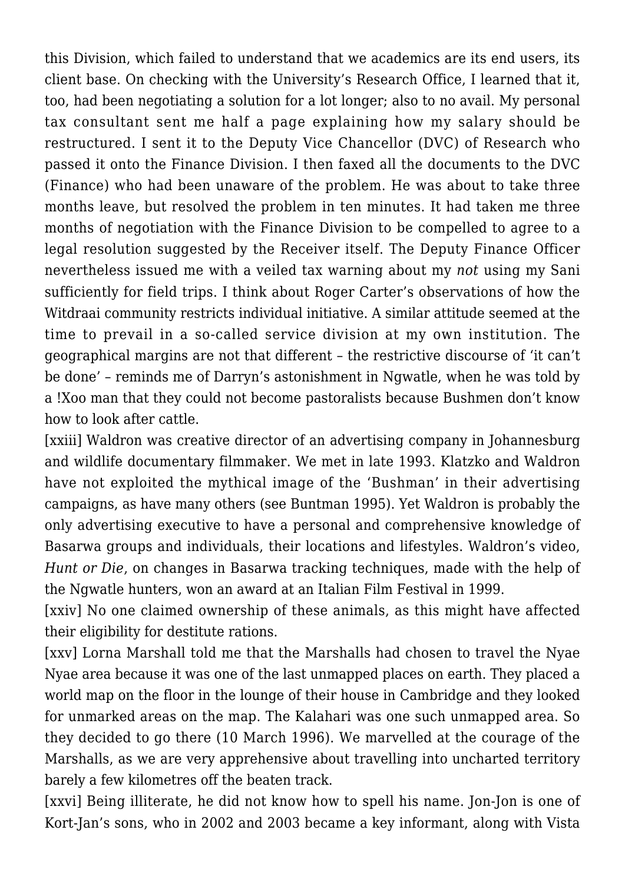this Division, which failed to understand that we academics are its end users, its client base. On checking with the University's Research Office, I learned that it, too, had been negotiating a solution for a lot longer; also to no avail. My personal tax consultant sent me half a page explaining how my salary should be restructured. I sent it to the Deputy Vice Chancellor (DVC) of Research who passed it onto the Finance Division. I then faxed all the documents to the DVC (Finance) who had been unaware of the problem. He was about to take three months leave, but resolved the problem in ten minutes. It had taken me three months of negotiation with the Finance Division to be compelled to agree to a legal resolution suggested by the Receiver itself. The Deputy Finance Officer nevertheless issued me with a veiled tax warning about my *not* using my Sani sufficiently for field trips. I think about Roger Carter's observations of how the Witdraai community restricts individual initiative. A similar attitude seemed at the time to prevail in a so-called service division at my own institution. The geographical margins are not that different – the restrictive discourse of 'it can't be done' – reminds me of Darryn's astonishment in Ngwatle, when he was told by a !Xoo man that they could not become pastoralists because Bushmen don't know how to look after cattle.

[xxiii] Waldron was creative director of an advertising company in Johannesburg and wildlife documentary filmmaker. We met in late 1993. Klatzko and Waldron have not exploited the mythical image of the 'Bushman' in their advertising campaigns, as have many others (see Buntman 1995). Yet Waldron is probably the only advertising executive to have a personal and comprehensive knowledge of Basarwa groups and individuals, their locations and lifestyles. Waldron's video, *Hunt or Die*, on changes in Basarwa tracking techniques, made with the help of the Ngwatle hunters, won an award at an Italian Film Festival in 1999.

[xxiv] No one claimed ownership of these animals, as this might have affected their eligibility for destitute rations.

[xxv] Lorna Marshall told me that the Marshalls had chosen to travel the Nyae Nyae area because it was one of the last unmapped places on earth. They placed a world map on the floor in the lounge of their house in Cambridge and they looked for unmarked areas on the map. The Kalahari was one such unmapped area. So they decided to go there (10 March 1996). We marvelled at the courage of the Marshalls, as we are very apprehensive about travelling into uncharted territory barely a few kilometres off the beaten track.

[xxvi] Being illiterate, he did not know how to spell his name. Jon-Jon is one of Kort-Jan's sons, who in 2002 and 2003 became a key informant, along with Vista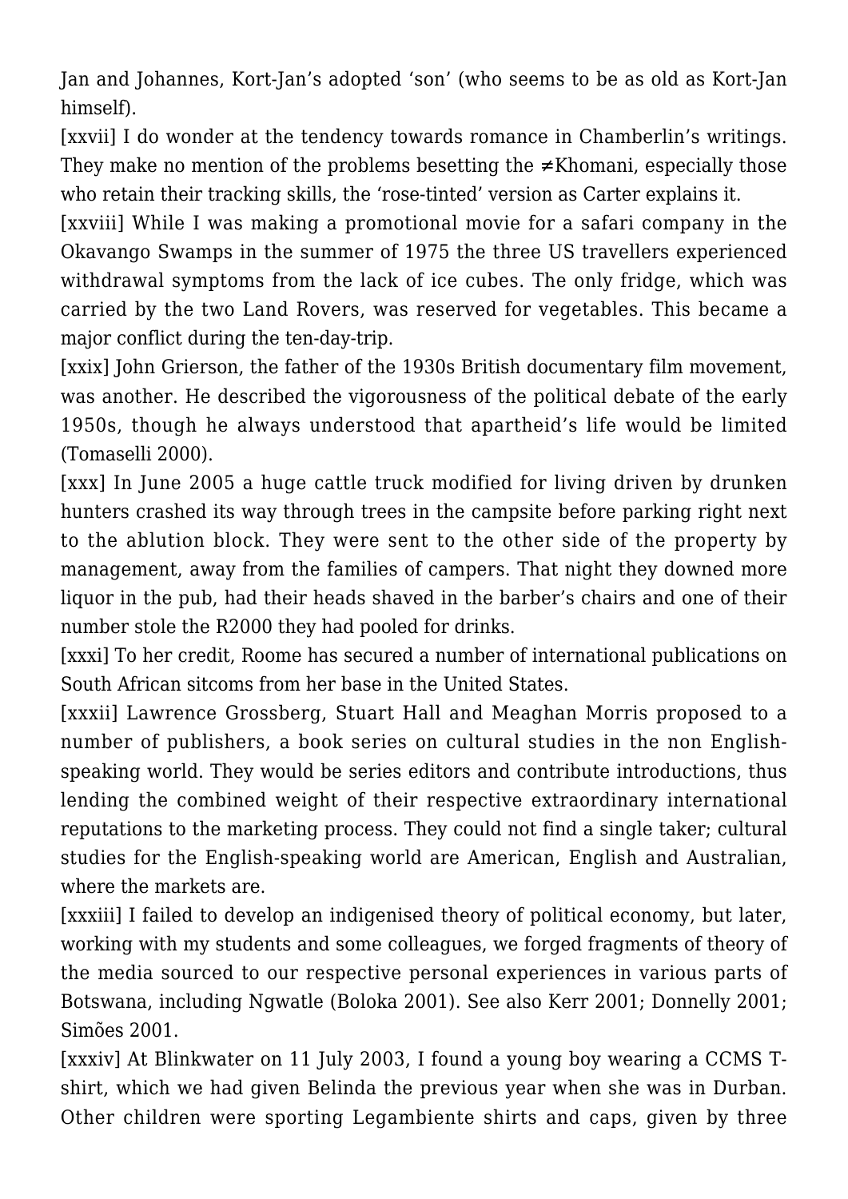Jan and Johannes, Kort-Jan's adopted 'son' (who seems to be as old as Kort-Jan himself).

[xxvii] I do wonder at the tendency towards romance in Chamberlin's writings. They make no mention of the problems besetting the ≠Khomani, especially those who retain their tracking skills, the 'rose-tinted' version as Carter explains it.

[xxviii] While I was making a promotional movie for a safari company in the Okavango Swamps in the summer of 1975 the three US travellers experienced withdrawal symptoms from the lack of ice cubes. The only fridge, which was carried by the two Land Rovers, was reserved for vegetables. This became a major conflict during the ten-day-trip.

[xxix] John Grierson, the father of the 1930s British documentary film movement, was another. He described the vigorousness of the political debate of the early 1950s, though he always understood that apartheid's life would be limited (Tomaselli 2000).

[xxx] In June 2005 a huge cattle truck modified for living driven by drunken hunters crashed its way through trees in the campsite before parking right next to the ablution block. They were sent to the other side of the property by management, away from the families of campers. That night they downed more liquor in the pub, had their heads shaved in the barber's chairs and one of their number stole the R2000 they had pooled for drinks.

[xxxi] To her credit, Roome has secured a number of international publications on South African sitcoms from her base in the United States.

[xxxii] Lawrence Grossberg, Stuart Hall and Meaghan Morris proposed to a number of publishers, a book series on cultural studies in the non English-speaking world. They would be series editors and contribute introductions, thus lending the combined weight of their respective extraordinary international reputations to the marketing process. They could not find a single taker; cultural studies for the English-speaking world are American, English and Australian, where the markets are.

[xxxiii] I failed to develop an indigenised theory of political economy, but later, working with my students and some colleagues, we forged fragments of theory of the media sourced to our respective personal experiences in various parts of Botswana, including Ngwatle (Boloka 2001). See also Kerr 2001; Donnelly 2001; Simões 2001.

[xxxiv] At Blinkwater on 11 July 2003, I found a young boy wearing a CCMS T-shirt, which we had given Belinda the previous year when she was in Durban. Other children were sporting Legambiente shirts and caps, given by three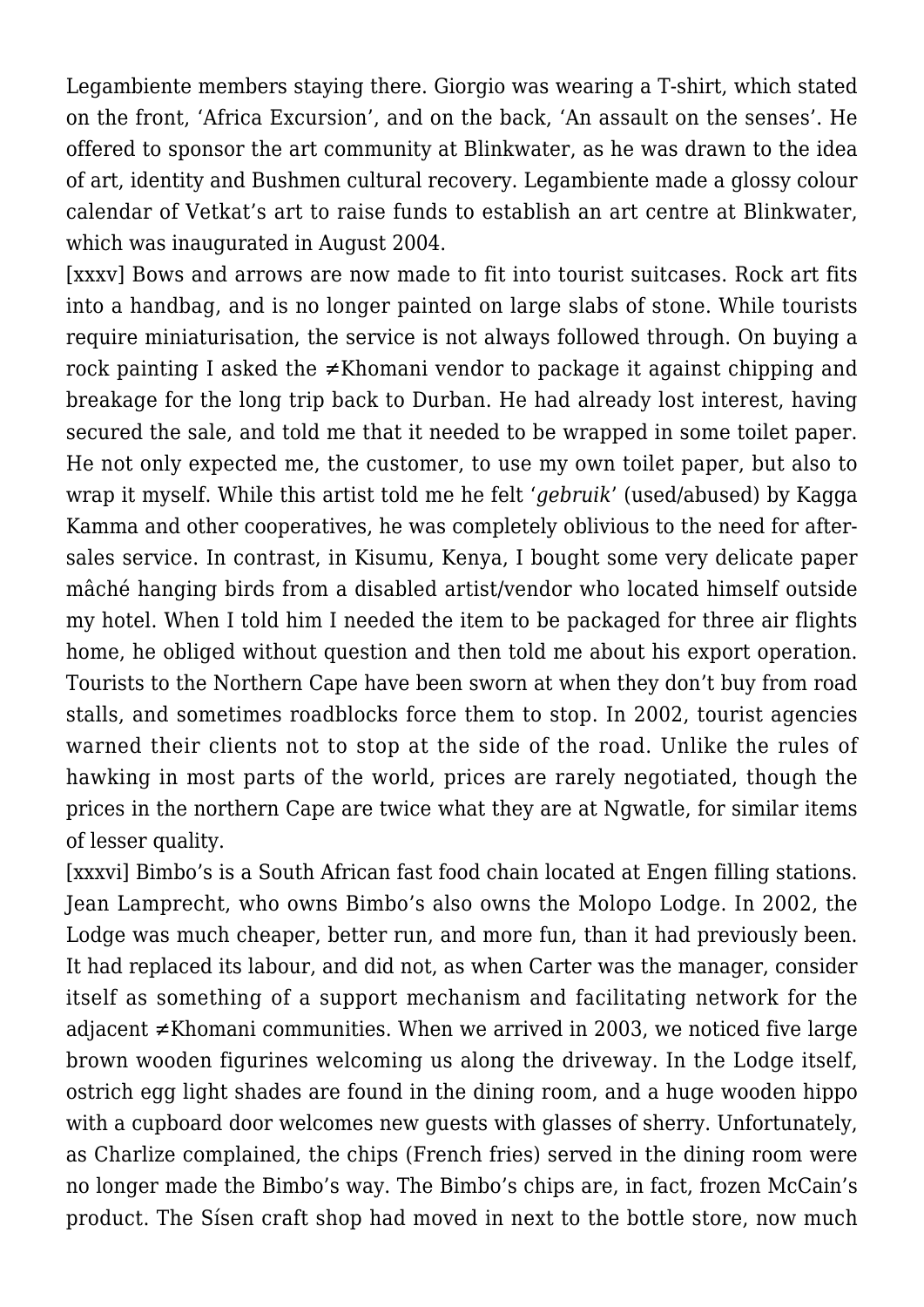Legambiente members staying there. Giorgio was wearing a T-shirt, which stated on the front, 'Africa Excursion', and on the back, 'An assault on the senses'. He offered to sponsor the art community at Blinkwater, as he was drawn to the idea of art, identity and Bushmen cultural recovery. Legambiente made a glossy colour calendar of Vetkat's art to raise funds to establish an art centre at Blinkwater, which was inaugurated in August 2004.

[xxxv] Bows and arrows are now made to fit into tourist suitcases. Rock art fits into a handbag, and is no longer painted on large slabs of stone. While tourists require miniaturisation, the service is not always followed through. On buying a rock painting I asked the ≠Khomani vendor to package it against chipping and breakage for the long trip back to Durban. He had already lost interest, having secured the sale, and told me that it needed to be wrapped in some toilet paper. He not only expected me, the customer, to use my own toilet paper, but also to wrap it myself. While this artist told me he felt '*gebruik*' (used/abused) by Kagga Kamma and other cooperatives, he was completely oblivious to the need for after-sales service. In contrast, in Kisumu, Kenya, I bought some very delicate paper mâché hanging birds from a disabled artist/vendor who located himself outside my hotel. When I told him I needed the item to be packaged for three air flights home, he obliged without question and then told me about his export operation. Tourists to the Northern Cape have been sworn at when they don't buy from road stalls, and sometimes roadblocks force them to stop. In 2002, tourist agencies warned their clients not to stop at the side of the road. Unlike the rules of hawking in most parts of the world, prices are rarely negotiated, though the prices in the northern Cape are twice what they are at Ngwatle, for similar items of lesser quality.

[xxxvi] Bimbo's is a South African fast food chain located at Engen filling stations. Jean Lamprecht, who owns Bimbo's also owns the Molopo Lodge. In 2002, the Lodge was much cheaper, better run, and more fun, than it had previously been. It had replaced its labour, and did not, as when Carter was the manager, consider itself as something of a support mechanism and facilitating network for the adjacent ≠Khomani communities. When we arrived in 2003, we noticed five large brown wooden figurines welcoming us along the driveway. In the Lodge itself, ostrich egg light shades are found in the dining room, and a huge wooden hippo with a cupboard door welcomes new guests with glasses of sherry. Unfortunately, as Charlize complained, the chips (French fries) served in the dining room were no longer made the Bimbo's way. The Bimbo's chips are, in fact, frozen McCain's product. The Sísen craft shop had moved in next to the bottle store, now much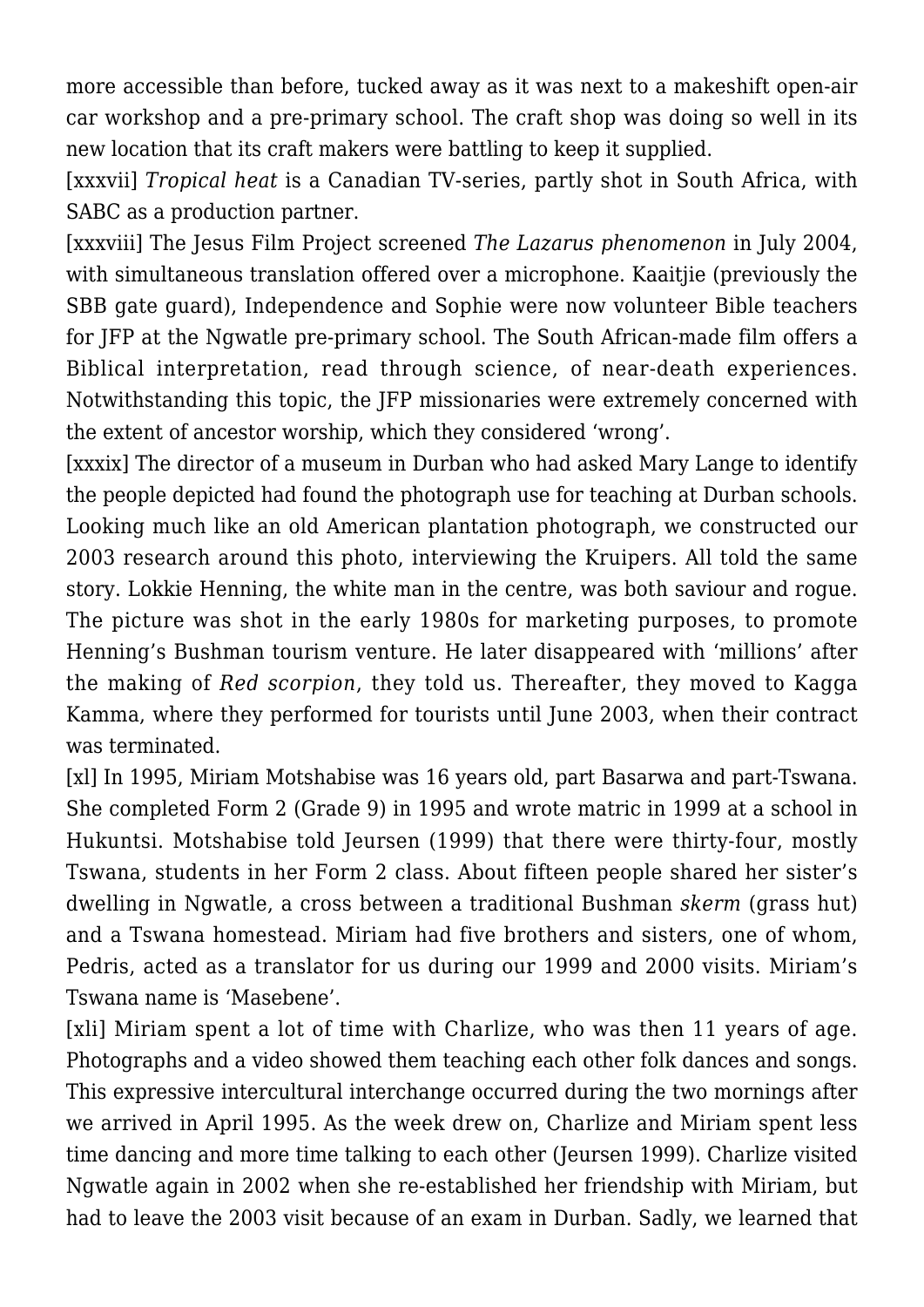more accessible than before, tucked away as it was next to a makeshift open-air car workshop and a pre-primary school. The craft shop was doing so well in its new location that its craft makers were battling to keep it supplied.

[xxxvii] *Tropical heat* is a Canadian TV-series, partly shot in South Africa, with SABC as a production partner.

[xxxviii] The Jesus Film Project screened *The Lazarus phenomenon* in July 2004, with simultaneous translation offered over a microphone. Kaaitjie (previously the SBB gate guard), Independence and Sophie were now volunteer Bible teachers for JFP at the Ngwatle pre-primary school. The South African-made film offers a Biblical interpretation, read through science, of near-death experiences. Notwithstanding this topic, the JFP missionaries were extremely concerned with the extent of ancestor worship, which they considered 'wrong'.

[xxxix] The director of a museum in Durban who had asked Mary Lange to identify the people depicted had found the photograph use for teaching at Durban schools. Looking much like an old American plantation photograph, we constructed our 2003 research around this photo, interviewing the Kruipers. All told the same story. Lokkie Henning, the white man in the centre, was both saviour and rogue. The picture was shot in the early 1980s for marketing purposes, to promote Henning's Bushman tourism venture. He later disappeared with 'millions' after the making of *Red scorpion*, they told us. Thereafter, they moved to Kagga Kamma, where they performed for tourists until June 2003, when their contract was terminated.

[xl] In 1995, Miriam Motshabise was 16 years old, part Basarwa and part-Tswana. She completed Form 2 (Grade 9) in 1995 and wrote matric in 1999 at a school in Hukuntsi. Motshabise told Jeursen (1999) that there were thirty-four, mostly Tswana, students in her Form 2 class. About fifteen people shared her sister's dwelling in Ngwatle, a cross between a traditional Bushman *skerm* (grass hut) and a Tswana homestead. Miriam had five brothers and sisters, one of whom, Pedris, acted as a translator for us during our 1999 and 2000 visits. Miriam's Tswana name is 'Masebene'.

[xli] Miriam spent a lot of time with Charlize, who was then 11 years of age. Photographs and a video showed them teaching each other folk dances and songs. This expressive intercultural interchange occurred during the two mornings after we arrived in April 1995. As the week drew on, Charlize and Miriam spent less time dancing and more time talking to each other (Jeursen 1999). Charlize visited Ngwatle again in 2002 when she re-established her friendship with Miriam, but had to leave the 2003 visit because of an exam in Durban. Sadly, we learned that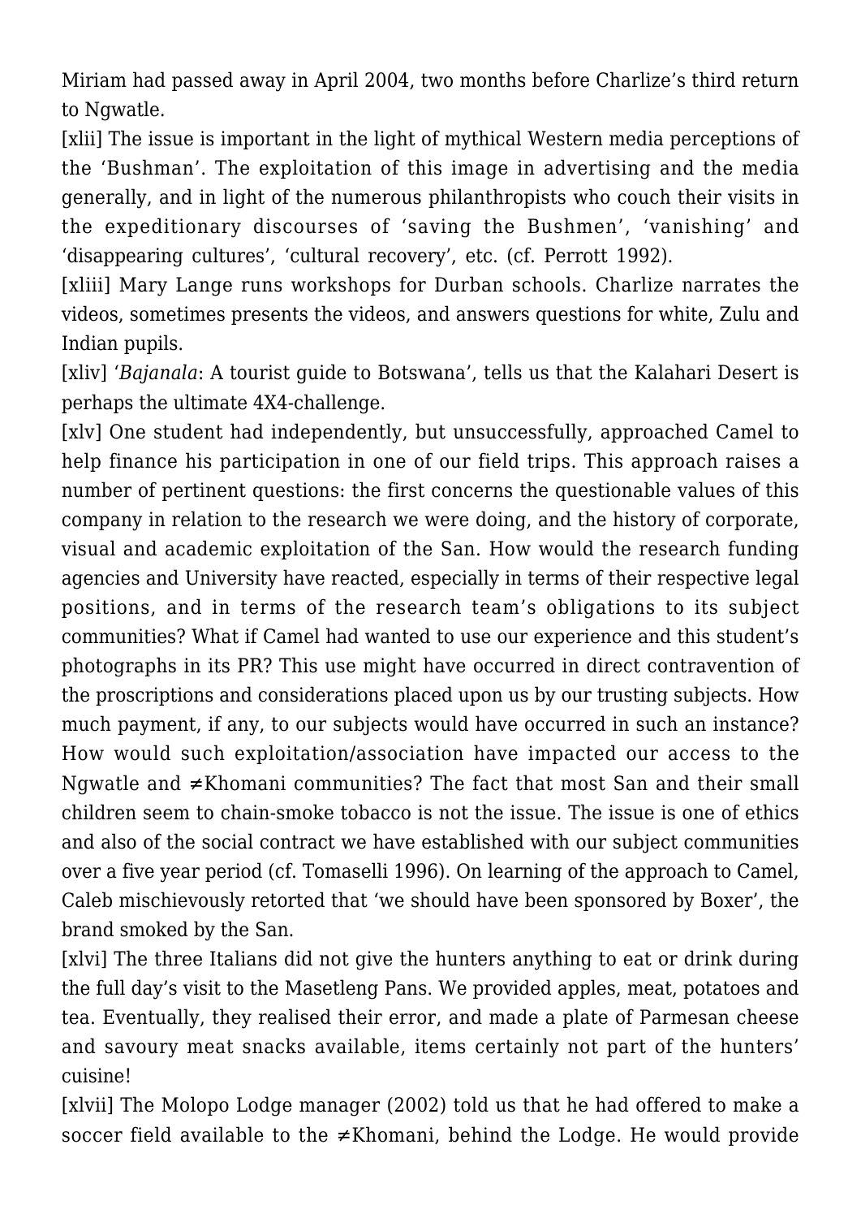Miriam had passed away in April 2004, two months before Charlize's third return to Ngwatle.

[xlii] The issue is important in the light of mythical Western media perceptions of the 'Bushman'. The exploitation of this image in advertising and the media generally, and in light of the numerous philanthropists who couch their visits in the expeditionary discourses of 'saving the Bushmen', 'vanishing' and 'disappearing cultures', 'cultural recovery', etc. (cf. Perrott 1992).

[xliii] Mary Lange runs workshops for Durban schools. Charlize narrates the videos, sometimes presents the videos, and answers questions for white, Zulu and Indian pupils.

[xliv] '*Bajanala*: A tourist guide to Botswana', tells us that the Kalahari Desert is perhaps the ultimate 4X4-challenge.

[xlv] One student had independently, but unsuccessfully, approached Camel to help finance his participation in one of our field trips. This approach raises a number of pertinent questions: the first concerns the questionable values of this company in relation to the research we were doing, and the history of corporate, visual and academic exploitation of the San. How would the research funding agencies and University have reacted, especially in terms of their respective legal positions, and in terms of the research team's obligations to its subject communities? What if Camel had wanted to use our experience and this student's photographs in its PR? This use might have occurred in direct contravention of the proscriptions and considerations placed upon us by our trusting subjects. How much payment, if any, to our subjects would have occurred in such an instance? How would such exploitation/association have impacted our access to the Ngwatle and ≠Khomani communities? The fact that most San and their small children seem to chain-smoke tobacco is not the issue. The issue is one of ethics and also of the social contract we have established with our subject communities over a five year period (cf. Tomaselli 1996). On learning of the approach to Camel, Caleb mischievously retorted that 'we should have been sponsored by Boxer', the brand smoked by the San.

[xlvi] The three Italians did not give the hunters anything to eat or drink during the full day's visit to the Masetleng Pans. We provided apples, meat, potatoes and tea. Eventually, they realised their error, and made a plate of Parmesan cheese and savoury meat snacks available, items certainly not part of the hunters' cuisine!

[xlvii] The Molopo Lodge manager (2002) told us that he had offered to make a soccer field available to the ≠Khomani, behind the Lodge. He would provide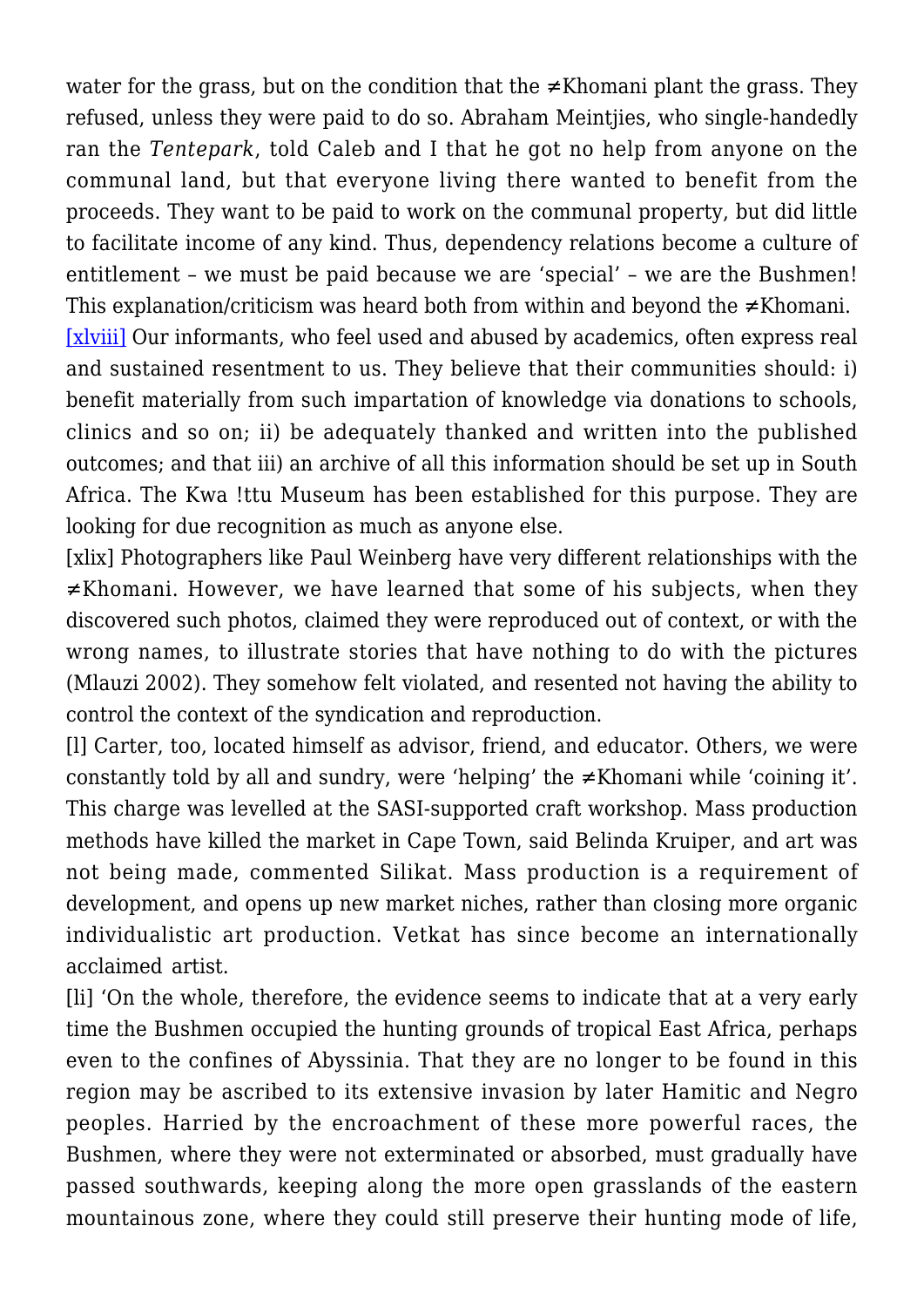water for the grass, but on the condition that the ≠Khomani plant the grass. They refused, unless they were paid to do so. Abraham Meintjies, who single-handedly ran the *Tentepark*, told Caleb and I that he got no help from anyone on the communal land, but that everyone living there wanted to benefit from the proceeds. They want to be paid to work on the communal property, but did little to facilitate income of any kind. Thus, dependency relations become a culture of entitlement – we must be paid because we are 'special' – we are the Bushmen! This explanation/criticism was heard both from within and beyond the ≠Khomani.

[xlviii] Our informants, who feel used and abused by academics, often express real and sustained resentment to us. They believe that their communities should: i) benefit materially from such impartation of knowledge via donations to schools, clinics and so on; ii) be adequately thanked and written into the published outcomes; and that iii) an archive of all this information should be set up in South Africa. The Kwa !ttu Museum has been established for this purpose. They are looking for due recognition as much as anyone else.

[xlix] Photographers like Paul Weinberg have very different relationships with the ≠Khomani. However, we have learned that some of his subjects, when they discovered such photos, claimed they were reproduced out of context, or with the wrong names, to illustrate stories that have nothing to do with the pictures (Mlauzi 2002). They somehow felt violated, and resented not having the ability to control the context of the syndication and reproduction.

[l] Carter, too, located himself as advisor, friend, and educator. Others, we were constantly told by all and sundry, were 'helping' the ≠Khomani while 'coining it'. This charge was levelled at the SASI-supported craft workshop. Mass production methods have killed the market in Cape Town, said Belinda Kruiper, and art was not being made, commented Silikat. Mass production is a requirement of development, and opens up new market niches, rather than closing more organic individualistic art production. Vetkat has since become an internationally acclaimed artist.

[li] 'On the whole, therefore, the evidence seems to indicate that at a very early time the Bushmen occupied the hunting grounds of tropical East Africa, perhaps even to the confines of Abyssinia. That they are no longer to be found in this region may be ascribed to its extensive invasion by later Hamitic and Negro peoples. Harried by the encroachment of these more powerful races, the Bushmen, where they were not exterminated or absorbed, must gradually have passed southwards, keeping along the more open grasslands of the eastern mountainous zone, where they could still preserve their hunting mode of life,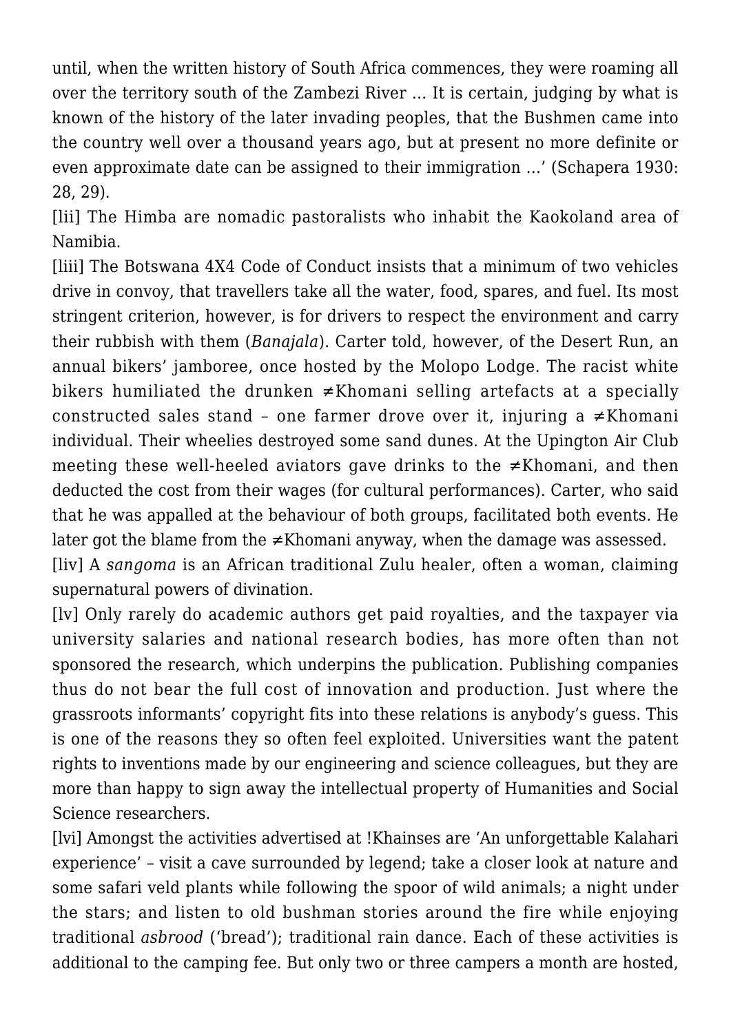until, when the written history of South Africa commences, they were roaming all over the territory south of the Zambezi River … It is certain, judging by what is known of the history of the later invading peoples, that the Bushmen came into the country well over a thousand years ago, but at present no more definite or even approximate date can be assigned to their immigration …' (Schapera 1930: 28, 29).

[lii] The Himba are nomadic pastoralists who inhabit the Kaokoland area of Namibia.

[liii] The Botswana 4X4 Code of Conduct insists that a minimum of two vehicles drive in convoy, that travellers take all the water, food, spares, and fuel. Its most stringent criterion, however, is for drivers to respect the environment and carry their rubbish with them (*Banajala*). Carter told, however, of the Desert Run, an annual bikers' jamboree, once hosted by the Molopo Lodge. The racist white bikers humiliated the drunken ≠Khomani selling artefacts at a specially constructed sales stand – one farmer drove over it, injuring a ≠Khomani individual. Their wheelies destroyed some sand dunes. At the Upington Air Club meeting these well-heeled aviators gave drinks to the ≠Khomani, and then deducted the cost from their wages (for cultural performances). Carter, who said that he was appalled at the behaviour of both groups, facilitated both events. He later got the blame from the ≠Khomani anyway, when the damage was assessed.

[liv] A *sangoma* is an African traditional Zulu healer, often a woman, claiming supernatural powers of divination.

[lv] Only rarely do academic authors get paid royalties, and the taxpayer via university salaries and national research bodies, has more often than not sponsored the research, which underpins the publication. Publishing companies thus do not bear the full cost of innovation and production. Just where the grassroots informants' copyright fits into these relations is anybody's guess. This is one of the reasons they so often feel exploited. Universities want the patent rights to inventions made by our engineering and science colleagues, but they are more than happy to sign away the intellectual property of Humanities and Social Science researchers.

[lvi] Amongst the activities advertised at !Khainses are 'An unforgettable Kalahari experience' – visit a cave surrounded by legend; take a closer look at nature and some safari veld plants while following the spoor of wild animals; a night under the stars; and listen to old bushman stories around the fire while enjoying traditional *asbrood* ('bread'); traditional rain dance. Each of these activities is additional to the camping fee. But only two or three campers a month are hosted,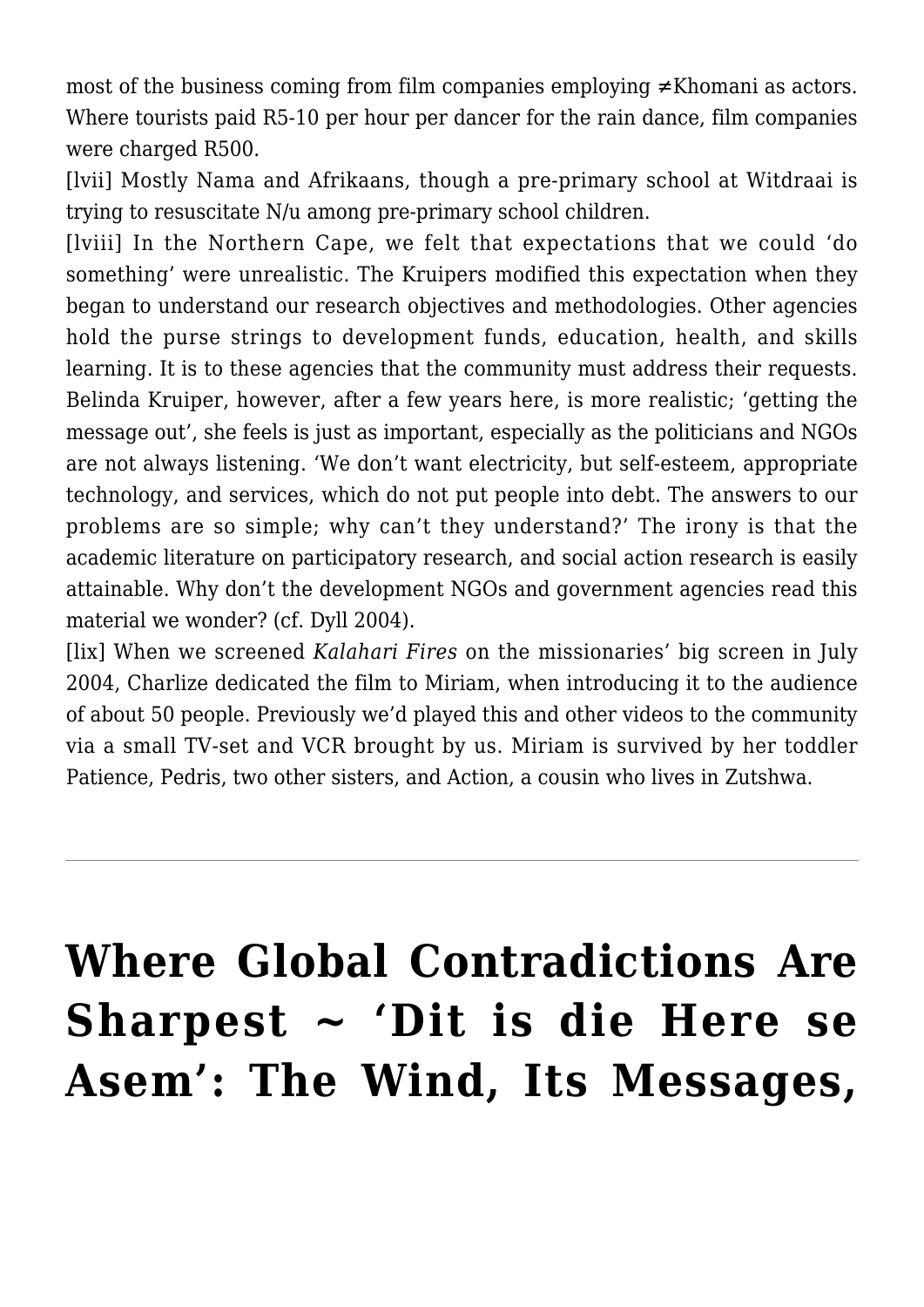most of the business coming from film companies employing ≠Khomani as actors. Where tourists paid R5-10 per hour per dancer for the rain dance, film companies were charged R500.

[lvii] Mostly Nama and Afrikaans, though a pre-primary school at Witdraai is trying to resuscitate N/u among pre-primary school children.

[lviii] In the Northern Cape, we felt that expectations that we could 'do something' were unrealistic. The Kruipers modified this expectation when they began to understand our research objectives and methodologies. Other agencies hold the purse strings to development funds, education, health, and skills learning. It is to these agencies that the community must address their requests. Belinda Kruiper, however, after a few years here, is more realistic; 'getting the message out', she feels is just as important, especially as the politicians and NGOs are not always listening. 'We don't want electricity, but self-esteem, appropriate technology, and services, which do not put people into debt. The answers to our problems are so simple; why can't they understand?' The irony is that the academic literature on participatory research, and social action research is easily attainable. Why don't the development NGOs and government agencies read this material we wonder? (cf. Dyll 2004).

[lix] When we screened *Kalahari Fires* on the missionaries' big screen in July 2004, Charlize dedicated the film to Miriam, when introducing it to the audience of about 50 people. Previously we'd played this and other videos to the community via a small TV-set and VCR brought by us. Miriam is survived by her toddler Patience, Pedris, two other sisters, and Action, a cousin who lives in Zutshwa.

---

# Where Global Contradictions Are Sharpest ~ 'Dit is die Here se Asem': The Wind, Its Messages,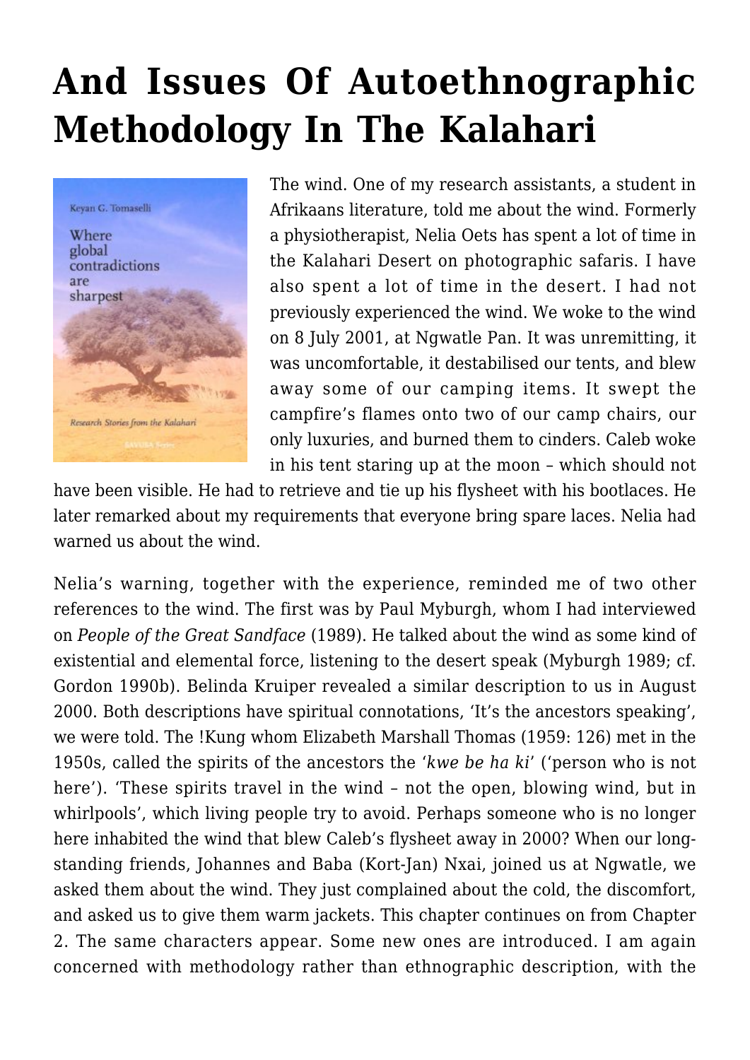# And Issues Of Autoethnographic Methodology In The Kalahari

The wind. One of my research assistants, a student in Afrikaans literature, told me about the wind. Formerly a physiotherapist, Nelia Oets has spent a lot of time in the Kalahari Desert on photographic safaris. I have also spent a lot of time in the desert. I had not previously experienced the wind. We woke to the wind on 8 July 2001, at Ngwatle Pan. It was unremitting, it was uncomfortable, it destabilised our tents, and blew away some of our camping items. It swept the campfire's flames onto two of our camp chairs, our only luxuries, and burned them to cinders. Caleb woke in his tent staring up at the moon – which should not have been visible. He had to retrieve and tie up his flysheet with his bootlaces. He later remarked about my requirements that everyone bring spare laces. Nelia had warned us about the wind.

Nelia's warning, together with the experience, reminded me of two other references to the wind. The first was by Paul Myburgh, whom I had interviewed on *People of the Great Sandface* (1989). He talked about the wind as some kind of existential and elemental force, listening to the desert speak (Myburgh 1989; cf. Gordon 1990b). Belinda Kruiper revealed a similar description to us in August 2000. Both descriptions have spiritual connotations, 'It's the ancestors speaking', we were told. The !Kung whom Elizabeth Marshall Thomas (1959: 126) met in the 1950s, called the spirits of the ancestors the '*kwe be ha ki*' ('person who is not here'). 'These spirits travel in the wind – not the open, blowing wind, but in whirlpools', which living people try to avoid. Perhaps someone who is no longer here inhabited the wind that blew Caleb's flysheet away in 2000? When our long-standing friends, Johannes and Baba (Kort-Jan) Nxai, joined us at Ngwatle, we asked them about the wind. They just complained about the cold, the discomfort, and asked us to give them warm jackets. This chapter continues on from Chapter 2. The same characters appear. Some new ones are introduced. I am again concerned with methodology rather than ethnographic description, with the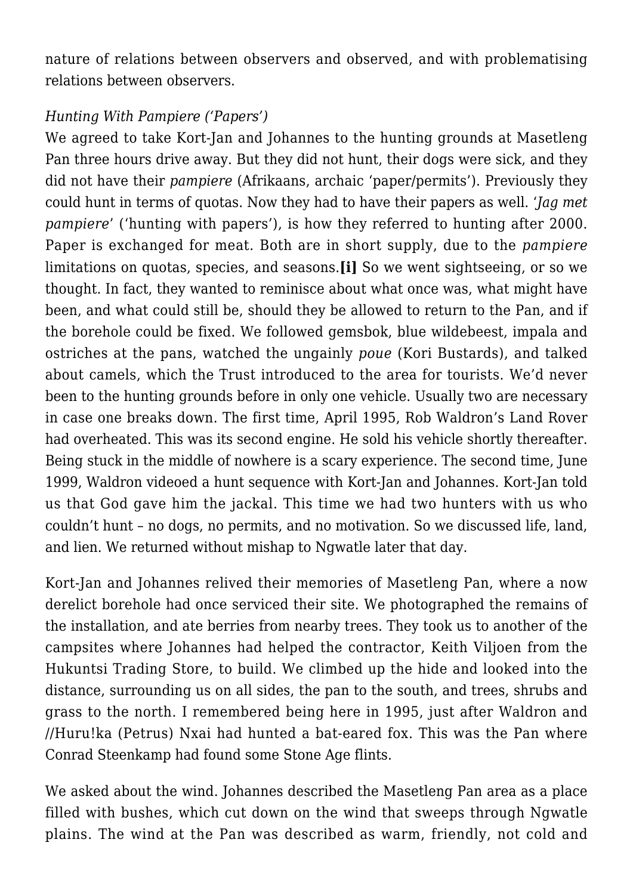nature of relations between observers and observed, and with problematising relations between observers.

*Hunting With Pampiere ('Papers')*

We agreed to take Kort-Jan and Johannes to the hunting grounds at Masetleng Pan three hours drive away. But they did not hunt, their dogs were sick, and they did not have their *pampiere* (Afrikaans, archaic 'paper/permits'). Previously they could hunt in terms of quotas. Now they had to have their papers as well. '*Jag met pampiere*' ('hunting with papers'), is how they referred to hunting after 2000. Paper is exchanged for meat. Both are in short supply, due to the *pampiere* limitations on quotas, species, and seasons.**[i]** So we went sightseeing, or so we thought. In fact, they wanted to reminisce about what once was, what might have been, and what could still be, should they be allowed to return to the Pan, and if the borehole could be fixed. We followed gemsbok, blue wildebeest, impala and ostriches at the pans, watched the ungainly *poue* (Kori Bustards), and talked about camels, which the Trust introduced to the area for tourists. We'd never been to the hunting grounds before in only one vehicle. Usually two are necessary in case one breaks down. The first time, April 1995, Rob Waldron's Land Rover had overheated. This was its second engine. He sold his vehicle shortly thereafter. Being stuck in the middle of nowhere is a scary experience. The second time, June 1999, Waldron videoed a hunt sequence with Kort-Jan and Johannes. Kort-Jan told us that God gave him the jackal. This time we had two hunters with us who couldn't hunt – no dogs, no permits, and no motivation. So we discussed life, land, and lien. We returned without mishap to Ngwatle later that day.

Kort-Jan and Johannes relived their memories of Masetleng Pan, where a now derelict borehole had once serviced their site. We photographed the remains of the installation, and ate berries from nearby trees. They took us to another of the campsites where Johannes had helped the contractor, Keith Viljoen from the Hukuntsi Trading Store, to build. We climbed up the hide and looked into the distance, surrounding us on all sides, the pan to the south, and trees, shrubs and grass to the north. I remembered being here in 1995, just after Waldron and //Huru!ka (Petrus) Nxai had hunted a bat-eared fox. This was the Pan where Conrad Steenkamp had found some Stone Age flints.

We asked about the wind. Johannes described the Masetleng Pan area as a place filled with bushes, which cut down on the wind that sweeps through Ngwatle plains. The wind at the Pan was described as warm, friendly, not cold and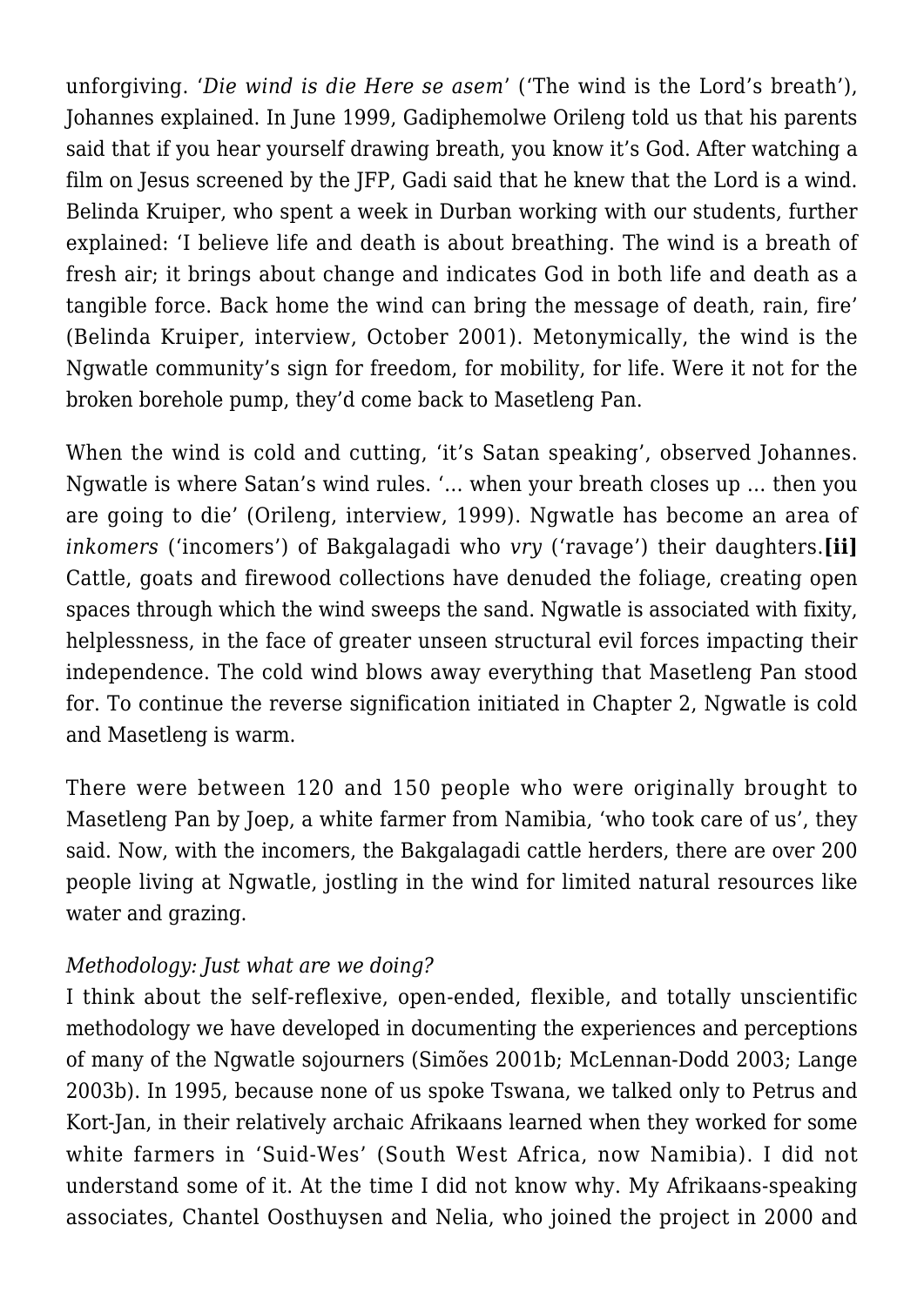unforgiving. '*Die wind is die Here se asem*' ('The wind is the Lord's breath'), Johannes explained. In June 1999, Gadiphemolwe Orileng told us that his parents said that if you hear yourself drawing breath, you know it's God. After watching a film on Jesus screened by the JFP, Gadi said that he knew that the Lord is a wind. Belinda Kruiper, who spent a week in Durban working with our students, further explained: 'I believe life and death is about breathing. The wind is a breath of fresh air; it brings about change and indicates God in both life and death as a tangible force. Back home the wind can bring the message of death, rain, fire' (Belinda Kruiper, interview, October 2001). Metonymically, the wind is the Ngwatle community's sign for freedom, for mobility, for life. Were it not for the broken borehole pump, they'd come back to Masetleng Pan.

When the wind is cold and cutting, 'it's Satan speaking', observed Johannes. Ngwatle is where Satan's wind rules. '… when your breath closes up … then you are going to die' (Orileng, interview, 1999). Ngwatle has become an area of *inkomers* ('incomers') of Bakgalagadi who *vry* ('ravage') their daughters.**[ii]** Cattle, goats and firewood collections have denuded the foliage, creating open spaces through which the wind sweeps the sand. Ngwatle is associated with fixity, helplessness, in the face of greater unseen structural evil forces impacting their independence. The cold wind blows away everything that Masetleng Pan stood for. To continue the reverse signification initiated in Chapter 2, Ngwatle is cold and Masetleng is warm.

There were between 120 and 150 people who were originally brought to Masetleng Pan by Joep, a white farmer from Namibia, 'who took care of us', they said. Now, with the incomers, the Bakgalagadi cattle herders, there are over 200 people living at Ngwatle, jostling in the wind for limited natural resources like water and grazing.

*Methodology: Just what are we doing?*

I think about the self-reflexive, open-ended, flexible, and totally unscientific methodology we have developed in documenting the experiences and perceptions of many of the Ngwatle sojourners (Simões 2001b; McLennan-Dodd 2003; Lange 2003b). In 1995, because none of us spoke Tswana, we talked only to Petrus and Kort-Jan, in their relatively archaic Afrikaans learned when they worked for some white farmers in 'Suid-Wes' (South West Africa, now Namibia). I did not understand some of it. At the time I did not know why. My Afrikaans-speaking associates, Chantel Oosthuysen and Nelia, who joined the project in 2000 and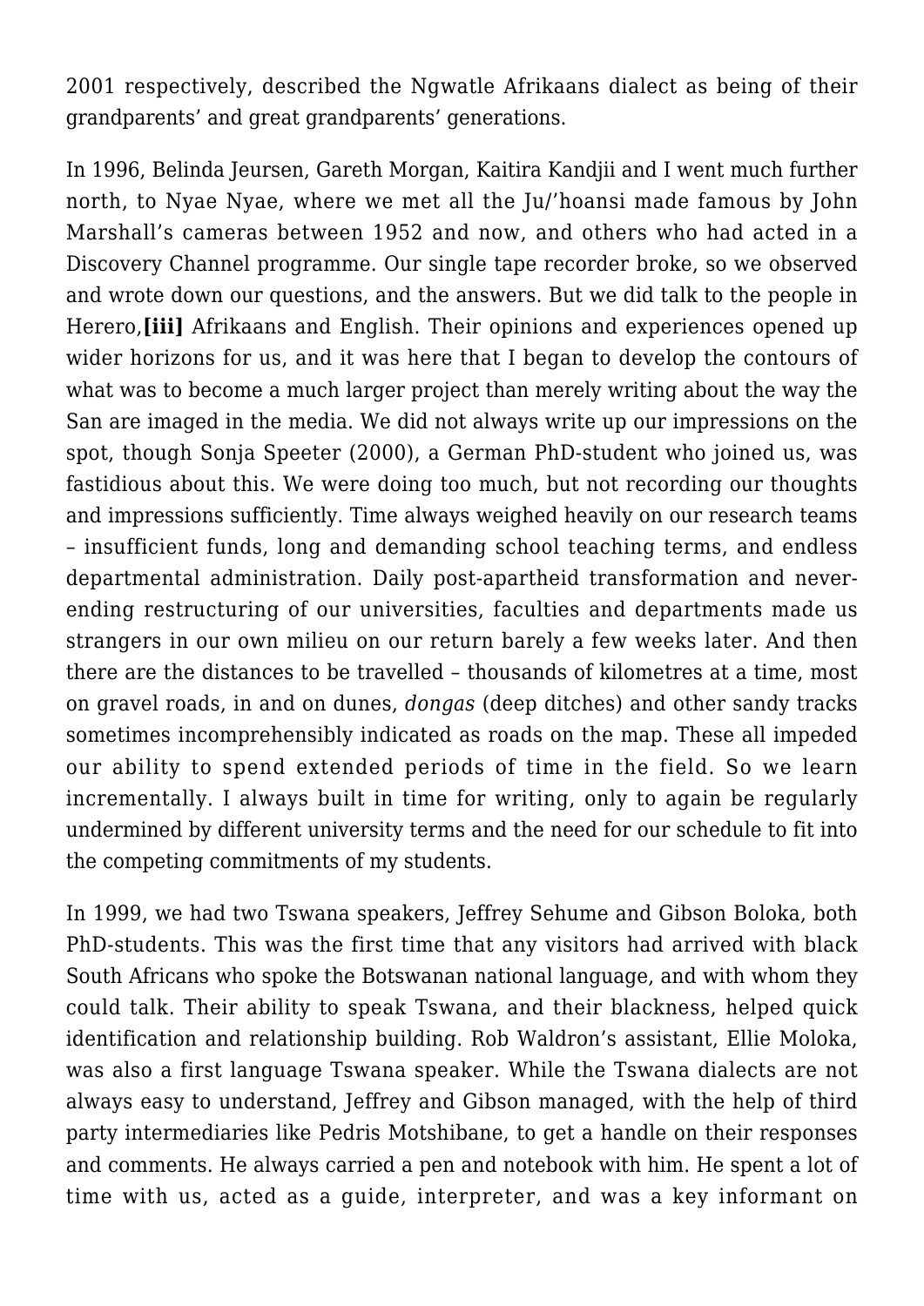2001 respectively, described the Ngwatle Afrikaans dialect as being of their grandparents' and great grandparents' generations.

In 1996, Belinda Jeursen, Gareth Morgan, Kaitira Kandjii and I went much further north, to Nyae Nyae, where we met all the Ju/'hoansi made famous by John Marshall's cameras between 1952 and now, and others who had acted in a Discovery Channel programme. Our single tape recorder broke, so we observed and wrote down our questions, and the answers. But we did talk to the people in Herero,**[iii]** Afrikaans and English. Their opinions and experiences opened up wider horizons for us, and it was here that I began to develop the contours of what was to become a much larger project than merely writing about the way the San are imaged in the media. We did not always write up our impressions on the spot, though Sonja Speeter (2000), a German PhD-student who joined us, was fastidious about this. We were doing too much, but not recording our thoughts and impressions sufficiently. Time always weighed heavily on our research teams – insufficient funds, long and demanding school teaching terms, and endless departmental administration. Daily post-apartheid transformation and never-ending restructuring of our universities, faculties and departments made us strangers in our own milieu on our return barely a few weeks later. And then there are the distances to be travelled – thousands of kilometres at a time, most on gravel roads, in and on dunes, *dongas* (deep ditches) and other sandy tracks sometimes incomprehensibly indicated as roads on the map. These all impeded our ability to spend extended periods of time in the field. So we learn incrementally. I always built in time for writing, only to again be regularly undermined by different university terms and the need for our schedule to fit into the competing commitments of my students.

In 1999, we had two Tswana speakers, Jeffrey Sehume and Gibson Boloka, both PhD-students. This was the first time that any visitors had arrived with black South Africans who spoke the Botswanan national language, and with whom they could talk. Their ability to speak Tswana, and their blackness, helped quick identification and relationship building. Rob Waldron's assistant, Ellie Moloka, was also a first language Tswana speaker. While the Tswana dialects are not always easy to understand, Jeffrey and Gibson managed, with the help of third party intermediaries like Pedris Motshibane, to get a handle on their responses and comments. He always carried a pen and notebook with him. He spent a lot of time with us, acted as a guide, interpreter, and was a key informant on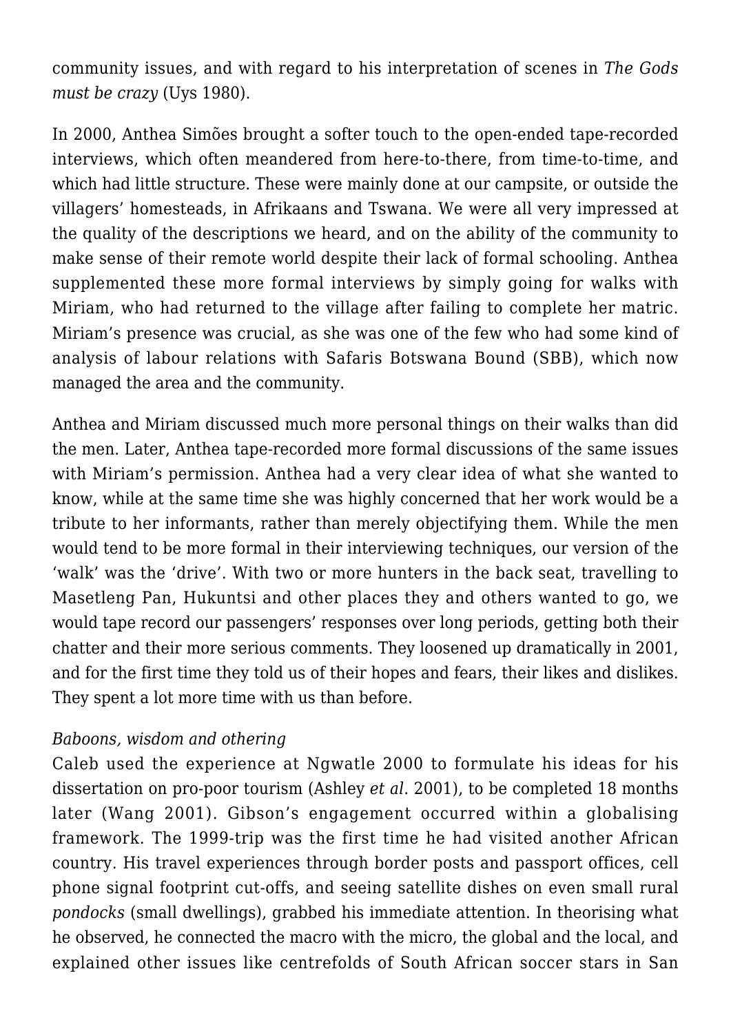community issues, and with regard to his interpretation of scenes in *The Gods must be crazy* (Uys 1980).

In 2000, Anthea Simões brought a softer touch to the open-ended tape-recorded interviews, which often meandered from here-to-there, from time-to-time, and which had little structure. These were mainly done at our campsite, or outside the villagers' homesteads, in Afrikaans and Tswana. We were all very impressed at the quality of the descriptions we heard, and on the ability of the community to make sense of their remote world despite their lack of formal schooling. Anthea supplemented these more formal interviews by simply going for walks with Miriam, who had returned to the village after failing to complete her matric. Miriam's presence was crucial, as she was one of the few who had some kind of analysis of labour relations with Safaris Botswana Bound (SBB), which now managed the area and the community.

Anthea and Miriam discussed much more personal things on their walks than did the men. Later, Anthea tape-recorded more formal discussions of the same issues with Miriam's permission. Anthea had a very clear idea of what she wanted to know, while at the same time she was highly concerned that her work would be a tribute to her informants, rather than merely objectifying them. While the men would tend to be more formal in their interviewing techniques, our version of the 'walk' was the 'drive'. With two or more hunters in the back seat, travelling to Masetleng Pan, Hukuntsi and other places they and others wanted to go, we would tape record our passengers' responses over long periods, getting both their chatter and their more serious comments. They loosened up dramatically in 2001, and for the first time they told us of their hopes and fears, their likes and dislikes. They spent a lot more time with us than before.

*Baboons, wisdom and othering*

Caleb used the experience at Ngwatle 2000 to formulate his ideas for his dissertation on pro-poor tourism (Ashley *et al*. 2001), to be completed 18 months later (Wang 2001). Gibson's engagement occurred within a globalising framework. The 1999-trip was the first time he had visited another African country. His travel experiences through border posts and passport offices, cell phone signal footprint cut-offs, and seeing satellite dishes on even small rural *pondocks* (small dwellings), grabbed his immediate attention. In theorising what he observed, he connected the macro with the micro, the global and the local, and explained other issues like centrefolds of South African soccer stars in San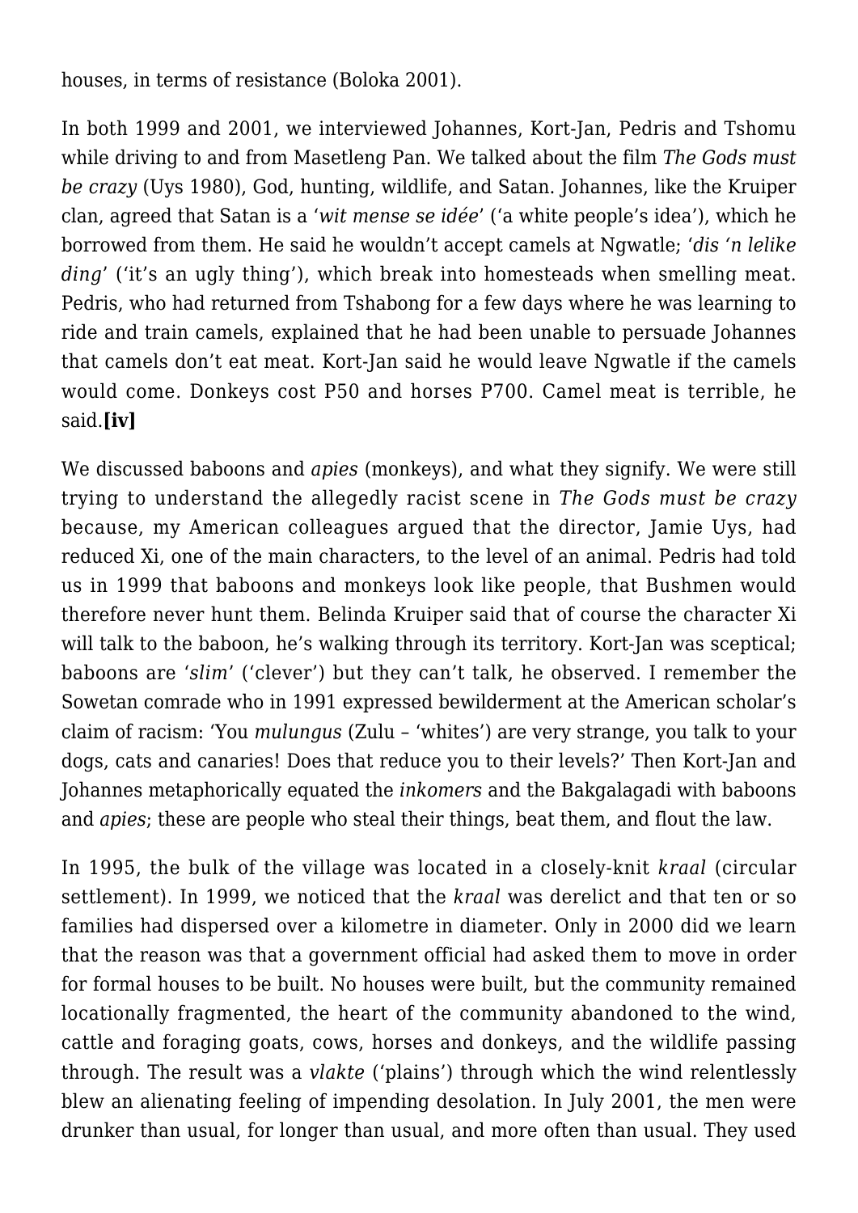houses, in terms of resistance (Boloka 2001).

In both 1999 and 2001, we interviewed Johannes, Kort-Jan, Pedris and Tshomu while driving to and from Masetleng Pan. We talked about the film *The Gods must be crazy* (Uys 1980), God, hunting, wildlife, and Satan. Johannes, like the Kruiper clan, agreed that Satan is a '*wit mense se idée*' ('a white people's idea'), which he borrowed from them. He said he wouldn't accept camels at Ngwatle; '*dis 'n lelike ding*' ('it's an ugly thing'), which break into homesteads when smelling meat. Pedris, who had returned from Tshabong for a few days where he was learning to ride and train camels, explained that he had been unable to persuade Johannes that camels don't eat meat. Kort-Jan said he would leave Ngwatle if the camels would come. Donkeys cost P50 and horses P700. Camel meat is terrible, he said.**[iv]**

We discussed baboons and *apies* (monkeys), and what they signify. We were still trying to understand the allegedly racist scene in *The Gods must be crazy* because, my American colleagues argued that the director, Jamie Uys, had reduced Xi, one of the main characters, to the level of an animal. Pedris had told us in 1999 that baboons and monkeys look like people, that Bushmen would therefore never hunt them. Belinda Kruiper said that of course the character Xi will talk to the baboon, he's walking through its territory. Kort-Jan was sceptical; baboons are '*slim*' ('clever') but they can't talk, he observed. I remember the Sowetan comrade who in 1991 expressed bewilderment at the American scholar's claim of racism: 'You *mulungus* (Zulu – 'whites') are very strange, you talk to your dogs, cats and canaries! Does that reduce you to their levels?' Then Kort-Jan and Johannes metaphorically equated the *inkomers* and the Bakgalagadi with baboons and *apies*; these are people who steal their things, beat them, and flout the law.

In 1995, the bulk of the village was located in a closely-knit *kraal* (circular settlement). In 1999, we noticed that the *kraal* was derelict and that ten or so families had dispersed over a kilometre in diameter. Only in 2000 did we learn that the reason was that a government official had asked them to move in order for formal houses to be built. No houses were built, but the community remained locationally fragmented, the heart of the community abandoned to the wind, cattle and foraging goats, cows, horses and donkeys, and the wildlife passing through. The result was a *vlakte* ('plains') through which the wind relentlessly blew an alienating feeling of impending desolation. In July 2001, the men were drunker than usual, for longer than usual, and more often than usual. They used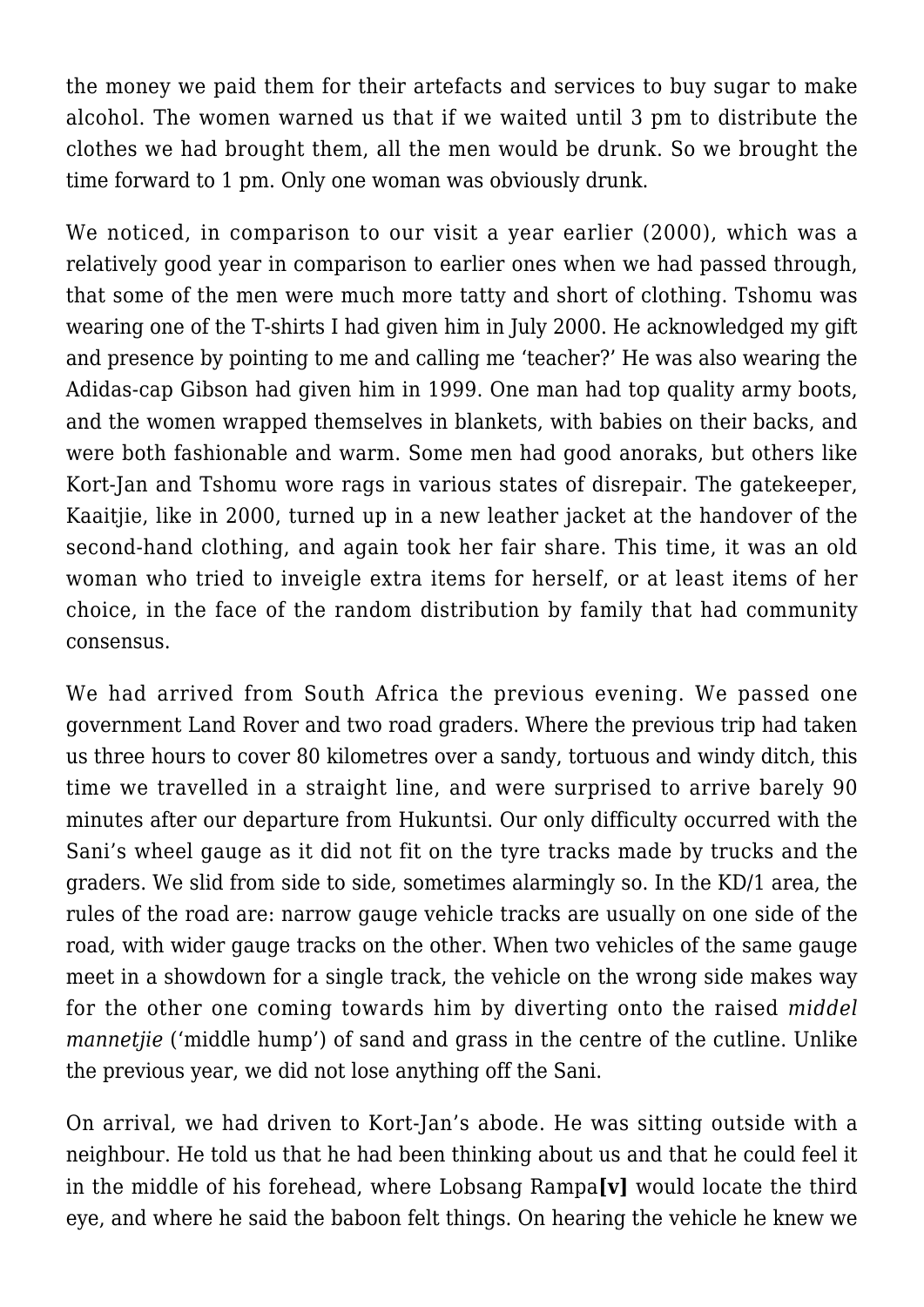the money we paid them for their artefacts and services to buy sugar to make alcohol. The women warned us that if we waited until 3 pm to distribute the clothes we had brought them, all the men would be drunk. So we brought the time forward to 1 pm. Only one woman was obviously drunk.

We noticed, in comparison to our visit a year earlier (2000), which was a relatively good year in comparison to earlier ones when we had passed through, that some of the men were much more tatty and short of clothing. Tshomu was wearing one of the T-shirts I had given him in July 2000. He acknowledged my gift and presence by pointing to me and calling me 'teacher?' He was also wearing the Adidas-cap Gibson had given him in 1999. One man had top quality army boots, and the women wrapped themselves in blankets, with babies on their backs, and were both fashionable and warm. Some men had good anoraks, but others like Kort-Jan and Tshomu wore rags in various states of disrepair. The gatekeeper, Kaaitjie, like in 2000, turned up in a new leather jacket at the handover of the second-hand clothing, and again took her fair share. This time, it was an old woman who tried to inveigle extra items for herself, or at least items of her choice, in the face of the random distribution by family that had community consensus.

We had arrived from South Africa the previous evening. We passed one government Land Rover and two road graders. Where the previous trip had taken us three hours to cover 80 kilometres over a sandy, tortuous and windy ditch, this time we travelled in a straight line, and were surprised to arrive barely 90 minutes after our departure from Hukuntsi. Our only difficulty occurred with the Sani's wheel gauge as it did not fit on the tyre tracks made by trucks and the graders. We slid from side to side, sometimes alarmingly so. In the KD/1 area, the rules of the road are: narrow gauge vehicle tracks are usually on one side of the road, with wider gauge tracks on the other. When two vehicles of the same gauge meet in a showdown for a single track, the vehicle on the wrong side makes way for the other one coming towards him by diverting onto the raised *middel mannetjie* ('middle hump') of sand and grass in the centre of the cutline. Unlike the previous year, we did not lose anything off the Sani.

On arrival, we had driven to Kort-Jan's abode. He was sitting outside with a neighbour. He told us that he had been thinking about us and that he could feel it in the middle of his forehead, where Lobsang Rampa**[v]** would locate the third eye, and where he said the baboon felt things. On hearing the vehicle he knew we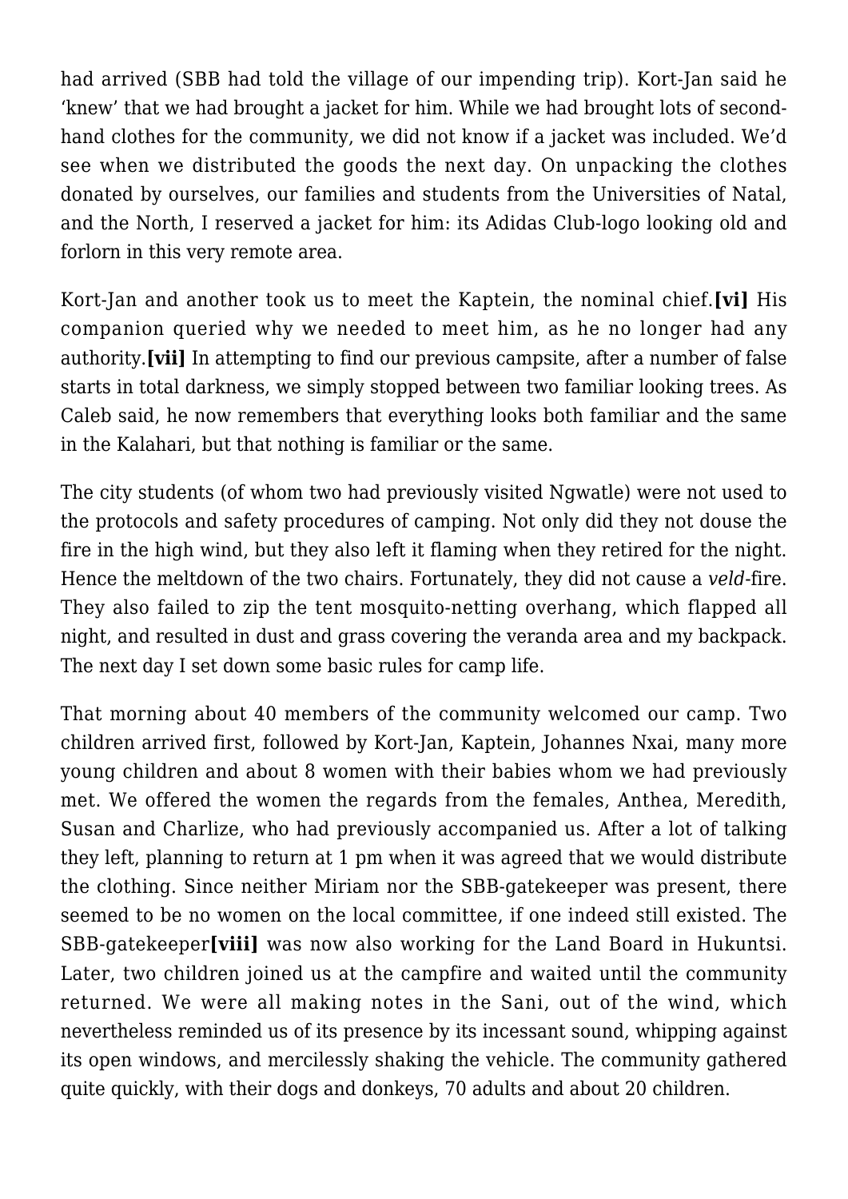had arrived (SBB had told the village of our impending trip). Kort-Jan said he 'knew' that we had brought a jacket for him. While we had brought lots of second-hand clothes for the community, we did not know if a jacket was included. We'd see when we distributed the goods the next day. On unpacking the clothes donated by ourselves, our families and students from the Universities of Natal, and the North, I reserved a jacket for him: its Adidas Club-logo looking old and forlorn in this very remote area.

Kort-Jan and another took us to meet the Kaptein, the nominal chief.**[vi]** His companion queried why we needed to meet him, as he no longer had any authority.**[vii]** In attempting to find our previous campsite, after a number of false starts in total darkness, we simply stopped between two familiar looking trees. As Caleb said, he now remembers that everything looks both familiar and the same in the Kalahari, but that nothing is familiar or the same.

The city students (of whom two had previously visited Ngwatle) were not used to the protocols and safety procedures of camping. Not only did they not douse the fire in the high wind, but they also left it flaming when they retired for the night. Hence the meltdown of the two chairs. Fortunately, they did not cause a *veld*-fire. They also failed to zip the tent mosquito-netting overhang, which flapped all night, and resulted in dust and grass covering the veranda area and my backpack. The next day I set down some basic rules for camp life.

That morning about 40 members of the community welcomed our camp. Two children arrived first, followed by Kort-Jan, Kaptein, Johannes Nxai, many more young children and about 8 women with their babies whom we had previously met. We offered the women the regards from the females, Anthea, Meredith, Susan and Charlize, who had previously accompanied us. After a lot of talking they left, planning to return at 1 pm when it was agreed that we would distribute the clothing. Since neither Miriam nor the SBB-gatekeeper was present, there seemed to be no women on the local committee, if one indeed still existed. The SBB-gatekeeper**[viii]** was now also working for the Land Board in Hukuntsi. Later, two children joined us at the campfire and waited until the community returned. We were all making notes in the Sani, out of the wind, which nevertheless reminded us of its presence by its incessant sound, whipping against its open windows, and mercilessly shaking the vehicle. The community gathered quite quickly, with their dogs and donkeys, 70 adults and about 20 children.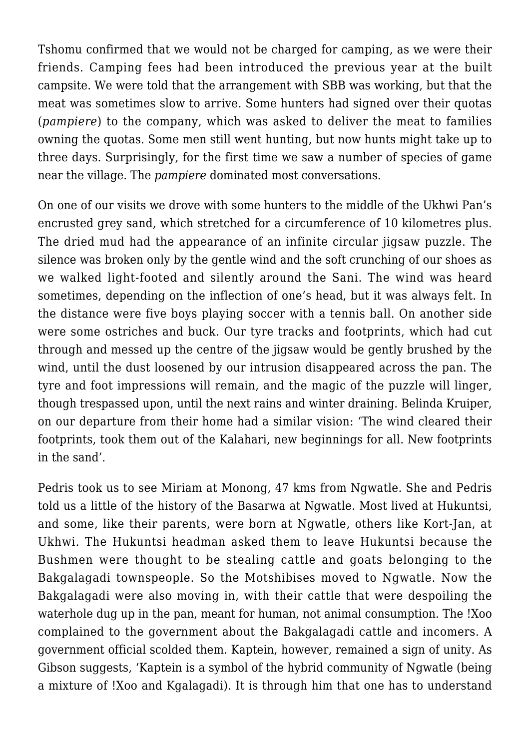Tshomu confirmed that we would not be charged for camping, as we were their friends. Camping fees had been introduced the previous year at the built campsite. We were told that the arrangement with SBB was working, but that the meat was sometimes slow to arrive. Some hunters had signed over their quotas (*pampiere*) to the company, which was asked to deliver the meat to families owning the quotas. Some men still went hunting, but now hunts might take up to three days. Surprisingly, for the first time we saw a number of species of game near the village. The *pampiere* dominated most conversations.

On one of our visits we drove with some hunters to the middle of the Ukhwi Pan's encrusted grey sand, which stretched for a circumference of 10 kilometres plus. The dried mud had the appearance of an infinite circular jigsaw puzzle. The silence was broken only by the gentle wind and the soft crunching of our shoes as we walked light-footed and silently around the Sani. The wind was heard sometimes, depending on the inflection of one's head, but it was always felt. In the distance were five boys playing soccer with a tennis ball. On another side were some ostriches and buck. Our tyre tracks and footprints, which had cut through and messed up the centre of the jigsaw would be gently brushed by the wind, until the dust loosened by our intrusion disappeared across the pan. The tyre and foot impressions will remain, and the magic of the puzzle will linger, though trespassed upon, until the next rains and winter draining. Belinda Kruiper, on our departure from their home had a similar vision: 'The wind cleared their footprints, took them out of the Kalahari, new beginnings for all. New footprints in the sand'.

Pedris took us to see Miriam at Monong, 47 kms from Ngwatle. She and Pedris told us a little of the history of the Basarwa at Ngwatle. Most lived at Hukuntsi, and some, like their parents, were born at Ngwatle, others like Kort-Jan, at Ukhwi. The Hukuntsi headman asked them to leave Hukuntsi because the Bushmen were thought to be stealing cattle and goats belonging to the Bakgalagadi townspeople. So the Motshibises moved to Ngwatle. Now the Bakgalagadi were also moving in, with their cattle that were despoiling the waterhole dug up in the pan, meant for human, not animal consumption. The !Xoo complained to the government about the Bakgalagadi cattle and incomers. A government official scolded them. Kaptein, however, remained a sign of unity. As Gibson suggests, 'Kaptein is a symbol of the hybrid community of Ngwatle (being a mixture of !Xoo and Kgalagadi). It is through him that one has to understand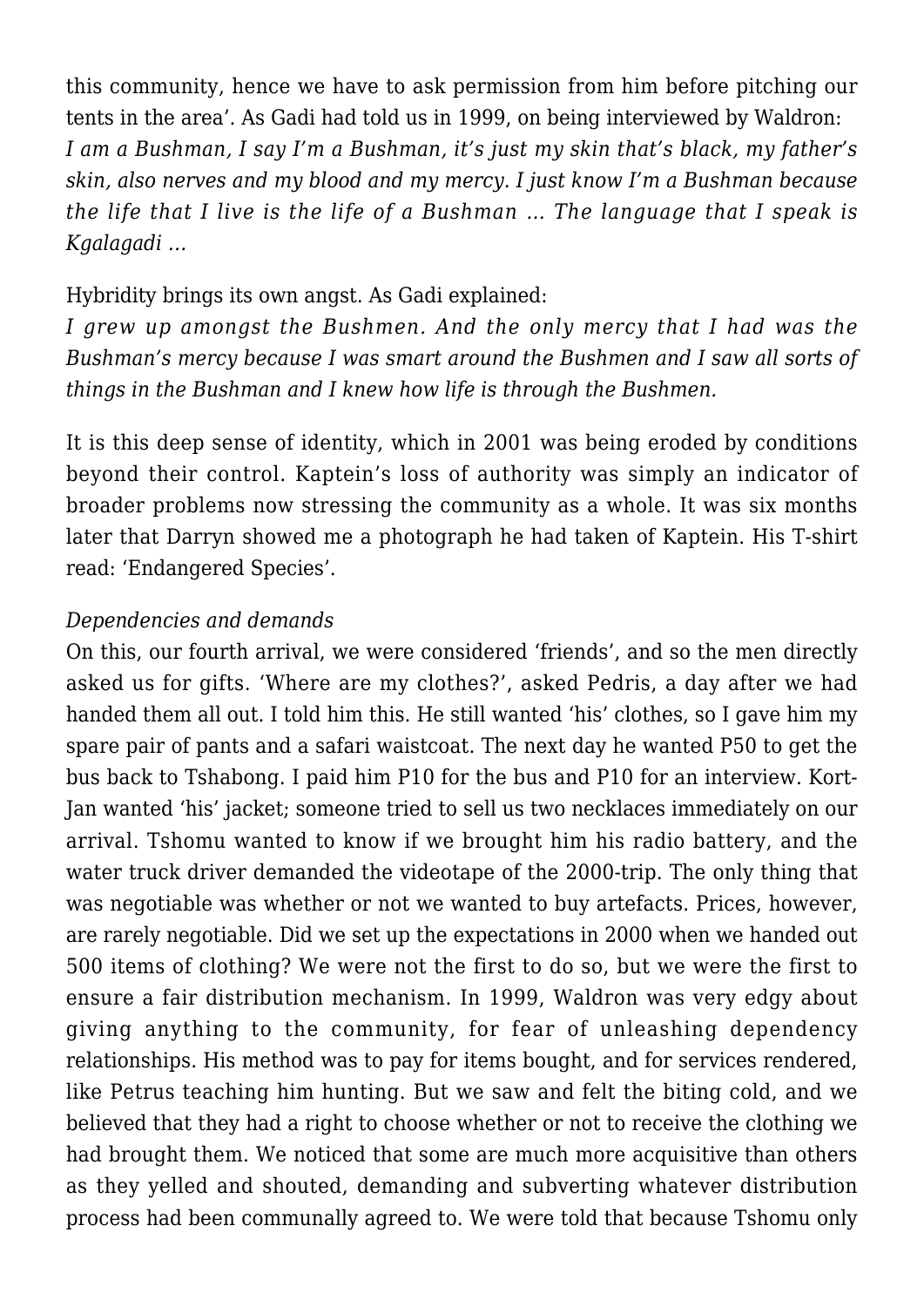this community, hence we have to ask permission from him before pitching our tents in the area'. As Gadi had told us in 1999, on being interviewed by Waldron:

*I am a Bushman, I say I'm a Bushman, it's just my skin that's black, my father's skin, also nerves and my blood and my mercy. I just know I'm a Bushman because the life that I live is the life of a Bushman … The language that I speak is Kgalagadi …*

Hybridity brings its own angst. As Gadi explained:

*I grew up amongst the Bushmen. And the only mercy that I had was the Bushman's mercy because I was smart around the Bushmen and I saw all sorts of things in the Bushman and I knew how life is through the Bushmen.*

It is this deep sense of identity, which in 2001 was being eroded by conditions beyond their control. Kaptein's loss of authority was simply an indicator of broader problems now stressing the community as a whole. It was six months later that Darryn showed me a photograph he had taken of Kaptein. His T-shirt read: 'Endangered Species'.

*Dependencies and demands*

On this, our fourth arrival, we were considered 'friends', and so the men directly asked us for gifts. 'Where are my clothes?', asked Pedris, a day after we had handed them all out. I told him this. He still wanted 'his' clothes, so I gave him my spare pair of pants and a safari waistcoat. The next day he wanted P50 to get the bus back to Tshabong. I paid him P10 for the bus and P10 for an interview. Kort-Jan wanted 'his' jacket; someone tried to sell us two necklaces immediately on our arrival. Tshomu wanted to know if we brought him his radio battery, and the water truck driver demanded the videotape of the 2000-trip. The only thing that was negotiable was whether or not we wanted to buy artefacts. Prices, however, are rarely negotiable. Did we set up the expectations in 2000 when we handed out 500 items of clothing? We were not the first to do so, but we were the first to ensure a fair distribution mechanism. In 1999, Waldron was very edgy about giving anything to the community, for fear of unleashing dependency relationships. His method was to pay for items bought, and for services rendered, like Petrus teaching him hunting. But we saw and felt the biting cold, and we believed that they had a right to choose whether or not to receive the clothing we had brought them. We noticed that some are much more acquisitive than others as they yelled and shouted, demanding and subverting whatever distribution process had been communally agreed to. We were told that because Tshomu only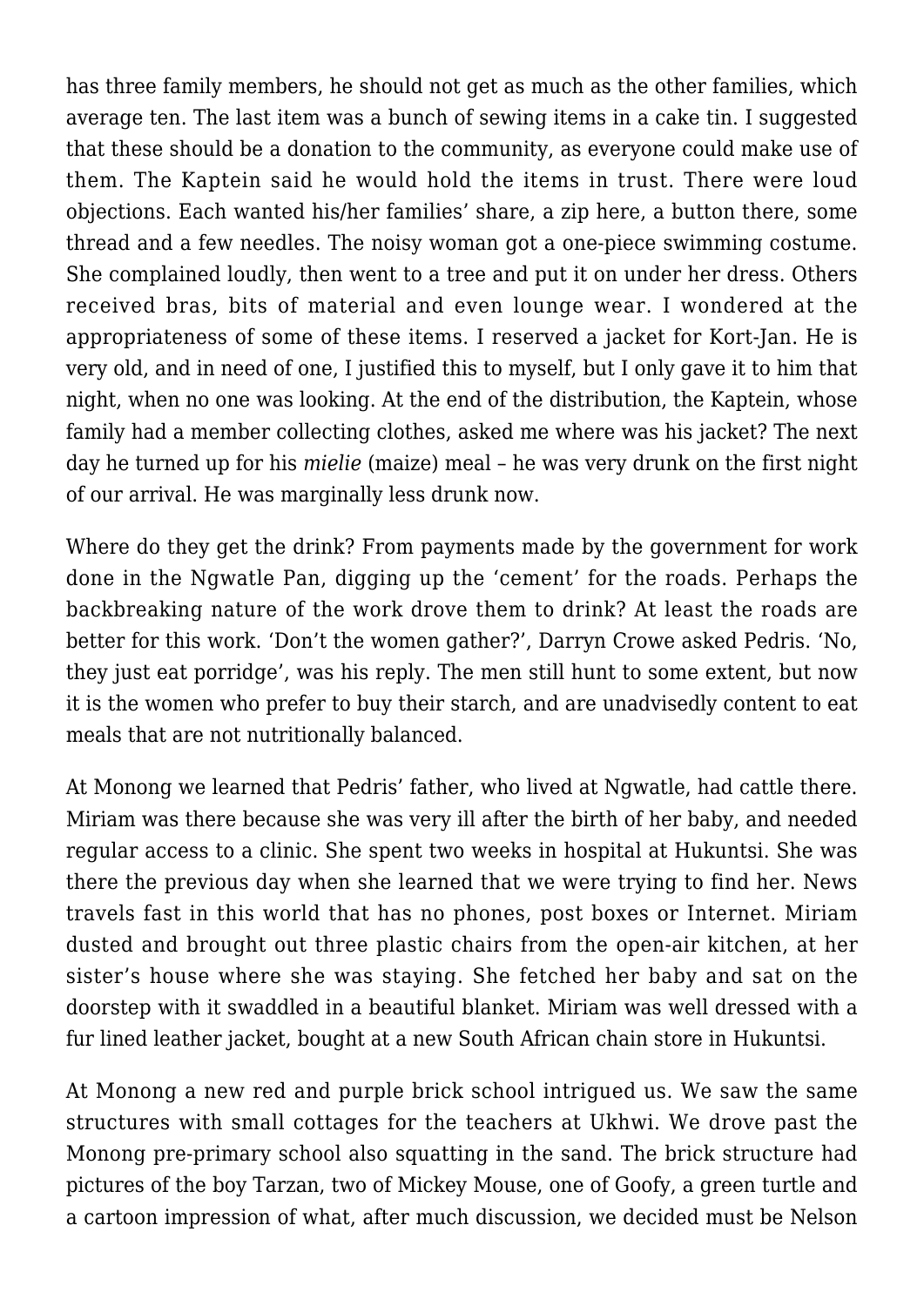has three family members, he should not get as much as the other families, which average ten. The last item was a bunch of sewing items in a cake tin. I suggested that these should be a donation to the community, as everyone could make use of them. The Kaptein said he would hold the items in trust. There were loud objections. Each wanted his/her families' share, a zip here, a button there, some thread and a few needles. The noisy woman got a one-piece swimming costume. She complained loudly, then went to a tree and put it on under her dress. Others received bras, bits of material and even lounge wear. I wondered at the appropriateness of some of these items. I reserved a jacket for Kort-Jan. He is very old, and in need of one, I justified this to myself, but I only gave it to him that night, when no one was looking. At the end of the distribution, the Kaptein, whose family had a member collecting clothes, asked me where was his jacket? The next day he turned up for his *mielie* (maize) meal – he was very drunk on the first night of our arrival. He was marginally less drunk now.

Where do they get the drink? From payments made by the government for work done in the Ngwatle Pan, digging up the 'cement' for the roads. Perhaps the backbreaking nature of the work drove them to drink? At least the roads are better for this work. 'Don't the women gather?', Darryn Crowe asked Pedris. 'No, they just eat porridge', was his reply. The men still hunt to some extent, but now it is the women who prefer to buy their starch, and are unadvisedly content to eat meals that are not nutritionally balanced.

At Monong we learned that Pedris' father, who lived at Ngwatle, had cattle there. Miriam was there because she was very ill after the birth of her baby, and needed regular access to a clinic. She spent two weeks in hospital at Hukuntsi. She was there the previous day when she learned that we were trying to find her. News travels fast in this world that has no phones, post boxes or Internet. Miriam dusted and brought out three plastic chairs from the open-air kitchen, at her sister's house where she was staying. She fetched her baby and sat on the doorstep with it swaddled in a beautiful blanket. Miriam was well dressed with a fur lined leather jacket, bought at a new South African chain store in Hukuntsi.

At Monong a new red and purple brick school intrigued us. We saw the same structures with small cottages for the teachers at Ukhwi. We drove past the Monong pre-primary school also squatting in the sand. The brick structure had pictures of the boy Tarzan, two of Mickey Mouse, one of Goofy, a green turtle and a cartoon impression of what, after much discussion, we decided must be Nelson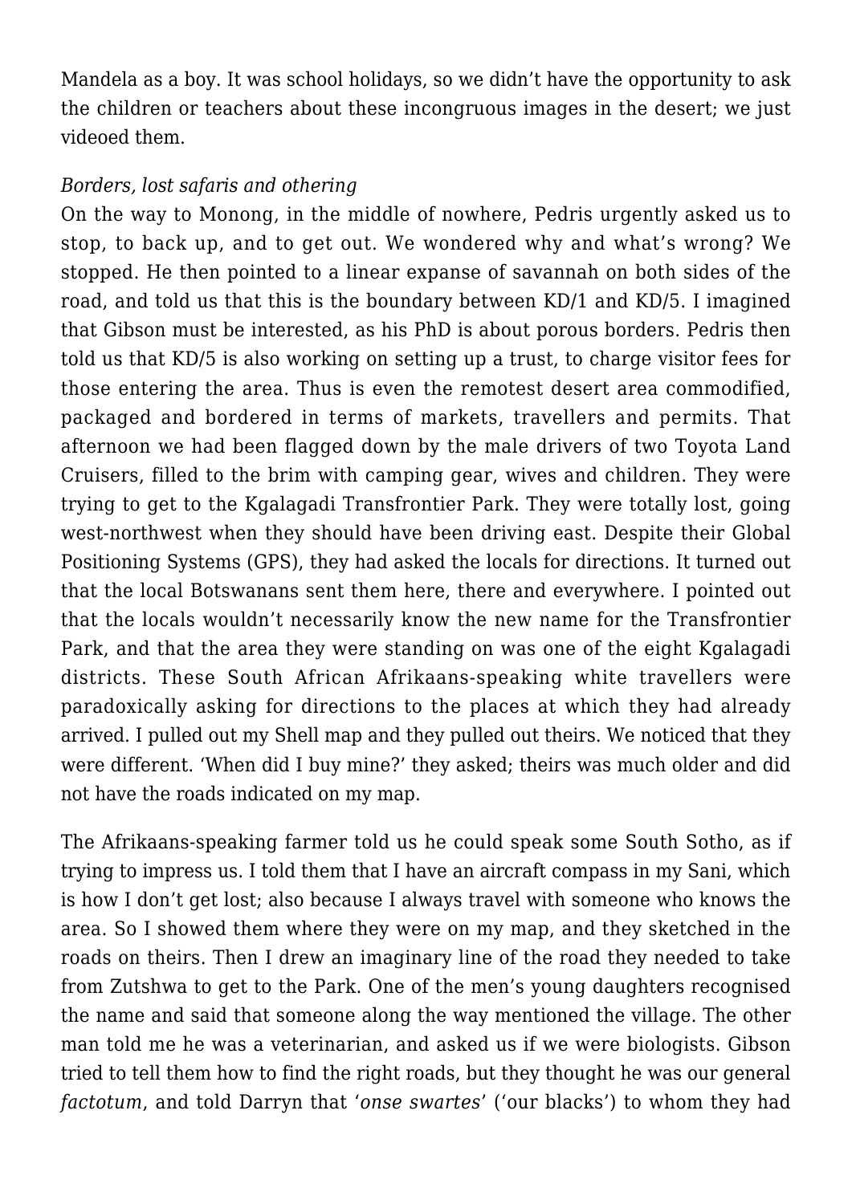Mandela as a boy. It was school holidays, so we didn't have the opportunity to ask the children or teachers about these incongruous images in the desert; we just videoed them.

*Borders, lost safaris and othering*

On the way to Monong, in the middle of nowhere, Pedris urgently asked us to stop, to back up, and to get out. We wondered why and what's wrong? We stopped. He then pointed to a linear expanse of savannah on both sides of the road, and told us that this is the boundary between KD/1 and KD/5. I imagined that Gibson must be interested, as his PhD is about porous borders. Pedris then told us that KD/5 is also working on setting up a trust, to charge visitor fees for those entering the area. Thus is even the remotest desert area commodified, packaged and bordered in terms of markets, travellers and permits. That afternoon we had been flagged down by the male drivers of two Toyota Land Cruisers, filled to the brim with camping gear, wives and children. They were trying to get to the Kgalagadi Transfrontier Park. They were totally lost, going west-northwest when they should have been driving east. Despite their Global Positioning Systems (GPS), they had asked the locals for directions. It turned out that the local Botswanans sent them here, there and everywhere. I pointed out that the locals wouldn't necessarily know the new name for the Transfrontier Park, and that the area they were standing on was one of the eight Kgalagadi districts. These South African Afrikaans-speaking white travellers were paradoxically asking for directions to the places at which they had already arrived. I pulled out my Shell map and they pulled out theirs. We noticed that they were different. 'When did I buy mine?' they asked; theirs was much older and did not have the roads indicated on my map.

The Afrikaans-speaking farmer told us he could speak some South Sotho, as if trying to impress us. I told them that I have an aircraft compass in my Sani, which is how I don't get lost; also because I always travel with someone who knows the area. So I showed them where they were on my map, and they sketched in the roads on theirs. Then I drew an imaginary line of the road they needed to take from Zutshwa to get to the Park. One of the men's young daughters recognised the name and said that someone along the way mentioned the village. The other man told me he was a veterinarian, and asked us if we were biologists. Gibson tried to tell them how to find the right roads, but they thought he was our general *factotum*, and told Darryn that '*onse swartes*' ('our blacks') to whom they had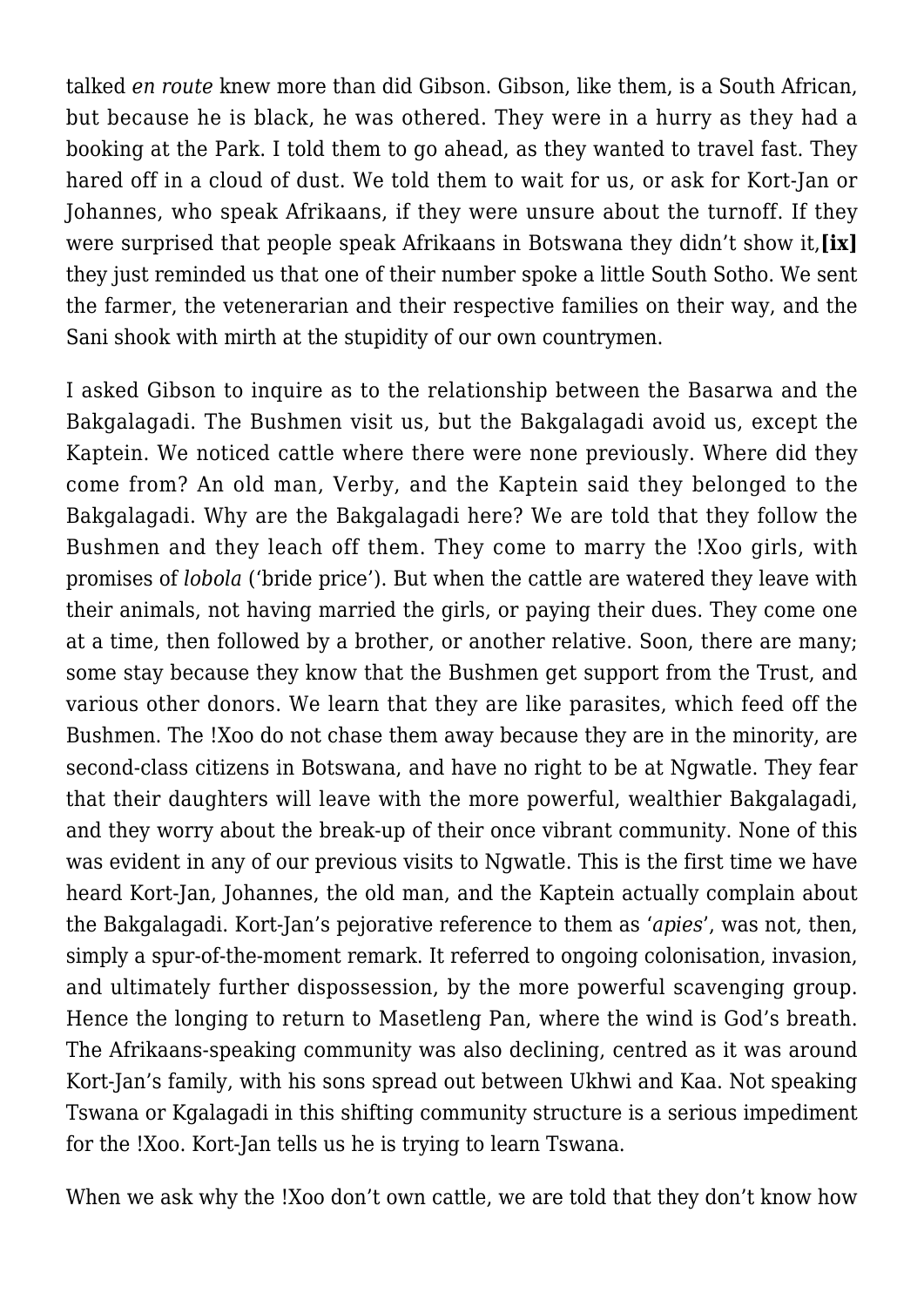talked *en route* knew more than did Gibson. Gibson, like them, is a South African, but because he is black, he was othered. They were in a hurry as they had a booking at the Park. I told them to go ahead, as they wanted to travel fast. They hared off in a cloud of dust. We told them to wait for us, or ask for Kort-Jan or Johannes, who speak Afrikaans, if they were unsure about the turnoff. If they were surprised that people speak Afrikaans in Botswana they didn't show it,**[ix]** they just reminded us that one of their number spoke a little South Sotho. We sent the farmer, the veteneraria­n and their respective families on their way, and the Sani shook with mirth at the stupidity of our own countrymen.

I asked Gibson to inquire as to the relationship between the Basarwa and the Bakgalagadi. The Bushmen visit us, but the Bakgalagadi avoid us, except the Kaptein. We noticed cattle where there were none previously. Where did they come from? An old man, Verby, and the Kaptein said they belonged to the Bakgalagadi. Why are the Bakgalagadi here? We are told that they follow the Bushmen and they leach off them. They come to marry the !Xoo girls, with promises of *lobola* ('bride price'). But when the cattle are watered they leave with their animals, not having married the girls, or paying their dues. They come one at a time, then followed by a brother, or another relative. Soon, there are many; some stay because they know that the Bushmen get support from the Trust, and various other donors. We learn that they are like parasites, which feed off the Bushmen. The !Xoo do not chase them away because they are in the minority, are second-class citizens in Botswana, and have no right to be at Ngwatle. They fear that their daughters will leave with the more powerful, wealthier Bakgalagadi, and they worry about the break-up of their once vibrant community. None of this was evident in any of our previous visits to Ngwatle. This is the first time we have heard Kort-Jan, Johannes, the old man, and the Kaptein actually complain about the Bakgalagadi. Kort-Jan's pejorative reference to them as '*apies*', was not, then, simply a spur-of-the-moment remark. It referred to ongoing colonisation, invasion, and ultimately further dispossession, by the more powerful scavenging group. Hence the longing to return to Masetleng Pan, where the wind is God's breath. The Afrikaans-speaking community was also declining, centred as it was around Kort-Jan's family, with his sons spread out between Ukhwi and Kaa. Not speaking Tswana or Kgalagadi in this shifting community structure is a serious impediment for the !Xoo. Kort-Jan tells us he is trying to learn Tswana.

When we ask why the !Xoo don't own cattle, we are told that they don't know how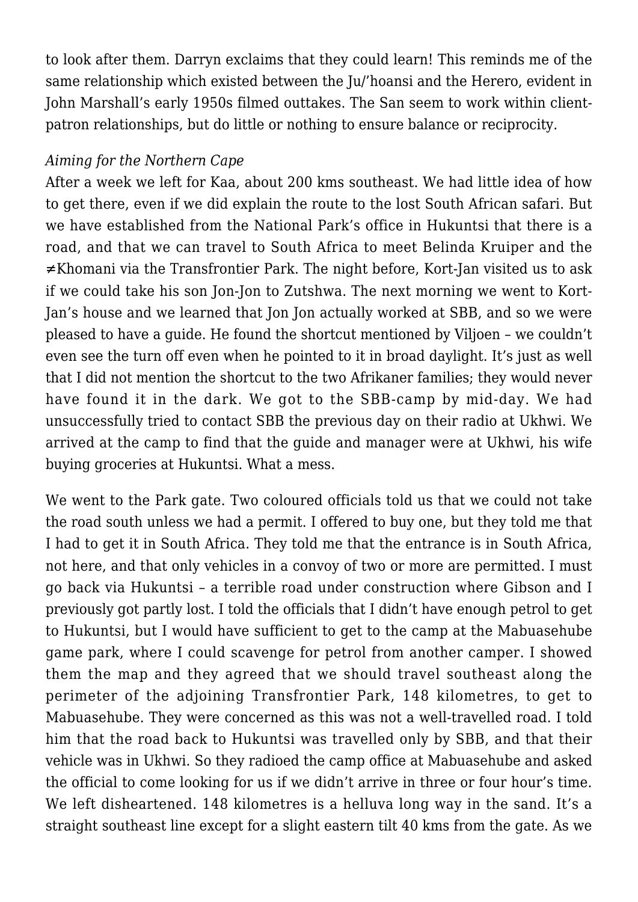to look after them. Darryn exclaims that they could learn! This reminds me of the same relationship which existed between the Ju/'hoansi and the Herero, evident in John Marshall's early 1950s filmed outtakes. The San seem to work within client-patron relationships, but do little or nothing to ensure balance or reciprocity.

*Aiming for the Northern Cape*

After a week we left for Kaa, about 200 kms southeast. We had little idea of how to get there, even if we did explain the route to the lost South African safari. But we have established from the National Park's office in Hukuntsi that there is a road, and that we can travel to South Africa to meet Belinda Kruiper and the ≠Khomani via the Transfrontier Park. The night before, Kort-Jan visited us to ask if we could take his son Jon-Jon to Zutshwa. The next morning we went to Kort-Jan's house and we learned that Jon Jon actually worked at SBB, and so we were pleased to have a guide. He found the shortcut mentioned by Viljoen – we couldn't even see the turn off even when he pointed to it in broad daylight. It's just as well that I did not mention the shortcut to the two Afrikaner families; they would never have found it in the dark. We got to the SBB-camp by mid-day. We had unsuccessfully tried to contact SBB the previous day on their radio at Ukhwi. We arrived at the camp to find that the guide and manager were at Ukhwi, his wife buying groceries at Hukuntsi. What a mess.

We went to the Park gate. Two coloured officials told us that we could not take the road south unless we had a permit. I offered to buy one, but they told me that I had to get it in South Africa. They told me that the entrance is in South Africa, not here, and that only vehicles in a convoy of two or more are permitted. I must go back via Hukuntsi – a terrible road under construction where Gibson and I previously got partly lost. I told the officials that I didn't have enough petrol to get to Hukuntsi, but I would have sufficient to get to the camp at the Mabuasehube game park, where I could scavenge for petrol from another camper. I showed them the map and they agreed that we should travel southeast along the perimeter of the adjoining Transfrontier Park, 148 kilometres, to get to Mabuasehube. They were concerned as this was not a well-travelled road. I told him that the road back to Hukuntsi was travelled only by SBB, and that their vehicle was in Ukhwi. So they radioed the camp office at Mabuasehube and asked the official to come looking for us if we didn't arrive in three or four hour's time. We left disheartened. 148 kilometres is a helluva long way in the sand. It's a straight southeast line except for a slight eastern tilt 40 kms from the gate. As we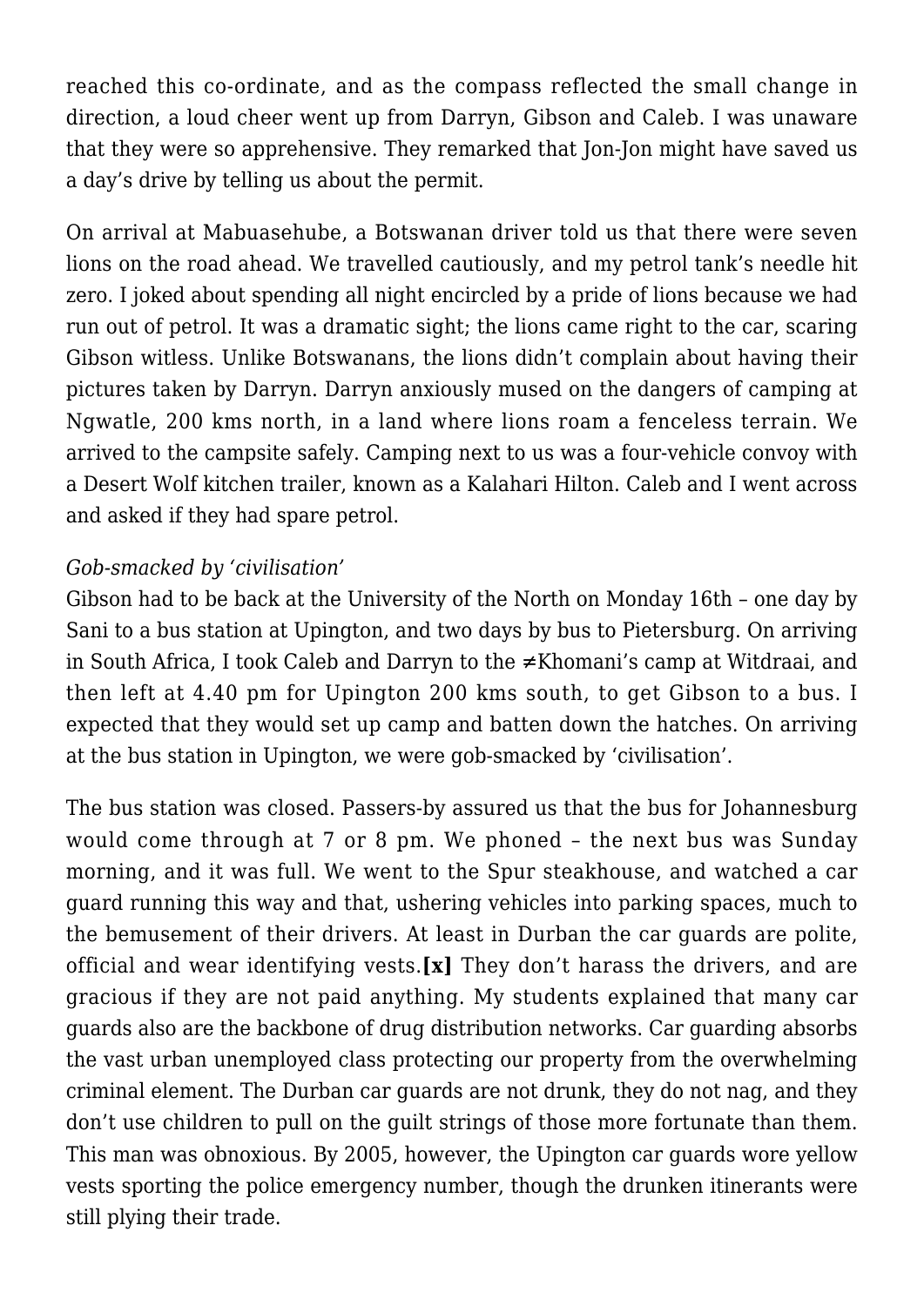reached this co-ordinate, and as the compass reflected the small change in direction, a loud cheer went up from Darryn, Gibson and Caleb. I was unaware that they were so apprehensive. They remarked that Jon-Jon might have saved us a day's drive by telling us about the permit.

On arrival at Mabuasehube, a Botswanan driver told us that there were seven lions on the road ahead. We travelled cautiously, and my petrol tank's needle hit zero. I joked about spending all night encircled by a pride of lions because we had run out of petrol. It was a dramatic sight; the lions came right to the car, scaring Gibson witless. Unlike Botswanans, the lions didn't complain about having their pictures taken by Darryn. Darryn anxiously mused on the dangers of camping at Ngwatle, 200 kms north, in a land where lions roam a fenceless terrain. We arrived to the campsite safely. Camping next to us was a four-vehicle convoy with a Desert Wolf kitchen trailer, known as a Kalahari Hilton. Caleb and I went across and asked if they had spare petrol.

*Gob-smacked by 'civilisation'*

Gibson had to be back at the University of the North on Monday 16th – one day by Sani to a bus station at Upington, and two days by bus to Pietersburg. On arriving in South Africa, I took Caleb and Darryn to the ≠Khomani's camp at Witdraai, and then left at 4.40 pm for Upington 200 kms south, to get Gibson to a bus. I expected that they would set up camp and batten down the hatches. On arriving at the bus station in Upington, we were gob-smacked by 'civilisation'.

The bus station was closed. Passers-by assured us that the bus for Johannesburg would come through at 7 or 8 pm. We phoned – the next bus was Sunday morning, and it was full. We went to the Spur steakhouse, and watched a car guard running this way and that, ushering vehicles into parking spaces, much to the bemusement of their drivers. At least in Durban the car guards are polite, official and wear identifying vests.**[x]** They don't harass the drivers, and are gracious if they are not paid anything. My students explained that many car guards also are the backbone of drug distribution networks. Car guarding absorbs the vast urban unemployed class protecting our property from the overwhelming criminal element. The Durban car guards are not drunk, they do not nag, and they don't use children to pull on the guilt strings of those more fortunate than them. This man was obnoxious. By 2005, however, the Upington car guards wore yellow vests sporting the police emergency number, though the drunken itinerants were still plying their trade.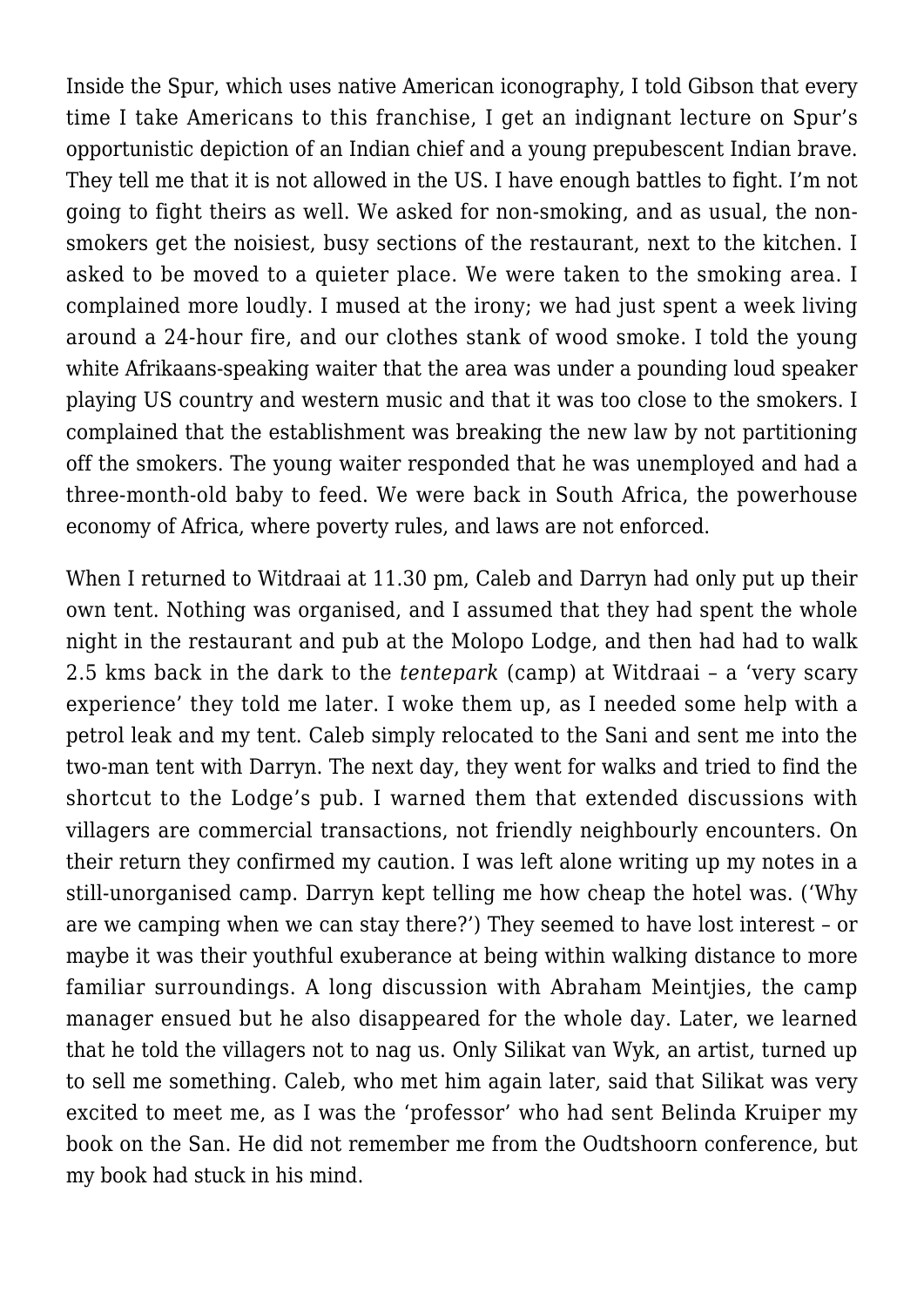Inside the Spur, which uses native American iconography, I told Gibson that every time I take Americans to this franchise, I get an indignant lecture on Spur's opportunistic depiction of an Indian chief and a young prepubescent Indian brave. They tell me that it is not allowed in the US. I have enough battles to fight. I'm not going to fight theirs as well. We asked for non-smoking, and as usual, the non-smokers get the noisiest, busy sections of the restaurant, next to the kitchen. I asked to be moved to a quieter place. We were taken to the smoking area. I complained more loudly. I mused at the irony; we had just spent a week living around a 24-hour fire, and our clothes stank of wood smoke. I told the young white Afrikaans-speaking waiter that the area was under a pounding loud speaker playing US country and western music and that it was too close to the smokers. I complained that the establishment was breaking the new law by not partitioning off the smokers. The young waiter responded that he was unemployed and had a three-month-old baby to feed. We were back in South Africa, the powerhouse economy of Africa, where poverty rules, and laws are not enforced.

When I returned to Witdraai at 11.30 pm, Caleb and Darryn had only put up their own tent. Nothing was organised, and I assumed that they had spent the whole night in the restaurant and pub at the Molopo Lodge, and then had had to walk 2.5 kms back in the dark to the *tentepark* (camp) at Witdraai – a 'very scary experience' they told me later. I woke them up, as I needed some help with a petrol leak and my tent. Caleb simply relocated to the Sani and sent me into the two-man tent with Darryn. The next day, they went for walks and tried to find the shortcut to the Lodge's pub. I warned them that extended discussions with villagers are commercial transactions, not friendly neighbourly encounters. On their return they confirmed my caution. I was left alone writing up my notes in a still-unorganised camp. Darryn kept telling me how cheap the hotel was. ('Why are we camping when we can stay there?') They seemed to have lost interest – or maybe it was their youthful exuberance at being within walking distance to more familiar surroundings. A long discussion with Abraham Meintjies, the camp manager ensued but he also disappeared for the whole day. Later, we learned that he told the villagers not to nag us. Only Silikat van Wyk, an artist, turned up to sell me something. Caleb, who met him again later, said that Silikat was very excited to meet me, as I was the 'professor' who had sent Belinda Kruiper my book on the San. He did not remember me from the Oudtshoorn conference, but my book had stuck in his mind.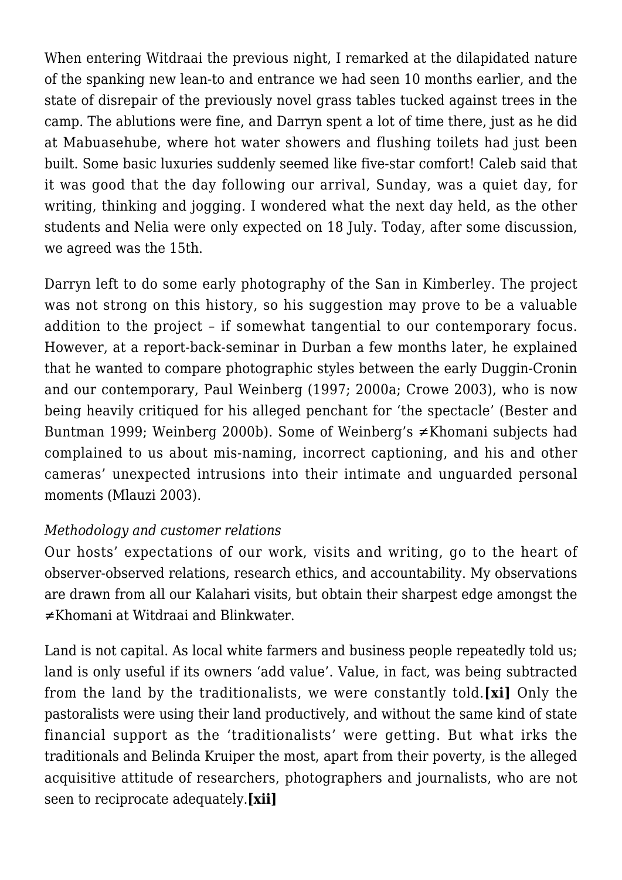When entering Witdraai the previous night, I remarked at the dilapidated nature of the spanking new lean-to and entrance we had seen 10 months earlier, and the state of disrepair of the previously novel grass tables tucked against trees in the camp. The ablutions were fine, and Darryn spent a lot of time there, just as he did at Mabuasehube, where hot water showers and flushing toilets had just been built. Some basic luxuries suddenly seemed like five-star comfort! Caleb said that it was good that the day following our arrival, Sunday, was a quiet day, for writing, thinking and jogging. I wondered what the next day held, as the other students and Nelia were only expected on 18 July. Today, after some discussion, we agreed was the 15th.

Darryn left to do some early photography of the San in Kimberley. The project was not strong on this history, so his suggestion may prove to be a valuable addition to the project – if somewhat tangential to our contemporary focus. However, at a report-back-seminar in Durban a few months later, he explained that he wanted to compare photographic styles between the early Duggin-Cronin and our contemporary, Paul Weinberg (1997; 2000a; Crowe 2003), who is now being heavily critiqued for his alleged penchant for 'the spectacle' (Bester and Buntman 1999; Weinberg 2000b). Some of Weinberg's ≠Khomani subjects had complained to us about mis-naming, incorrect captioning, and his and other cameras' unexpected intrusions into their intimate and unguarded personal moments (Mlauzi 2003).

*Methodology and customer relations*

Our hosts' expectations of our work, visits and writing, go to the heart of observer-observed relations, research ethics, and accountability. My observations are drawn from all our Kalahari visits, but obtain their sharpest edge amongst the ≠Khomani at Witdraai and Blinkwater.

Land is not capital. As local white farmers and business people repeatedly told us; land is only useful if its owners 'add value'. Value, in fact, was being subtracted from the land by the traditionalists, we were constantly told.**[xi]** Only the pastoralists were using their land productively, and without the same kind of state financial support as the 'traditionalists' were getting. But what irks the traditionals and Belinda Kruiper the most, apart from their poverty, is the alleged acquisitive attitude of researchers, photographers and journalists, who are not seen to reciprocate adequately.**[xii]**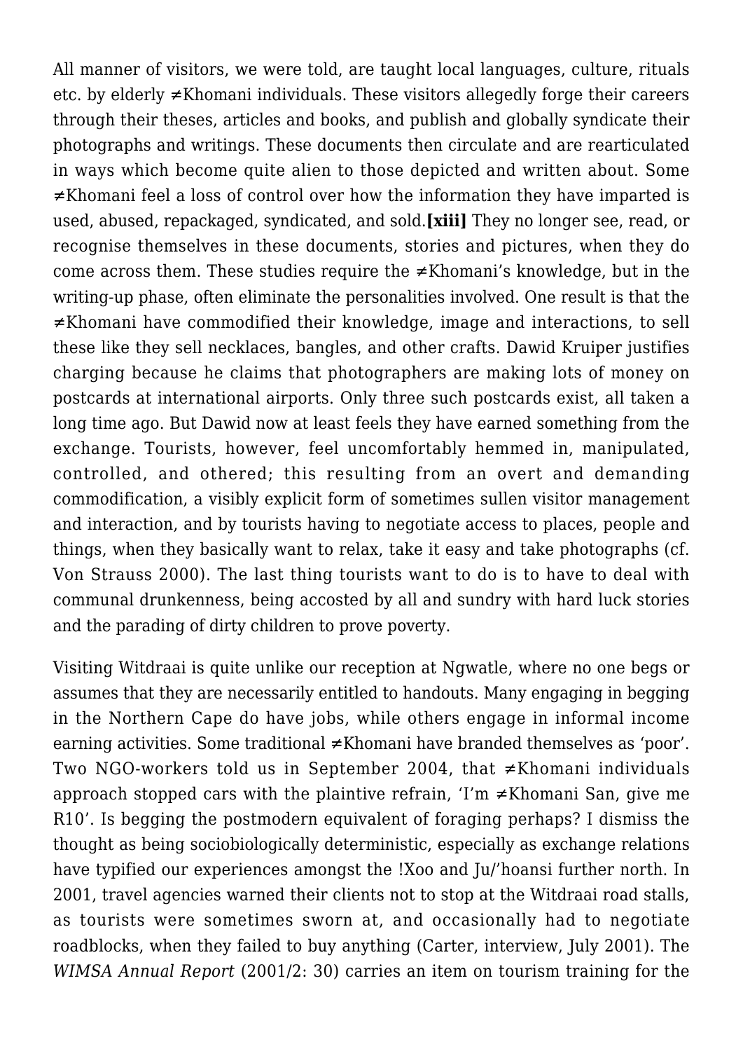All manner of visitors, we were told, are taught local languages, culture, rituals etc. by elderly ≠Khomani individuals. These visitors allegedly forge their careers through their theses, articles and books, and publish and globally syndicate their photographs and writings. These documents then circulate and are rearticulated in ways which become quite alien to those depicted and written about. Some ≠Khomani feel a loss of control over how the information they have imparted is used, abused, repackaged, syndicated, and sold.**[xiii]** They no longer see, read, or recognise themselves in these documents, stories and pictures, when they do come across them. These studies require the ≠Khomani's knowledge, but in the writing-up phase, often eliminate the personalities involved. One result is that the ≠Khomani have commodified their knowledge, image and interactions, to sell these like they sell necklaces, bangles, and other crafts. Dawid Kruiper justifies charging because he claims that photographers are making lots of money on postcards at international airports. Only three such postcards exist, all taken a long time ago. But Dawid now at least feels they have earned something from the exchange. Tourists, however, feel uncomfortably hemmed in, manipulated, controlled, and othered; this resulting from an overt and demanding commodification, a visibly explicit form of sometimes sullen visitor management and interaction, and by tourists having to negotiate access to places, people and things, when they basically want to relax, take it easy and take photographs (cf. Von Strauss 2000). The last thing tourists want to do is to have to deal with communal drunkenness, being accosted by all and sundry with hard luck stories and the parading of dirty children to prove poverty.

Visiting Witdraai is quite unlike our reception at Ngwatle, where no one begs or assumes that they are necessarily entitled to handouts. Many engaging in begging in the Northern Cape do have jobs, while others engage in informal income earning activities. Some traditional ≠Khomani have branded themselves as 'poor'. Two NGO-workers told us in September 2004, that ≠Khomani individuals approach stopped cars with the plaintive refrain, 'I'm ≠Khomani San, give me R10'. Is begging the postmodern equivalent of foraging perhaps? I dismiss the thought as being sociobiologically deterministic, especially as exchange relations have typified our experiences amongst the !Xoo and Ju/'hoansi further north. In 2001, travel agencies warned their clients not to stop at the Witdraai road stalls, as tourists were sometimes sworn at, and occasionally had to negotiate roadblocks, when they failed to buy anything (Carter, interview, July 2001). The *WIMSA Annual Report* (2001/2: 30) carries an item on tourism training for the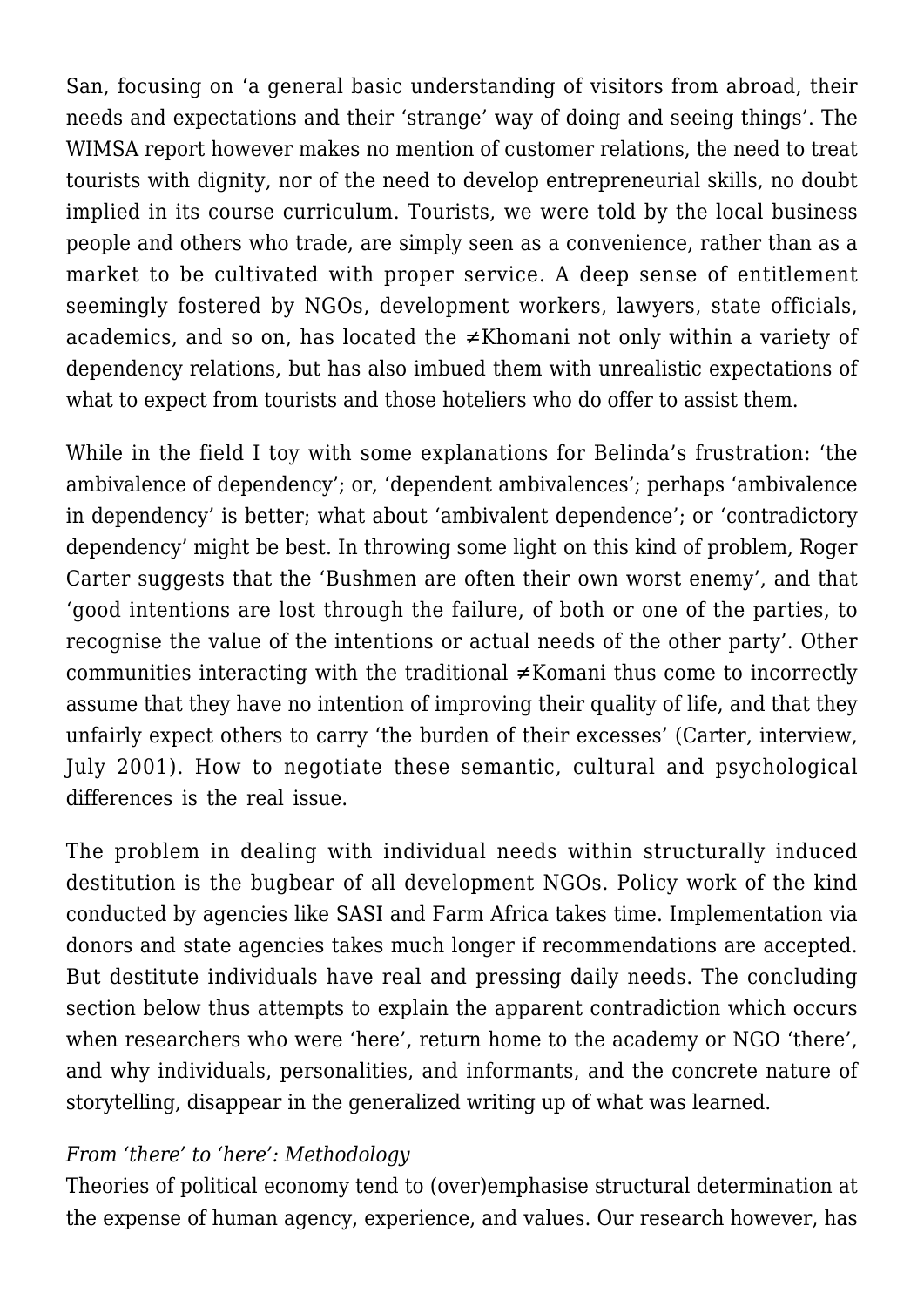San, focusing on 'a general basic understanding of visitors from abroad, their needs and expectations and their 'strange' way of doing and seeing things'. The WIMSA report however makes no mention of customer relations, the need to treat tourists with dignity, nor of the need to develop entrepreneurial skills, no doubt implied in its course curriculum. Tourists, we were told by the local business people and others who trade, are simply seen as a convenience, rather than as a market to be cultivated with proper service. A deep sense of entitlement seemingly fostered by NGOs, development workers, lawyers, state officials, academics, and so on, has located the ≠Khomani not only within a variety of dependency relations, but has also imbued them with unrealistic expectations of what to expect from tourists and those hoteliers who do offer to assist them.

While in the field I toy with some explanations for Belinda's frustration: 'the ambivalence of dependency'; or, 'dependent ambivalences'; perhaps 'ambivalence in dependency' is better; what about 'ambivalent dependence'; or 'contradictory dependency' might be best. In throwing some light on this kind of problem, Roger Carter suggests that the 'Bushmen are often their own worst enemy', and that 'good intentions are lost through the failure, of both or one of the parties, to recognise the value of the intentions or actual needs of the other party'. Other communities interacting with the traditional ≠Komani thus come to incorrectly assume that they have no intention of improving their quality of life, and that they unfairly expect others to carry 'the burden of their excesses' (Carter, interview, July 2001). How to negotiate these semantic, cultural and psychological differences is the real issue.

The problem in dealing with individual needs within structurally induced destitution is the bugbear of all development NGOs. Policy work of the kind conducted by agencies like SASI and Farm Africa takes time. Implementation via donors and state agencies takes much longer if recommendations are accepted. But destitute individuals have real and pressing daily needs. The concluding section below thus attempts to explain the apparent contradiction which occurs when researchers who were 'here', return home to the academy or NGO 'there', and why individuals, personalities, and informants, and the concrete nature of storytelling, disappear in the generalized writing up of what was learned.

*From 'there' to 'here': Methodology*

Theories of political economy tend to (over)emphasise structural determination at the expense of human agency, experience, and values. Our research however, has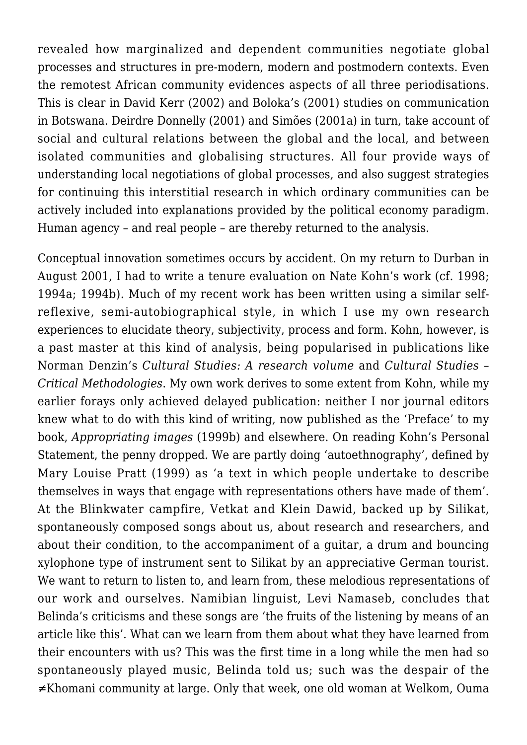revealed how marginalized and dependent communities negotiate global processes and structures in pre-modern, modern and postmodern contexts. Even the remotest African community evidences aspects of all three periodisations. This is clear in David Kerr (2002) and Boloka's (2001) studies on communication in Botswana. Deirdre Donnelly (2001) and Simões (2001a) in turn, take account of social and cultural relations between the global and the local, and between isolated communities and globalising structures. All four provide ways of understanding local negotiations of global processes, and also suggest strategies for continuing this interstitial research in which ordinary communities can be actively included into explanations provided by the political economy paradigm. Human agency – and real people – are thereby returned to the analysis.

Conceptual innovation sometimes occurs by accident. On my return to Durban in August 2001, I had to write a tenure evaluation on Nate Kohn's work (cf. 1998; 1994a; 1994b). Much of my recent work has been written using a similar self-reflexive, semi-autobiographical style, in which I use my own research experiences to elucidate theory, subjectivity, process and form. Kohn, however, is a past master at this kind of analysis, being popularised in publications like Norman Denzin's *Cultural Studies: A research volume* and *Cultural Studies – Critical Methodologies*. My own work derives to some extent from Kohn, while my earlier forays only achieved delayed publication: neither I nor journal editors knew what to do with this kind of writing, now published as the 'Preface' to my book, *Appropriating images* (1999b) and elsewhere. On reading Kohn's Personal Statement, the penny dropped. We are partly doing 'autoethnography', defined by Mary Louise Pratt (1999) as 'a text in which people undertake to describe themselves in ways that engage with representations others have made of them'. At the Blinkwater campfire, Vetkat and Klein Dawid, backed up by Silikat, spontaneously composed songs about us, about research and researchers, and about their condition, to the accompaniment of a guitar, a drum and bouncing xylophone type of instrument sent to Silikat by an appreciative German tourist. We want to return to listen to, and learn from, these melodious representations of our work and ourselves. Namibian linguist, Levi Namaseb, concludes that Belinda's criticisms and these songs are 'the fruits of the listening by means of an article like this'. What can we learn from them about what they have learned from their encounters with us? This was the first time in a long while the men had so spontaneously played music, Belinda told us; such was the despair of the ≠Khomani community at large. Only that week, one old woman at Welkom, Ouma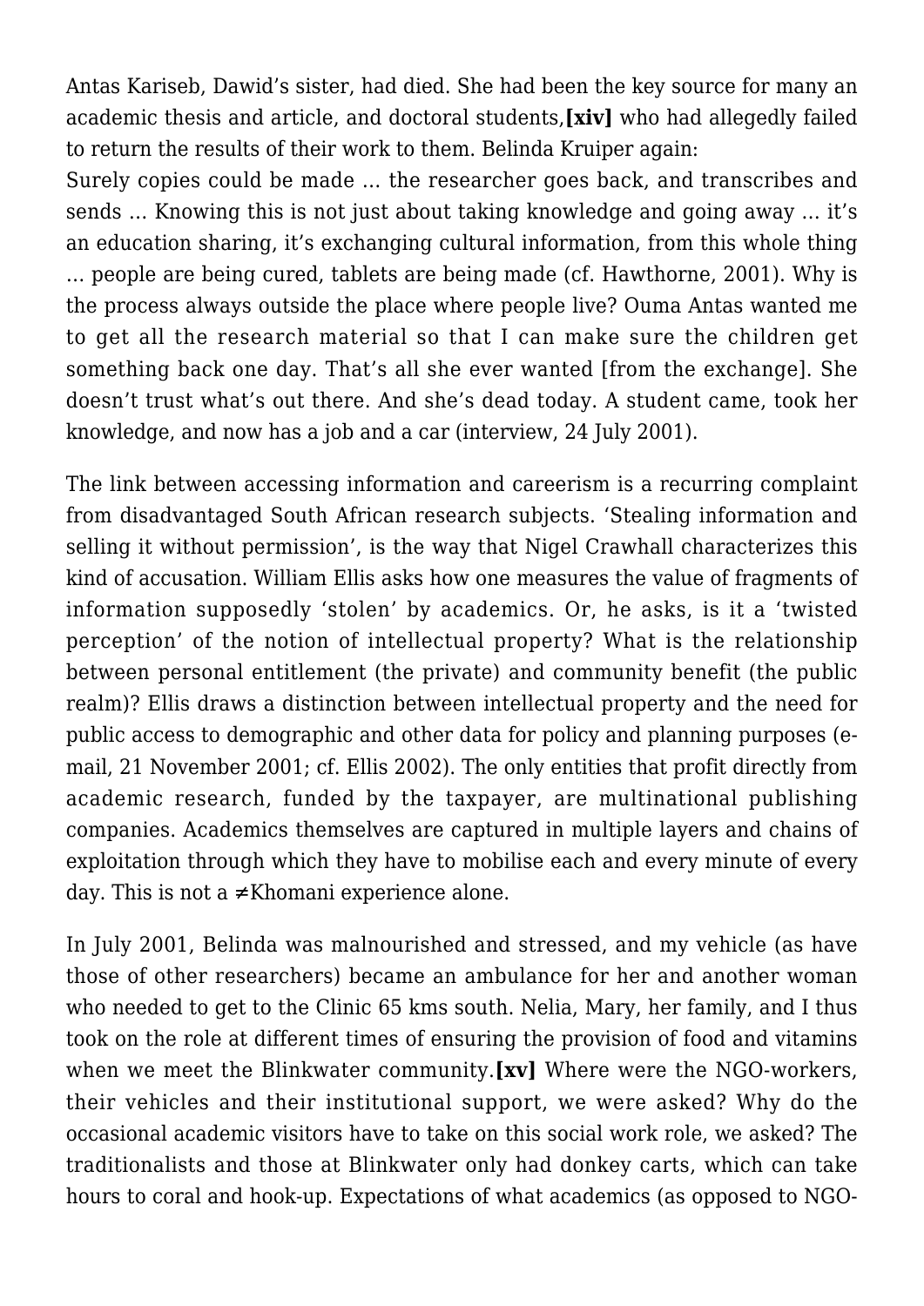Antas Kariseb, Dawid's sister, had died. She had been the key source for many an academic thesis and article, and doctoral students,**[xiv]** who had allegedly failed to return the results of their work to them. Belinda Kruiper again:

Surely copies could be made … the researcher goes back, and transcribes and sends … Knowing this is not just about taking knowledge and going away … it's an education sharing, it's exchanging cultural information, from this whole thing … people are being cured, tablets are being made (cf. Hawthorne, 2001). Why is the process always outside the place where people live? Ouma Antas wanted me to get all the research material so that I can make sure the children get something back one day. That's all she ever wanted [from the exchange]. She doesn't trust what's out there. And she's dead today. A student came, took her knowledge, and now has a job and a car (interview, 24 July 2001).

The link between accessing information and careerism is a recurring complaint from disadvantaged South African research subjects. 'Stealing information and selling it without permission', is the way that Nigel Crawhall characterizes this kind of accusation. William Ellis asks how one measures the value of fragments of information supposedly 'stolen' by academics. Or, he asks, is it a 'twisted perception' of the notion of intellectual property? What is the relationship between personal entitlement (the private) and community benefit (the public realm)? Ellis draws a distinction between intellectual property and the need for public access to demographic and other data for policy and planning purposes (e-mail, 21 November 2001; cf. Ellis 2002). The only entities that profit directly from academic research, funded by the taxpayer, are multinational publishing companies. Academics themselves are captured in multiple layers and chains of exploitation through which they have to mobilise each and every minute of every day. This is not a ≠Khomani experience alone.

In July 2001, Belinda was malnourished and stressed, and my vehicle (as have those of other researchers) became an ambulance for her and another woman who needed to get to the Clinic 65 kms south. Nelia, Mary, her family, and I thus took on the role at different times of ensuring the provision of food and vitamins when we meet the Blinkwater community.**[xv]** Where were the NGO-workers, their vehicles and their institutional support, we were asked? Why do the occasional academic visitors have to take on this social work role, we asked? The traditionalists and those at Blinkwater only had donkey carts, which can take hours to coral and hook-up. Expectations of what academics (as opposed to NGO-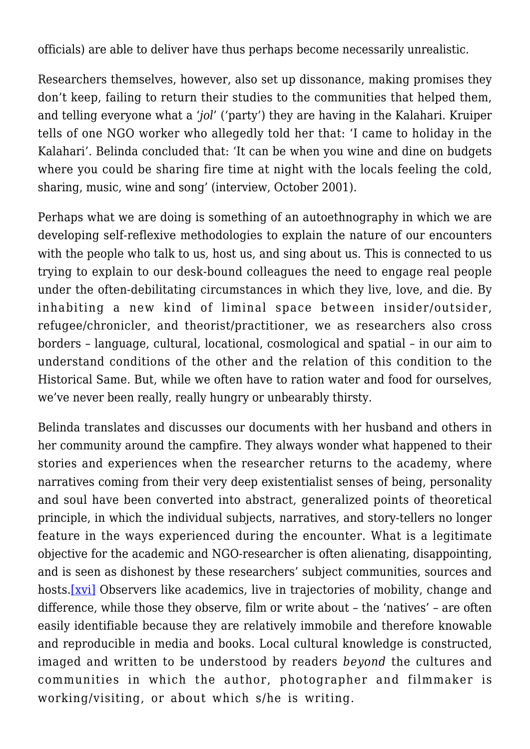officials) are able to deliver have thus perhaps become necessarily unrealistic.

Researchers themselves, however, also set up dissonance, making promises they don't keep, failing to return their studies to the communities that helped them, and telling everyone what a '*jol*' ('party') they are having in the Kalahari. Kruiper tells of one NGO worker who allegedly told her that: 'I came to holiday in the Kalahari'. Belinda concluded that: 'It can be when you wine and dine on budgets where you could be sharing fire time at night with the locals feeling the cold, sharing, music, wine and song' (interview, October 2001).

Perhaps what we are doing is something of an autoethnography in which we are developing self-reflexive methodologies to explain the nature of our encounters with the people who talk to us, host us, and sing about us. This is connected to us trying to explain to our desk-bound colleagues the need to engage real people under the often-debilitating circumstances in which they live, love, and die. By inhabiting a new kind of liminal space between insider/outsider, refugee/chronicler, and theorist/practitioner, we as researchers also cross borders – language, cultural, locational, cosmological and spatial – in our aim to understand conditions of the other and the relation of this condition to the Historical Same. But, while we often have to ration water and food for ourselves, we've never been really, really hungry or unbearably thirsty.

Belinda translates and discusses our documents with her husband and others in her community around the campfire. They always wonder what happened to their stories and experiences when the researcher returns to the academy, where narratives coming from their very deep existentialist senses of being, personality and soul have been converted into abstract, generalized points of theoretical principle, in which the individual subjects, narratives, and story-tellers no longer feature in the ways experienced during the encounter. What is a legitimate objective for the academic and NGO-researcher is often alienating, disappointing, and is seen as dishonest by these researchers' subject communities, sources and hosts.[xvi] Observers like academics, live in trajectories of mobility, change and difference, while those they observe, film or write about – the 'natives' – are often easily identifiable because they are relatively immobile and therefore knowable and reproducible in media and books. Local cultural knowledge is constructed, imaged and written to be understood by readers *beyond* the cultures and communities in which the author, photographer and filmmaker is working/visiting, or about which s/he is writing.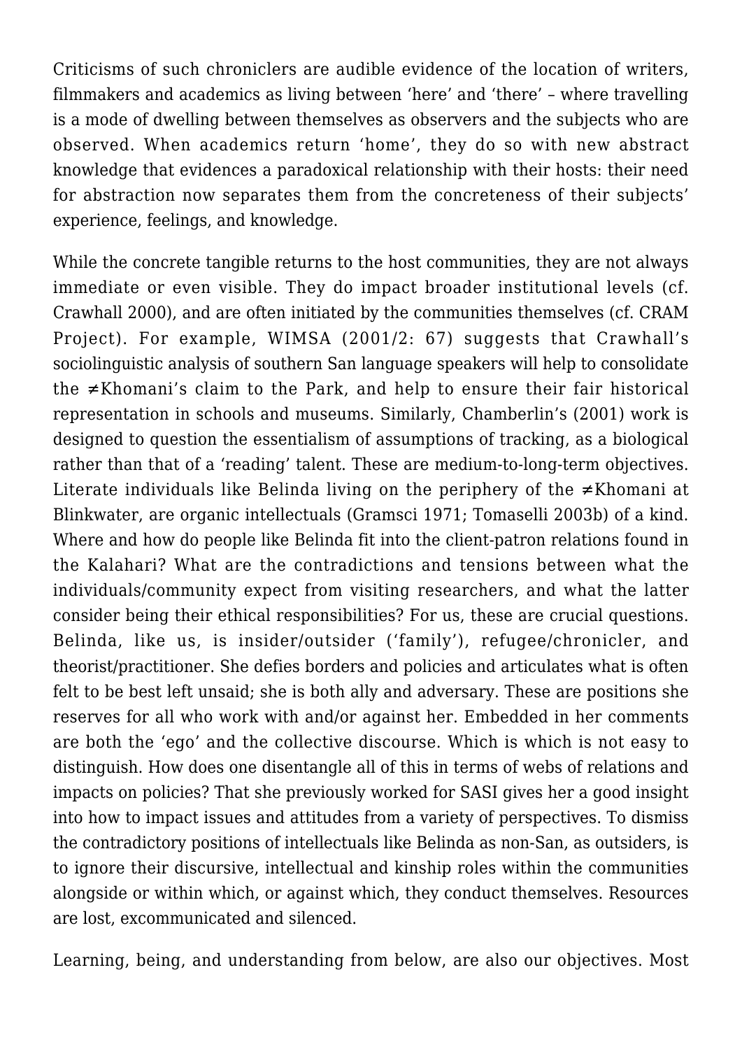Criticisms of such chroniclers are audible evidence of the location of writers, filmmakers and academics as living between 'here' and 'there' – where travelling is a mode of dwelling between themselves as observers and the subjects who are observed. When academics return 'home', they do so with new abstract knowledge that evidences a paradoxical relationship with their hosts: their need for abstraction now separates them from the concreteness of their subjects' experience, feelings, and knowledge.

While the concrete tangible returns to the host communities, they are not always immediate or even visible. They do impact broader institutional levels (cf. Crawhall 2000), and are often initiated by the communities themselves (cf. CRAM Project). For example, WIMSA (2001/2: 67) suggests that Crawhall's sociolinguistic analysis of southern San language speakers will help to consolidate the ≠Khomani's claim to the Park, and help to ensure their fair historical representation in schools and museums. Similarly, Chamberlin's (2001) work is designed to question the essentialism of assumptions of tracking, as a biological rather than that of a 'reading' talent. These are medium-to-long-term objectives. Literate individuals like Belinda living on the periphery of the ≠Khomani at Blinkwater, are organic intellectuals (Gramsci 1971; Tomaselli 2003b) of a kind. Where and how do people like Belinda fit into the client-patron relations found in the Kalahari? What are the contradictions and tensions between what the individuals/community expect from visiting researchers, and what the latter consider being their ethical responsibilities? For us, these are crucial questions. Belinda, like us, is insider/outsider ('family'), refugee/chronicler, and theorist/practitioner. She defies borders and policies and articulates what is often felt to be best left unsaid; she is both ally and adversary. These are positions she reserves for all who work with and/or against her. Embedded in her comments are both the 'ego' and the collective discourse. Which is which is not easy to distinguish. How does one disentangle all of this in terms of webs of relations and impacts on policies? That she previously worked for SASI gives her a good insight into how to impact issues and attitudes from a variety of perspectives. To dismiss the contradictory positions of intellectuals like Belinda as non-San, as outsiders, is to ignore their discursive, intellectual and kinship roles within the communities alongside or within which, or against which, they conduct themselves. Resources are lost, excommunicated and silenced.

Learning, being, and understanding from below, are also our objectives. Most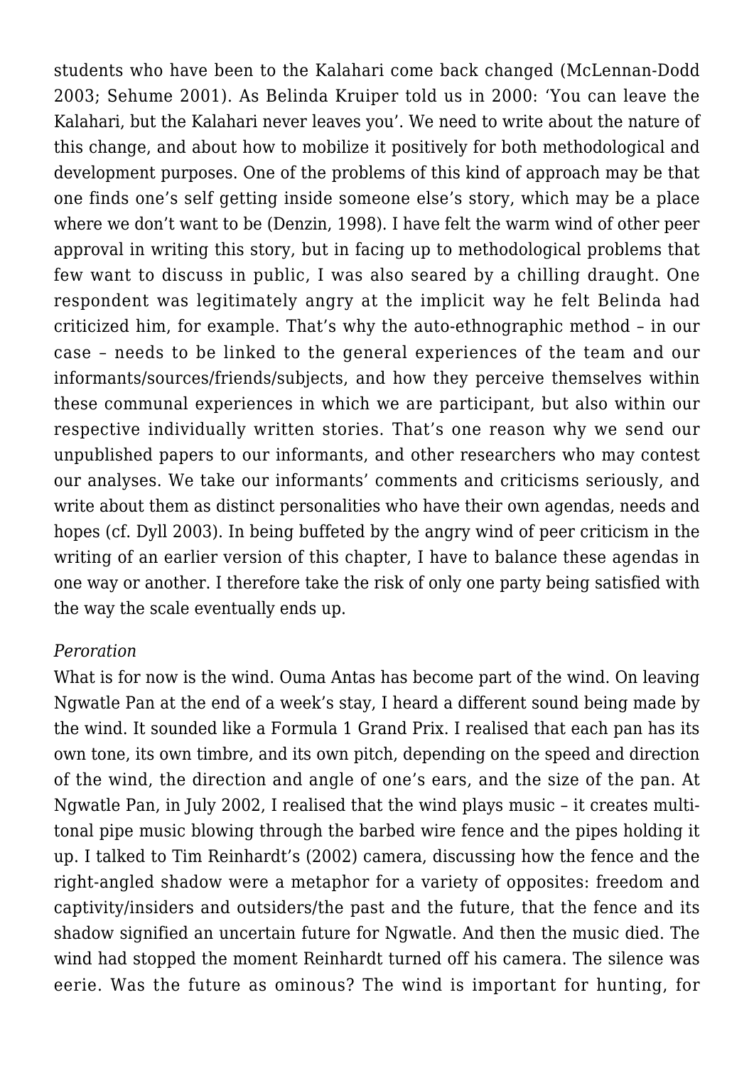students who have been to the Kalahari come back changed (McLennan-Dodd 2003; Sehume 2001). As Belinda Kruiper told us in 2000: 'You can leave the Kalahari, but the Kalahari never leaves you'. We need to write about the nature of this change, and about how to mobilize it positively for both methodological and development purposes. One of the problems of this kind of approach may be that one finds one's self getting inside someone else's story, which may be a place where we don't want to be (Denzin, 1998). I have felt the warm wind of other peer approval in writing this story, but in facing up to methodological problems that few want to discuss in public, I was also seared by a chilling draught. One respondent was legitimately angry at the implicit way he felt Belinda had criticized him, for example. That's why the auto-ethnographic method – in our case – needs to be linked to the general experiences of the team and our informants/sources/friends/subjects, and how they perceive themselves within these communal experiences in which we are participant, but also within our respective individually written stories. That's one reason why we send our unpublished papers to our informants, and other researchers who may contest our analyses. We take our informants' comments and criticisms seriously, and write about them as distinct personalities who have their own agendas, needs and hopes (cf. Dyll 2003). In being buffeted by the angry wind of peer criticism in the writing of an earlier version of this chapter, I have to balance these agendas in one way or another. I therefore take the risk of only one party being satisfied with the way the scale eventually ends up.

*Peroration*

What is for now is the wind. Ouma Antas has become part of the wind. On leaving Ngwatle Pan at the end of a week's stay, I heard a different sound being made by the wind. It sounded like a Formula 1 Grand Prix. I realised that each pan has its own tone, its own timbre, and its own pitch, depending on the speed and direction of the wind, the direction and angle of one's ears, and the size of the pan. At Ngwatle Pan, in July 2002, I realised that the wind plays music – it creates multi-tonal pipe music blowing through the barbed wire fence and the pipes holding it up. I talked to Tim Reinhardt's (2002) camera, discussing how the fence and the right-angled shadow were a metaphor for a variety of opposites: freedom and captivity/insiders and outsiders/the past and the future, that the fence and its shadow signified an uncertain future for Ngwatle. And then the music died. The wind had stopped the moment Reinhardt turned off his camera. The silence was eerie. Was the future as ominous? The wind is important for hunting, for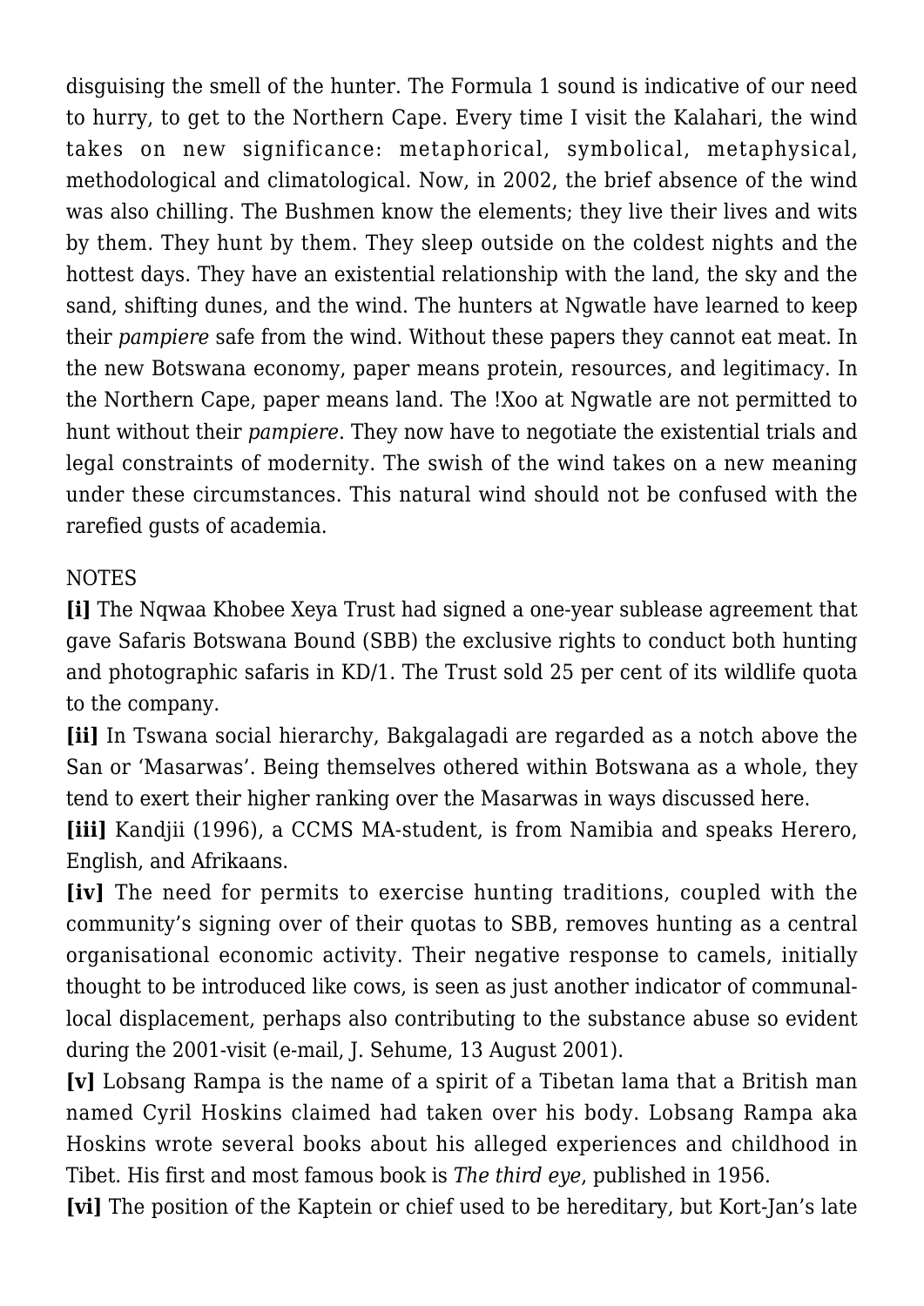disguising the smell of the hunter. The Formula 1 sound is indicative of our need to hurry, to get to the Northern Cape. Every time I visit the Kalahari, the wind takes on new significance: metaphorical, symbolical, metaphysical, methodological and climatological. Now, in 2002, the brief absence of the wind was also chilling. The Bushmen know the elements; they live their lives and wits by them. They hunt by them. They sleep outside on the coldest nights and the hottest days. They have an existential relationship with the land, the sky and the sand, shifting dunes, and the wind. The hunters at Ngwatle have learned to keep their *pampiere* safe from the wind. Without these papers they cannot eat meat. In the new Botswana economy, paper means protein, resources, and legitimacy. In the Northern Cape, paper means land. The !Xoo at Ngwatle are not permitted to hunt without their *pampiere*. They now have to negotiate the existential trials and legal constraints of modernity. The swish of the wind takes on a new meaning under these circumstances. This natural wind should not be confused with the rarefied gusts of academia.

NOTES

**[i]** The Nqwaa Khobee Xeya Trust had signed a one-year sublease agreement that gave Safaris Botswana Bound (SBB) the exclusive rights to conduct both hunting and photographic safaris in KD/1. The Trust sold 25 per cent of its wildlife quota to the company.

**[ii]** In Tswana social hierarchy, Bakgalagadi are regarded as a notch above the San or 'Masarwas'. Being themselves othered within Botswana as a whole, they tend to exert their higher ranking over the Masarwas in ways discussed here.

**[iii]** Kandjii (1996), a CCMS MA-student, is from Namibia and speaks Herero, English, and Afrikaans.

**[iv]** The need for permits to exercise hunting traditions, coupled with the community's signing over of their quotas to SBB, removes hunting as a central organisational economic activity. Their negative response to camels, initially thought to be introduced like cows, is seen as just another indicator of communal-local displacement, perhaps also contributing to the substance abuse so evident during the 2001-visit (e-mail, J. Sehume, 13 August 2001).

**[v]** Lobsang Rampa is the name of a spirit of a Tibetan lama that a British man named Cyril Hoskins claimed had taken over his body. Lobsang Rampa aka Hoskins wrote several books about his alleged experiences and childhood in Tibet. His first and most famous book is *The third eye*, published in 1956.

**[vi]** The position of the Kaptein or chief used to be hereditary, but Kort-Jan's late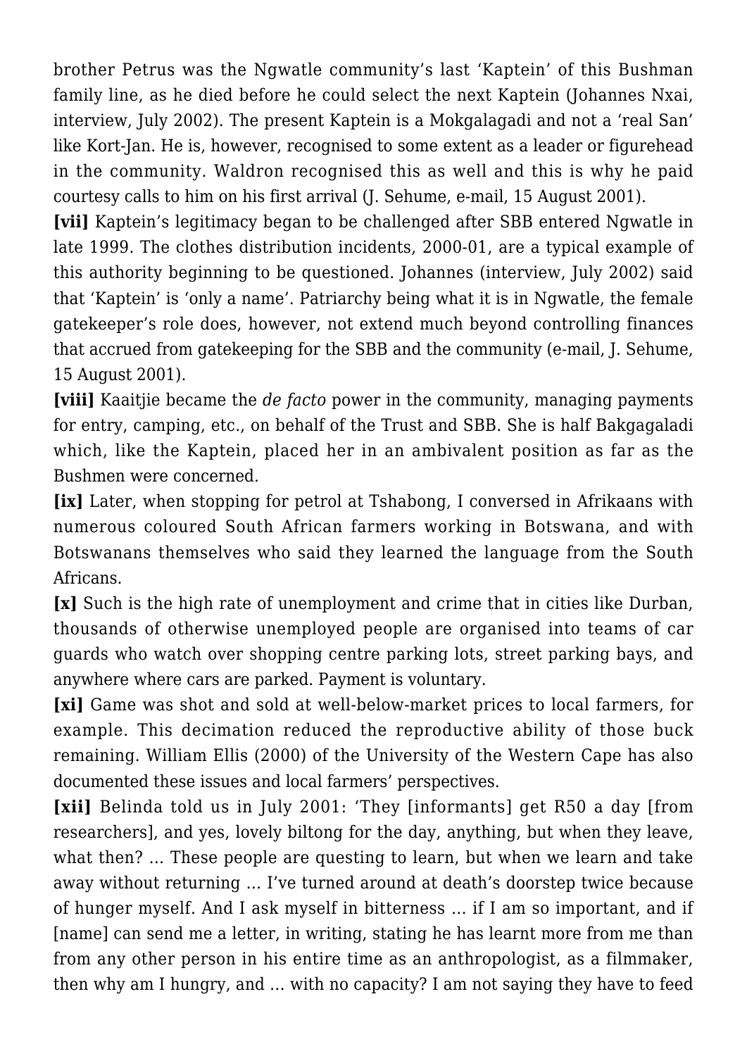brother Petrus was the Ngwatle community's last 'Kaptein' of this Bushman family line, as he died before he could select the next Kaptein (Johannes Nxai, interview, July 2002). The present Kaptein is a Mokgalagadi and not a 'real San' like Kort-Jan. He is, however, recognised to some extent as a leader or figurehead in the community. Waldron recognised this as well and this is why he paid courtesy calls to him on his first arrival (J. Sehume, e-mail, 15 August 2001).

**[vii]** Kaptein's legitimacy began to be challenged after SBB entered Ngwatle in late 1999. The clothes distribution incidents, 2000-01, are a typical example of this authority beginning to be questioned. Johannes (interview, July 2002) said that 'Kaptein' is 'only a name'. Patriarchy being what it is in Ngwatle, the female gatekeeper's role does, however, not extend much beyond controlling finances that accrued from gatekeeping for the SBB and the community (e-mail, J. Sehume, 15 August 2001).

**[viii]** Kaaitjie became the *de facto* power in the community, managing payments for entry, camping, etc., on behalf of the Trust and SBB. She is half Bakgagaladi which, like the Kaptein, placed her in an ambivalent position as far as the Bushmen were concerned.

**[ix]** Later, when stopping for petrol at Tshabong, I conversed in Afrikaans with numerous coloured South African farmers working in Botswana, and with Botswanans themselves who said they learned the language from the South Africans.

**[x]** Such is the high rate of unemployment and crime that in cities like Durban, thousands of otherwise unemployed people are organised into teams of car guards who watch over shopping centre parking lots, street parking bays, and anywhere where cars are parked. Payment is voluntary.

**[xi]** Game was shot and sold at well-below-market prices to local farmers, for example. This decimation reduced the reproductive ability of those buck remaining. William Ellis (2000) of the University of the Western Cape has also documented these issues and local farmers' perspectives.

**[xii]** Belinda told us in July 2001: 'They [informants] get R50 a day [from researchers], and yes, lovely biltong for the day, anything, but when they leave, what then? … These people are questing to learn, but when we learn and take away without returning … I've turned around at death's doorstep twice because of hunger myself. And I ask myself in bitterness … if I am so important, and if [name] can send me a letter, in writing, stating he has learnt more from me than from any other person in his entire time as an anthropologist, as a filmmaker, then why am I hungry, and … with no capacity? I am not saying they have to feed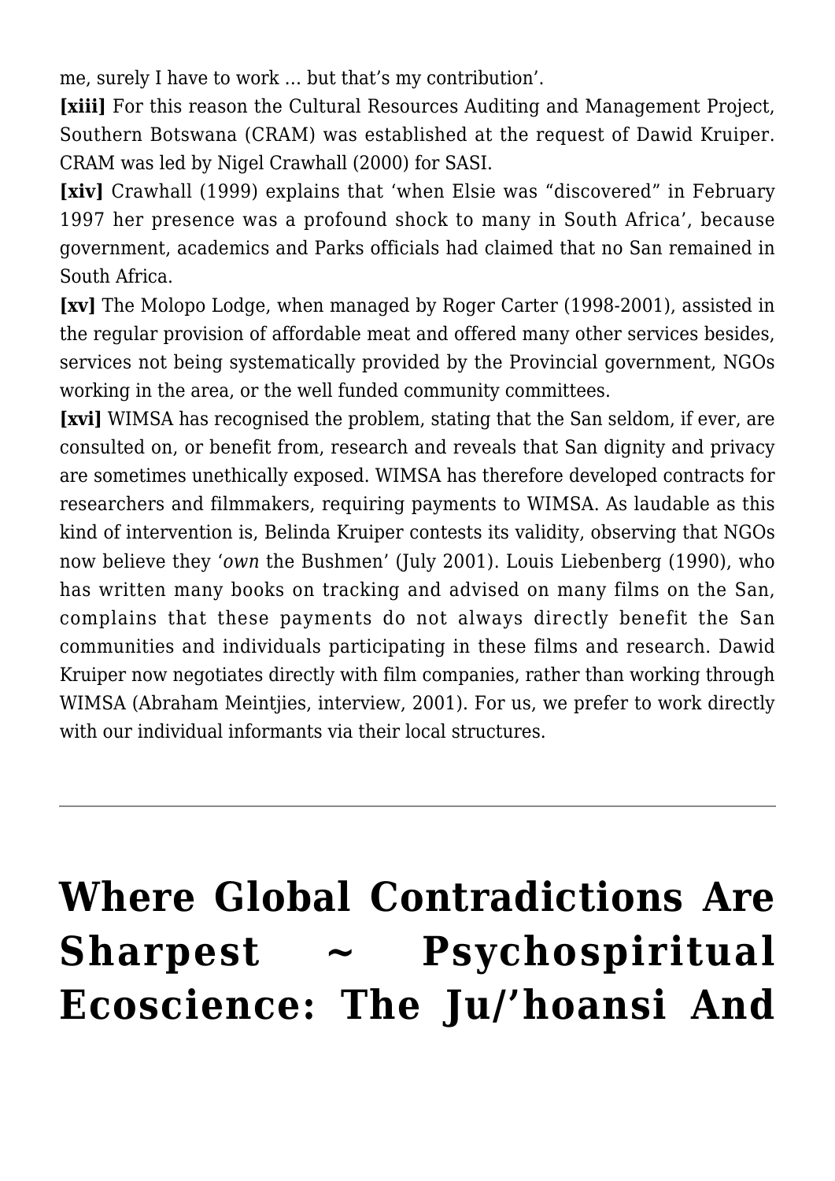me, surely I have to work … but that’s my contribution’.

**[xiii]** For this reason the Cultural Resources Auditing and Management Project, Southern Botswana (CRAM) was established at the request of Dawid Kruiper. CRAM was led by Nigel Crawhall (2000) for SASI.

**[xiv]** Crawhall (1999) explains that ‘when Elsie was “discovered” in February 1997 her presence was a profound shock to many in South Africa’, because government, academics and Parks officials had claimed that no San remained in South Africa.

**[xv]** The Molopo Lodge, when managed by Roger Carter (1998-2001), assisted in the regular provision of affordable meat and offered many other services besides, services not being systematically provided by the Provincial government, NGOs working in the area, or the well funded community committees.

**[xvi]** WIMSA has recognised the problem, stating that the San seldom, if ever, are consulted on, or benefit from, research and reveals that San dignity and privacy are sometimes unethically exposed. WIMSA has therefore developed contracts for researchers and filmmakers, requiring payments to WIMSA. As laudable as this kind of intervention is, Belinda Kruiper contests its validity, observing that NGOs now believe they ‘*own* the Bushmen’ (July 2001). Louis Liebenberg (1990), who has written many books on tracking and advised on many films on the San, complains that these payments do not always directly benefit the San communities and individuals participating in these films and research. Dawid Kruiper now negotiates directly with film companies, rather than working through WIMSA (Abraham Meintjies, interview, 2001). For us, we prefer to work directly with our individual informants via their local structures.

---

# Where Global Contradictions Are Sharpest ~ Psychospiritual Ecoscience: The Ju/’hoansi And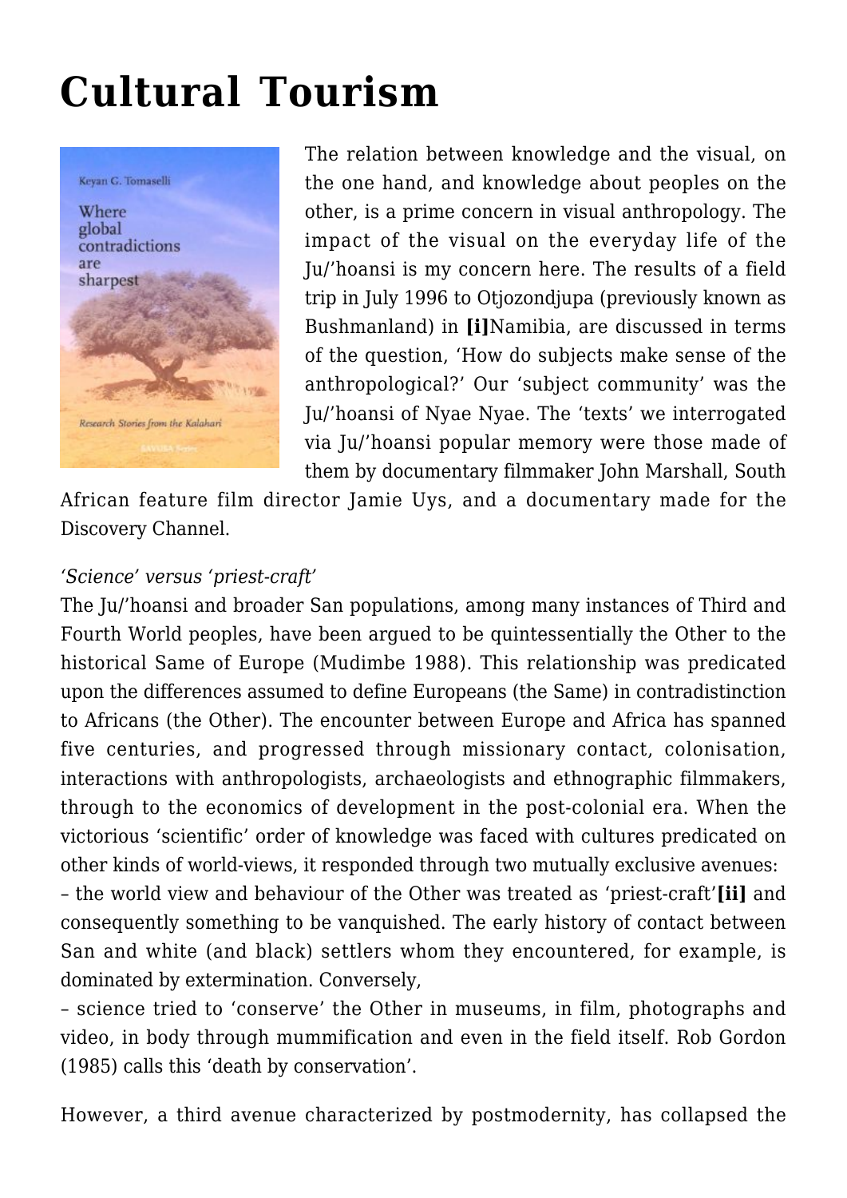# Cultural Tourism

The relation between knowledge and the visual, on the one hand, and knowledge about peoples on the other, is a prime concern in visual anthropology. The impact of the visual on the everyday life of the Ju/'hoansi is my concern here. The results of a field trip in July 1996 to Otjozondjupa (previously known as Bushmanland) in **[i]**Namibia, are discussed in terms of the question, 'How do subjects make sense of the anthropological?' Our 'subject community' was the Ju/'hoansi of Nyae Nyae. The 'texts' we interrogated via Ju/'hoansi popular memory were those made of them by documentary filmmaker John Marshall, South African feature film director Jamie Uys, and a documentary made for the Discovery Channel.

*'Science' versus 'priest-craft'*

The Ju/'hoansi and broader San populations, among many instances of Third and Fourth World peoples, have been argued to be quintessentially the Other to the historical Same of Europe (Mudimbe 1988). This relationship was predicated upon the differences assumed to define Europeans (the Same) in contradistinction to Africans (the Other). The encounter between Europe and Africa has spanned five centuries, and progressed through missionary contact, colonisation, interactions with anthropologists, archaeologists and ethnographic filmmakers, through to the economics of development in the post-colonial era. When the victorious 'scientific' order of knowledge was faced with cultures predicated on other kinds of world-views, it responded through two mutually exclusive avenues:

– the world view and behaviour of the Other was treated as 'priest-craft'**[ii]** and consequently something to be vanquished. The early history of contact between San and white (and black) settlers whom they encountered, for example, is dominated by extermination. Conversely,

– science tried to 'conserve' the Other in museums, in film, photographs and video, in body through mummification and even in the field itself. Rob Gordon (1985) calls this 'death by conservation'.

However, a third avenue characterized by postmodernity, has collapsed the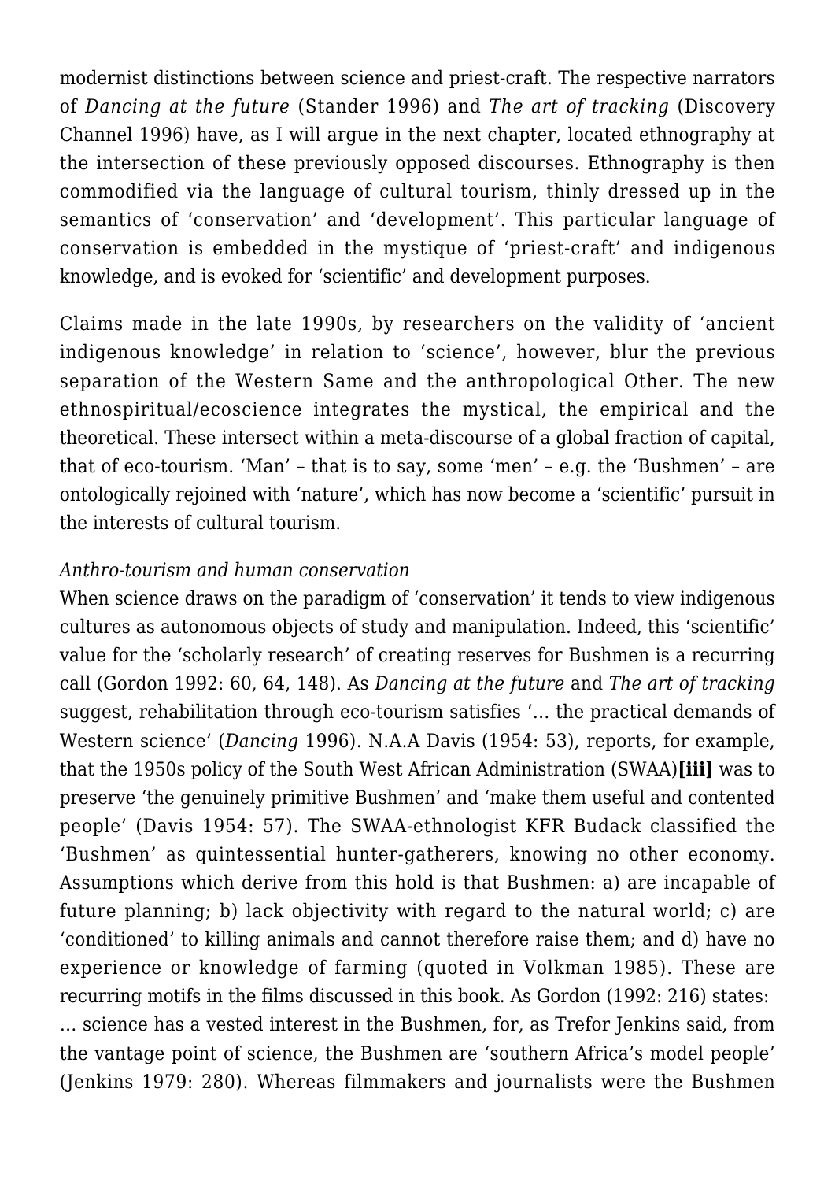modernist distinctions between science and priest-craft. The respective narrators of *Dancing at the future* (Stander 1996) and *The art of tracking* (Discovery Channel 1996) have, as I will argue in the next chapter, located ethnography at the intersection of these previously opposed discourses. Ethnography is then commodified via the language of cultural tourism, thinly dressed up in the semantics of 'conservation' and 'development'. This particular language of conservation is embedded in the mystique of 'priest-craft' and indigenous knowledge, and is evoked for 'scientific' and development purposes.

Claims made in the late 1990s, by researchers on the validity of 'ancient indigenous knowledge' in relation to 'science', however, blur the previous separation of the Western Same and the anthropological Other. The new ethnospiritual/ecoscience integrates the mystical, the empirical and the theoretical. These intersect within a meta-discourse of a global fraction of capital, that of eco-tourism. 'Man' – that is to say, some 'men' – e.g. the 'Bushmen' – are ontologically rejoined with 'nature', which has now become a 'scientific' pursuit in the interests of cultural tourism.

*Anthro-tourism and human conservation*

When science draws on the paradigm of 'conservation' it tends to view indigenous cultures as autonomous objects of study and manipulation. Indeed, this 'scientific' value for the 'scholarly research' of creating reserves for Bushmen is a recurring call (Gordon 1992: 60, 64, 148). As *Dancing at the future* and *The art of tracking* suggest, rehabilitation through eco-tourism satisfies '… the practical demands of Western science' (*Dancing* 1996). N.A.A Davis (1954: 53), reports, for example, that the 1950s policy of the South West African Administration (SWAA)**[iii]** was to preserve 'the genuinely primitive Bushmen' and 'make them useful and contented people' (Davis 1954: 57). The SWAA-ethnologist KFR Budack classified the 'Bushmen' as quintessential hunter-gatherers, knowing no other economy. Assumptions which derive from this hold is that Bushmen: a) are incapable of future planning; b) lack objectivity with regard to the natural world; c) are 'conditioned' to killing animals and cannot therefore raise them; and d) have no experience or knowledge of farming (quoted in Volkman 1985). These are recurring motifs in the films discussed in this book. As Gordon (1992: 216) states:

… science has a vested interest in the Bushmen, for, as Trefor Jenkins said, from the vantage point of science, the Bushmen are 'southern Africa's model people' (Jenkins 1979: 280). Whereas filmmakers and journalists were the Bushmen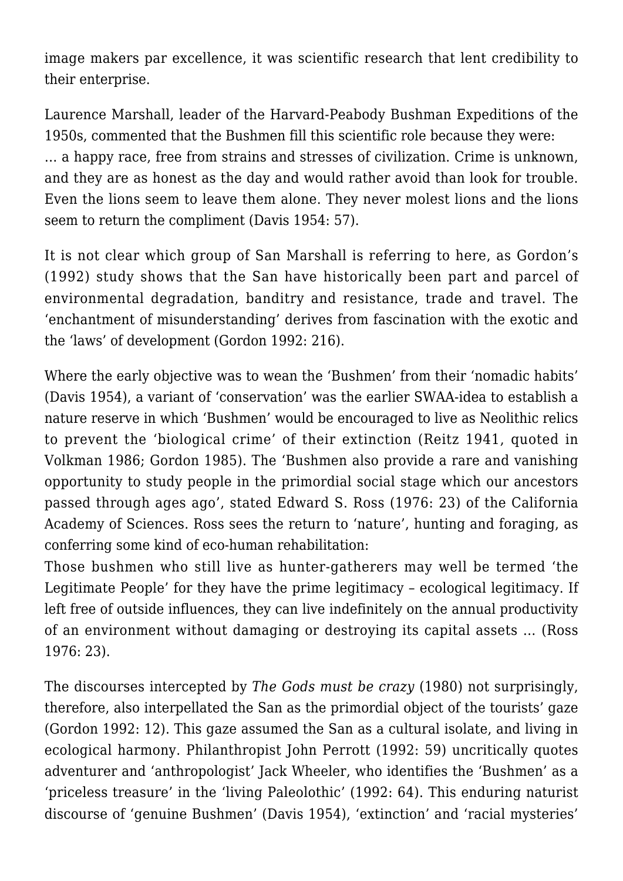image makers par excellence, it was scientific research that lent credibility to their enterprise.

Laurence Marshall, leader of the Harvard-Peabody Bushman Expeditions of the 1950s, commented that the Bushmen fill this scientific role because they were:

… a happy race, free from strains and stresses of civilization. Crime is unknown, and they are as honest as the day and would rather avoid than look for trouble. Even the lions seem to leave them alone. They never molest lions and the lions seem to return the compliment (Davis 1954: 57).

It is not clear which group of San Marshall is referring to here, as Gordon's (1992) study shows that the San have historically been part and parcel of environmental degradation, banditry and resistance, trade and travel. The 'enchantment of misunderstanding' derives from fascination with the exotic and the 'laws' of development (Gordon 1992: 216).

Where the early objective was to wean the 'Bushmen' from their 'nomadic habits' (Davis 1954), a variant of 'conservation' was the earlier SWAA-idea to establish a nature reserve in which 'Bushmen' would be encouraged to live as Neolithic relics to prevent the 'biological crime' of their extinction (Reitz 1941, quoted in Volkman 1986; Gordon 1985). The 'Bushmen also provide a rare and vanishing opportunity to study people in the primordial social stage which our ancestors passed through ages ago', stated Edward S. Ross (1976: 23) of the California Academy of Sciences. Ross sees the return to 'nature', hunting and foraging, as conferring some kind of eco-human rehabilitation:

Those bushmen who still live as hunter-gatherers may well be termed 'the Legitimate People' for they have the prime legitimacy – ecological legitimacy. If left free of outside influences, they can live indefinitely on the annual productivity of an environment without damaging or destroying its capital assets … (Ross 1976: 23).

The discourses intercepted by *The Gods must be crazy* (1980) not surprisingly, therefore, also interpellated the San as the primordial object of the tourists' gaze (Gordon 1992: 12). This gaze assumed the San as a cultural isolate, and living in ecological harmony. Philanthropist John Perrott (1992: 59) uncritically quotes adventurer and 'anthropologist' Jack Wheeler, who identifies the 'Bushmen' as a 'priceless treasure' in the 'living Paleolothic' (1992: 64). This enduring naturist discourse of 'genuine Bushmen' (Davis 1954), 'extinction' and 'racial mysteries'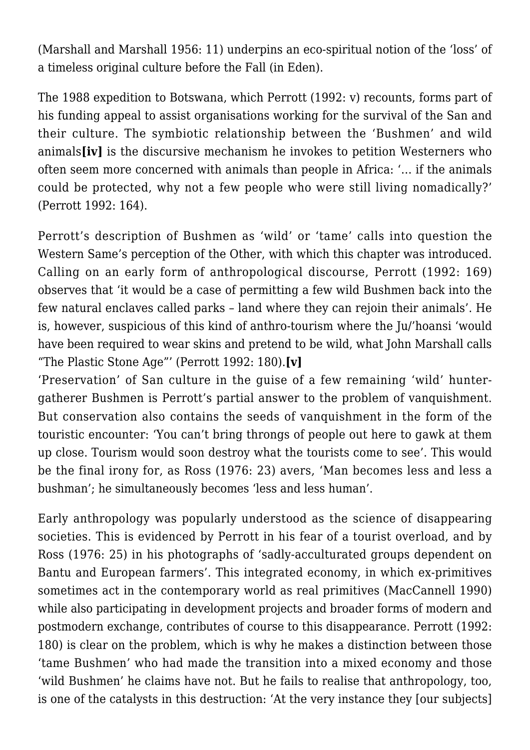(Marshall and Marshall 1956: 11) underpins an eco-spiritual notion of the 'loss' of a timeless original culture before the Fall (in Eden).

The 1988 expedition to Botswana, which Perrott (1992: v) recounts, forms part of his funding appeal to assist organisations working for the survival of the San and their culture. The symbiotic relationship between the 'Bushmen' and wild animals**[iv]** is the discursive mechanism he invokes to petition Westerners who often seem more concerned with animals than people in Africa: '… if the animals could be protected, why not a few people who were still living nomadically?' (Perrott 1992: 164).

Perrott's description of Bushmen as 'wild' or 'tame' calls into question the Western Same's perception of the Other, with which this chapter was introduced. Calling on an early form of anthropological discourse, Perrott (1992: 169) observes that 'it would be a case of permitting a few wild Bushmen back into the few natural enclaves called parks – land where they can rejoin their animals'. He is, however, suspicious of this kind of anthro-tourism where the Ju/'hoansi 'would have been required to wear skins and pretend to be wild, what John Marshall calls "The Plastic Stone Age"' (Perrott 1992: 180).**[v]**

'Preservation' of San culture in the guise of a few remaining 'wild' hunter-gatherer Bushmen is Perrott's partial answer to the problem of vanquishment. But conservation also contains the seeds of vanquishment in the form of the touristic encounter: 'You can't bring throngs of people out here to gawk at them up close. Tourism would soon destroy what the tourists come to see'. This would be the final irony for, as Ross (1976: 23) avers, 'Man becomes less and less a bushman'; he simultaneously becomes 'less and less human'.

Early anthropology was popularly understood as the science of disappearing societies. This is evidenced by Perrott in his fear of a tourist overload, and by Ross (1976: 25) in his photographs of 'sadly-acculturated groups dependent on Bantu and European farmers'. This integrated economy, in which ex-primitives sometimes act in the contemporary world as real primitives (MacCannell 1990) while also participating in development projects and broader forms of modern and postmodern exchange, contributes of course to this disappearance. Perrott (1992: 180) is clear on the problem, which is why he makes a distinction between those 'tame Bushmen' who had made the transition into a mixed economy and those 'wild Bushmen' he claims have not. But he fails to realise that anthropology, too, is one of the catalysts in this destruction: 'At the very instance they [our subjects]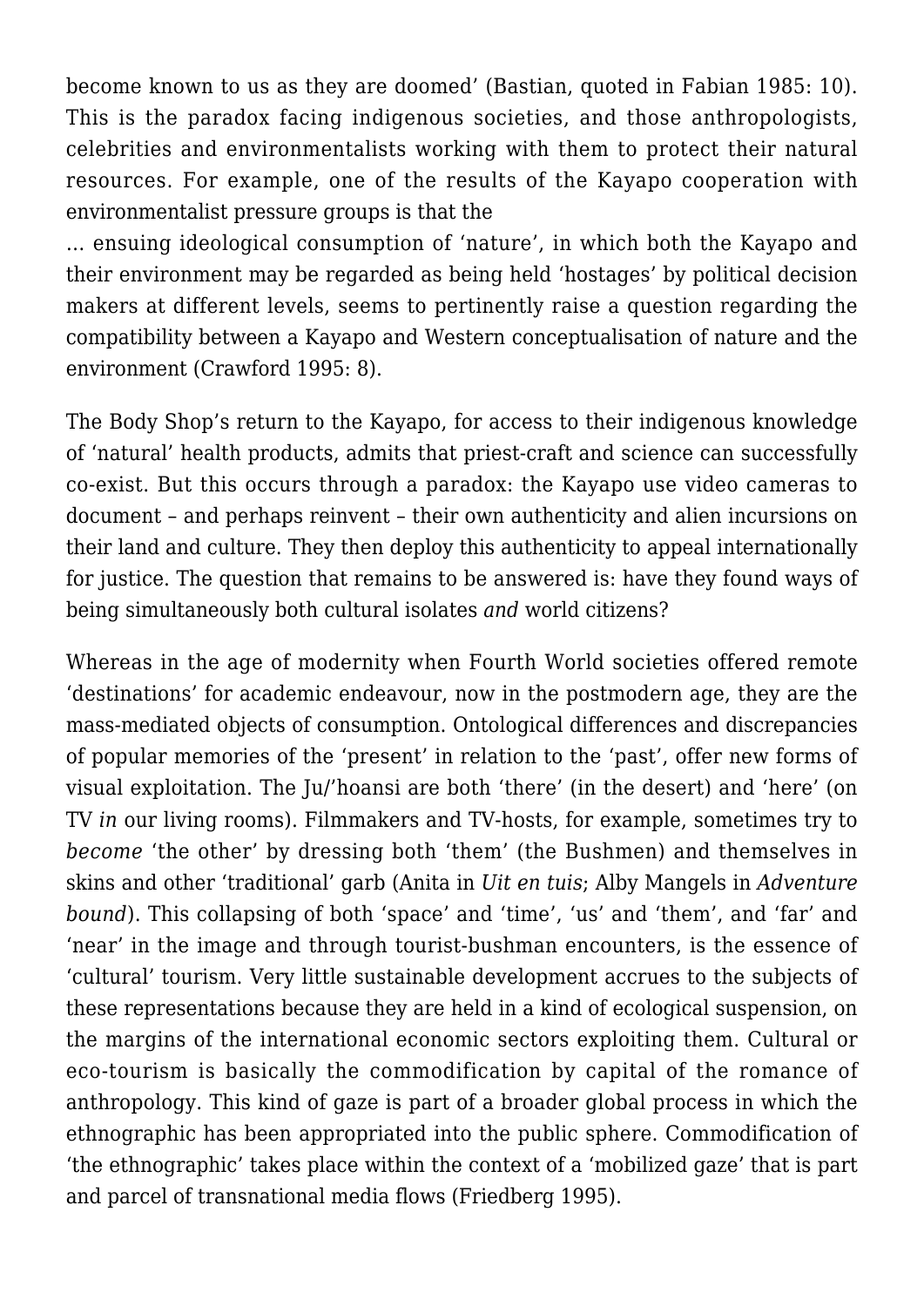become known to us as they are doomed' (Bastian, quoted in Fabian 1985: 10). This is the paradox facing indigenous societies, and those anthropologists, celebrities and environmentalists working with them to protect their natural resources. For example, one of the results of the Kayapo cooperation with environmentalist pressure groups is that the

… ensuing ideological consumption of 'nature', in which both the Kayapo and their environment may be regarded as being held 'hostages' by political decision makers at different levels, seems to pertinently raise a question regarding the compatibility between a Kayapo and Western conceptualisation of nature and the environment (Crawford 1995: 8).

The Body Shop's return to the Kayapo, for access to their indigenous knowledge of 'natural' health products, admits that priest-craft and science can successfully co-exist. But this occurs through a paradox: the Kayapo use video cameras to document – and perhaps reinvent – their own authenticity and alien incursions on their land and culture. They then deploy this authenticity to appeal internationally for justice. The question that remains to be answered is: have they found ways of being simultaneously both cultural isolates *and* world citizens?

Whereas in the age of modernity when Fourth World societies offered remote 'destinations' for academic endeavour, now in the postmodern age, they are the mass-mediated objects of consumption. Ontological differences and discrepancies of popular memories of the 'present' in relation to the 'past', offer new forms of visual exploitation. The Ju/'hoansi are both 'there' (in the desert) and 'here' (on TV *in* our living rooms). Filmmakers and TV-hosts, for example, sometimes try to *become* 'the other' by dressing both 'them' (the Bushmen) and themselves in skins and other 'traditional' garb (Anita in *Uit en tuis*; Alby Mangels in *Adventure bound*). This collapsing of both 'space' and 'time', 'us' and 'them', and 'far' and 'near' in the image and through tourist-bushman encounters, is the essence of 'cultural' tourism. Very little sustainable development accrues to the subjects of these representations because they are held in a kind of ecological suspension, on the margins of the international economic sectors exploiting them. Cultural or eco-tourism is basically the commodification by capital of the romance of anthropology. This kind of gaze is part of a broader global process in which the ethnographic has been appropriated into the public sphere. Commodification of 'the ethnographic' takes place within the context of a 'mobilized gaze' that is part and parcel of transnational media flows (Friedberg 1995).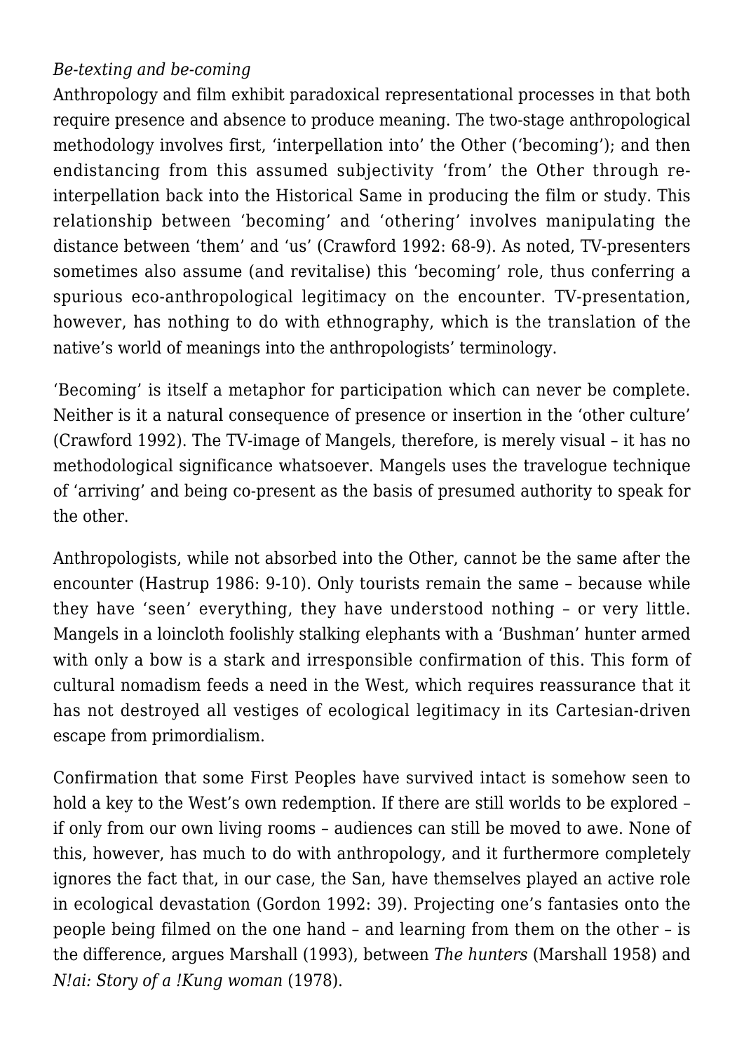*Be-texting and be-coming*

Anthropology and film exhibit paradoxical representational processes in that both require presence and absence to produce meaning. The two-stage anthropological methodology involves first, 'interpellation into' the Other ('becoming'); and then endistancing from this assumed subjectivity 'from' the Other through re-interpellation back into the Historical Same in producing the film or study. This relationship between 'becoming' and 'othering' involves manipulating the distance between 'them' and 'us' (Crawford 1992: 68-9). As noted, TV-presenters sometimes also assume (and revitalise) this 'becoming' role, thus conferring a spurious eco-anthropological legitimacy on the encounter. TV-presentation, however, has nothing to do with ethnography, which is the translation of the native's world of meanings into the anthropologists' terminology.

'Becoming' is itself a metaphor for participation which can never be complete. Neither is it a natural consequence of presence or insertion in the 'other culture' (Crawford 1992). The TV-image of Mangels, therefore, is merely visual – it has no methodological significance whatsoever. Mangels uses the travelogue technique of 'arriving' and being co-present as the basis of presumed authority to speak for the other.

Anthropologists, while not absorbed into the Other, cannot be the same after the encounter (Hastrup 1986: 9-10). Only tourists remain the same – because while they have 'seen' everything, they have understood nothing – or very little. Mangels in a loincloth foolishly stalking elephants with a 'Bushman' hunter armed with only a bow is a stark and irresponsible confirmation of this. This form of cultural nomadism feeds a need in the West, which requires reassurance that it has not destroyed all vestiges of ecological legitimacy in its Cartesian-driven escape from primordialism.

Confirmation that some First Peoples have survived intact is somehow seen to hold a key to the West's own redemption. If there are still worlds to be explored – if only from our own living rooms – audiences can still be moved to awe. None of this, however, has much to do with anthropology, and it furthermore completely ignores the fact that, in our case, the San, have themselves played an active role in ecological devastation (Gordon 1992: 39). Projecting one's fantasies onto the people being filmed on the one hand – and learning from them on the other – is the difference, argues Marshall (1993), between *The hunters* (Marshall 1958) and *N!ai: Story of a !Kung woman* (1978).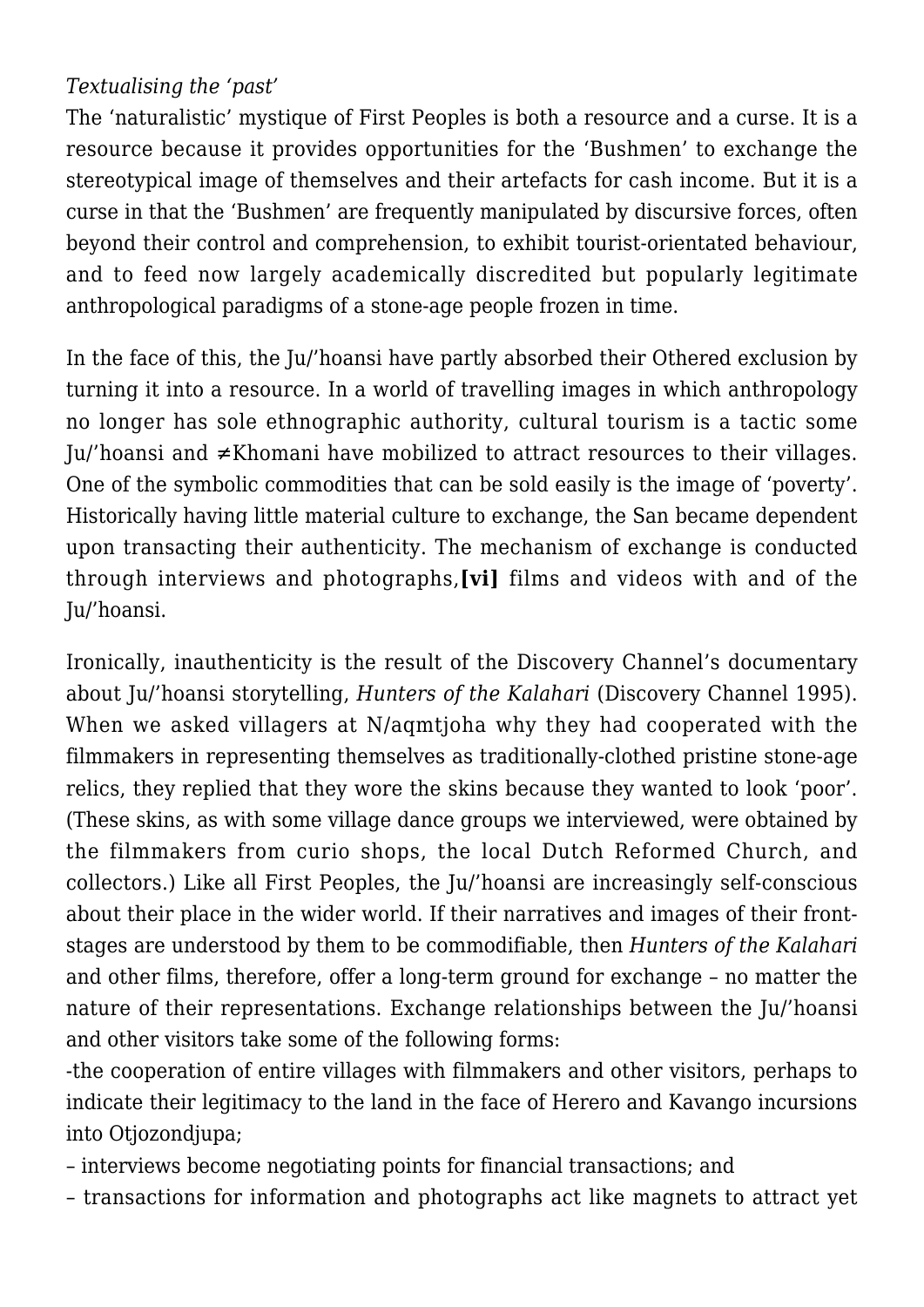*Textualising the 'past'*

The 'naturalistic' mystique of First Peoples is both a resource and a curse. It is a resource because it provides opportunities for the 'Bushmen' to exchange the stereotypical image of themselves and their artefacts for cash income. But it is a curse in that the 'Bushmen' are frequently manipulated by discursive forces, often beyond their control and comprehension, to exhibit tourist-orientated behaviour, and to feed now largely academically discredited but popularly legitimate anthropological paradigms of a stone-age people frozen in time.

In the face of this, the Ju/'hoansi have partly absorbed their Othered exclusion by turning it into a resource. In a world of travelling images in which anthropology no longer has sole ethnographic authority, cultural tourism is a tactic some Ju/'hoansi and ≠Khomani have mobilized to attract resources to their villages. One of the symbolic commodities that can be sold easily is the image of 'poverty'. Historically having little material culture to exchange, the San became dependent upon transacting their authenticity. The mechanism of exchange is conducted through interviews and photographs,**[vi]** films and videos with and of the Ju/'hoansi.

Ironically, inauthenticity is the result of the Discovery Channel's documentary about Ju/'hoansi storytelling, *Hunters of the Kalahari* (Discovery Channel 1995). When we asked villagers at N/aqmtjoha why they had cooperated with the filmmakers in representing themselves as traditionally-clothed pristine stone-age relics, they replied that they wore the skins because they wanted to look 'poor'. (These skins, as with some village dance groups we interviewed, were obtained by the filmmakers from curio shops, the local Dutch Reformed Church, and collectors.) Like all First Peoples, the Ju/'hoansi are increasingly self-conscious about their place in the wider world. If their narratives and images of their front-stages are understood by them to be commodifiable, then *Hunters of the Kalahari* and other films, therefore, offer a long-term ground for exchange – no matter the nature of their representations. Exchange relationships between the Ju/'hoansi and other visitors take some of the following forms:

-the cooperation of entire villages with filmmakers and other visitors, perhaps to indicate their legitimacy to the land in the face of Herero and Kavango incursions into Otjozondjupa;

– interviews become negotiating points for financial transactions; and

– transactions for information and photographs act like magnets to attract yet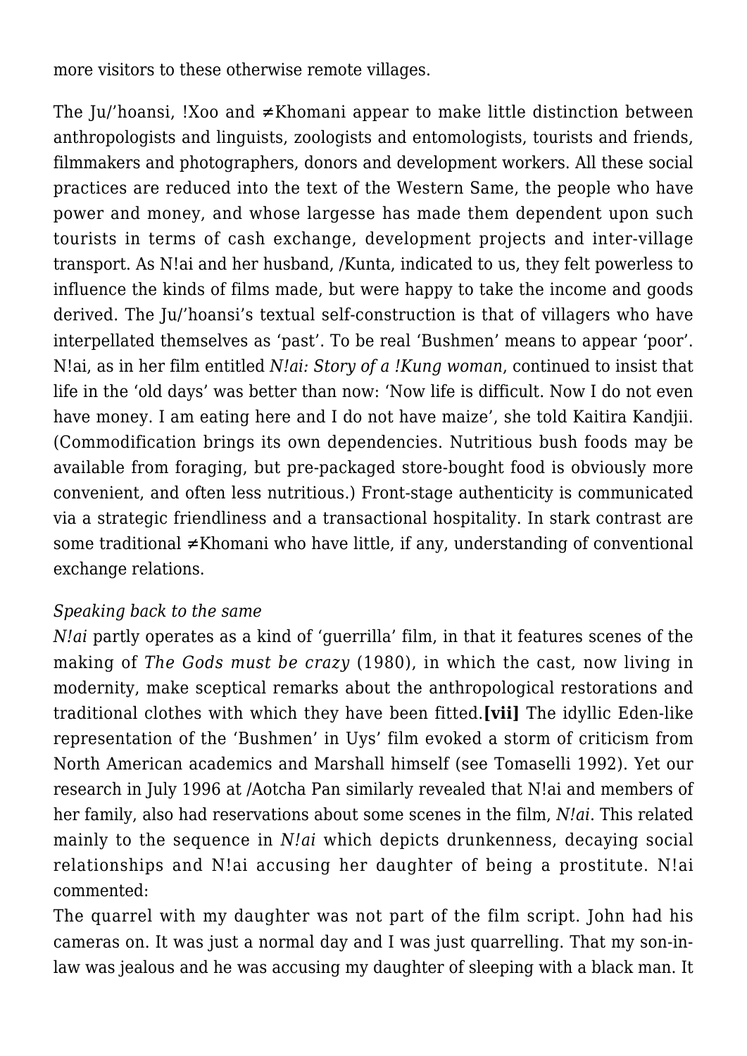more visitors to these otherwise remote villages.

The Ju/'hoansi, !Xoo and ≠Khomani appear to make little distinction between anthropologists and linguists, zoologists and entomologists, tourists and friends, filmmakers and photographers, donors and development workers. All these social practices are reduced into the text of the Western Same, the people who have power and money, and whose largesse has made them dependent upon such tourists in terms of cash exchange, development projects and inter-village transport. As N!ai and her husband, /Kunta, indicated to us, they felt powerless to influence the kinds of films made, but were happy to take the income and goods derived. The Ju/'hoansi's textual self-construction is that of villagers who have interpellated themselves as 'past'. To be real 'Bushmen' means to appear 'poor'. N!ai, as in her film entitled *N!ai: Story of a !Kung woman*, continued to insist that life in the 'old days' was better than now: 'Now life is difficult. Now I do not even have money. I am eating here and I do not have maize', she told Kaitira Kandjii. (Commodification brings its own dependencies. Nutritious bush foods may be available from foraging, but pre-packaged store-bought food is obviously more convenient, and often less nutritious.) Front-stage authenticity is communicated via a strategic friendliness and a transactional hospitality. In stark contrast are some traditional ≠Khomani who have little, if any, understanding of conventional exchange relations.

*Speaking back to the same*

*N!ai* partly operates as a kind of 'guerrilla' film, in that it features scenes of the making of *The Gods must be crazy* (1980), in which the cast, now living in modernity, make sceptical remarks about the anthropological restorations and traditional clothes with which they have been fitted.**[vii]** The idyllic Eden-like representation of the 'Bushmen' in Uys' film evoked a storm of criticism from North American academics and Marshall himself (see Tomaselli 1992). Yet our research in July 1996 at /Aotcha Pan similarly revealed that N!ai and members of her family, also had reservations about some scenes in the film, *N!ai*. This related mainly to the sequence in *N!ai* which depicts drunkenness, decaying social relationships and N!ai accusing her daughter of being a prostitute. N!ai commented:

The quarrel with my daughter was not part of the film script. John had his cameras on. It was just a normal day and I was just quarrelling. That my son-in-law was jealous and he was accusing my daughter of sleeping with a black man. It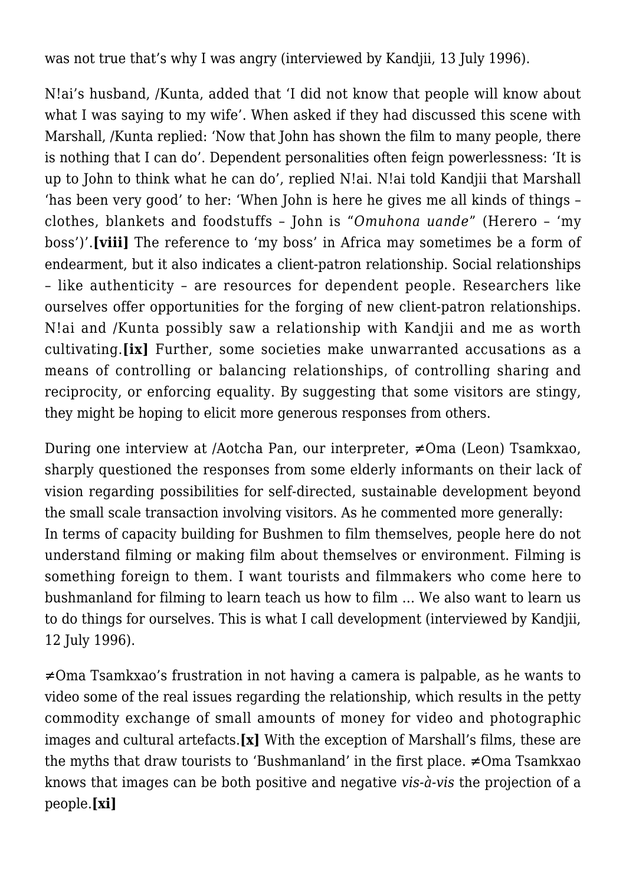was not true that's why I was angry (interviewed by Kandjii, 13 July 1996).

N!ai's husband, /Kunta, added that 'I did not know that people will know about what I was saying to my wife'. When asked if they had discussed this scene with Marshall, /Kunta replied: 'Now that John has shown the film to many people, there is nothing that I can do'. Dependent personalities often feign powerlessness: 'It is up to John to think what he can do', replied N!ai. N!ai told Kandjii that Marshall 'has been very good' to her: 'When John is here he gives me all kinds of things – clothes, blankets and foodstuffs – John is "*Omuhona uande*" (Herero – 'my boss')'.**[viii]** The reference to 'my boss' in Africa may sometimes be a form of endearment, but it also indicates a client-patron relationship. Social relationships – like authenticity – are resources for dependent people. Researchers like ourselves offer opportunities for the forging of new client-patron relationships. N!ai and /Kunta possibly saw a relationship with Kandjii and me as worth cultivating.**[ix]** Further, some societies make unwarranted accusations as a means of controlling or balancing relationships, of controlling sharing and reciprocity, or enforcing equality. By suggesting that some visitors are stingy, they might be hoping to elicit more generous responses from others.

During one interview at /Aotcha Pan, our interpreter, ≠Oma (Leon) Tsamkxao, sharply questioned the responses from some elderly informants on their lack of vision regarding possibilities for self-directed, sustainable development beyond the small scale transaction involving visitors. As he commented more generally:

In terms of capacity building for Bushmen to film themselves, people here do not understand filming or making film about themselves or environment. Filming is something foreign to them. I want tourists and filmmakers who come here to bushmanland for filming to learn teach us how to film … We also want to learn us to do things for ourselves. This is what I call development (interviewed by Kandjii, 12 July 1996).

≠Oma Tsamkxao's frustration in not having a camera is palpable, as he wants to video some of the real issues regarding the relationship, which results in the petty commodity exchange of small amounts of money for video and photographic images and cultural artefacts.**[x]** With the exception of Marshall's films, these are the myths that draw tourists to 'Bushmanland' in the first place. ≠Oma Tsamkxao knows that images can be both positive and negative *vis-à-vis* the projection of a people.**[xi]**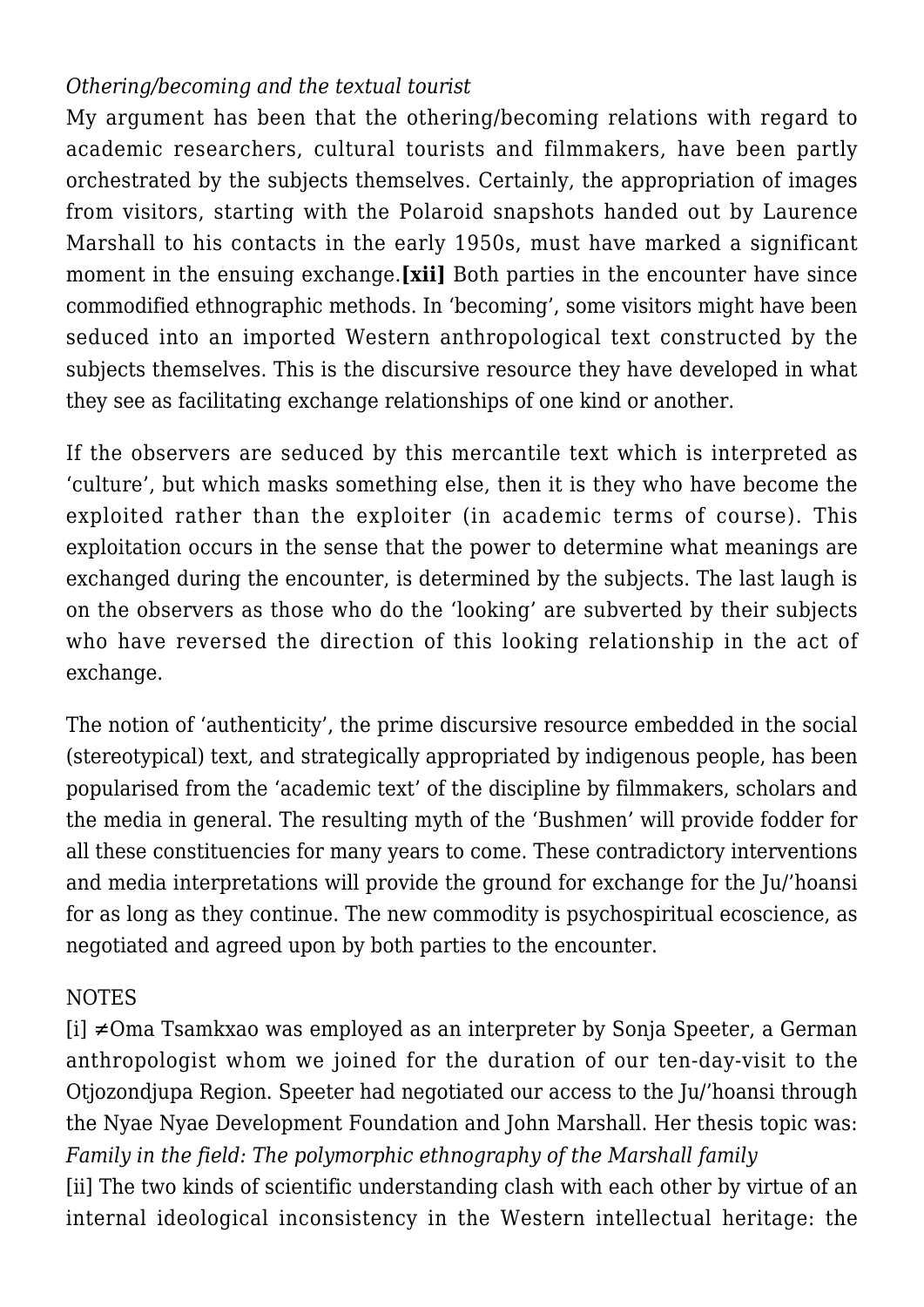*Othering/becoming and the textual tourist*

My argument has been that the othering/becoming relations with regard to academic researchers, cultural tourists and filmmakers, have been partly orchestrated by the subjects themselves. Certainly, the appropriation of images from visitors, starting with the Polaroid snapshots handed out by Laurence Marshall to his contacts in the early 1950s, must have marked a significant moment in the ensuing exchange.**[xii]** Both parties in the encounter have since commodified ethnographic methods. In 'becoming', some visitors might have been seduced into an imported Western anthropological text constructed by the subjects themselves. This is the discursive resource they have developed in what they see as facilitating exchange relationships of one kind or another.

If the observers are seduced by this mercantile text which is interpreted as 'culture', but which masks something else, then it is they who have become the exploited rather than the exploiter (in academic terms of course). This exploitation occurs in the sense that the power to determine what meanings are exchanged during the encounter, is determined by the subjects. The last laugh is on the observers as those who do the 'looking' are subverted by their subjects who have reversed the direction of this looking relationship in the act of exchange.

The notion of 'authenticity', the prime discursive resource embedded in the social (stereotypical) text, and strategically appropriated by indigenous people, has been popularised from the 'academic text' of the discipline by filmmakers, scholars and the media in general. The resulting myth of the 'Bushmen' will provide fodder for all these constituencies for many years to come. These contradictory interventions and media interpretations will provide the ground for exchange for the Ju/'hoansi for as long as they continue. The new commodity is psychospiritual ecoscience, as negotiated and agreed upon by both parties to the encounter.

NOTES

[i] ≠Oma Tsamkxao was employed as an interpreter by Sonja Speeter, a German anthropologist whom we joined for the duration of our ten-day-visit to the Otjozondjupa Region. Speeter had negotiated our access to the Ju/'hoansi through the Nyae Nyae Development Foundation and John Marshall. Her thesis topic was: *Family in the field: The polymorphic ethnography of the Marshall family*

[ii] The two kinds of scientific understanding clash with each other by virtue of an internal ideological inconsistency in the Western intellectual heritage: the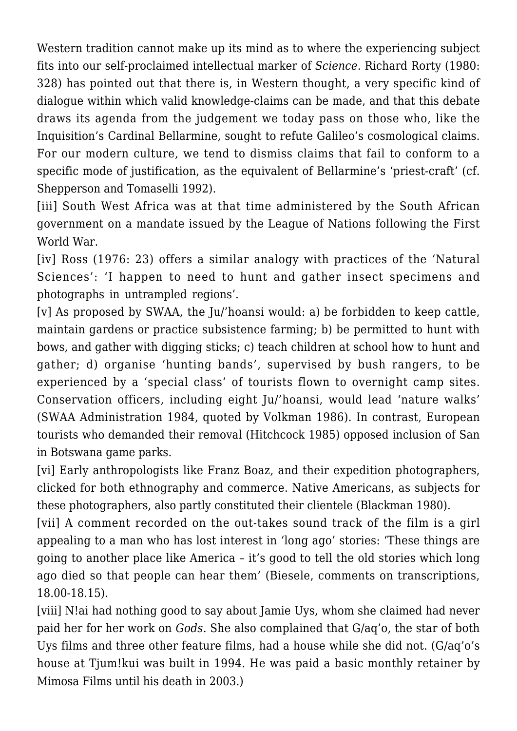Western tradition cannot make up its mind as to where the experiencing subject fits into our self-proclaimed intellectual marker of *Science*. Richard Rorty (1980: 328) has pointed out that there is, in Western thought, a very specific kind of dialogue within which valid knowledge-claims can be made, and that this debate draws its agenda from the judgement we today pass on those who, like the Inquisition's Cardinal Bellarmine, sought to refute Galileo's cosmological claims. For our modern culture, we tend to dismiss claims that fail to conform to a specific mode of justification, as the equivalent of Bellarmine's 'priest-craft' (cf. Shepperson and Tomaselli 1992).

[iii] South West Africa was at that time administered by the South African government on a mandate issued by the League of Nations following the First World War.

[iv] Ross (1976: 23) offers a similar analogy with practices of the 'Natural Sciences': 'I happen to need to hunt and gather insect specimens and photographs in untrampled regions'.

[v] As proposed by SWAA, the Ju/'hoansi would: a) be forbidden to keep cattle, maintain gardens or practice subsistence farming; b) be permitted to hunt with bows, and gather with digging sticks; c) teach children at school how to hunt and gather; d) organise 'hunting bands', supervised by bush rangers, to be experienced by a 'special class' of tourists flown to overnight camp sites. Conservation officers, including eight Ju/'hoansi, would lead 'nature walks' (SWAA Administration 1984, quoted by Volkman 1986). In contrast, European tourists who demanded their removal (Hitchcock 1985) opposed inclusion of San in Botswana game parks.

[vi] Early anthropologists like Franz Boaz, and their expedition photographers, clicked for both ethnography and commerce. Native Americans, as subjects for these photographers, also partly constituted their clientele (Blackman 1980).

[vii] A comment recorded on the out-takes sound track of the film is a girl appealing to a man who has lost interest in 'long ago' stories: 'These things are going to another place like America – it's good to tell the old stories which long ago died so that people can hear them' (Biesele, comments on transcriptions, 18.00-18.15).

[viii] N!ai had nothing good to say about Jamie Uys, whom she claimed had never paid her for her work on *Gods*. She also complained that G/aq'o, the star of both Uys films and three other feature films, had a house while she did not. (G/aq'o's house at Tjum!kui was built in 1994. He was paid a basic monthly retainer by Mimosa Films until his death in 2003.)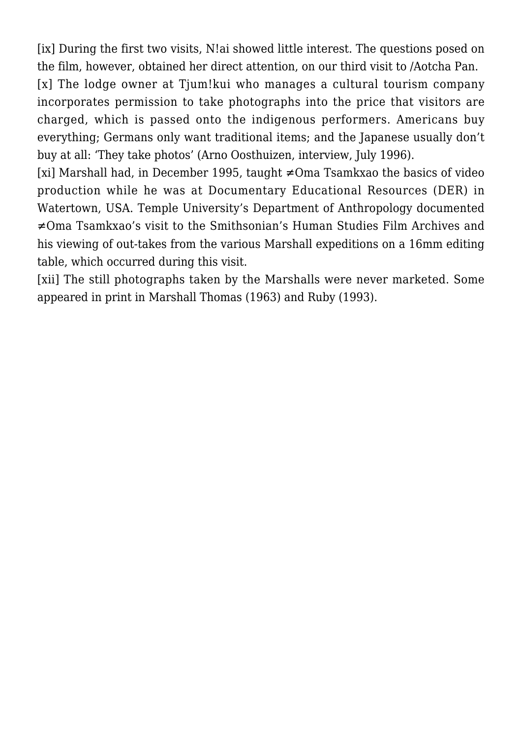[ix] During the first two visits, N!ai showed little interest. The questions posed on the film, however, obtained her direct attention, on our third visit to /Aotcha Pan.

[x] The lodge owner at Tjum!kui who manages a cultural tourism company incorporates permission to take photographs into the price that visitors are charged, which is passed onto the indigenous performers. Americans buy everything; Germans only want traditional items; and the Japanese usually don't buy at all: 'They take photos' (Arno Oosthuizen, interview, July 1996).

[xi] Marshall had, in December 1995, taught ≠Oma Tsamkxao the basics of video production while he was at Documentary Educational Resources (DER) in Watertown, USA. Temple University's Department of Anthropology documented ≠Oma Tsamkxao's visit to the Smithsonian's Human Studies Film Archives and his viewing of out-takes from the various Marshall expeditions on a 16mm editing table, which occurred during this visit.

[xii] The still photographs taken by the Marshalls were never marketed. Some appeared in print in Marshall Thomas (1963) and Ruby (1993).